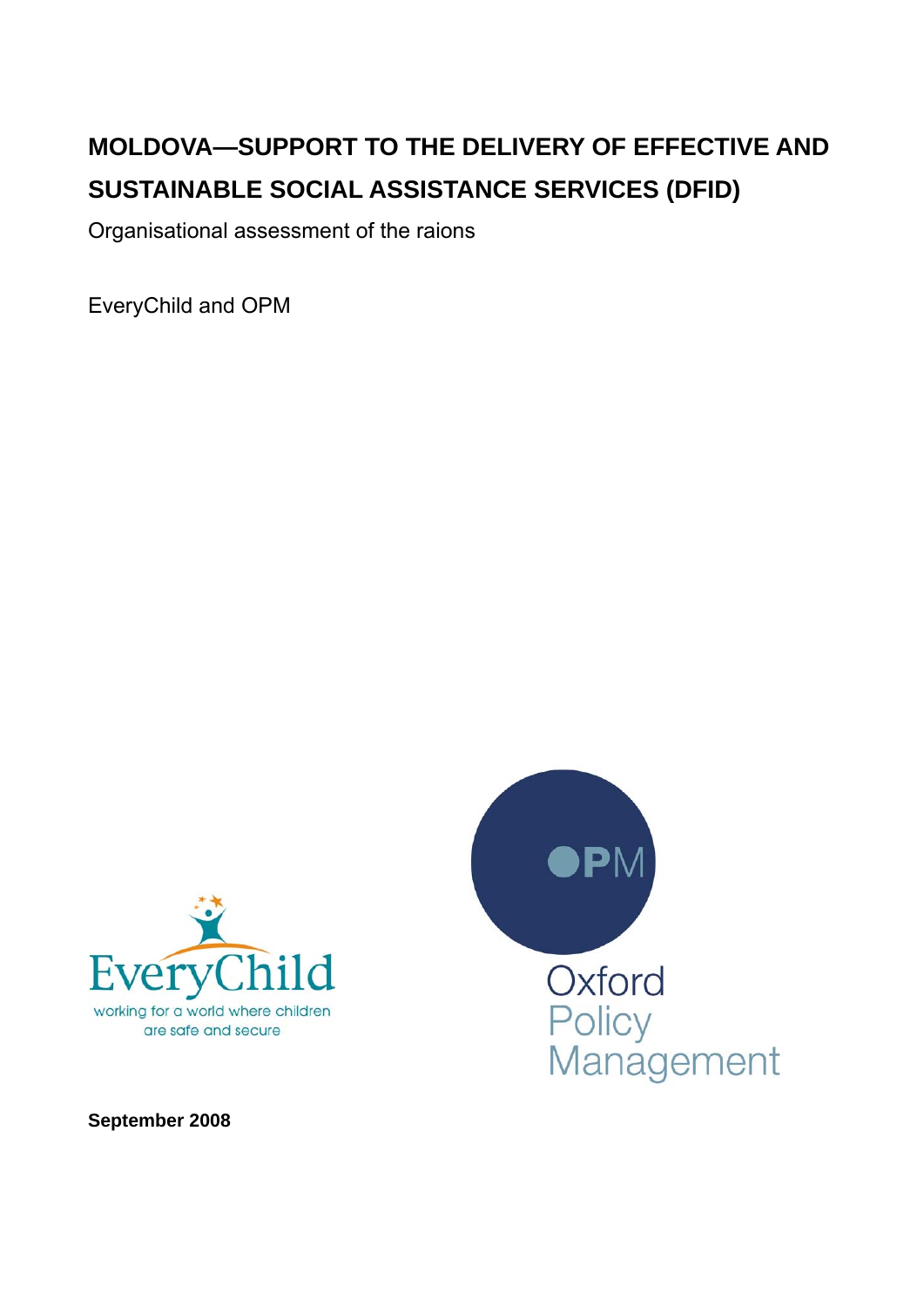# MOLDOVA—SUPPORT TO THE DELIVERY OF EFFECTIVE AND SUSTAINABLE SOCIAL ASSISTANCE SERVICES (DFID)

Organisational assessment of the raions

EveryChild and OPM

EveryChild
working for a world where children are safe and secure

OPM
Oxford Policy Management

**September 2008**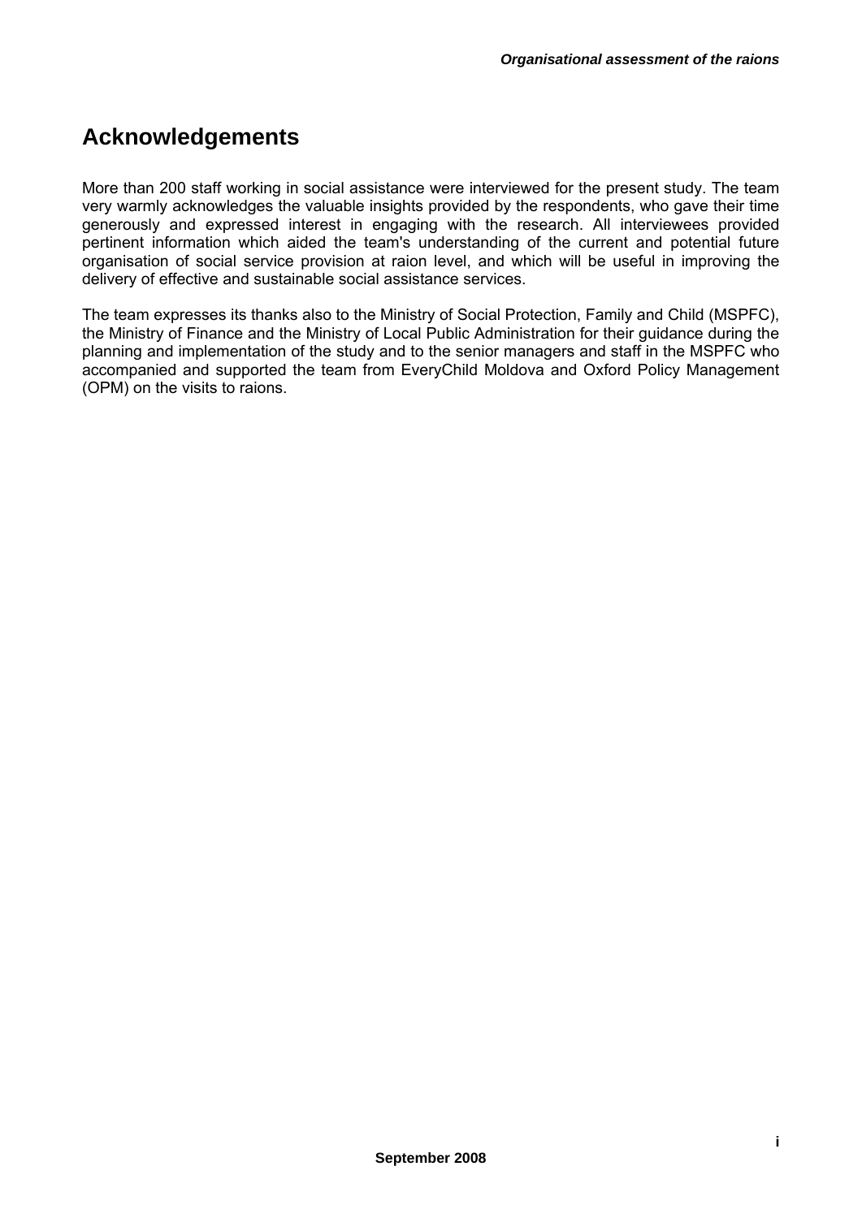# Acknowledgements

More than 200 staff working in social assistance were interviewed for the present study. The team very warmly acknowledges the valuable insights provided by the respondents, who gave their time generously and expressed interest in engaging with the research. All interviewees provided pertinent information which aided the team's understanding of the current and potential future organisation of social service provision at raion level, and which will be useful in improving the delivery of effective and sustainable social assistance services.

The team expresses its thanks also to the Ministry of Social Protection, Family and Child (MSPFC), the Ministry of Finance and the Ministry of Local Public Administration for their guidance during the planning and implementation of the study and to the senior managers and staff in the MSPFC who accompanied and supported the team from EveryChild Moldova and Oxford Policy Management (OPM) on the visits to raions.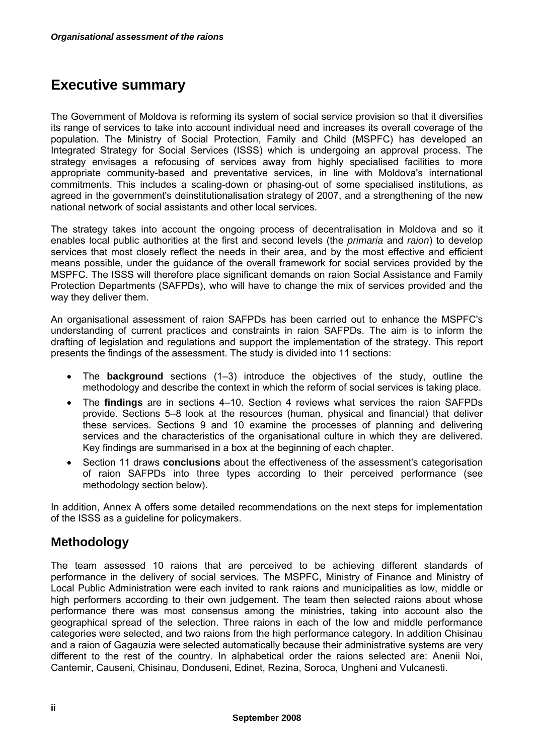# Executive summary

The Government of Moldova is reforming its system of social service provision so that it diversifies its range of services to take into account individual need and increases its overall coverage of the population. The Ministry of Social Protection, Family and Child (MSPFC) has developed an Integrated Strategy for Social Services (ISSS) which is undergoing an approval process. The strategy envisages a refocusing of services away from highly specialised facilities to more appropriate community-based and preventative services, in line with Moldova's international commitments. This includes a scaling-down or phasing-out of some specialised institutions, as agreed in the government's deinstitutionalisation strategy of 2007, and a strengthening of the new national network of social assistants and other local services.

The strategy takes into account the ongoing process of decentralisation in Moldova and so it enables local public authorities at the first and second levels (the *primaria* and *raion*) to develop services that most closely reflect the needs in their area, and by the most effective and efficient means possible, under the guidance of the overall framework for social services provided by the MSPFC. The ISSS will therefore place significant demands on raion Social Assistance and Family Protection Departments (SAFPDs), who will have to change the mix of services provided and the way they deliver them.

An organisational assessment of raion SAFPDs has been carried out to enhance the MSPFC's understanding of current practices and constraints in raion SAFPDs. The aim is to inform the drafting of legislation and regulations and support the implementation of the strategy. This report presents the findings of the assessment. The study is divided into 11 sections:

- The **background** sections (1–3) introduce the objectives of the study, outline the methodology and describe the context in which the reform of social services is taking place.
- The **findings** are in sections 4–10. Section 4 reviews what services the raion SAFPDs provide. Sections 5–8 look at the resources (human, physical and financial) that deliver these services. Sections 9 and 10 examine the processes of planning and delivering services and the characteristics of the organisational culture in which they are delivered. Key findings are summarised in a box at the beginning of each chapter.
- Section 11 draws **conclusions** about the effectiveness of the assessment's categorisation of raion SAFPDs into three types according to their perceived performance (see methodology section below).

In addition, Annex A offers some detailed recommendations on the next steps for implementation of the ISSS as a guideline for policymakers.

## Methodology

The team assessed 10 raions that are perceived to be achieving different standards of performance in the delivery of social services. The MSPFC, Ministry of Finance and Ministry of Local Public Administration were each invited to rank raions and municipalities as low, middle or high performers according to their own judgement. The team then selected raions about whose performance there was most consensus among the ministries, taking into account also the geographical spread of the selection. Three raions in each of the low and middle performance categories were selected, and two raions from the high performance category. In addition Chisinau and a raion of Gagauzia were selected automatically because their administrative systems are very different to the rest of the country. In alphabetical order the raions selected are: Anenii Noi, Cantemir, Causeni, Chisinau, Donduseni, Edinet, Rezina, Soroca, Ungheni and Vulcanesti.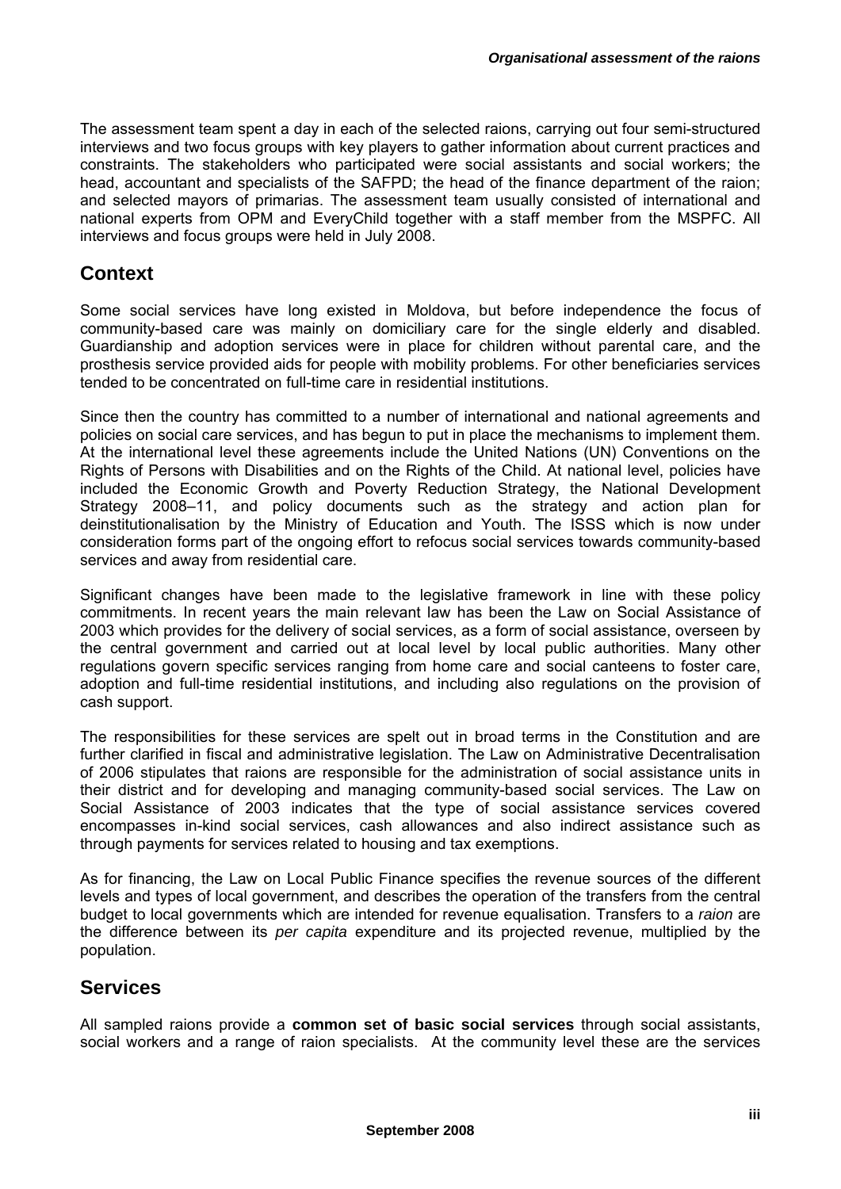The assessment team spent a day in each of the selected raions, carrying out four semi-structured interviews and two focus groups with key players to gather information about current practices and constraints. The stakeholders who participated were social assistants and social workers; the head, accountant and specialists of the SAFPD; the head of the finance department of the raion; and selected mayors of primarias. The assessment team usually consisted of international and national experts from OPM and EveryChild together with a staff member from the MSPFC. All interviews and focus groups were held in July 2008.

## Context

Some social services have long existed in Moldova, but before independence the focus of community-based care was mainly on domiciliary care for the single elderly and disabled. Guardianship and adoption services were in place for children without parental care, and the prosthesis service provided aids for people with mobility problems. For other beneficiaries services tended to be concentrated on full-time care in residential institutions.

Since then the country has committed to a number of international and national agreements and policies on social care services, and has begun to put in place the mechanisms to implement them. At the international level these agreements include the United Nations (UN) Conventions on the Rights of Persons with Disabilities and on the Rights of the Child. At national level, policies have included the Economic Growth and Poverty Reduction Strategy, the National Development Strategy 2008–11, and policy documents such as the strategy and action plan for deinstitutionalisation by the Ministry of Education and Youth. The ISSS which is now under consideration forms part of the ongoing effort to refocus social services towards community-based services and away from residential care.

Significant changes have been made to the legislative framework in line with these policy commitments. In recent years the main relevant law has been the Law on Social Assistance of 2003 which provides for the delivery of social services, as a form of social assistance, overseen by the central government and carried out at local level by local public authorities. Many other regulations govern specific services ranging from home care and social canteens to foster care, adoption and full-time residential institutions, and including also regulations on the provision of cash support.

The responsibilities for these services are spelt out in broad terms in the Constitution and are further clarified in fiscal and administrative legislation. The Law on Administrative Decentralisation of 2006 stipulates that raions are responsible for the administration of social assistance units in their district and for developing and managing community-based social services. The Law on Social Assistance of 2003 indicates that the type of social assistance services covered encompasses in-kind social services, cash allowances and also indirect assistance such as through payments for services related to housing and tax exemptions.

As for financing, the Law on Local Public Finance specifies the revenue sources of the different levels and types of local government, and describes the operation of the transfers from the central budget to local governments which are intended for revenue equalisation. Transfers to a *raion* are the difference between its *per capita* expenditure and its projected revenue, multiplied by the population.

## Services

All sampled raions provide a **common set of basic social services** through social assistants, social workers and a range of raion specialists. At the community level these are the services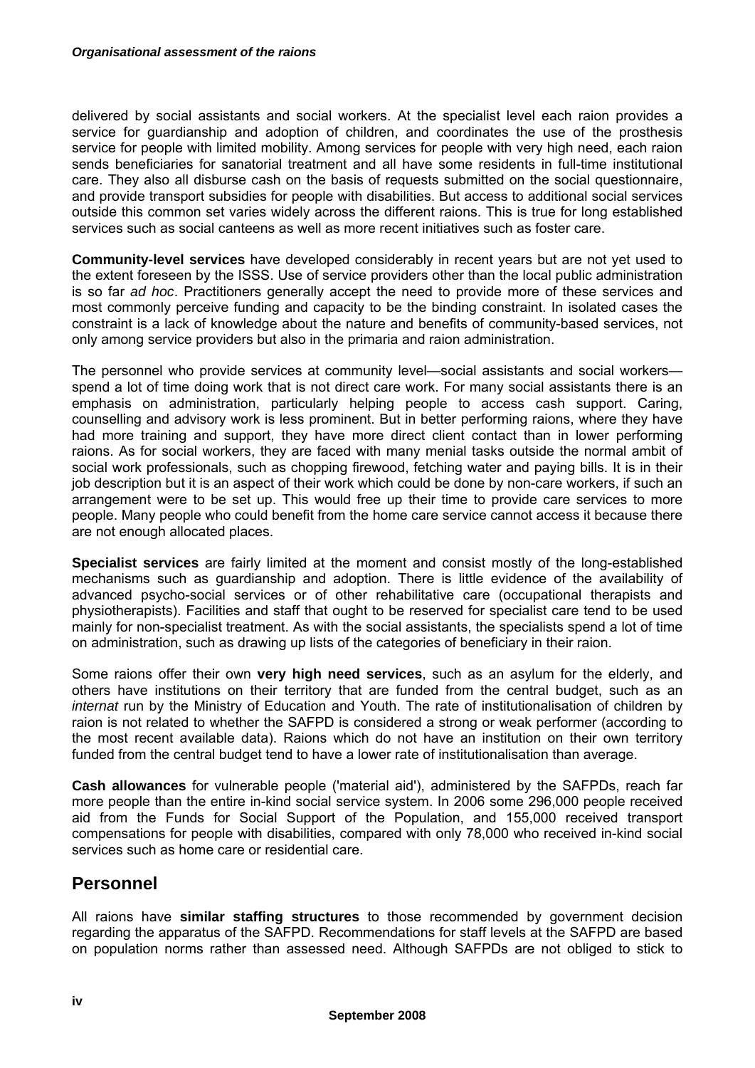delivered by social assistants and social workers. At the specialist level each raion provides a service for guardianship and adoption of children, and coordinates the use of the prosthesis service for people with limited mobility. Among services for people with very high need, each raion sends beneficiaries for sanatorial treatment and all have some residents in full-time institutional care. They also all disburse cash on the basis of requests submitted on the social questionnaire, and provide transport subsidies for people with disabilities. But access to additional social services outside this common set varies widely across the different raions. This is true for long established services such as social canteens as well as more recent initiatives such as foster care.

**Community-level services** have developed considerably in recent years but are not yet used to the extent foreseen by the ISSS. Use of service providers other than the local public administration is so far *ad hoc*. Practitioners generally accept the need to provide more of these services and most commonly perceive funding and capacity to be the binding constraint. In isolated cases the constraint is a lack of knowledge about the nature and benefits of community-based services, not only among service providers but also in the primaria and raion administration.

The personnel who provide services at community level—social assistants and social workers—spend a lot of time doing work that is not direct care work. For many social assistants there is an emphasis on administration, particularly helping people to access cash support. Caring, counselling and advisory work is less prominent. But in better performing raions, where they have had more training and support, they have more direct client contact than in lower performing raions. As for social workers, they are faced with many menial tasks outside the normal ambit of social work professionals, such as chopping firewood, fetching water and paying bills. It is in their job description but it is an aspect of their work which could be done by non-care workers, if such an arrangement were to be set up. This would free up their time to provide care services to more people. Many people who could benefit from the home care service cannot access it because there are not enough allocated places.

**Specialist services** are fairly limited at the moment and consist mostly of the long-established mechanisms such as guardianship and adoption. There is little evidence of the availability of advanced psycho-social services or of other rehabilitative care (occupational therapists and physiotherapists). Facilities and staff that ought to be reserved for specialist care tend to be used mainly for non-specialist treatment. As with the social assistants, the specialists spend a lot of time on administration, such as drawing up lists of the categories of beneficiary in their raion.

Some raions offer their own **very high need services**, such as an asylum for the elderly, and others have institutions on their territory that are funded from the central budget, such as an *internat* run by the Ministry of Education and Youth. The rate of institutionalisation of children by raion is not related to whether the SAFPD is considered a strong or weak performer (according to the most recent available data). Raions which do not have an institution on their own territory funded from the central budget tend to have a lower rate of institutionalisation than average.

**Cash allowances** for vulnerable people ('material aid'), administered by the SAFPDs, reach far more people than the entire in-kind social service system. In 2006 some 296,000 people received aid from the Funds for Social Support of the Population, and 155,000 received transport compensations for people with disabilities, compared with only 78,000 who received in-kind social services such as home care or residential care.

## Personnel

All raions have **similar staffing structures** to those recommended by government decision regarding the apparatus of the SAFPD. Recommendations for staff levels at the SAFPD are based on population norms rather than assessed need. Although SAFPDs are not obliged to stick to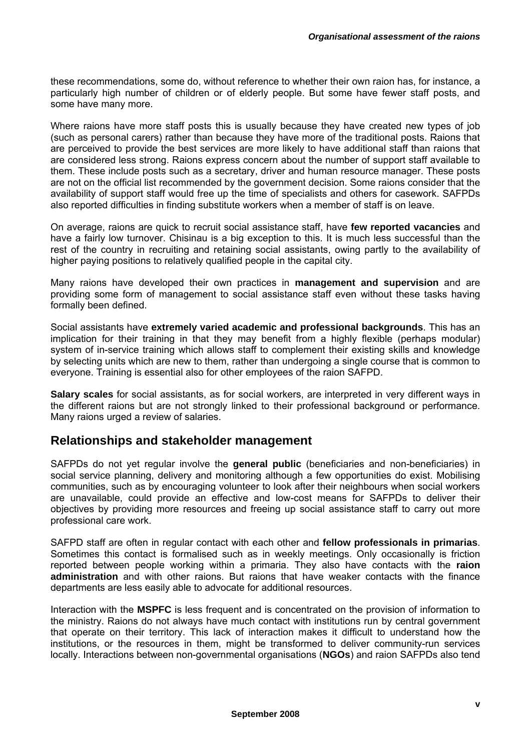these recommendations, some do, without reference to whether their own raion has, for instance, a particularly high number of children or of elderly people. But some have fewer staff posts, and some have many more.

Where raions have more staff posts this is usually because they have created new types of job (such as personal carers) rather than because they have more of the traditional posts. Raions that are perceived to provide the best services are more likely to have additional staff than raions that are considered less strong. Raions express concern about the number of support staff available to them. These include posts such as a secretary, driver and human resource manager. These posts are not on the official list recommended by the government decision. Some raions consider that the availability of support staff would free up the time of specialists and others for casework. SAFPDs also reported difficulties in finding substitute workers when a member of staff is on leave.

On average, raions are quick to recruit social assistance staff, have **few reported vacancies** and have a fairly low turnover. Chisinau is a big exception to this. It is much less successful than the rest of the country in recruiting and retaining social assistants, owing partly to the availability of higher paying positions to relatively qualified people in the capital city.

Many raions have developed their own practices in **management and supervision** and are providing some form of management to social assistance staff even without these tasks having formally been defined.

Social assistants have **extremely varied academic and professional backgrounds**. This has an implication for their training in that they may benefit from a highly flexible (perhaps modular) system of in-service training which allows staff to complement their existing skills and knowledge by selecting units which are new to them, rather than undergoing a single course that is common to everyone. Training is essential also for other employees of the raion SAFPD.

**Salary scales** for social assistants, as for social workers, are interpreted in very different ways in the different raions but are not strongly linked to their professional background or performance. Many raions urged a review of salaries.

## Relationships and stakeholder management

SAFPDs do not yet regular involve the **general public** (beneficiaries and non-beneficiaries) in social service planning, delivery and monitoring although a few opportunities do exist. Mobilising communities, such as by encouraging volunteer to look after their neighbours when social workers are unavailable, could provide an effective and low-cost means for SAFPDs to deliver their objectives by providing more resources and freeing up social assistance staff to carry out more professional care work.

SAFPD staff are often in regular contact with each other and **fellow professionals in primarias**. Sometimes this contact is formalised such as in weekly meetings. Only occasionally is friction reported between people working within a primaria. They also have contacts with the **raion administration** and with other raions. But raions that have weaker contacts with the finance departments are less easily able to advocate for additional resources.

Interaction with the **MSPFC** is less frequent and is concentrated on the provision of information to the ministry. Raions do not always have much contact with institutions run by central government that operate on their territory. This lack of interaction makes it difficult to understand how the institutions, or the resources in them, might be transformed to deliver community-run services locally. Interactions between non-governmental organisations (**NGOs**) and raion SAFPDs also tend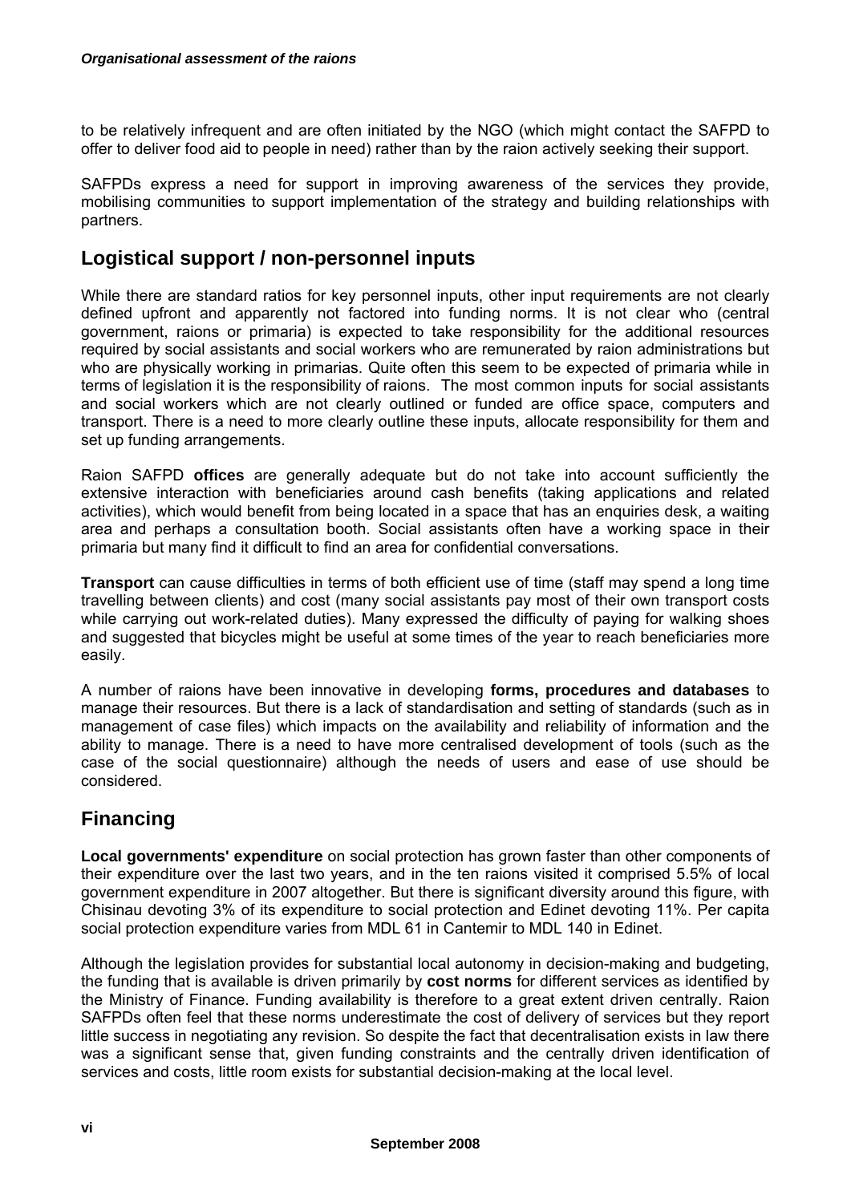to be relatively infrequent and are often initiated by the NGO (which might contact the SAFPD to offer to deliver food aid to people in need) rather than by the raion actively seeking their support.

SAFPDs express a need for support in improving awareness of the services they provide, mobilising communities to support implementation of the strategy and building relationships with partners.

## Logistical support / non-personnel inputs

While there are standard ratios for key personnel inputs, other input requirements are not clearly defined upfront and apparently not factored into funding norms. It is not clear who (central government, raions or primaria) is expected to take responsibility for the additional resources required by social assistants and social workers who are remunerated by raion administrations but who are physically working in primarias. Quite often this seem to be expected of primaria while in terms of legislation it is the responsibility of raions. The most common inputs for social assistants and social workers which are not clearly outlined or funded are office space, computers and transport. There is a need to more clearly outline these inputs, allocate responsibility for them and set up funding arrangements.

Raion SAFPD **offices** are generally adequate but do not take into account sufficiently the extensive interaction with beneficiaries around cash benefits (taking applications and related activities), which would benefit from being located in a space that has an enquiries desk, a waiting area and perhaps a consultation booth. Social assistants often have a working space in their primaria but many find it difficult to find an area for confidential conversations.

**Transport** can cause difficulties in terms of both efficient use of time (staff may spend a long time travelling between clients) and cost (many social assistants pay most of their own transport costs while carrying out work-related duties). Many expressed the difficulty of paying for walking shoes and suggested that bicycles might be useful at some times of the year to reach beneficiaries more easily.

A number of raions have been innovative in developing **forms, procedures and databases** to manage their resources. But there is a lack of standardisation and setting of standards (such as in management of case files) which impacts on the availability and reliability of information and the ability to manage. There is a need to have more centralised development of tools (such as the case of the social questionnaire) although the needs of users and ease of use should be considered.

## Financing

**Local governments' expenditure** on social protection has grown faster than other components of their expenditure over the last two years, and in the ten raions visited it comprised 5.5% of local government expenditure in 2007 altogether. But there is significant diversity around this figure, with Chisinau devoting 3% of its expenditure to social protection and Edinet devoting 11%. Per capita social protection expenditure varies from MDL 61 in Cantemir to MDL 140 in Edinet.

Although the legislation provides for substantial local autonomy in decision-making and budgeting, the funding that is available is driven primarily by **cost norms** for different services as identified by the Ministry of Finance. Funding availability is therefore to a great extent driven centrally. Raion SAFPDs often feel that these norms underestimate the cost of delivery of services but they report little success in negotiating any revision. So despite the fact that decentralisation exists in law there was a significant sense that, given funding constraints and the centrally driven identification of services and costs, little room exists for substantial decision-making at the local level.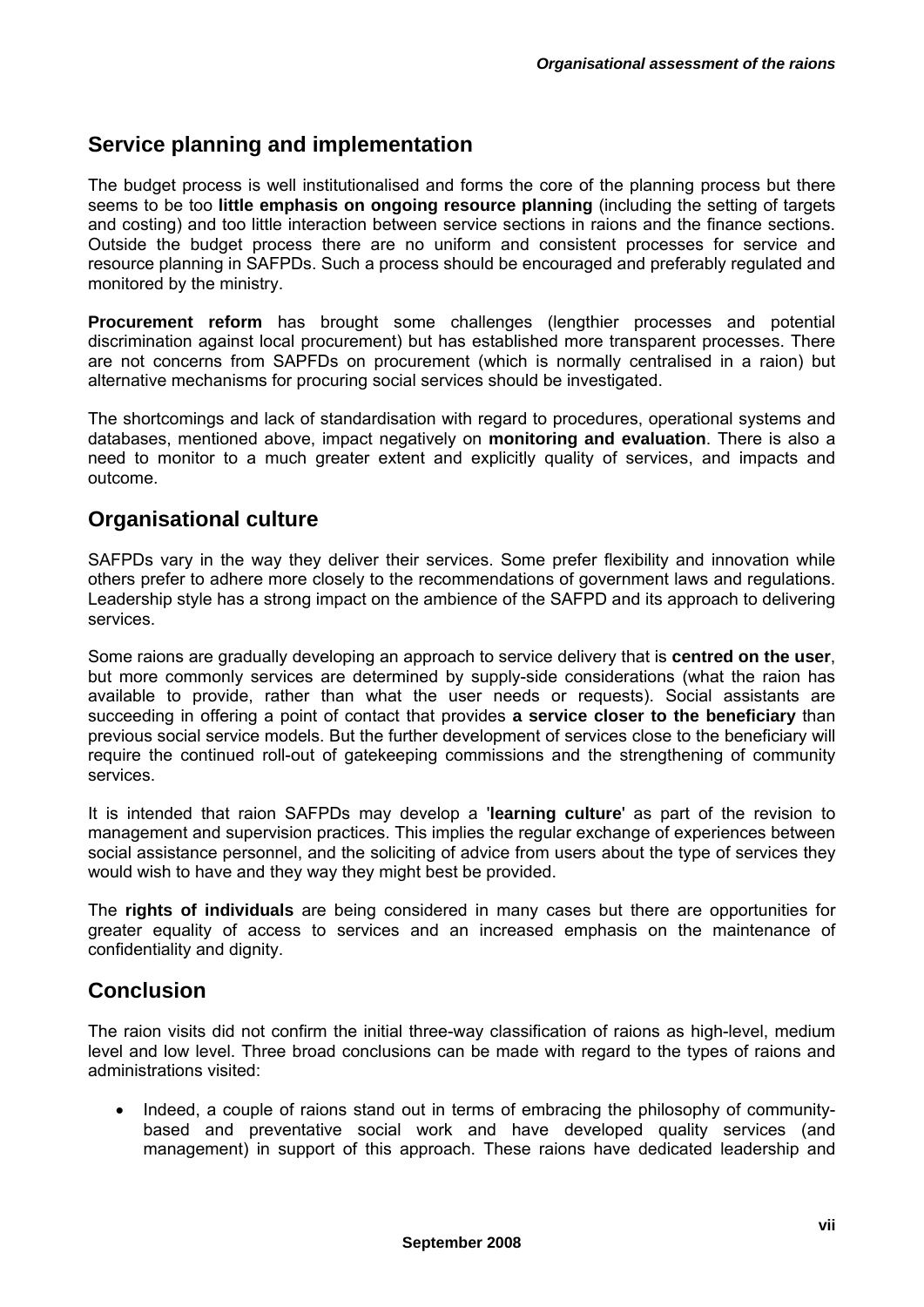## Service planning and implementation

The budget process is well institutionalised and forms the core of the planning process but there seems to be too **little emphasis on ongoing resource planning** (including the setting of targets and costing) and too little interaction between service sections in raions and the finance sections. Outside the budget process there are no uniform and consistent processes for service and resource planning in SAFPDs. Such a process should be encouraged and preferably regulated and monitored by the ministry.

**Procurement reform** has brought some challenges (lengthier processes and potential discrimination against local procurement) but has established more transparent processes. There are not concerns from SAPFDs on procurement (which is normally centralised in a raion) but alternative mechanisms for procuring social services should be investigated.

The shortcomings and lack of standardisation with regard to procedures, operational systems and databases, mentioned above, impact negatively on **monitoring and evaluation**. There is also a need to monitor to a much greater extent and explicitly quality of services, and impacts and outcome.

## Organisational culture

SAFPDs vary in the way they deliver their services. Some prefer flexibility and innovation while others prefer to adhere more closely to the recommendations of government laws and regulations. Leadership style has a strong impact on the ambience of the SAFPD and its approach to delivering services.

Some raions are gradually developing an approach to service delivery that is **centred on the user**, but more commonly services are determined by supply-side considerations (what the raion has available to provide, rather than what the user needs or requests). Social assistants are succeeding in offering a point of contact that provides **a service closer to the beneficiary** than previous social service models. But the further development of services close to the beneficiary will require the continued roll-out of gatekeeping commissions and the strengthening of community services.

It is intended that raion SAFPDs may develop a '**learning culture**' as part of the revision to management and supervision practices. This implies the regular exchange of experiences between social assistance personnel, and the soliciting of advice from users about the type of services they would wish to have and they way they might best be provided.

The **rights of individuals** are being considered in many cases but there are opportunities for greater equality of access to services and an increased emphasis on the maintenance of confidentiality and dignity.

## Conclusion

The raion visits did not confirm the initial three-way classification of raions as high-level, medium level and low level. Three broad conclusions can be made with regard to the types of raions and administrations visited:

- Indeed, a couple of raions stand out in terms of embracing the philosophy of community-based and preventative social work and have developed quality services (and management) in support of this approach. These raions have dedicated leadership and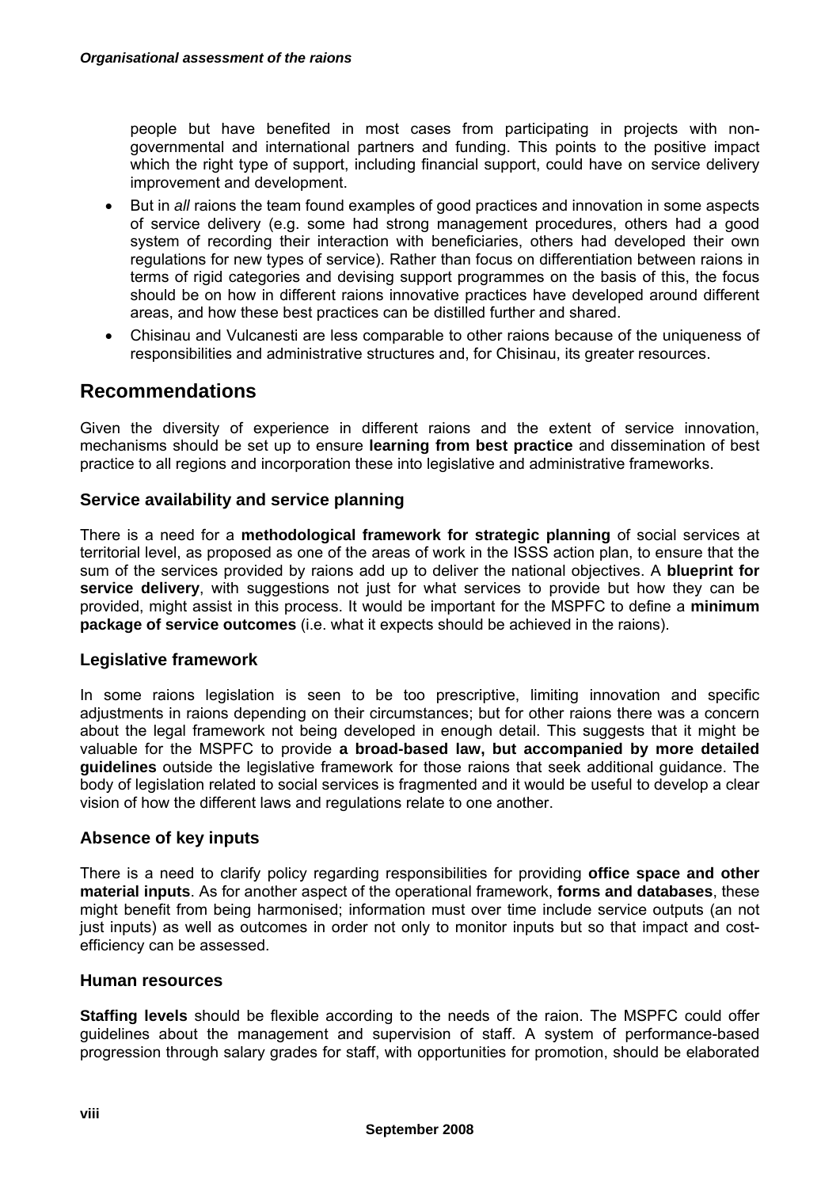people but have benefited in most cases from participating in projects with non-governmental and international partners and funding. This points to the positive impact which the right type of support, including financial support, could have on service delivery improvement and development.

- But in *all* raions the team found examples of good practices and innovation in some aspects of service delivery (e.g. some had strong management procedures, others had a good system of recording their interaction with beneficiaries, others had developed their own regulations for new types of service). Rather than focus on differentiation between raions in terms of rigid categories and devising support programmes on the basis of this, the focus should be on how in different raions innovative practices have developed around different areas, and how these best practices can be distilled further and shared.
- Chisinau and Vulcanesti are less comparable to other raions because of the uniqueness of responsibilities and administrative structures and, for Chisinau, its greater resources.

## Recommendations

Given the diversity of experience in different raions and the extent of service innovation, mechanisms should be set up to ensure **learning from best practice** and dissemination of best practice to all regions and incorporation these into legislative and administrative frameworks.

### Service availability and service planning

There is a need for a **methodological framework for strategic planning** of social services at territorial level, as proposed as one of the areas of work in the ISSS action plan, to ensure that the sum of the services provided by raions add up to deliver the national objectives. A **blueprint for service delivery**, with suggestions not just for what services to provide but how they can be provided, might assist in this process. It would be important for the MSPFC to define a **minimum package of service outcomes** (i.e. what it expects should be achieved in the raions).

### Legislative framework

In some raions legislation is seen to be too prescriptive, limiting innovation and specific adjustments in raions depending on their circumstances; but for other raions there was a concern about the legal framework not being developed in enough detail. This suggests that it might be valuable for the MSPFC to provide **a broad-based law, but accompanied by more detailed guidelines** outside the legislative framework for those raions that seek additional guidance. The body of legislation related to social services is fragmented and it would be useful to develop a clear vision of how the different laws and regulations relate to one another.

### Absence of key inputs

There is a need to clarify policy regarding responsibilities for providing **office space and other material inputs**. As for another aspect of the operational framework, **forms and databases**, these might benefit from being harmonised; information must over time include service outputs (an not just inputs) as well as outcomes in order not only to monitor inputs but so that impact and cost-efficiency can be assessed.

### Human resources

**Staffing levels** should be flexible according to the needs of the raion. The MSPFC could offer guidelines about the management and supervision of staff. A system of performance-based progression through salary grades for staff, with opportunities for promotion, should be elaborated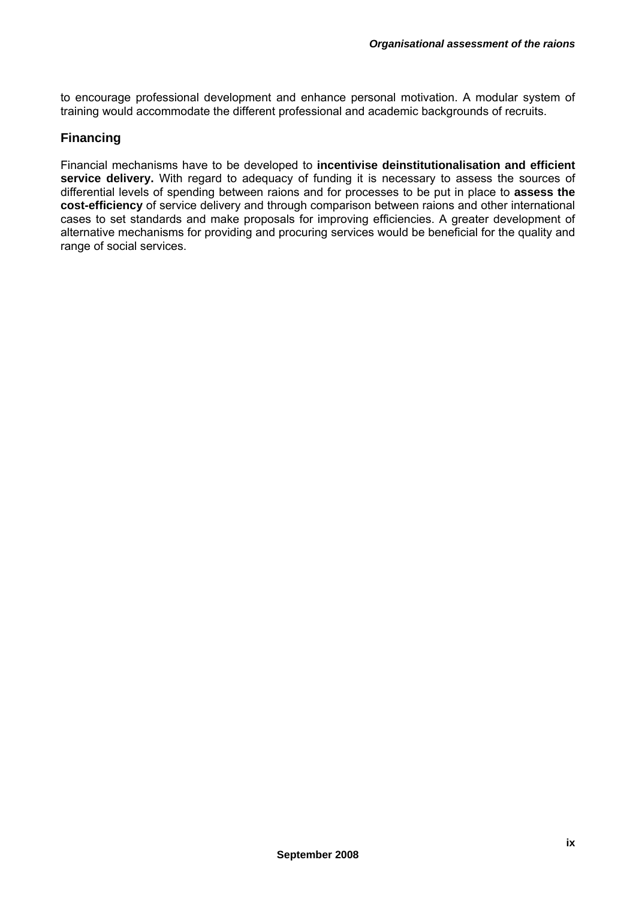to encourage professional development and enhance personal motivation. A modular system of training would accommodate the different professional and academic backgrounds of recruits.

## Financing

Financial mechanisms have to be developed to **incentivise deinstitutionalisation and efficient service delivery.** With regard to adequacy of funding it is necessary to assess the sources of differential levels of spending between raions and for processes to be put in place to **assess the cost-efficiency** of service delivery and through comparison between raions and other international cases to set standards and make proposals for improving efficiencies. A greater development of alternative mechanisms for providing and procuring services would be beneficial for the quality and range of social services.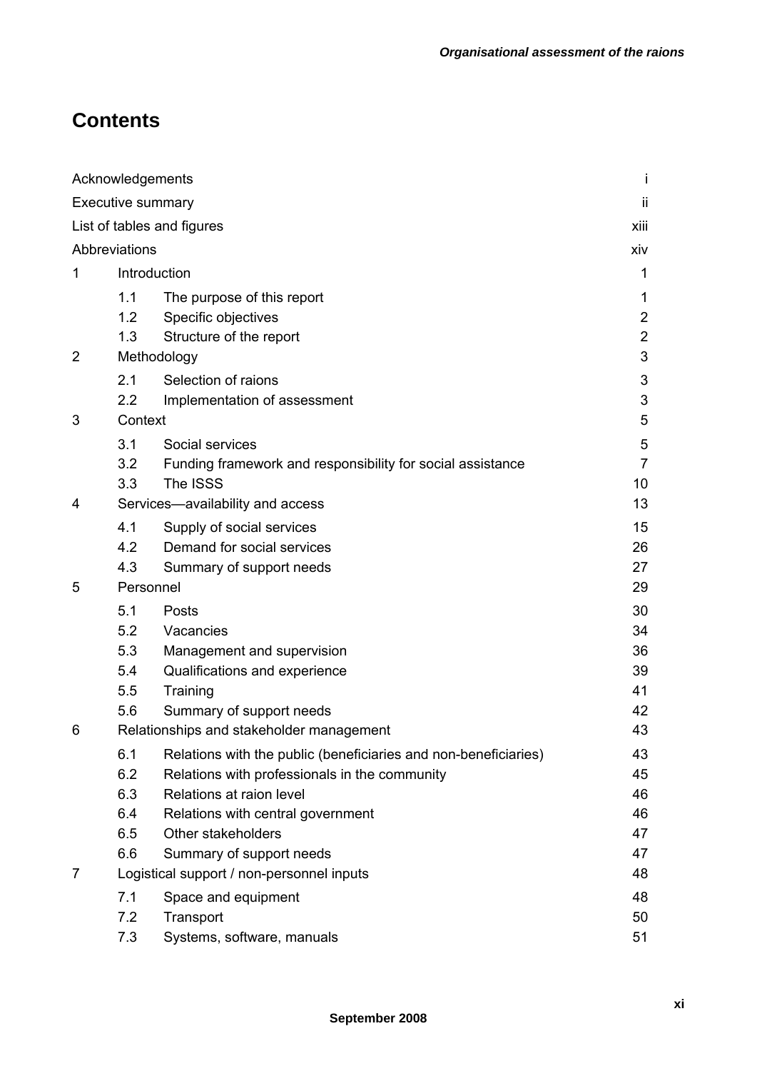# Contents

| | | |
|---|---|---|
| Acknowledgements | | i |
| Executive summary | | ii |
| List of tables and figures | | xiii |
| Abbreviations | | xiv |
| 1 | Introduction | 1 |
| | 1.1 The purpose of this report | 1 |
| | 1.2 Specific objectives | 2 |
| | 1.3 Structure of the report | 2 |
| 2 | Methodology | 3 |
| | 2.1 Selection of raions | 3 |
| | 2.2 Implementation of assessment | 3 |
| 3 | Context | 5 |
| | 3.1 Social services | 5 |
| | 3.2 Funding framework and responsibility for social assistance | 7 |
| | 3.3 The ISSS | 10 |
| 4 | Services—availability and access | 13 |
| | 4.1 Supply of social services | 15 |
| | 4.2 Demand for social services | 26 |
| | 4.3 Summary of support needs | 27 |
| 5 | Personnel | 29 |
| | 5.1 Posts | 30 |
| | 5.2 Vacancies | 34 |
| | 5.3 Management and supervision | 36 |
| | 5.4 Qualifications and experience | 39 |
| | 5.5 Training | 41 |
| | 5.6 Summary of support needs | 42 |
| 6 | Relationships and stakeholder management | 43 |
| | 6.1 Relations with the public (beneficiaries and non-beneficiaries) | 43 |
| | 6.2 Relations with professionals in the community | 45 |
| | 6.3 Relations at raion level | 46 |
| | 6.4 Relations with central government | 46 |
| | 6.5 Other stakeholders | 47 |
| | 6.6 Summary of support needs | 47 |
| 7 | Logistical support / non-personnel inputs | 48 |
| | 7.1 Space and equipment | 48 |
| | 7.2 Transport | 50 |
| | 7.3 Systems, software, manuals | 51 |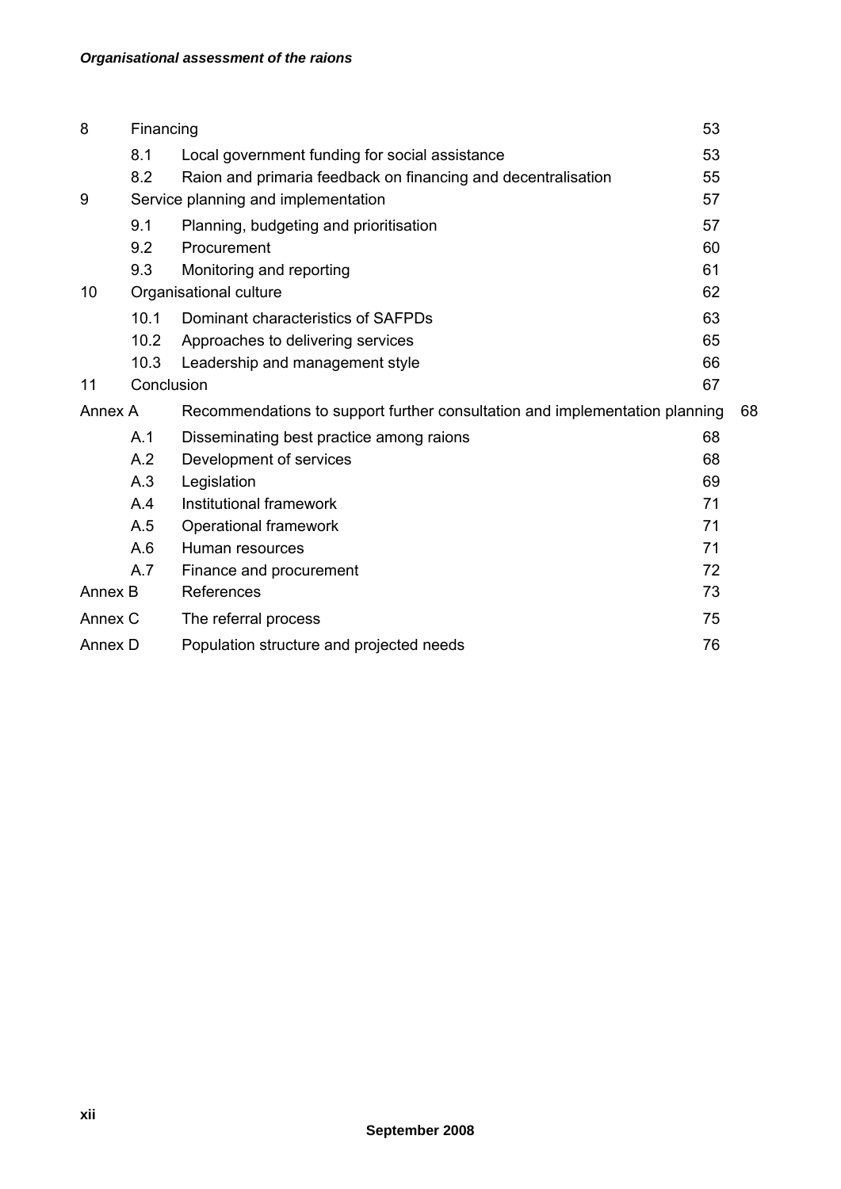| | | | |
|---|---|---|---|
| 8 | Financing | | 53 |
| | 8.1 | Local government funding for social assistance | 53 |
| | 8.2 | Raion and primaria feedback on financing and decentralisation | 55 |
| 9 | Service planning and implementation | | 57 |
| | 9.1 | Planning, budgeting and prioritisation | 57 |
| | 9.2 | Procurement | 60 |
| | 9.3 | Monitoring and reporting | 61 |
| 10 | Organisational culture | | 62 |
| | 10.1 | Dominant characteristics of SAFPDs | 63 |
| | 10.2 | Approaches to delivering services | 65 |
| | 10.3 | Leadership and management style | 66 |
| 11 | Conclusion | | 67 |
| Annex A | | Recommendations to support further consultation and implementation planning | 68 |
| | A.1 | Disseminating best practice among raions | 68 |
| | A.2 | Development of services | 68 |
| | A.3 | Legislation | 69 |
| | A.4 | Institutional framework | 71 |
| | A.5 | Operational framework | 71 |
| | A.6 | Human resources | 71 |
| | A.7 | Finance and procurement | 72 |
| Annex B | | References | 73 |
| Annex C | | The referral process | 75 |
| Annex D | | Population structure and projected needs | 76 |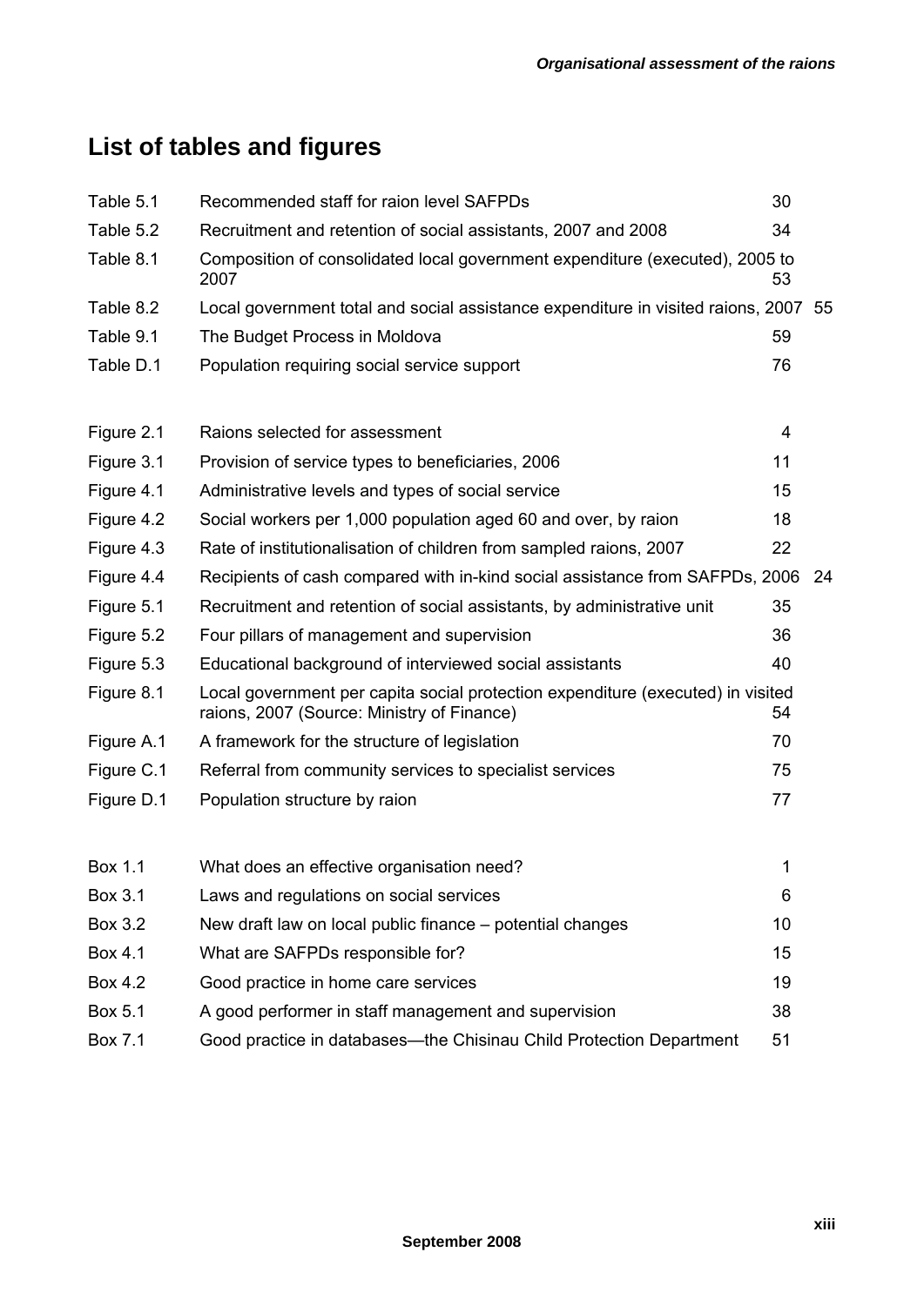# List of tables and figures

| | | |
|---|---|---|
| Table 5.1 | Recommended staff for raion level SAFPDs | 30 |
| Table 5.2 | Recruitment and retention of social assistants, 2007 and 2008 | 34 |
| Table 8.1 | Composition of consolidated local government expenditure (executed), 2005 to 2007 | 53 |
| Table 8.2 | Local government total and social assistance expenditure in visited raions, 2007 | 55 |
| Table 9.1 | The Budget Process in Moldova | 59 |
| Table D.1 | Population requiring social service support | 76 |

| | | |
|---|---|---|
| Figure 2.1 | Raions selected for assessment | 4 |
| Figure 3.1 | Provision of service types to beneficiaries, 2006 | 11 |
| Figure 4.1 | Administrative levels and types of social service | 15 |
| Figure 4.2 | Social workers per 1,000 population aged 60 and over, by raion | 18 |
| Figure 4.3 | Rate of institutionalisation of children from sampled raions, 2007 | 22 |
| Figure 4.4 | Recipients of cash compared with in-kind social assistance from SAFPDs, 2006 | 24 |
| Figure 5.1 | Recruitment and retention of social assistants, by administrative unit | 35 |
| Figure 5.2 | Four pillars of management and supervision | 36 |
| Figure 5.3 | Educational background of interviewed social assistants | 40 |
| Figure 8.1 | Local government per capita social protection expenditure (executed) in visited raions, 2007 (Source: Ministry of Finance) | 54 |
| Figure A.1 | A framework for the structure of legislation | 70 |
| Figure C.1 | Referral from community services to specialist services | 75 |
| Figure D.1 | Population structure by raion | 77 |

| | | |
|---|---|---|
| Box 1.1 | What does an effective organisation need? | 1 |
| Box 3.1 | Laws and regulations on social services | 6 |
| Box 3.2 | New draft law on local public finance – potential changes | 10 |
| Box 4.1 | What are SAFPDs responsible for? | 15 |
| Box 4.2 | Good practice in home care services | 19 |
| Box 5.1 | A good performer in staff management and supervision | 38 |
| Box 7.1 | Good practice in databases—the Chisinau Child Protection Department | 51 |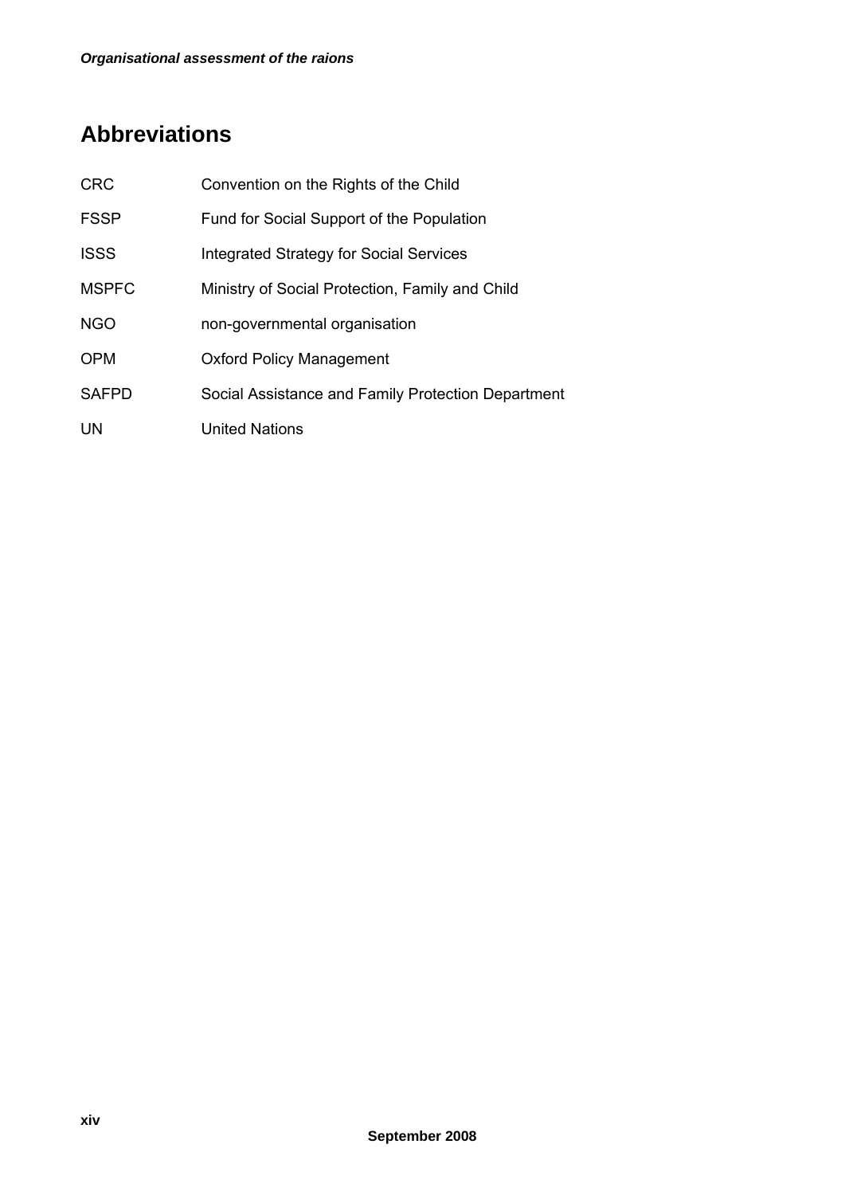## Abbreviations

| | |
|---|---|
| CRC | Convention on the Rights of the Child |
| FSSP | Fund for Social Support of the Population |
| ISSS | Integrated Strategy for Social Services |
| MSPFC | Ministry of Social Protection, Family and Child |
| NGO | non-governmental organisation |
| OPM | Oxford Policy Management |
| SAFPD | Social Assistance and Family Protection Department |
| UN | United Nations |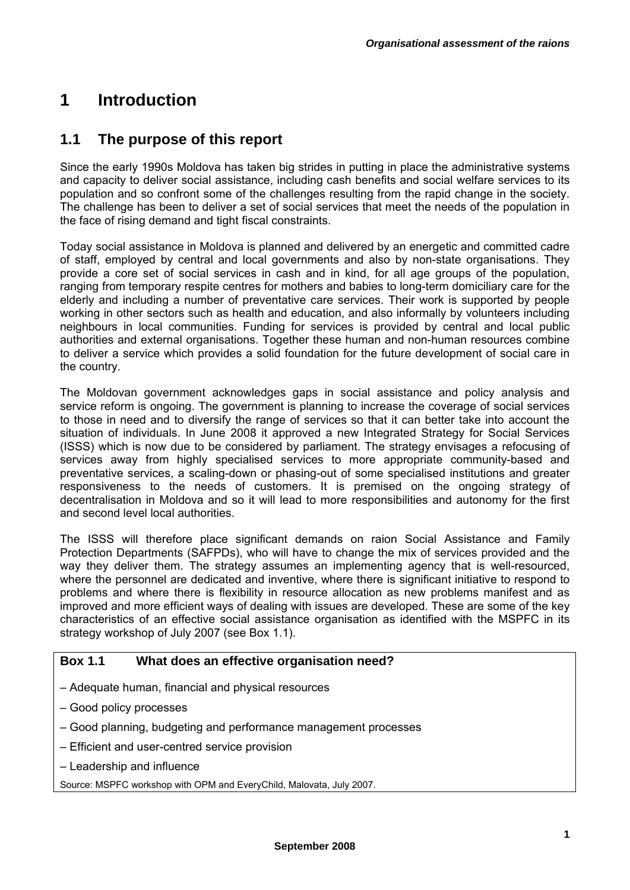# 1 Introduction

## 1.1 The purpose of this report

Since the early 1990s Moldova has taken big strides in putting in place the administrative systems and capacity to deliver social assistance, including cash benefits and social welfare services to its population and so confront some of the challenges resulting from the rapid change in the society. The challenge has been to deliver a set of social services that meet the needs of the population in the face of rising demand and tight fiscal constraints.

Today social assistance in Moldova is planned and delivered by an energetic and committed cadre of staff, employed by central and local governments and also by non-state organisations. They provide a core set of social services in cash and in kind, for all age groups of the population, ranging from temporary respite centres for mothers and babies to long-term domiciliary care for the elderly and including a number of preventative care services. Their work is supported by people working in other sectors such as health and education, and also informally by volunteers including neighbours in local communities. Funding for services is provided by central and local public authorities and external organisations. Together these human and non-human resources combine to deliver a service which provides a solid foundation for the future development of social care in the country.

The Moldovan government acknowledges gaps in social assistance and policy analysis and service reform is ongoing. The government is planning to increase the coverage of social services to those in need and to diversify the range of services so that it can better take into account the situation of individuals. In June 2008 it approved a new Integrated Strategy for Social Services (ISSS) which is now due to be considered by parliament. The strategy envisages a refocusing of services away from highly specialised services to more appropriate community-based and preventative services, a scaling-down or phasing-out of some specialised institutions and greater responsiveness to the needs of customers. It is premised on the ongoing strategy of decentralisation in Moldova and so it will lead to more responsibilities and autonomy for the first and second level local authorities.

The ISSS will therefore place significant demands on raion Social Assistance and Family Protection Departments (SAFPDs), who will have to change the mix of services provided and the way they deliver them. The strategy assumes an implementing agency that is well-resourced, where the personnel are dedicated and inventive, where there is significant initiative to respond to problems and where there is flexibility in resource allocation as new problems manifest and as improved and more efficient ways of dealing with issues are developed. These are some of the key characteristics of an effective social assistance organisation as identified with the MSPFC in its strategy workshop of July 2007 (see Box 1.1).

**Box 1.1 What does an effective organisation need?**

– Adequate human, financial and physical resources

– Good policy processes

– Good planning, budgeting and performance management processes

– Efficient and user-centred service provision

– Leadership and influence

Source: MSPFC workshop with OPM and EveryChild, Malovata, July 2007.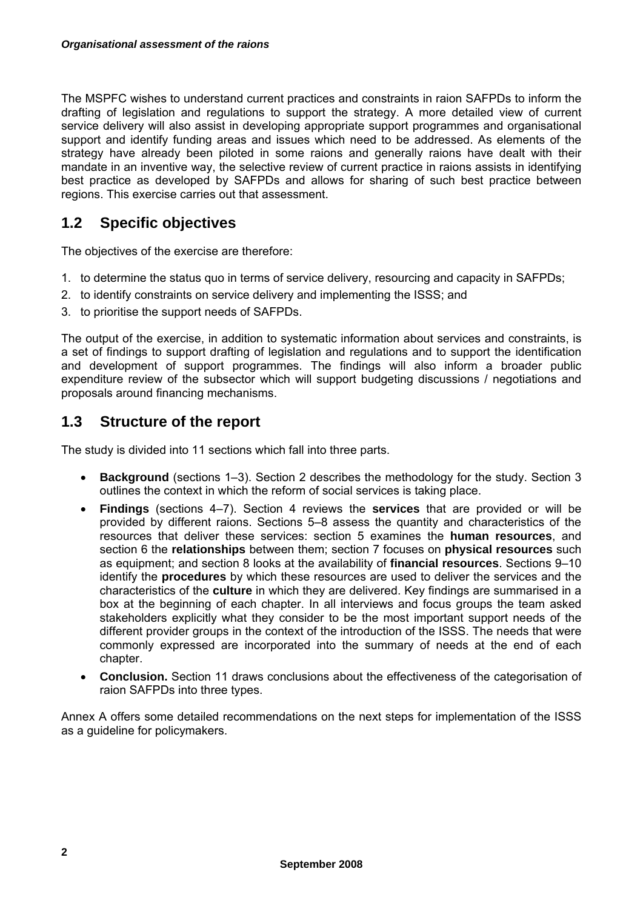The MSPFC wishes to understand current practices and constraints in raion SAFPDs to inform the drafting of legislation and regulations to support the strategy. A more detailed view of current service delivery will also assist in developing appropriate support programmes and organisational support and identify funding areas and issues which need to be addressed. As elements of the strategy have already been piloted in some raions and generally raions have dealt with their mandate in an inventive way, the selective review of current practice in raions assists in identifying best practice as developed by SAFPDs and allows for sharing of such best practice between regions. This exercise carries out that assessment.

## 1.2 Specific objectives

The objectives of the exercise are therefore:

1. to determine the status quo in terms of service delivery, resourcing and capacity in SAFPDs;
2. to identify constraints on service delivery and implementing the ISSS; and
3. to prioritise the support needs of SAFPDs.

The output of the exercise, in addition to systematic information about services and constraints, is a set of findings to support drafting of legislation and regulations and to support the identification and development of support programmes. The findings will also inform a broader public expenditure review of the subsector which will support budgeting discussions / negotiations and proposals around financing mechanisms.

## 1.3 Structure of the report

The study is divided into 11 sections which fall into three parts.

- **Background** (sections 1–3). Section 2 describes the methodology for the study. Section 3 outlines the context in which the reform of social services is taking place.
- **Findings** (sections 4–7). Section 4 reviews the **services** that are provided or will be provided by different raions. Sections 5–8 assess the quantity and characteristics of the resources that deliver these services: section 5 examines the **human resources**, and section 6 the **relationships** between them; section 7 focuses on **physical resources** such as equipment; and section 8 looks at the availability of **financial resources**. Sections 9–10 identify the **procedures** by which these resources are used to deliver the services and the characteristics of the **culture** in which they are delivered. Key findings are summarised in a box at the beginning of each chapter. In all interviews and focus groups the team asked stakeholders explicitly what they consider to be the most important support needs of the different provider groups in the context of the introduction of the ISSS. The needs that were commonly expressed are incorporated into the summary of needs at the end of each chapter.
- **Conclusion.** Section 11 draws conclusions about the effectiveness of the categorisation of raion SAFPDs into three types.

Annex A offers some detailed recommendations on the next steps for implementation of the ISSS as a guideline for policymakers.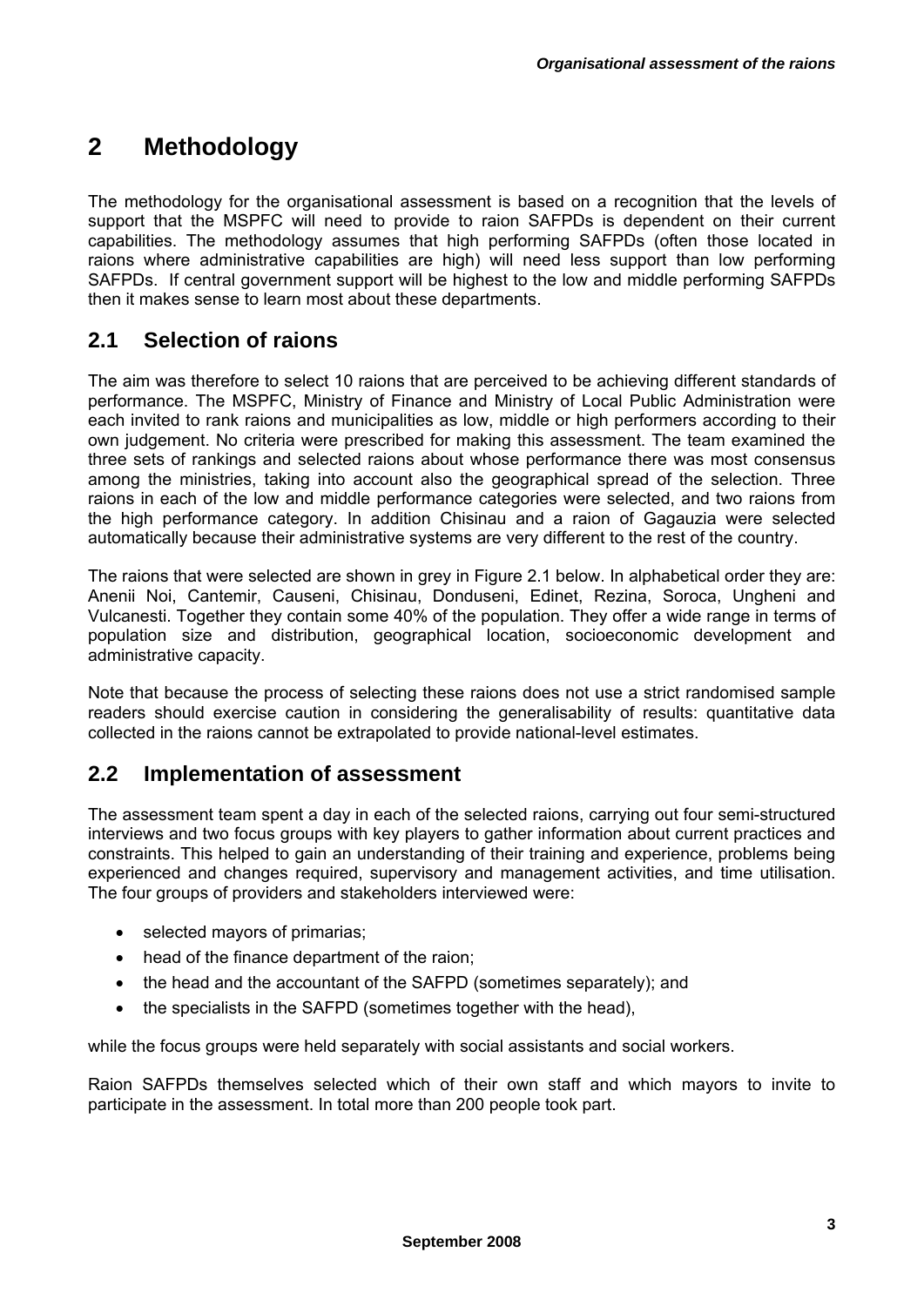# 2 Methodology

The methodology for the organisational assessment is based on a recognition that the levels of support that the MSPFC will need to provide to raion SAFPDs is dependent on their current capabilities. The methodology assumes that high performing SAFPDs (often those located in raions where administrative capabilities are high) will need less support than low performing SAFPDs. If central government support will be highest to the low and middle performing SAFPDs then it makes sense to learn most about these departments.

## 2.1 Selection of raions

The aim was therefore to select 10 raions that are perceived to be achieving different standards of performance. The MSPFC, Ministry of Finance and Ministry of Local Public Administration were each invited to rank raions and municipalities as low, middle or high performers according to their own judgement. No criteria were prescribed for making this assessment. The team examined the three sets of rankings and selected raions about whose performance there was most consensus among the ministries, taking into account also the geographical spread of the selection. Three raions in each of the low and middle performance categories were selected, and two raions from the high performance category. In addition Chisinau and a raion of Gagauzia were selected automatically because their administrative systems are very different to the rest of the country.

The raions that were selected are shown in grey in Figure 2.1 below. In alphabetical order they are: Anenii Noi, Cantemir, Causeni, Chisinau, Donduseni, Edinet, Rezina, Soroca, Ungheni and Vulcanesti. Together they contain some 40% of the population. They offer a wide range in terms of population size and distribution, geographical location, socioeconomic development and administrative capacity.

Note that because the process of selecting these raions does not use a strict randomised sample readers should exercise caution in considering the generalisability of results: quantitative data collected in the raions cannot be extrapolated to provide national-level estimates.

## 2.2 Implementation of assessment

The assessment team spent a day in each of the selected raions, carrying out four semi-structured interviews and two focus groups with key players to gather information about current practices and constraints. This helped to gain an understanding of their training and experience, problems being experienced and changes required, supervisory and management activities, and time utilisation. The four groups of providers and stakeholders interviewed were:

- selected mayors of primarias;
- head of the finance department of the raion;
- the head and the accountant of the SAFPD (sometimes separately); and
- the specialists in the SAFPD (sometimes together with the head),

while the focus groups were held separately with social assistants and social workers.

Raion SAFPDs themselves selected which of their own staff and which mayors to invite to participate in the assessment. In total more than 200 people took part.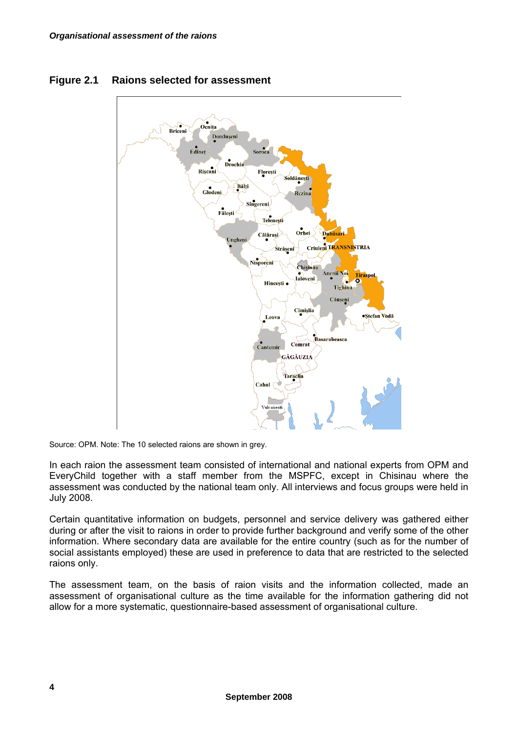## Figure 2.1 Raions selected for assessment

Source: OPM. Note: The 10 selected raions are shown in grey.

In each raion the assessment team consisted of international and national experts from OPM and EveryChild together with a staff member from the MSPFC, except in Chisinau where the assessment was conducted by the national team only. All interviews and focus groups were held in July 2008.

Certain quantitative information on budgets, personnel and service delivery was gathered either during or after the visit to raions in order to provide further background and verify some of the other information. Where secondary data are available for the entire country (such as for the number of social assistants employed) these are used in preference to data that are restricted to the selected raions only.

The assessment team, on the basis of raion visits and the information collected, made an assessment of organisational culture as the time available for the information gathering did not allow for a more systematic, questionnaire-based assessment of organisational culture.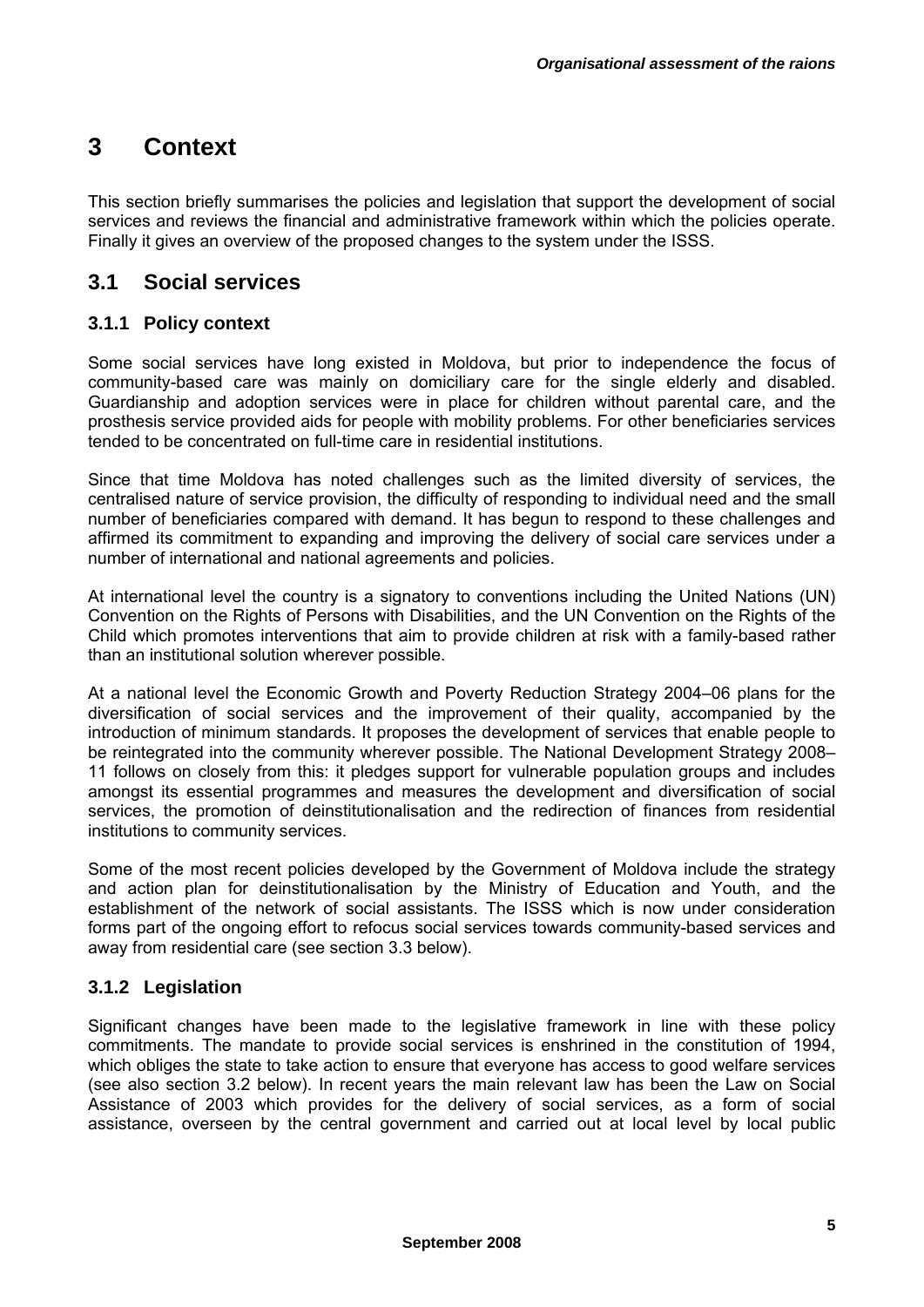# 3 Context

This section briefly summarises the policies and legislation that support the development of social services and reviews the financial and administrative framework within which the policies operate. Finally it gives an overview of the proposed changes to the system under the ISSS.

## 3.1 Social services

### 3.1.1 Policy context

Some social services have long existed in Moldova, but prior to independence the focus of community-based care was mainly on domiciliary care for the single elderly and disabled. Guardianship and adoption services were in place for children without parental care, and the prosthesis service provided aids for people with mobility problems. For other beneficiaries services tended to be concentrated on full-time care in residential institutions.

Since that time Moldova has noted challenges such as the limited diversity of services, the centralised nature of service provision, the difficulty of responding to individual need and the small number of beneficiaries compared with demand. It has begun to respond to these challenges and affirmed its commitment to expanding and improving the delivery of social care services under a number of international and national agreements and policies.

At international level the country is a signatory to conventions including the United Nations (UN) Convention on the Rights of Persons with Disabilities, and the UN Convention on the Rights of the Child which promotes interventions that aim to provide children at risk with a family-based rather than an institutional solution wherever possible.

At a national level the Economic Growth and Poverty Reduction Strategy 2004–06 plans for the diversification of social services and the improvement of their quality, accompanied by the introduction of minimum standards. It proposes the development of services that enable people to be reintegrated into the community wherever possible. The National Development Strategy 2008–11 follows on closely from this: it pledges support for vulnerable population groups and includes amongst its essential programmes and measures the development and diversification of social services, the promotion of deinstitutionalisation and the redirection of finances from residential institutions to community services.

Some of the most recent policies developed by the Government of Moldova include the strategy and action plan for deinstitutionalisation by the Ministry of Education and Youth, and the establishment of the network of social assistants. The ISSS which is now under consideration forms part of the ongoing effort to refocus social services towards community-based services and away from residential care (see section 3.3 below).

### 3.1.2 Legislation

Significant changes have been made to the legislative framework in line with these policy commitments. The mandate to provide social services is enshrined in the constitution of 1994, which obliges the state to take action to ensure that everyone has access to good welfare services (see also section 3.2 below). In recent years the main relevant law has been the Law on Social Assistance of 2003 which provides for the delivery of social services, as a form of social assistance, overseen by the central government and carried out at local level by local public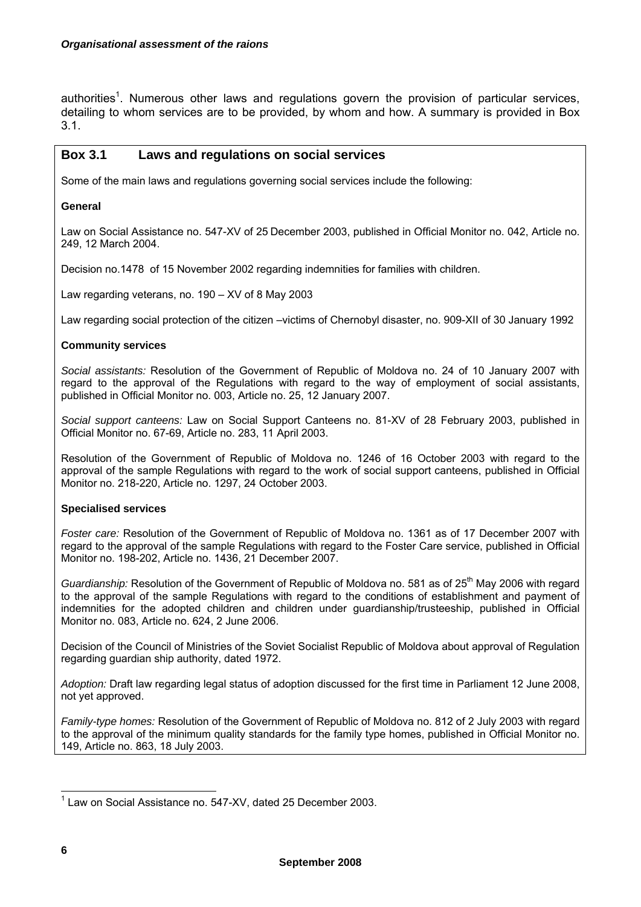authorities[1]. Numerous other laws and regulations govern the provision of particular services, detailing to whom services are to be provided, by whom and how. A summary is provided in Box 3.1.

## Box 3.1 Laws and regulations on social services

Some of the main laws and regulations governing social services include the following:

**General**

Law on Social Assistance no. 547-XV of 25 December 2003, published in Official Monitor no. 042, Article no. 249, 12 March 2004.

Decision no.1478 of 15 November 2002 regarding indemnities for families with children.

Law regarding veterans, no. 190 – XV of 8 May 2003

Law regarding social protection of the citizen –victims of Chernobyl disaster, no. 909-XII of 30 January 1992

**Community services**

*Social assistants:* Resolution of the Government of Republic of Moldova no. 24 of 10 January 2007 with regard to the approval of the Regulations with regard to the way of employment of social assistants, published in Official Monitor no. 003, Article no. 25, 12 January 2007.

*Social support canteens:* Law on Social Support Canteens no. 81-XV of 28 February 2003, published in Official Monitor no. 67-69, Article no. 283, 11 April 2003.

Resolution of the Government of Republic of Moldova no. 1246 of 16 October 2003 with regard to the approval of the sample Regulations with regard to the work of social support canteens, published in Official Monitor no. 218-220, Article no. 1297, 24 October 2003.

**Specialised services**

*Foster care:* Resolution of the Government of Republic of Moldova no. 1361 as of 17 December 2007 with regard to the approval of the sample Regulations with regard to the Foster Care service, published in Official Monitor no. 198-202, Article no. 1436, 21 December 2007.

*Guardianship:* Resolution of the Government of Republic of Moldova no. 581 as of 25th May 2006 with regard to the approval of the sample Regulations with regard to the conditions of establishment and payment of indemnities for the adopted children and children under guardianship/trusteeship, published in Official Monitor no. 083, Article no. 624, 2 June 2006.

Decision of the Council of Ministries of the Soviet Socialist Republic of Moldova about approval of Regulation regarding guardian ship authority, dated 1972.

*Adoption:* Draft law regarding legal status of adoption discussed for the first time in Parliament 12 June 2008, not yet approved.

*Family-type homes:* Resolution of the Government of Republic of Moldova no. 812 of 2 July 2003 with regard to the approval of the minimum quality standards for the family type homes, published in Official Monitor no. 149, Article no. 863, 18 July 2003.

---

[1] Law on Social Assistance no. 547-XV, dated 25 December 2003.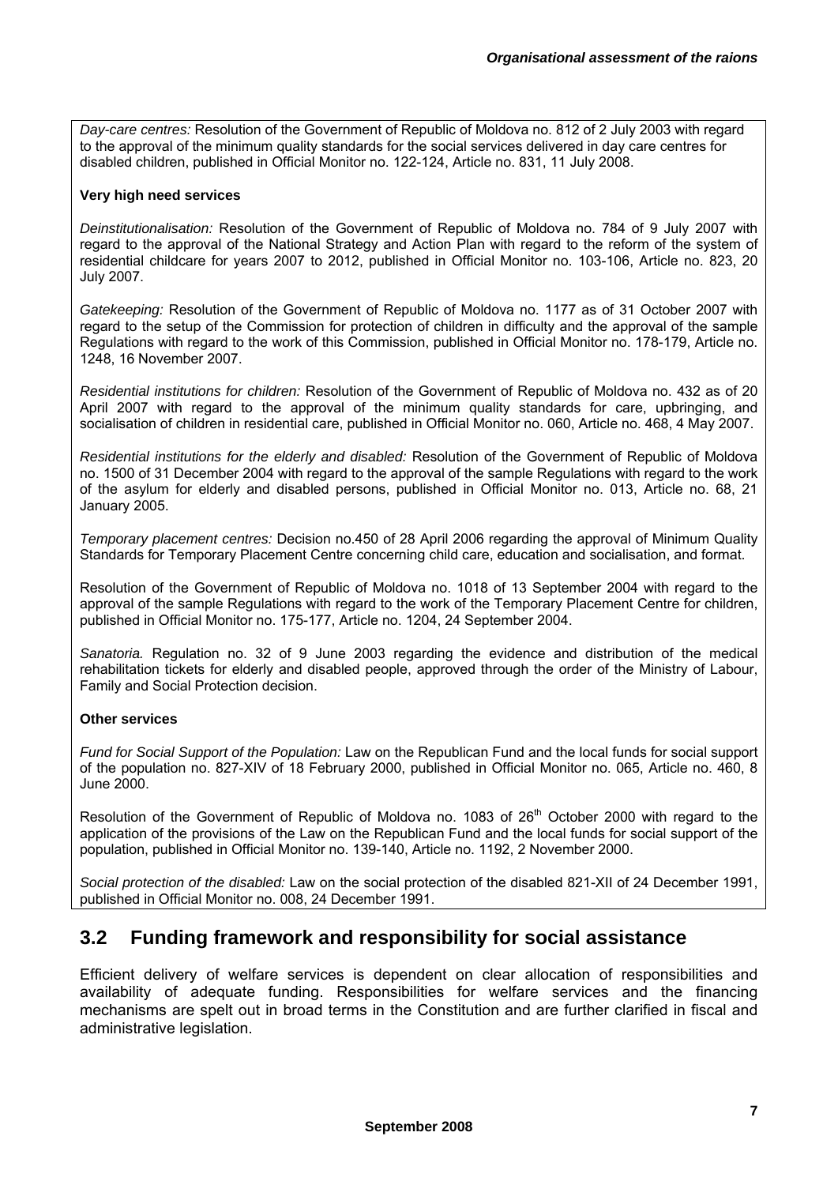*Day-care centres:* Resolution of the Government of Republic of Moldova no. 812 of 2 July 2003 with regard to the approval of the minimum quality standards for the social services delivered in day care centres for disabled children, published in Official Monitor no. 122-124, Article no. 831, 11 July 2008.

**Very high need services**

*Deinstitutionalisation:* Resolution of the Government of Republic of Moldova no. 784 of 9 July 2007 with regard to the approval of the National Strategy and Action Plan with regard to the reform of the system of residential childcare for years 2007 to 2012, published in Official Monitor no. 103-106, Article no. 823, 20 July 2007.

*Gatekeeping:* Resolution of the Government of Republic of Moldova no. 1177 as of 31 October 2007 with regard to the setup of the Commission for protection of children in difficulty and the approval of the sample Regulations with regard to the work of this Commission, published in Official Monitor no. 178-179, Article no. 1248, 16 November 2007.

*Residential institutions for children:* Resolution of the Government of Republic of Moldova no. 432 as of 20 April 2007 with regard to the approval of the minimum quality standards for care, upbringing, and socialisation of children in residential care, published in Official Monitor no. 060, Article no. 468, 4 May 2007.

*Residential institutions for the elderly and disabled:* Resolution of the Government of Republic of Moldova no. 1500 of 31 December 2004 with regard to the approval of the sample Regulations with regard to the work of the asylum for elderly and disabled persons, published in Official Monitor no. 013, Article no. 68, 21 January 2005.

*Temporary placement centres:* Decision no.450 of 28 April 2006 regarding the approval of Minimum Quality Standards for Temporary Placement Centre concerning child care, education and socialisation, and format.

Resolution of the Government of Republic of Moldova no. 1018 of 13 September 2004 with regard to the approval of the sample Regulations with regard to the work of the Temporary Placement Centre for children, published in Official Monitor no. 175-177, Article no. 1204, 24 September 2004.

*Sanatoria.* Regulation no. 32 of 9 June 2003 regarding the evidence and distribution of the medical rehabilitation tickets for elderly and disabled people, approved through the order of the Ministry of Labour, Family and Social Protection decision.

**Other services**

*Fund for Social Support of the Population:* Law on the Republican Fund and the local funds for social support of the population no. 827-XIV of 18 February 2000, published in Official Monitor no. 065, Article no. 460, 8 June 2000.

Resolution of the Government of Republic of Moldova no. 1083 of 26th October 2000 with regard to the application of the provisions of the Law on the Republican Fund and the local funds for social support of the population, published in Official Monitor no. 139-140, Article no. 1192, 2 November 2000.

*Social protection of the disabled:* Law on the social protection of the disabled 821-XII of 24 December 1991, published in Official Monitor no. 008, 24 December 1991.

## 3.2 Funding framework and responsibility for social assistance

Efficient delivery of welfare services is dependent on clear allocation of responsibilities and availability of adequate funding. Responsibilities for welfare services and the financing mechanisms are spelt out in broad terms in the Constitution and are further clarified in fiscal and administrative legislation.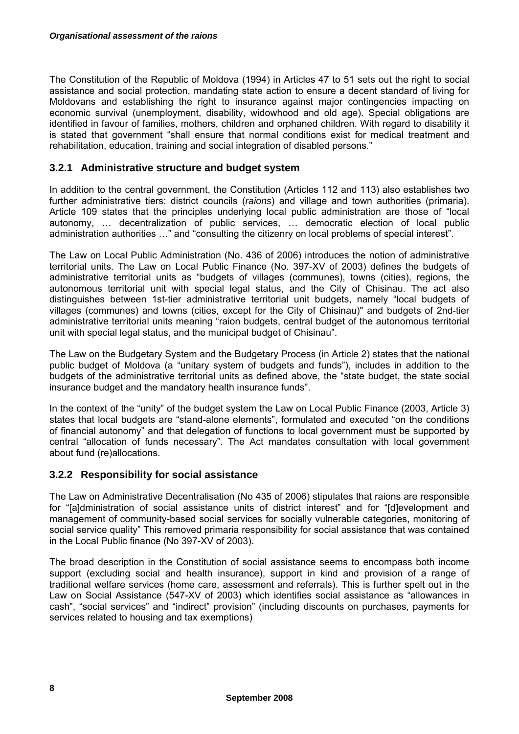The Constitution of the Republic of Moldova (1994) in Articles 47 to 51 sets out the right to social assistance and social protection, mandating state action to ensure a decent standard of living for Moldovans and establishing the right to insurance against major contingencies impacting on economic survival (unemployment, disability, widowhood and old age). Special obligations are identified in favour of families, mothers, children and orphaned children. With regard to disability it is stated that government "shall ensure that normal conditions exist for medical treatment and rehabilitation, education, training and social integration of disabled persons."

### 3.2.1 Administrative structure and budget system

In addition to the central government, the Constitution (Articles 112 and 113) also establishes two further administrative tiers: district councils (*raions*) and village and town authorities (primaria). Article 109 states that the principles underlying local public administration are those of "local autonomy, … decentralization of public services, … democratic election of local public administration authorities …" and "consulting the citizenry on local problems of special interest".

The Law on Local Public Administration (No. 436 of 2006) introduces the notion of administrative territorial units. The Law on Local Public Finance (No. 397-XV of 2003) defines the budgets of administrative territorial units as "budgets of villages (communes), towns (cities), regions, the autonomous territorial unit with special legal status, and the City of Chisinau. The act also distinguishes between 1st-tier administrative territorial unit budgets, namely "local budgets of villages (communes) and towns (cities, except for the City of Chisinau)" and budgets of 2nd-tier administrative territorial units meaning "raion budgets, central budget of the autonomous territorial unit with special legal status, and the municipal budget of Chisinau".

The Law on the Budgetary System and the Budgetary Process (in Article 2) states that the national public budget of Moldova (a "unitary system of budgets and funds"), includes in addition to the budgets of the administrative territorial units as defined above, the "state budget, the state social insurance budget and the mandatory health insurance funds".

In the context of the "unity" of the budget system the Law on Local Public Finance (2003, Article 3) states that local budgets are "stand-alone elements", formulated and executed "on the conditions of financial autonomy" and that delegation of functions to local government must be supported by central "allocation of funds necessary". The Act mandates consultation with local government about fund (re)allocations.

### 3.2.2 Responsibility for social assistance

The Law on Administrative Decentralisation (No 435 of 2006) stipulates that raions are responsible for "[a]dministration of social assistance units of district interest" and for "[d]evelopment and management of community-based social services for socially vulnerable categories, monitoring of social service quality" This removed primaria responsibility for social assistance that was contained in the Local Public finance (No 397-XV of 2003).

The broad description in the Constitution of social assistance seems to encompass both income support (excluding social and health insurance), support in kind and provision of a range of traditional welfare services (home care, assessment and referrals). This is further spelt out in the Law on Social Assistance (547-XV of 2003) which identifies social assistance as "allowances in cash", "social services" and "indirect" provision" (including discounts on purchases, payments for services related to housing and tax exemptions)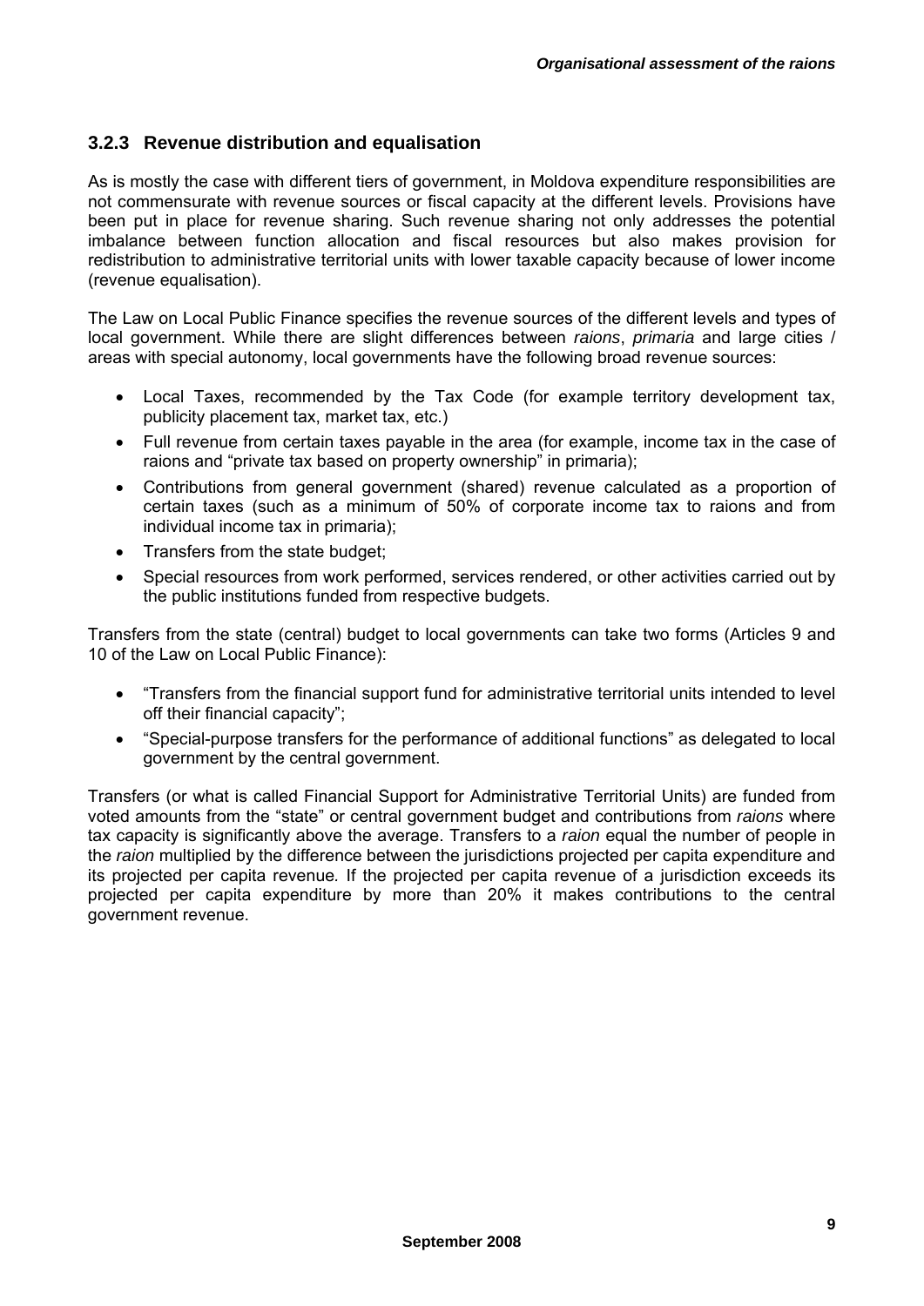### 3.2.3 Revenue distribution and equalisation

As is mostly the case with different tiers of government, in Moldova expenditure responsibilities are not commensurate with revenue sources or fiscal capacity at the different levels. Provisions have been put in place for revenue sharing. Such revenue sharing not only addresses the potential imbalance between function allocation and fiscal resources but also makes provision for redistribution to administrative territorial units with lower taxable capacity because of lower income (revenue equalisation).

The Law on Local Public Finance specifies the revenue sources of the different levels and types of local government. While there are slight differences between *raions*, *primaria* and large cities / areas with special autonomy, local governments have the following broad revenue sources:

- Local Taxes, recommended by the Tax Code (for example territory development tax, publicity placement tax, market tax, etc.)
- Full revenue from certain taxes payable in the area (for example, income tax in the case of raions and "private tax based on property ownership" in primaria);
- Contributions from general government (shared) revenue calculated as a proportion of certain taxes (such as a minimum of 50% of corporate income tax to raions and from individual income tax in primaria);
- Transfers from the state budget;
- Special resources from work performed, services rendered, or other activities carried out by the public institutions funded from respective budgets.

Transfers from the state (central) budget to local governments can take two forms (Articles 9 and 10 of the Law on Local Public Finance):

- "Transfers from the financial support fund for administrative territorial units intended to level off their financial capacity";
- "Special-purpose transfers for the performance of additional functions" as delegated to local government by the central government.

Transfers (or what is called Financial Support for Administrative Territorial Units) are funded from voted amounts from the "state" or central government budget and contributions from *raions* where tax capacity is significantly above the average. Transfers to a *raion* equal the number of people in the *raion* multiplied by the difference between the jurisdictions projected per capita expenditure and its projected per capita revenue. If the projected per capita revenue of a jurisdiction exceeds its projected per capita expenditure by more than 20% it makes contributions to the central government revenue.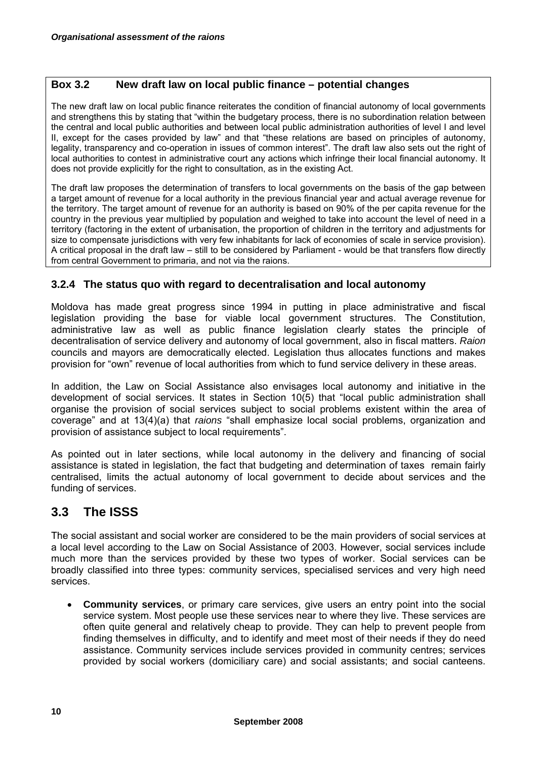**Box 3.2 New draft law on local public finance – potential changes**

The new draft law on local public finance reiterates the condition of financial autonomy of local governments and strengthens this by stating that "within the budgetary process, there is no subordination relation between the central and local public authorities and between local public administration authorities of level I and level II, except for the cases provided by law" and that "these relations are based on principles of autonomy, legality, transparency and co-operation in issues of common interest". The draft law also sets out the right of local authorities to contest in administrative court any actions which infringe their local financial autonomy. It does not provide explicitly for the right to consultation, as in the existing Act.

The draft law proposes the determination of transfers to local governments on the basis of the gap between a target amount of revenue for a local authority in the previous financial year and actual average revenue for the territory. The target amount of revenue for an authority is based on 90% of the per capita revenue for the country in the previous year multiplied by population and weighed to take into account the level of need in a territory (factoring in the extent of urbanisation, the proportion of children in the territory and adjustments for size to compensate jurisdictions with very few inhabitants for lack of economies of scale in service provision). A critical proposal in the draft law – still to be considered by Parliament - would be that transfers flow directly from central Government to primaria, and not via the raions.

### 3.2.4 The status quo with regard to decentralisation and local autonomy

Moldova has made great progress since 1994 in putting in place administrative and fiscal legislation providing the base for viable local government structures. The Constitution, administrative law as well as public finance legislation clearly states the principle of decentralisation of service delivery and autonomy of local government, also in fiscal matters. *Raion* councils and mayors are democratically elected. Legislation thus allocates functions and makes provision for "own" revenue of local authorities from which to fund service delivery in these areas.

In addition, the Law on Social Assistance also envisages local autonomy and initiative in the development of social services. It states in Section 10(5) that "local public administration shall organise the provision of social services subject to social problems existent within the area of coverage" and at 13(4)(a) that *raions* "shall emphasize local social problems, organization and provision of assistance subject to local requirements".

As pointed out in later sections, while local autonomy in the delivery and financing of social assistance is stated in legislation, the fact that budgeting and determination of taxes remain fairly centralised, limits the actual autonomy of local government to decide about services and the funding of services.

## 3.3 The ISSS

The social assistant and social worker are considered to be the main providers of social services at a local level according to the Law on Social Assistance of 2003. However, social services include much more than the services provided by these two types of worker. Social services can be broadly classified into three types: community services, specialised services and very high need services.

- **Community services**, or primary care services, give users an entry point into the social service system. Most people use these services near to where they live. These services are often quite general and relatively cheap to provide. They can help to prevent people from finding themselves in difficulty, and to identify and meet most of their needs if they do need assistance. Community services include services provided in community centres; services provided by social workers (domiciliary care) and social assistants; and social canteens.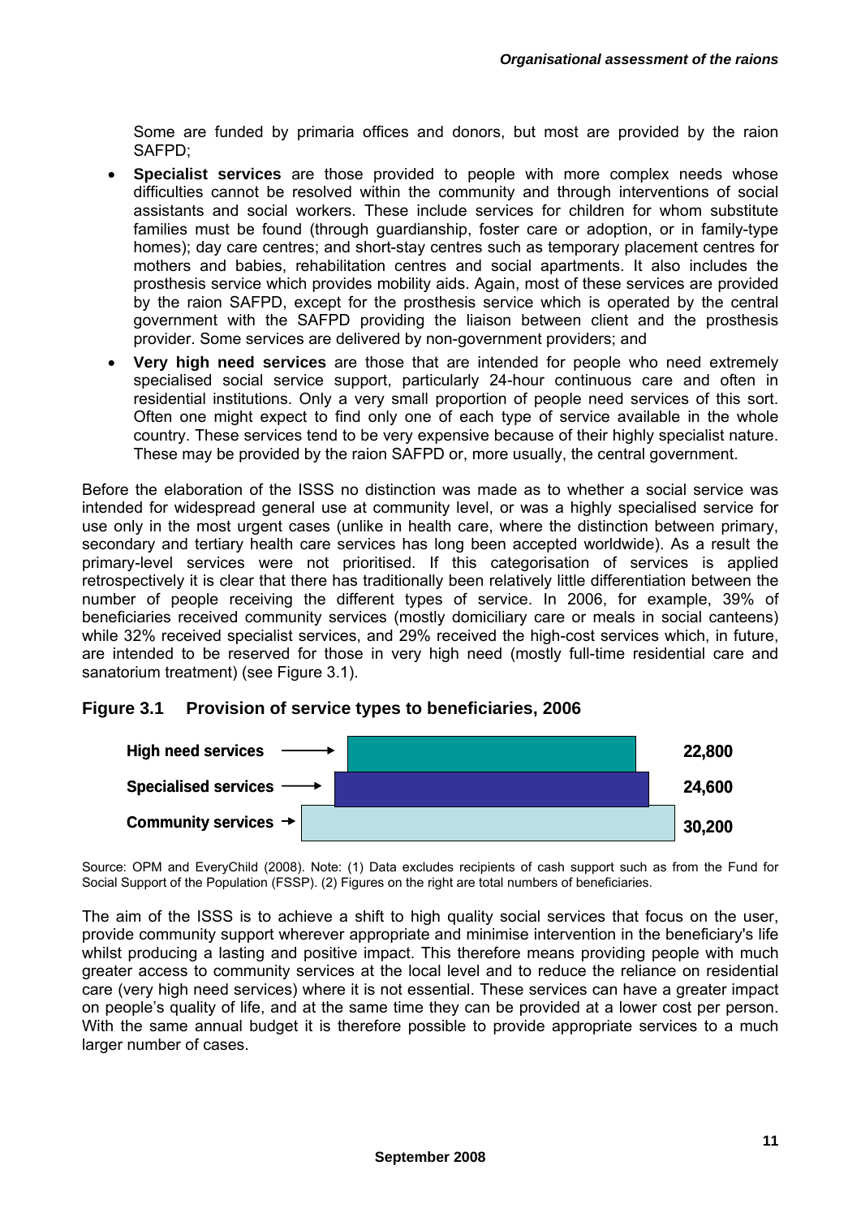Some are funded by primaria offices and donors, but most are provided by the raion SAFPD;

- **Specialist services** are those provided to people with more complex needs whose difficulties cannot be resolved within the community and through interventions of social assistants and social workers. These include services for children for whom substitute families must be found (through guardianship, foster care or adoption, or in family-type homes); day care centres; and short-stay centres such as temporary placement centres for mothers and babies, rehabilitation centres and social apartments. It also includes the prosthesis service which provides mobility aids. Again, most of these services are provided by the raion SAFPD, except for the prosthesis service which is operated by the central government with the SAFPD providing the liaison between client and the prosthesis provider. Some services are delivered by non-government providers; and
- **Very high need services** are those that are intended for people who need extremely specialised social service support, particularly 24-hour continuous care and often in residential institutions. Only a very small proportion of people need services of this sort. Often one might expect to find only one of each type of service available in the whole country. These services tend to be very expensive because of their highly specialist nature. These may be provided by the raion SAFPD or, more usually, the central government.

Before the elaboration of the ISSS no distinction was made as to whether a social service was intended for widespread general use at community level, or was a highly specialised service for use only in the most urgent cases (unlike in health care, where the distinction between primary, secondary and tertiary health care services has long been accepted worldwide). As a result the primary-level services were not prioritised. If this categorisation of services is applied retrospectively it is clear that there has traditionally been relatively little differentiation between the number of people receiving the different types of service. In 2006, for example, 39% of beneficiaries received community services (mostly domiciliary care or meals in social canteens) while 32% received specialist services, and 29% received the high-cost services which, in future, are intended to be reserved for those in very high need (mostly full-time residential care and sanatorium treatment) (see Figure 3.1).

### Figure 3.1 Provision of service types to beneficiaries, 2006

| Service type | Beneficiaries |
| --- | --- |
| High need services | 22,800 |
| Specialised services | 24,600 |
| Community services | 30,200 |

Source: OPM and EveryChild (2008). Note: (1) Data excludes recipients of cash support such as from the Fund for Social Support of the Population (FSSP). (2) Figures on the right are total numbers of beneficiaries.

The aim of the ISSS is to achieve a shift to high quality social services that focus on the user, provide community support wherever appropriate and minimise intervention in the beneficiary's life whilst producing a lasting and positive impact. This therefore means providing people with much greater access to community services at the local level and to reduce the reliance on residential care (very high need services) where it is not essential. These services can have a greater impact on people's quality of life, and at the same time they can be provided at a lower cost per person. With the same annual budget it is therefore possible to provide appropriate services to a much larger number of cases.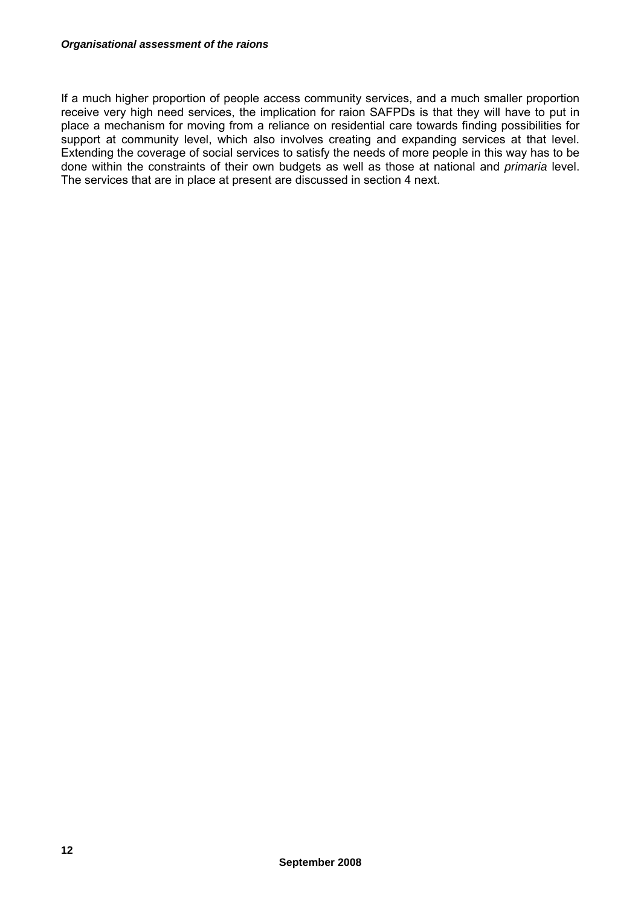If a much higher proportion of people access community services, and a much smaller proportion receive very high need services, the implication for raion SAFPDs is that they will have to put in place a mechanism for moving from a reliance on residential care towards finding possibilities for support at community level, which also involves creating and expanding services at that level. Extending the coverage of social services to satisfy the needs of more people in this way has to be done within the constraints of their own budgets as well as those at national and *primaria* level. The services that are in place at present are discussed in section 4 next.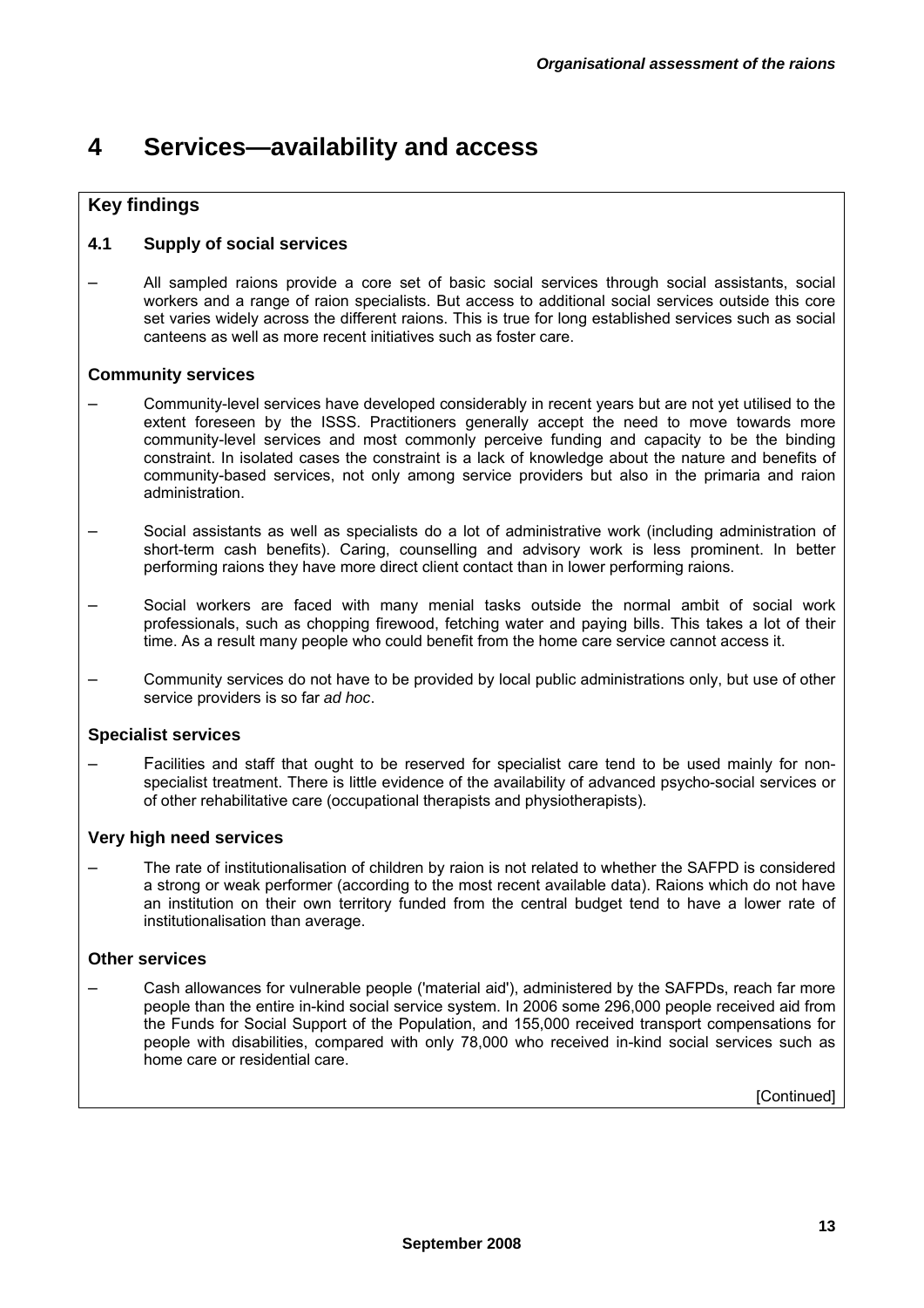# 4 Services—availability and access

## Key findings

### 4.1 Supply of social services

– All sampled raions provide a core set of basic social services through social assistants, social workers and a range of raion specialists. But access to additional social services outside this core set varies widely across the different raions. This is true for long established services such as social canteens as well as more recent initiatives such as foster care.

### Community services

– Community-level services have developed considerably in recent years but are not yet utilised to the extent foreseen by the ISSS. Practitioners generally accept the need to move towards more community-level services and most commonly perceive funding and capacity to be the binding constraint. In isolated cases the constraint is a lack of knowledge about the nature and benefits of community-based services, not only among service providers but also in the primaria and raion administration.

– Social assistants as well as specialists do a lot of administrative work (including administration of short-term cash benefits). Caring, counselling and advisory work is less prominent. In better performing raions they have more direct client contact than in lower performing raions.

– Social workers are faced with many menial tasks outside the normal ambit of social work professionals, such as chopping firewood, fetching water and paying bills. This takes a lot of their time. As a result many people who could benefit from the home care service cannot access it.

– Community services do not have to be provided by local public administrations only, but use of other service providers is so far *ad hoc*.

### Specialist services

– Facilities and staff that ought to be reserved for specialist care tend to be used mainly for non-specialist treatment. There is little evidence of the availability of advanced psycho-social services or of other rehabilitative care (occupational therapists and physiotherapists).

### Very high need services

– The rate of institutionalisation of children by raion is not related to whether the SAFPD is considered a strong or weak performer (according to the most recent available data). Raions which do not have an institution on their own territory funded from the central budget tend to have a lower rate of institutionalisation than average.

### Other services

– Cash allowances for vulnerable people ('material aid'), administered by the SAFPDs, reach far more people than the entire in-kind social service system. In 2006 some 296,000 people received aid from the Funds for Social Support of the Population, and 155,000 received transport compensations for people with disabilities, compared with only 78,000 who received in-kind social services such as home care or residential care.

[Continued]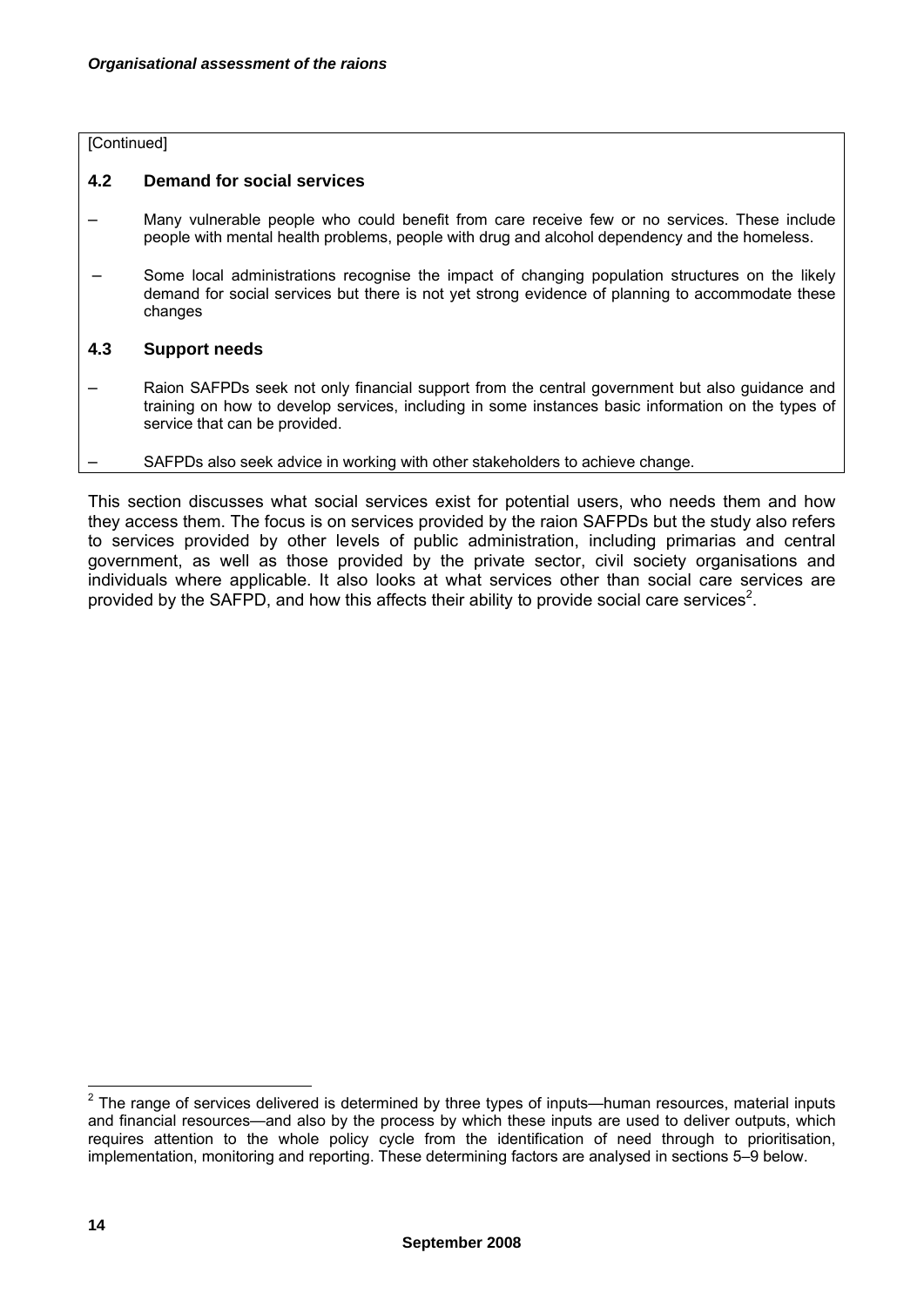[Continued]

### 4.2 Demand for social services

– Many vulnerable people who could benefit from care receive few or no services. These include people with mental health problems, people with drug and alcohol dependency and the homeless.

– Some local administrations recognise the impact of changing population structures on the likely demand for social services but there is not yet strong evidence of planning to accommodate these changes

### 4.3 Support needs

– Raion SAFPDs seek not only financial support from the central government but also guidance and training on how to develop services, including in some instances basic information on the types of service that can be provided.

– SAFPDs also seek advice in working with other stakeholders to achieve change.

This section discusses what social services exist for potential users, who needs them and how they access them. The focus is on services provided by the raion SAFPDs but the study also refers to services provided by other levels of public administration, including primarias and central government, as well as those provided by the private sector, civil society organisations and individuals where applicable. It also looks at what services other than social care services are provided by the SAFPD, and how this affects their ability to provide social care services[2].

[2] The range of services delivered is determined by three types of inputs—human resources, material inputs and financial resources—and also by the process by which these inputs are used to deliver outputs, which requires attention to the whole policy cycle from the identification of need through to prioritisation, implementation, monitoring and reporting. These determining factors are analysed in sections 5–9 below.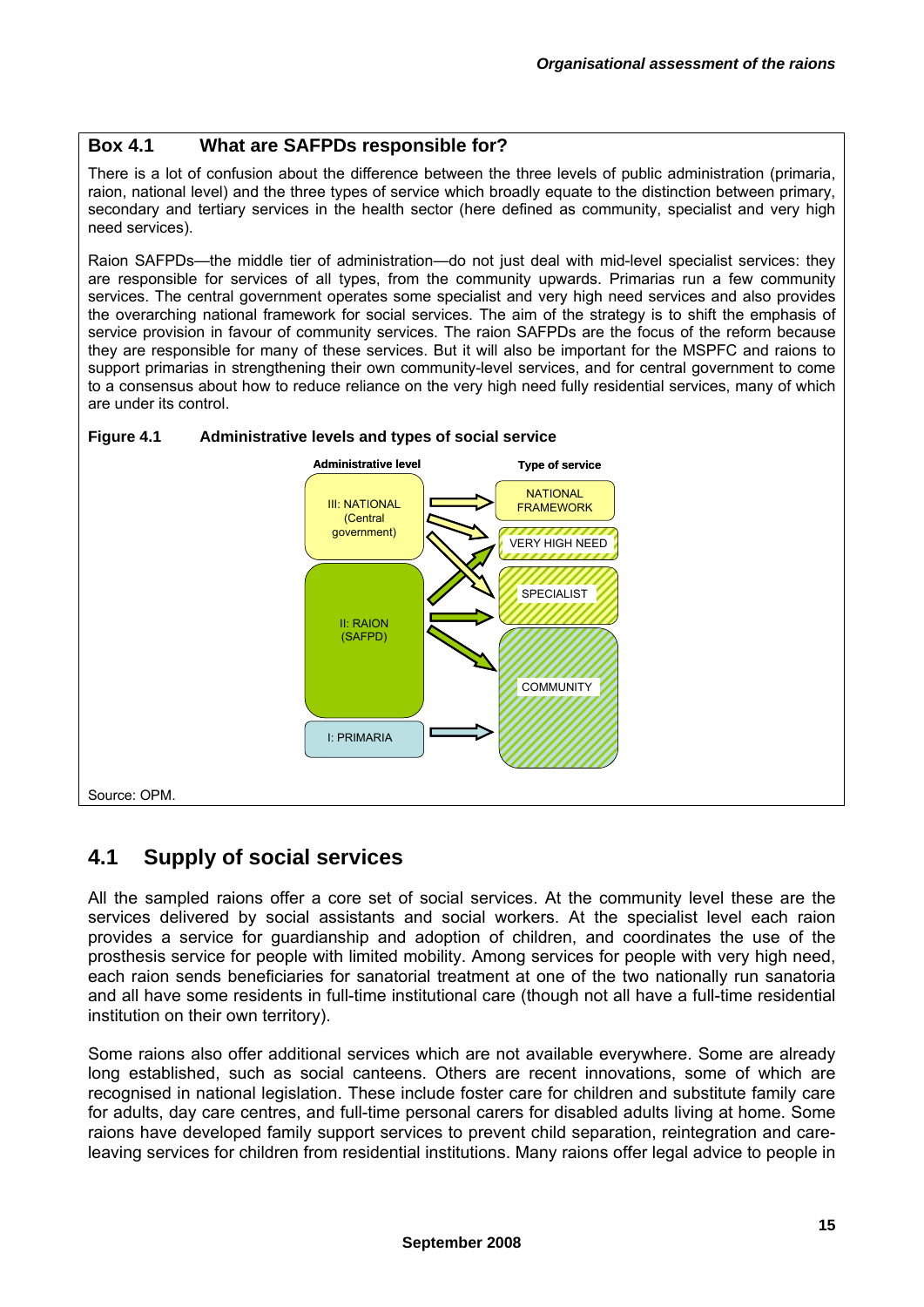### Box 4.1 What are SAFPDs responsible for?

There is a lot of confusion about the difference between the three levels of public administration (primaria, raion, national level) and the three types of service which broadly equate to the distinction between primary, secondary and tertiary services in the health sector (here defined as community, specialist and very high need services).

Raion SAFPDs—the middle tier of administration—do not just deal with mid-level specialist services: they are responsible for services of all types, from the community upwards. Primarias run a few community services. The central government operates some specialist and very high need services and also provides the overarching national framework for social services. The aim of the strategy is to shift the emphasis of service provision in favour of community services. The raion SAFPDs are the focus of the reform because they are responsible for many of these services. But it will also be important for the MSPFC and raions to support primarias in strengthening their own community-level services, and for central government to come to a consensus about how to reduce reliance on the very high need fully residential services, many of which are under its control.

**Figure 4.1 Administrative levels and types of social service**

Administrative level | Type of service

III: NATIONAL (Central government) → NATIONAL FRAMEWORK; VERY HIGH NEED; SPECIALIST

II: RAION (SAFPD) → VERY HIGH NEED; SPECIALIST; COMMUNITY

I: PRIMARIA → COMMUNITY

Source: OPM.

## 4.1 Supply of social services

All the sampled raions offer a core set of social services. At the community level these are the services delivered by social assistants and social workers. At the specialist level each raion provides a service for guardianship and adoption of children, and coordinates the use of the prosthesis service for people with limited mobility. Among services for people with very high need, each raion sends beneficiaries for sanatorial treatment at one of the two nationally run sanatoria and all have some residents in full-time institutional care (though not all have a full-time residential institution on their own territory).

Some raions also offer additional services which are not available everywhere. Some are already long established, such as social canteens. Others are recent innovations, some of which are recognised in national legislation. These include foster care for children and substitute family care for adults, day care centres, and full-time personal carers for disabled adults living at home. Some raions have developed family support services to prevent child separation, reintegration and care-leaving services for children from residential institutions. Many raions offer legal advice to people in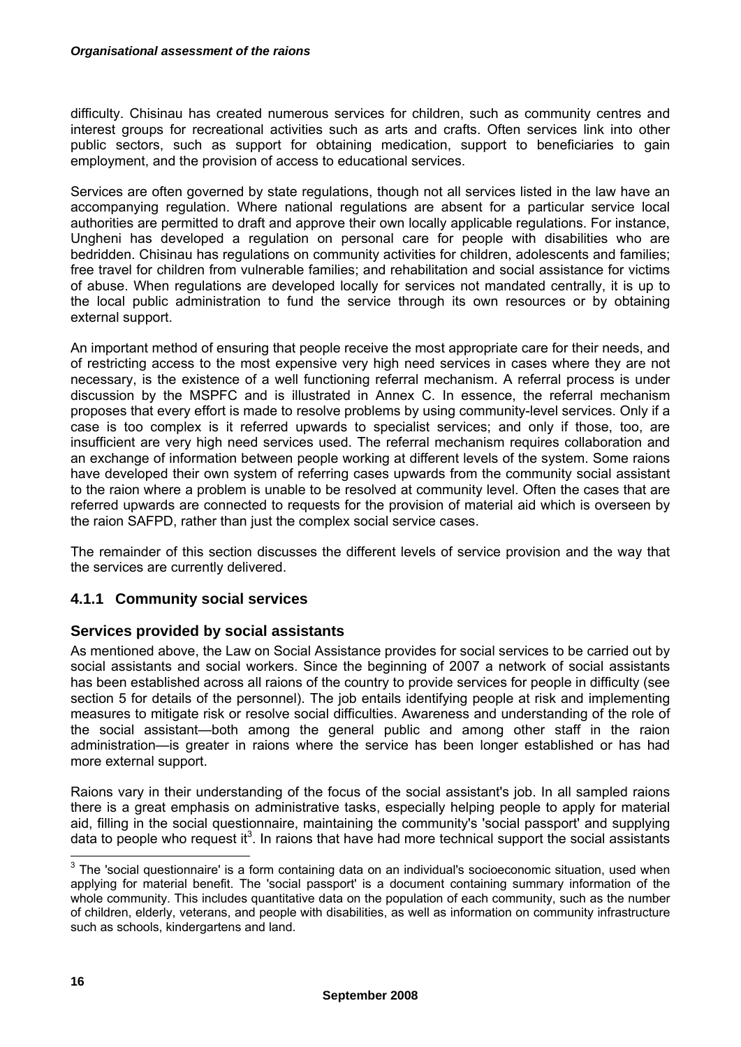difficulty. Chisinau has created numerous services for children, such as community centres and interest groups for recreational activities such as arts and crafts. Often services link into other public sectors, such as support for obtaining medication, support to beneficiaries to gain employment, and the provision of access to educational services.

Services are often governed by state regulations, though not all services listed in the law have an accompanying regulation. Where national regulations are absent for a particular service local authorities are permitted to draft and approve their own locally applicable regulations. For instance, Ungheni has developed a regulation on personal care for people with disabilities who are bedridden. Chisinau has regulations on community activities for children, adolescents and families; free travel for children from vulnerable families; and rehabilitation and social assistance for victims of abuse. When regulations are developed locally for services not mandated centrally, it is up to the local public administration to fund the service through its own resources or by obtaining external support.

An important method of ensuring that people receive the most appropriate care for their needs, and of restricting access to the most expensive very high need services in cases where they are not necessary, is the existence of a well functioning referral mechanism. A referral process is under discussion by the MSPFC and is illustrated in Annex C. In essence, the referral mechanism proposes that every effort is made to resolve problems by using community-level services. Only if a case is too complex is it referred upwards to specialist services; and only if those, too, are insufficient are very high need services used. The referral mechanism requires collaboration and an exchange of information between people working at different levels of the system. Some raions have developed their own system of referring cases upwards from the community social assistant to the raion where a problem is unable to be resolved at community level. Often the cases that are referred upwards are connected to requests for the provision of material aid which is overseen by the raion SAFPD, rather than just the complex social service cases.

The remainder of this section discusses the different levels of service provision and the way that the services are currently delivered.

### 4.1.1 Community social services

#### Services provided by social assistants

As mentioned above, the Law on Social Assistance provides for social services to be carried out by social assistants and social workers. Since the beginning of 2007 a network of social assistants has been established across all raions of the country to provide services for people in difficulty (see section 5 for details of the personnel). The job entails identifying people at risk and implementing measures to mitigate risk or resolve social difficulties. Awareness and understanding of the role of the social assistant—both among the general public and among other staff in the raion administration—is greater in raions where the service has been longer established or has had more external support.

Raions vary in their understanding of the focus of the social assistant's job. In all sampled raions there is a great emphasis on administrative tasks, especially helping people to apply for material aid, filling in the social questionnaire, maintaining the community's 'social passport' and supplying data to people who request it[3]. In raions that have had more technical support the social assistants

[3] The 'social questionnaire' is a form containing data on an individual's socioeconomic situation, used when applying for material benefit. The 'social passport' is a document containing summary information of the whole community. This includes quantitative data on the population of each community, such as the number of children, elderly, veterans, and people with disabilities, as well as information on community infrastructure such as schools, kindergartens and land.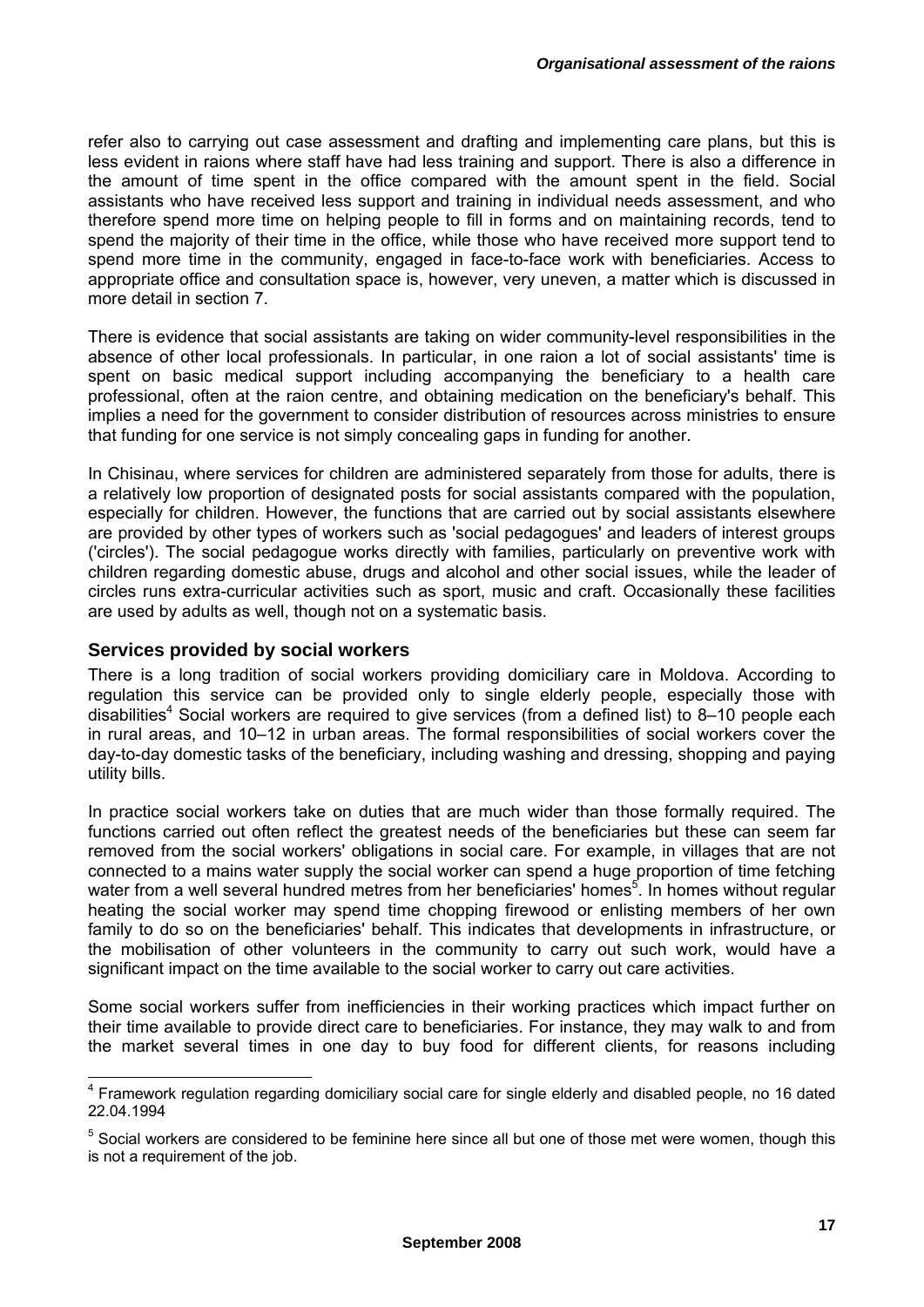refer also to carrying out case assessment and drafting and implementing care plans, but this is less evident in raions where staff have had less training and support. There is also a difference in the amount of time spent in the office compared with the amount spent in the field. Social assistants who have received less support and training in individual needs assessment, and who therefore spend more time on helping people to fill in forms and on maintaining records, tend to spend the majority of their time in the office, while those who have received more support tend to spend more time in the community, engaged in face-to-face work with beneficiaries. Access to appropriate office and consultation space is, however, very uneven, a matter which is discussed in more detail in section 7.

There is evidence that social assistants are taking on wider community-level responsibilities in the absence of other local professionals. In particular, in one raion a lot of social assistants' time is spent on basic medical support including accompanying the beneficiary to a health care professional, often at the raion centre, and obtaining medication on the beneficiary's behalf. This implies a need for the government to consider distribution of resources across ministries to ensure that funding for one service is not simply concealing gaps in funding for another.

In Chisinau, where services for children are administered separately from those for adults, there is a relatively low proportion of designated posts for social assistants compared with the population, especially for children. However, the functions that are carried out by social assistants elsewhere are provided by other types of workers such as 'social pedagogues' and leaders of interest groups ('circles'). The social pedagogue works directly with families, particularly on preventive work with children regarding domestic abuse, drugs and alcohol and other social issues, while the leader of circles runs extra-curricular activities such as sport, music and craft. Occasionally these facilities are used by adults as well, though not on a systematic basis.

### Services provided by social workers

There is a long tradition of social workers providing domiciliary care in Moldova. According to regulation this service can be provided only to single elderly people, especially those with disabilities[4] Social workers are required to give services (from a defined list) to 8–10 people each in rural areas, and 10–12 in urban areas. The formal responsibilities of social workers cover the day-to-day domestic tasks of the beneficiary, including washing and dressing, shopping and paying utility bills.

In practice social workers take on duties that are much wider than those formally required. The functions carried out often reflect the greatest needs of the beneficiaries but these can seem far removed from the social workers' obligations in social care. For example, in villages that are not connected to a mains water supply the social worker can spend a huge proportion of time fetching water from a well several hundred metres from her beneficiaries' homes[5]. In homes without regular heating the social worker may spend time chopping firewood or enlisting members of her own family to do so on the beneficiaries' behalf. This indicates that developments in infrastructure, or the mobilisation of other volunteers in the community to carry out such work, would have a significant impact on the time available to the social worker to carry out care activities.

Some social workers suffer from inefficiencies in their working practices which impact further on their time available to provide direct care to beneficiaries. For instance, they may walk to and from the market several times in one day to buy food for different clients, for reasons including

---

[4] Framework regulation regarding domiciliary social care for single elderly and disabled people, no 16 dated 22.04.1994

[5] Social workers are considered to be feminine here since all but one of those met were women, though this is not a requirement of the job.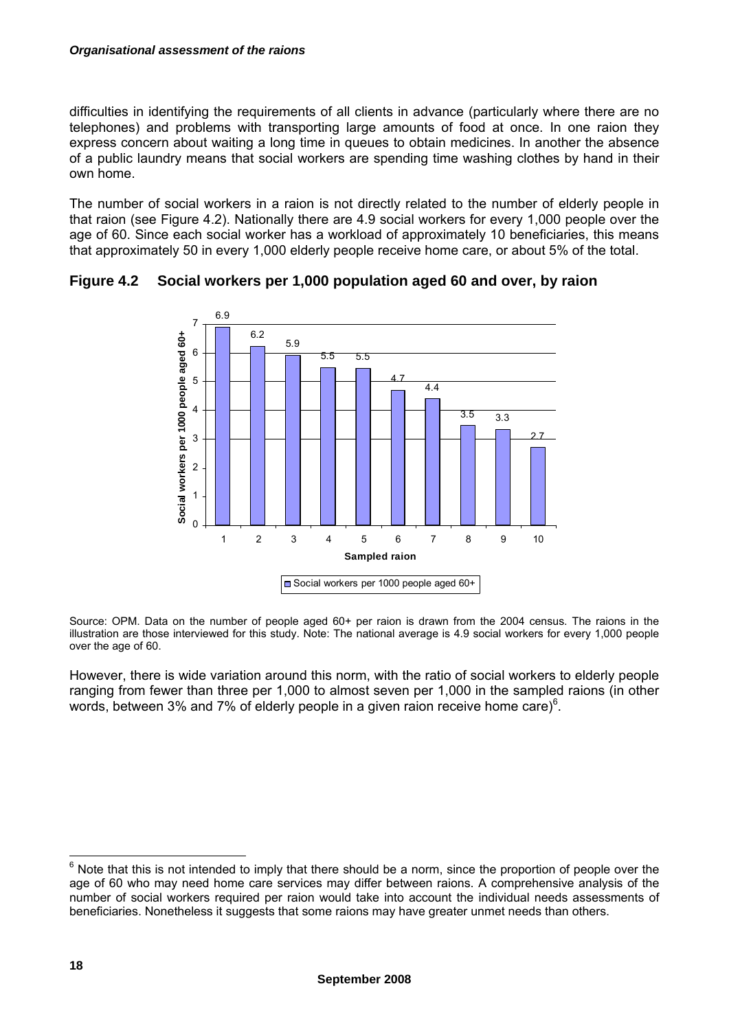difficulties in identifying the requirements of all clients in advance (particularly where there are no telephones) and problems with transporting large amounts of food at once. In one raion they express concern about waiting a long time in queues to obtain medicines. In another the absence of a public laundry means that social workers are spending time washing clothes by hand in their own home.

The number of social workers in a raion is not directly related to the number of elderly people in that raion (see Figure 4.2). Nationally there are 4.9 social workers for every 1,000 people over the age of 60. Since each social worker has a workload of approximately 10 beneficiaries, this means that approximately 50 in every 1,000 elderly people receive home care, or about 5% of the total.

### Figure 4.2 Social workers per 1,000 population aged 60 and over, by raion

| Sampled raion | Social workers per 1000 people aged 60+ |
|---|---|
| 1 | 6.9 |
| 2 | 6.2 |
| 3 | 5.9 |
| 4 | 5.5 |
| 5 | 5.5 |
| 6 | 4.7 |
| 7 | 4.4 |
| 8 | 3.5 |
| 9 | 3.3 |
| 10 | 2.7 |

Source: OPM. Data on the number of people aged 60+ per raion is drawn from the 2004 census. The raions in the illustration are those interviewed for this study. Note: The national average is 4.9 social workers for every 1,000 people over the age of 60.

However, there is wide variation around this norm, with the ratio of social workers to elderly people ranging from fewer than three per 1,000 to almost seven per 1,000 in the sampled raions (in other words, between 3% and 7% of elderly people in a given raion receive home care)[6].

---

[6] Note that this is not intended to imply that there should be a norm, since the proportion of people over the age of 60 who may need home care services may differ between raions. A comprehensive analysis of the number of social workers required per raion would take into account the individual needs assessments of beneficiaries. Nonetheless it suggests that some raions may have greater unmet needs than others.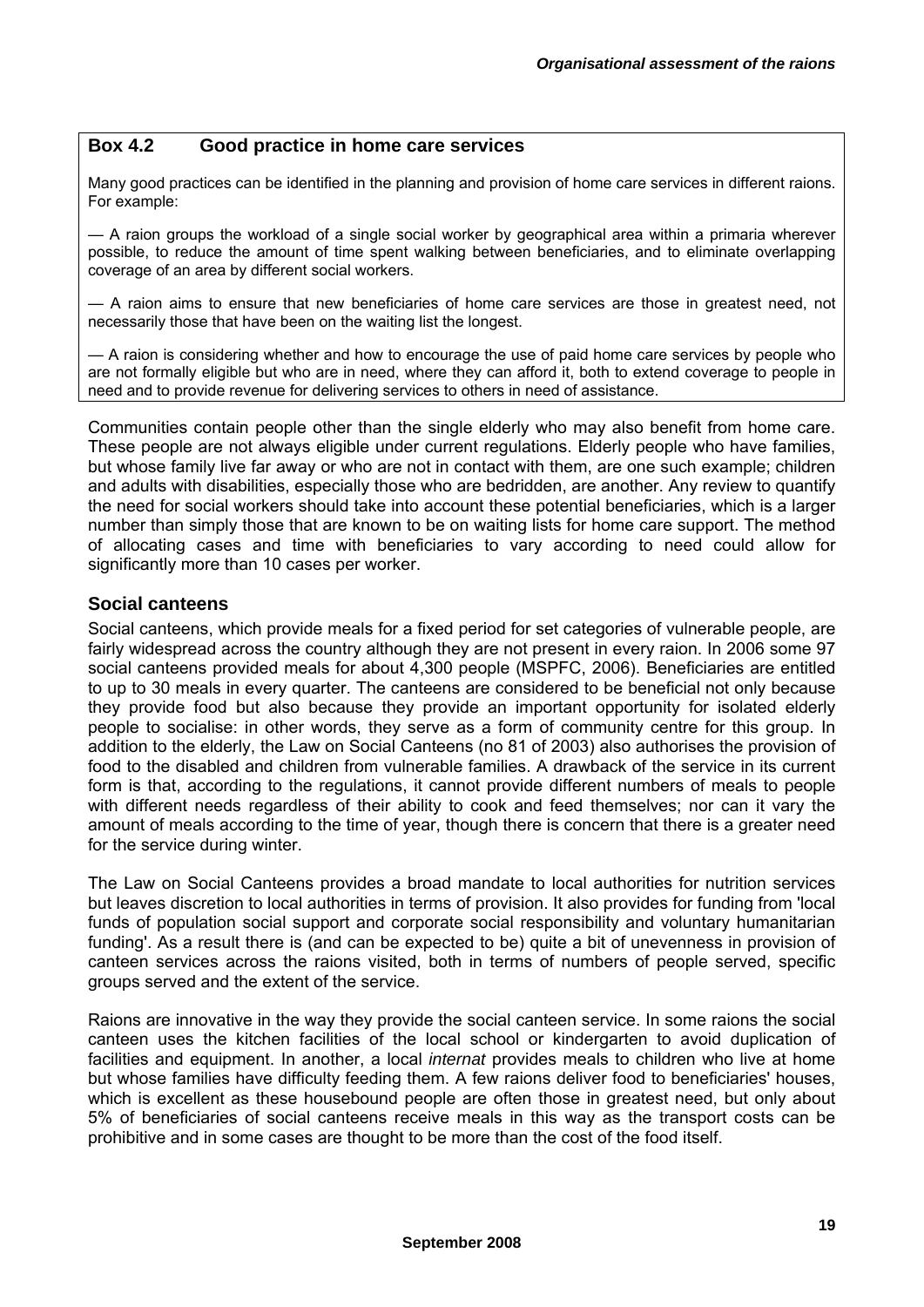### Box 4.2 Good practice in home care services

Many good practices can be identified in the planning and provision of home care services in different raions. For example:

— A raion groups the workload of a single social worker by geographical area within a primaria wherever possible, to reduce the amount of time spent walking between beneficiaries, and to eliminate overlapping coverage of an area by different social workers.

— A raion aims to ensure that new beneficiaries of home care services are those in greatest need, not necessarily those that have been on the waiting list the longest.

— A raion is considering whether and how to encourage the use of paid home care services by people who are not formally eligible but who are in need, where they can afford it, both to extend coverage to people in need and to provide revenue for delivering services to others in need of assistance.

Communities contain people other than the single elderly who may also benefit from home care. These people are not always eligible under current regulations. Elderly people who have families, but whose family live far away or who are not in contact with them, are one such example; children and adults with disabilities, especially those who are bedridden, are another. Any review to quantify the need for social workers should take into account these potential beneficiaries, which is a larger number than simply those that are known to be on waiting lists for home care support. The method of allocating cases and time with beneficiaries to vary according to need could allow for significantly more than 10 cases per worker.

### Social canteens

Social canteens, which provide meals for a fixed period for set categories of vulnerable people, are fairly widespread across the country although they are not present in every raion. In 2006 some 97 social canteens provided meals for about 4,300 people (MSPFC, 2006). Beneficiaries are entitled to up to 30 meals in every quarter. The canteens are considered to be beneficial not only because they provide food but also because they provide an important opportunity for isolated elderly people to socialise: in other words, they serve as a form of community centre for this group. In addition to the elderly, the Law on Social Canteens (no 81 of 2003) also authorises the provision of food to the disabled and children from vulnerable families. A drawback of the service in its current form is that, according to the regulations, it cannot provide different numbers of meals to people with different needs regardless of their ability to cook and feed themselves; nor can it vary the amount of meals according to the time of year, though there is concern that there is a greater need for the service during winter.

The Law on Social Canteens provides a broad mandate to local authorities for nutrition services but leaves discretion to local authorities in terms of provision. It also provides for funding from 'local funds of population social support and corporate social responsibility and voluntary humanitarian funding'. As a result there is (and can be expected to be) quite a bit of unevenness in provision of canteen services across the raions visited, both in terms of numbers of people served, specific groups served and the extent of the service.

Raions are innovative in the way they provide the social canteen service. In some raions the social canteen uses the kitchen facilities of the local school or kindergarten to avoid duplication of facilities and equipment. In another, a local *internat* provides meals to children who live at home but whose families have difficulty feeding them. A few raions deliver food to beneficiaries' houses, which is excellent as these housebound people are often those in greatest need, but only about 5% of beneficiaries of social canteens receive meals in this way as the transport costs can be prohibitive and in some cases are thought to be more than the cost of the food itself.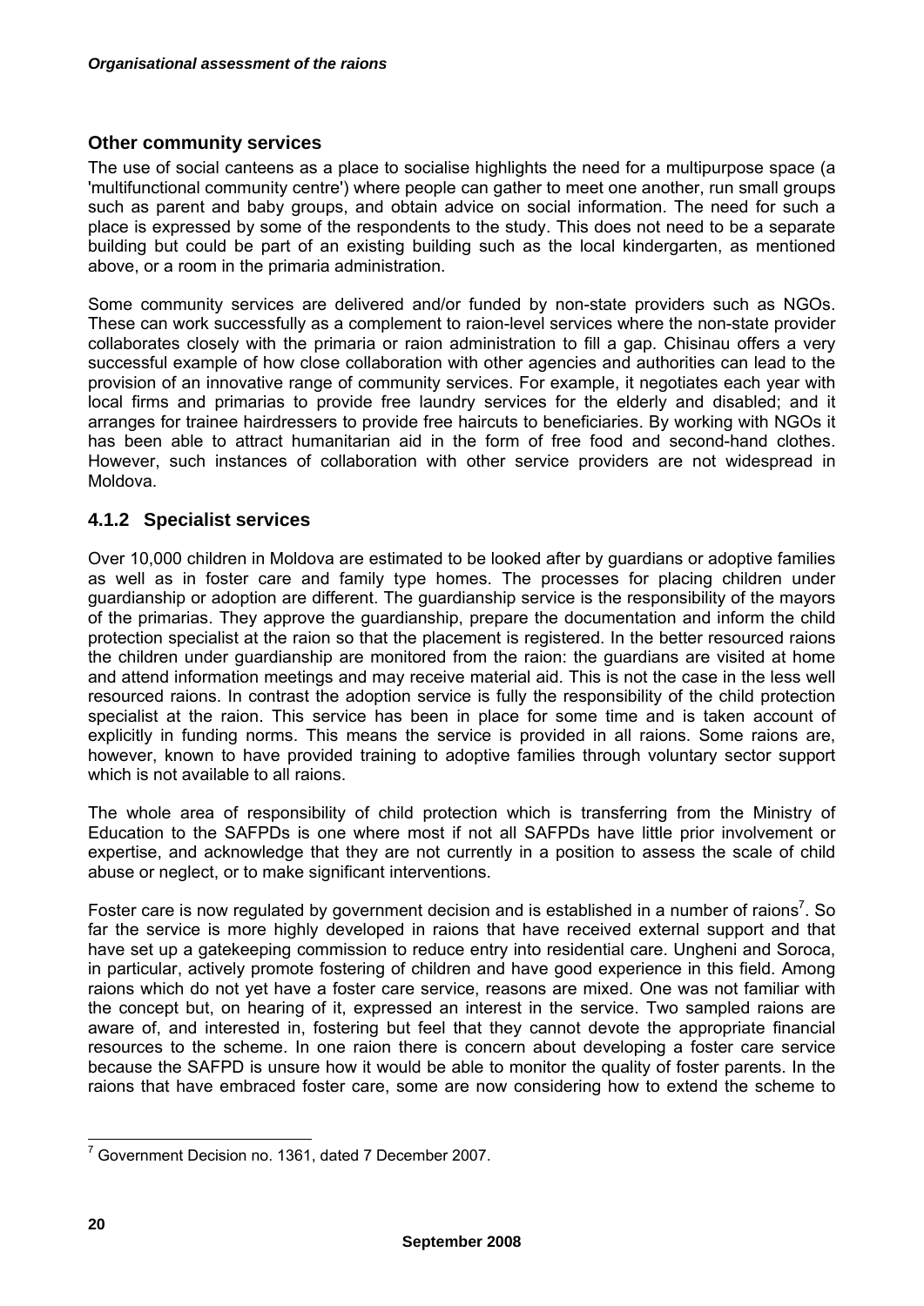### Other community services

The use of social canteens as a place to socialise highlights the need for a multipurpose space (a 'multifunctional community centre') where people can gather to meet one another, run small groups such as parent and baby groups, and obtain advice on social information. The need for such a place is expressed by some of the respondents to the study. This does not need to be a separate building but could be part of an existing building such as the local kindergarten, as mentioned above, or a room in the primaria administration.

Some community services are delivered and/or funded by non-state providers such as NGOs. These can work successfully as a complement to raion-level services where the non-state provider collaborates closely with the primaria or raion administration to fill a gap. Chisinau offers a very successful example of how close collaboration with other agencies and authorities can lead to the provision of an innovative range of community services. For example, it negotiates each year with local firms and primarias to provide free laundry services for the elderly and disabled; and it arranges for trainee hairdressers to provide free haircuts to beneficiaries. By working with NGOs it has been able to attract humanitarian aid in the form of free food and second-hand clothes. However, such instances of collaboration with other service providers are not widespread in Moldova.

## 4.1.2 Specialist services

Over 10,000 children in Moldova are estimated to be looked after by guardians or adoptive families as well as in foster care and family type homes. The processes for placing children under guardianship or adoption are different. The guardianship service is the responsibility of the mayors of the primarias. They approve the guardianship, prepare the documentation and inform the child protection specialist at the raion so that the placement is registered. In the better resourced raions the children under guardianship are monitored from the raion: the guardians are visited at home and attend information meetings and may receive material aid. This is not the case in the less well resourced raions. In contrast the adoption service is fully the responsibility of the child protection specialist at the raion. This service has been in place for some time and is taken account of explicitly in funding norms. This means the service is provided in all raions. Some raions are, however, known to have provided training to adoptive families through voluntary sector support which is not available to all raions.

The whole area of responsibility of child protection which is transferring from the Ministry of Education to the SAFPDs is one where most if not all SAFPDs have little prior involvement or expertise, and acknowledge that they are not currently in a position to assess the scale of child abuse or neglect, or to make significant interventions.

Foster care is now regulated by government decision and is established in a number of raions[7]. So far the service is more highly developed in raions that have received external support and that have set up a gatekeeping commission to reduce entry into residential care. Ungheni and Soroca, in particular, actively promote fostering of children and have good experience in this field. Among raions which do not yet have a foster care service, reasons are mixed. One was not familiar with the concept but, on hearing of it, expressed an interest in the service. Two sampled raions are aware of, and interested in, fostering but feel that they cannot devote the appropriate financial resources to the scheme. In one raion there is concern about developing a foster care service because the SAFPD is unsure how it would be able to monitor the quality of foster parents. In the raions that have embraced foster care, some are now considering how to extend the scheme to

[7] Government Decision no. 1361, dated 7 December 2007.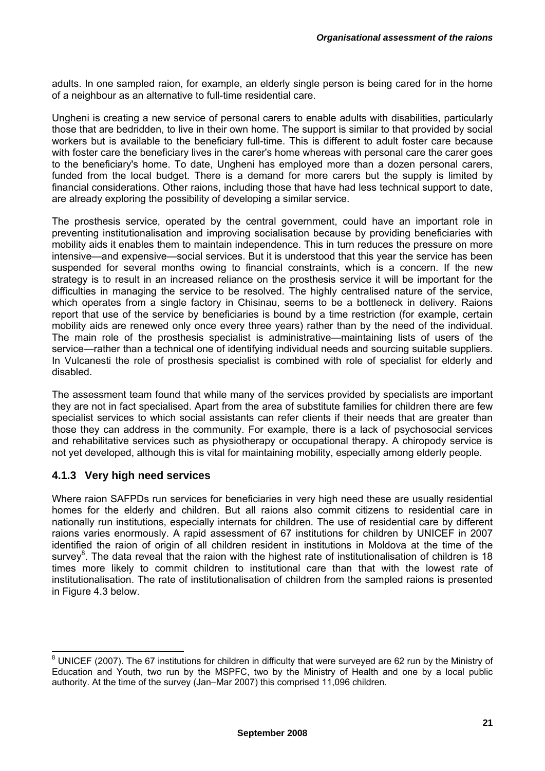adults. In one sampled raion, for example, an elderly single person is being cared for in the home of a neighbour as an alternative to full-time residential care.

Ungheni is creating a new service of personal carers to enable adults with disabilities, particularly those that are bedridden, to live in their own home. The support is similar to that provided by social workers but is available to the beneficiary full-time. This is different to adult foster care because with foster care the beneficiary lives in the carer's home whereas with personal care the carer goes to the beneficiary's home. To date, Ungheni has employed more than a dozen personal carers, funded from the local budget. There is a demand for more carers but the supply is limited by financial considerations. Other raions, including those that have had less technical support to date, are already exploring the possibility of developing a similar service.

The prosthesis service, operated by the central government, could have an important role in preventing institutionalisation and improving socialisation because by providing beneficiaries with mobility aids it enables them to maintain independence. This in turn reduces the pressure on more intensive—and expensive—social services. But it is understood that this year the service has been suspended for several months owing to financial constraints, which is a concern. If the new strategy is to result in an increased reliance on the prosthesis service it will be important for the difficulties in managing the service to be resolved. The highly centralised nature of the service, which operates from a single factory in Chisinau, seems to be a bottleneck in delivery. Raions report that use of the service by beneficiaries is bound by a time restriction (for example, certain mobility aids are renewed only once every three years) rather than by the need of the individual. The main role of the prosthesis specialist is administrative—maintaining lists of users of the service—rather than a technical one of identifying individual needs and sourcing suitable suppliers. In Vulcanesti the role of prosthesis specialist is combined with role of specialist for elderly and disabled.

The assessment team found that while many of the services provided by specialists are important they are not in fact specialised. Apart from the area of substitute families for children there are few specialist services to which social assistants can refer clients if their needs that are greater than those they can address in the community. For example, there is a lack of psychosocial services and rehabilitative services such as physiotherapy or occupational therapy. A chiropody service is not yet developed, although this is vital for maintaining mobility, especially among elderly people.

### 4.1.3 Very high need services

Where raion SAFPDs run services for beneficiaries in very high need these are usually residential homes for the elderly and children. But all raions also commit citizens to residential care in nationally run institutions, especially internats for children. The use of residential care by different raions varies enormously. A rapid assessment of 67 institutions for children by UNICEF in 2007 identified the raion of origin of all children resident in institutions in Moldova at the time of the survey[8]. The data reveal that the raion with the highest rate of institutionalisation of children is 18 times more likely to commit children to institutional care than that with the lowest rate of institutionalisation. The rate of institutionalisation of children from the sampled raions is presented in Figure 4.3 below.

[8] UNICEF (2007). The 67 institutions for children in difficulty that were surveyed are 62 run by the Ministry of Education and Youth, two run by the MSPFC, two by the Ministry of Health and one by a local public authority. At the time of the survey (Jan–Mar 2007) this comprised 11,096 children.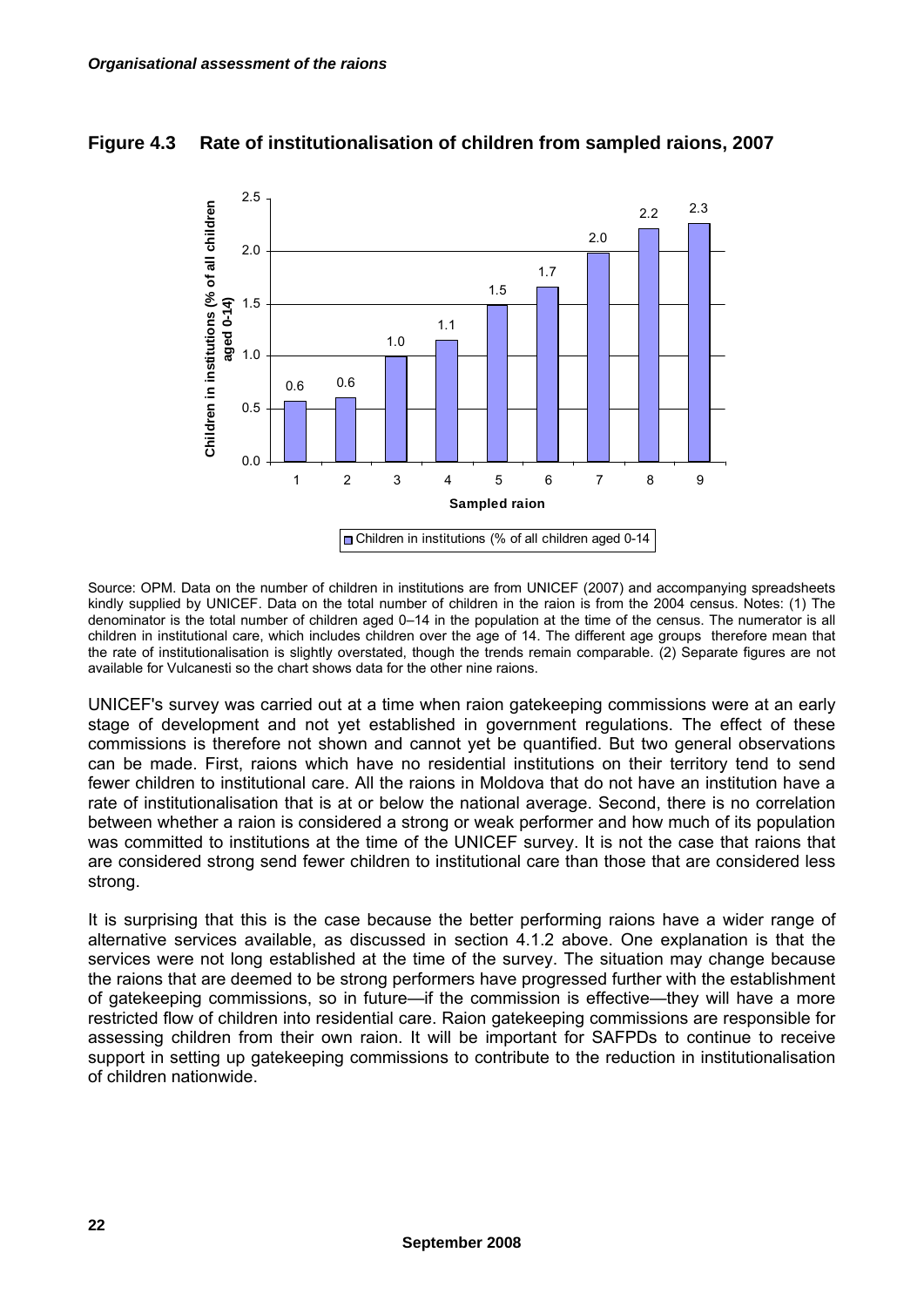## Figure 4.3 Rate of institutionalisation of children from sampled raions, 2007

| Sampled raion | Children in institutions (% of all children aged 0-14) |
| --- | --- |
| 1 | 0.6 |
| 2 | 0.6 |
| 3 | 1.0 |
| 4 | 1.1 |
| 5 | 1.5 |
| 6 | 1.7 |
| 7 | 2.0 |
| 8 | 2.2 |
| 9 | 2.3 |

Source: OPM. Data on the number of children in institutions are from UNICEF (2007) and accompanying spreadsheets kindly supplied by UNICEF. Data on the total number of children in the raion is from the 2004 census. Notes: (1) The denominator is the total number of children aged 0–14 in the population at the time of the census. The numerator is all children in institutional care, which includes children over the age of 14. The different age groups therefore mean that the rate of institutionalisation is slightly overstated, though the trends remain comparable. (2) Separate figures are not available for Vulcanesti so the chart shows data for the other nine raions.

UNICEF's survey was carried out at a time when raion gatekeeping commissions were at an early stage of development and not yet established in government regulations. The effect of these commissions is therefore not shown and cannot yet be quantified. But two general observations can be made. First, raions which have no residential institutions on their territory tend to send fewer children to institutional care. All the raions in Moldova that do not have an institution have a rate of institutionalisation that is at or below the national average. Second, there is no correlation between whether a raion is considered a strong or weak performer and how much of its population was committed to institutions at the time of the UNICEF survey. It is not the case that raions that are considered strong send fewer children to institutional care than those that are considered less strong.

It is surprising that this is the case because the better performing raions have a wider range of alternative services available, as discussed in section 4.1.2 above. One explanation is that the services were not long established at the time of the survey. The situation may change because the raions that are deemed to be strong performers have progressed further with the establishment of gatekeeping commissions, so in future—if the commission is effective—they will have a more restricted flow of children into residential care. Raion gatekeeping commissions are responsible for assessing children from their own raion. It will be important for SAFPDs to continue to receive support in setting up gatekeeping commissions to contribute to the reduction in institutionalisation of children nationwide.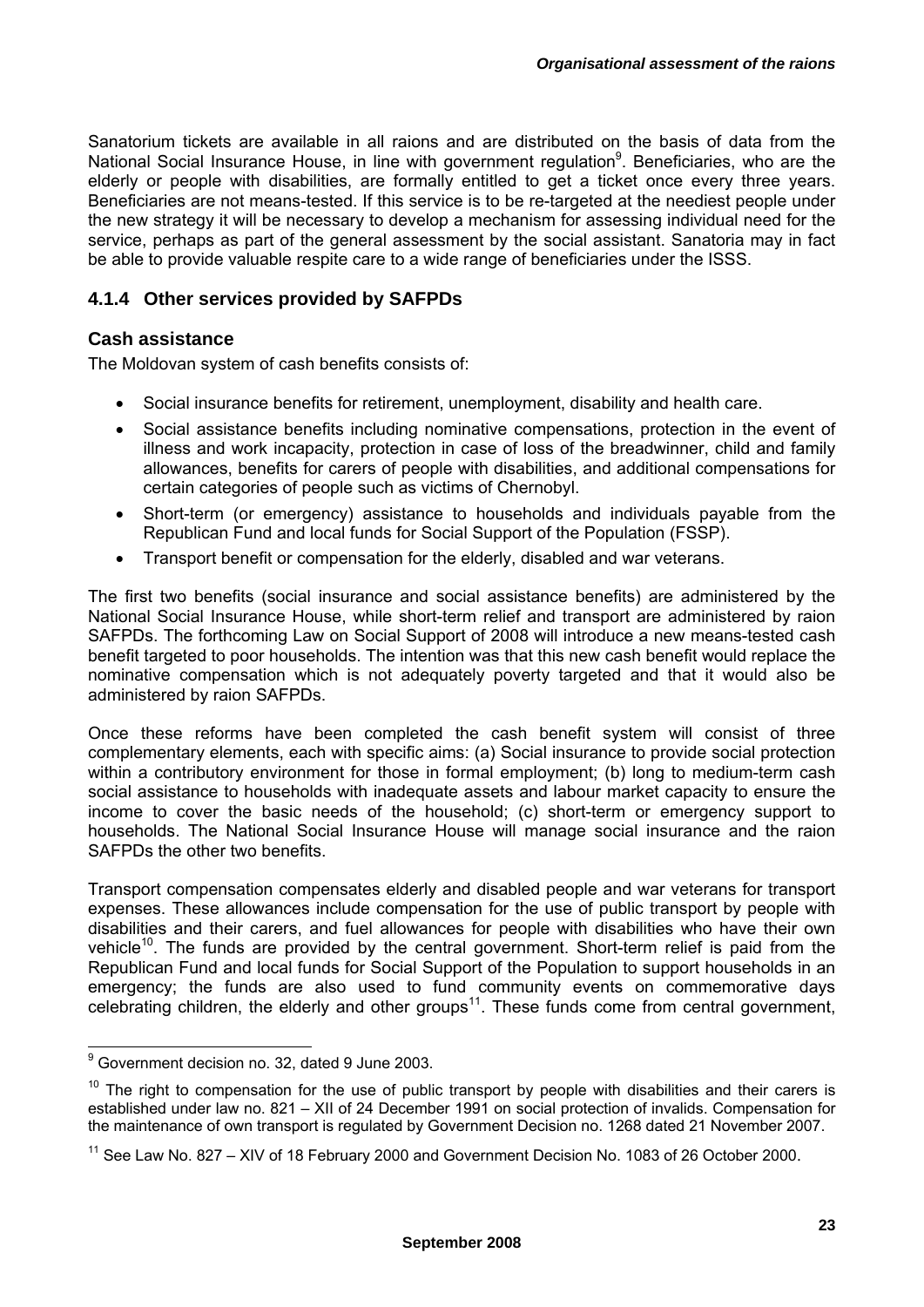Sanatorium tickets are available in all raions and are distributed on the basis of data from the National Social Insurance House, in line with government regulation[9]. Beneficiaries, who are the elderly or people with disabilities, are formally entitled to get a ticket once every three years. Beneficiaries are not means-tested. If this service is to be re-targeted at the neediest people under the new strategy it will be necessary to develop a mechanism for assessing individual need for the service, perhaps as part of the general assessment by the social assistant. Sanatoria may in fact be able to provide valuable respite care to a wide range of beneficiaries under the ISSS.

### 4.1.4 Other services provided by SAFPDs

#### Cash assistance

The Moldovan system of cash benefits consists of:

- Social insurance benefits for retirement, unemployment, disability and health care.
- Social assistance benefits including nominative compensations, protection in the event of illness and work incapacity, protection in case of loss of the breadwinner, child and family allowances, benefits for carers of people with disabilities, and additional compensations for certain categories of people such as victims of Chernobyl.
- Short-term (or emergency) assistance to households and individuals payable from the Republican Fund and local funds for Social Support of the Population (FSSP).
- Transport benefit or compensation for the elderly, disabled and war veterans.

The first two benefits (social insurance and social assistance benefits) are administered by the National Social Insurance House, while short-term relief and transport are administered by raion SAFPDs. The forthcoming Law on Social Support of 2008 will introduce a new means-tested cash benefit targeted to poor households. The intention was that this new cash benefit would replace the nominative compensation which is not adequately poverty targeted and that it would also be administered by raion SAFPDs.

Once these reforms have been completed the cash benefit system will consist of three complementary elements, each with specific aims: (a) Social insurance to provide social protection within a contributory environment for those in formal employment; (b) long to medium-term cash social assistance to households with inadequate assets and labour market capacity to ensure the income to cover the basic needs of the household; (c) short-term or emergency support to households. The National Social Insurance House will manage social insurance and the raion SAFPDs the other two benefits.

Transport compensation compensates elderly and disabled people and war veterans for transport expenses. These allowances include compensation for the use of public transport by people with disabilities and their carers, and fuel allowances for people with disabilities who have their own vehicle[10]. The funds are provided by the central government. Short-term relief is paid from the Republican Fund and local funds for Social Support of the Population to support households in an emergency; the funds are also used to fund community events on commemorative days celebrating children, the elderly and other groups[11]. These funds come from central government,

---

[9] Government decision no. 32, dated 9 June 2003.

[10] The right to compensation for the use of public transport by people with disabilities and their carers is established under law no. 821 – XII of 24 December 1991 on social protection of invalids. Compensation for the maintenance of own transport is regulated by Government Decision no. 1268 dated 21 November 2007.

[11] See Law No. 827 – XIV of 18 February 2000 and Government Decision No. 1083 of 26 October 2000.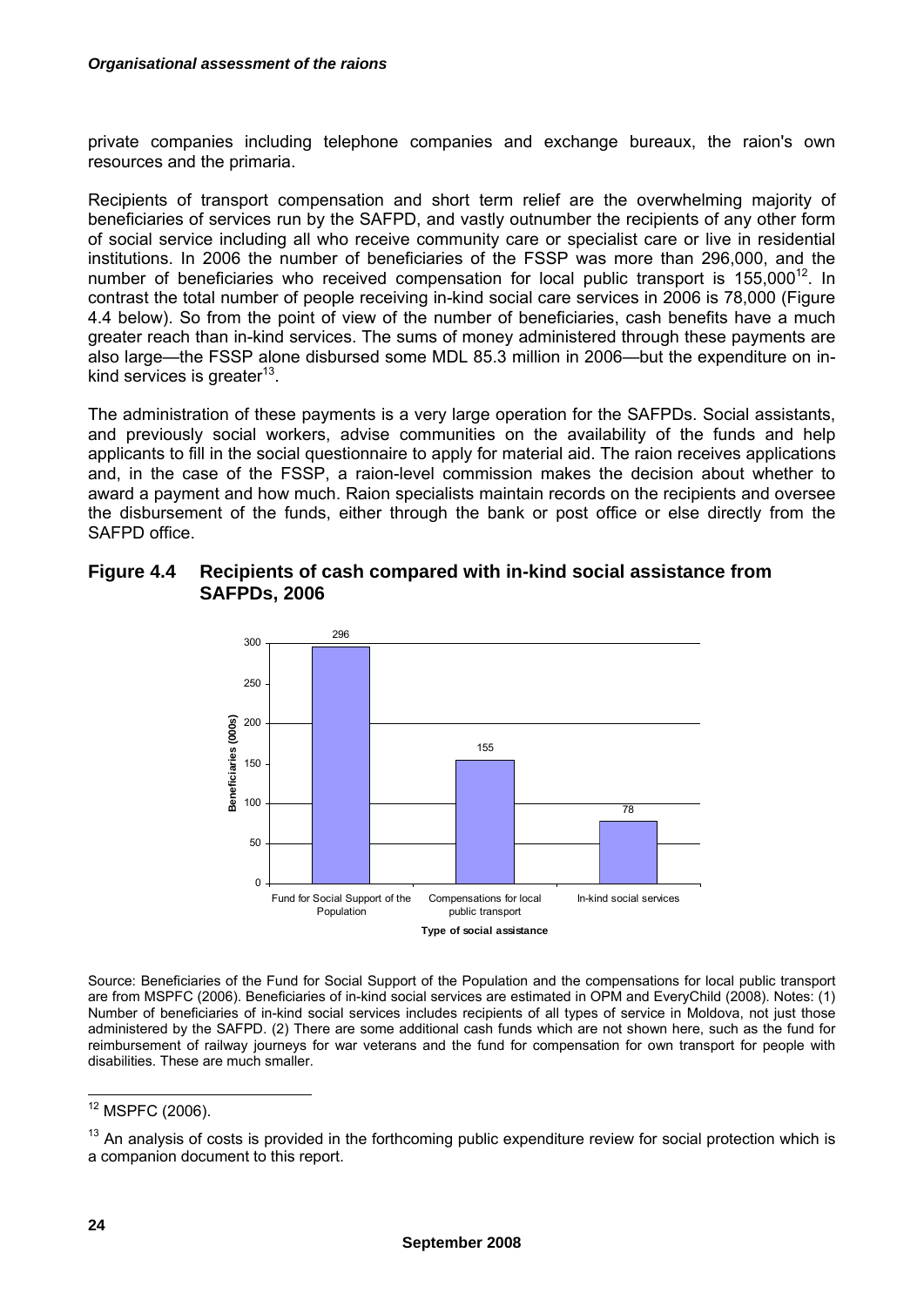private companies including telephone companies and exchange bureaux, the raion's own resources and the primaria.

Recipients of transport compensation and short term relief are the overwhelming majority of beneficiaries of services run by the SAFPD, and vastly outnumber the recipients of any other form of social service including all who receive community care or specialist care or live in residential institutions. In 2006 the number of beneficiaries of the FSSP was more than 296,000, and the number of beneficiaries who received compensation for local public transport is 155,000[12]. In contrast the total number of people receiving in-kind social care services in 2006 is 78,000 (Figure 4.4 below). So from the point of view of the number of beneficiaries, cash benefits have a much greater reach than in-kind services. The sums of money administered through these payments are also large—the FSSP alone disbursed some MDL 85.3 million in 2006—but the expenditure on in-kind services is greater[13].

The administration of these payments is a very large operation for the SAFPDs. Social assistants, and previously social workers, advise communities on the availability of the funds and help applicants to fill in the social questionnaire to apply for material aid. The raion receives applications and, in the case of the FSSP, a raion-level commission makes the decision about whether to award a payment and how much. Raion specialists maintain records on the recipients and oversee the disbursement of the funds, either through the bank or post office or else directly from the SAFPD office.

### Figure 4.4 Recipients of cash compared with in-kind social assistance from SAFPDs, 2006

| Type of social assistance | Beneficiaries (000s) |
|---|---|
| Fund for Social Support of the Population | 296 |
| Compensations for local public transport | 155 |
| In-kind social services | 78 |

Source: Beneficiaries of the Fund for Social Support of the Population and the compensations for local public transport are from MSPFC (2006). Beneficiaries of in-kind social services are estimated in OPM and EveryChild (2008). Notes: (1) Number of beneficiaries of in-kind social services includes recipients of all types of service in Moldova, not just those administered by the SAFPD. (2) There are some additional cash funds which are not shown here, such as the fund for reimbursement of railway journeys for war veterans and the fund for compensation for own transport for people with disabilities. These are much smaller.

[12] MSPFC (2006).

[13] An analysis of costs is provided in the forthcoming public expenditure review for social protection which is a companion document to this report.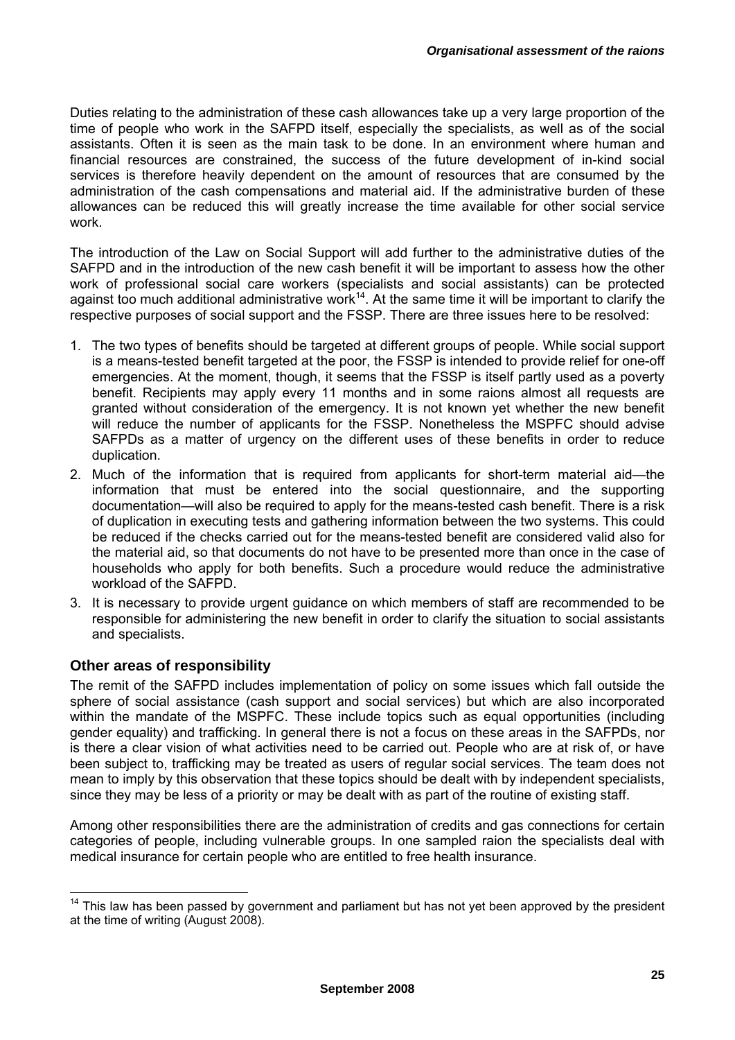Duties relating to the administration of these cash allowances take up a very large proportion of the time of people who work in the SAFPD itself, especially the specialists, as well as of the social assistants. Often it is seen as the main task to be done. In an environment where human and financial resources are constrained, the success of the future development of in-kind social services is therefore heavily dependent on the amount of resources that are consumed by the administration of the cash compensations and material aid. If the administrative burden of these allowances can be reduced this will greatly increase the time available for other social service work.

The introduction of the Law on Social Support will add further to the administrative duties of the SAFPD and in the introduction of the new cash benefit it will be important to assess how the other work of professional social care workers (specialists and social assistants) can be protected against too much additional administrative work[14]. At the same time it will be important to clarify the respective purposes of social support and the FSSP. There are three issues here to be resolved:

1. The two types of benefits should be targeted at different groups of people. While social support is a means-tested benefit targeted at the poor, the FSSP is intended to provide relief for one-off emergencies. At the moment, though, it seems that the FSSP is itself partly used as a poverty benefit. Recipients may apply every 11 months and in some raions almost all requests are granted without consideration of the emergency. It is not known yet whether the new benefit will reduce the number of applicants for the FSSP. Nonetheless the MSPFC should advise SAFPDs as a matter of urgency on the different uses of these benefits in order to reduce duplication.
2. Much of the information that is required from applicants for short-term material aid—the information that must be entered into the social questionnaire, and the supporting documentation—will also be required to apply for the means-tested cash benefit. There is a risk of duplication in executing tests and gathering information between the two systems. This could be reduced if the checks carried out for the means-tested benefit are considered valid also for the material aid, so that documents do not have to be presented more than once in the case of households who apply for both benefits. Such a procedure would reduce the administrative workload of the SAFPD.
3. It is necessary to provide urgent guidance on which members of staff are recommended to be responsible for administering the new benefit in order to clarify the situation to social assistants and specialists.

### Other areas of responsibility

The remit of the SAFPD includes implementation of policy on some issues which fall outside the sphere of social assistance (cash support and social services) but which are also incorporated within the mandate of the MSPFC. These include topics such as equal opportunities (including gender equality) and trafficking. In general there is not a focus on these areas in the SAFPDs, nor is there a clear vision of what activities need to be carried out. People who are at risk of, or have been subject to, trafficking may be treated as users of regular social services. The team does not mean to imply by this observation that these topics should be dealt with by independent specialists, since they may be less of a priority or may be dealt with as part of the routine of existing staff.

Among other responsibilities there are the administration of credits and gas connections for certain categories of people, including vulnerable groups. In one sampled raion the specialists deal with medical insurance for certain people who are entitled to free health insurance.

---

[14] This law has been passed by government and parliament but has not yet been approved by the president at the time of writing (August 2008).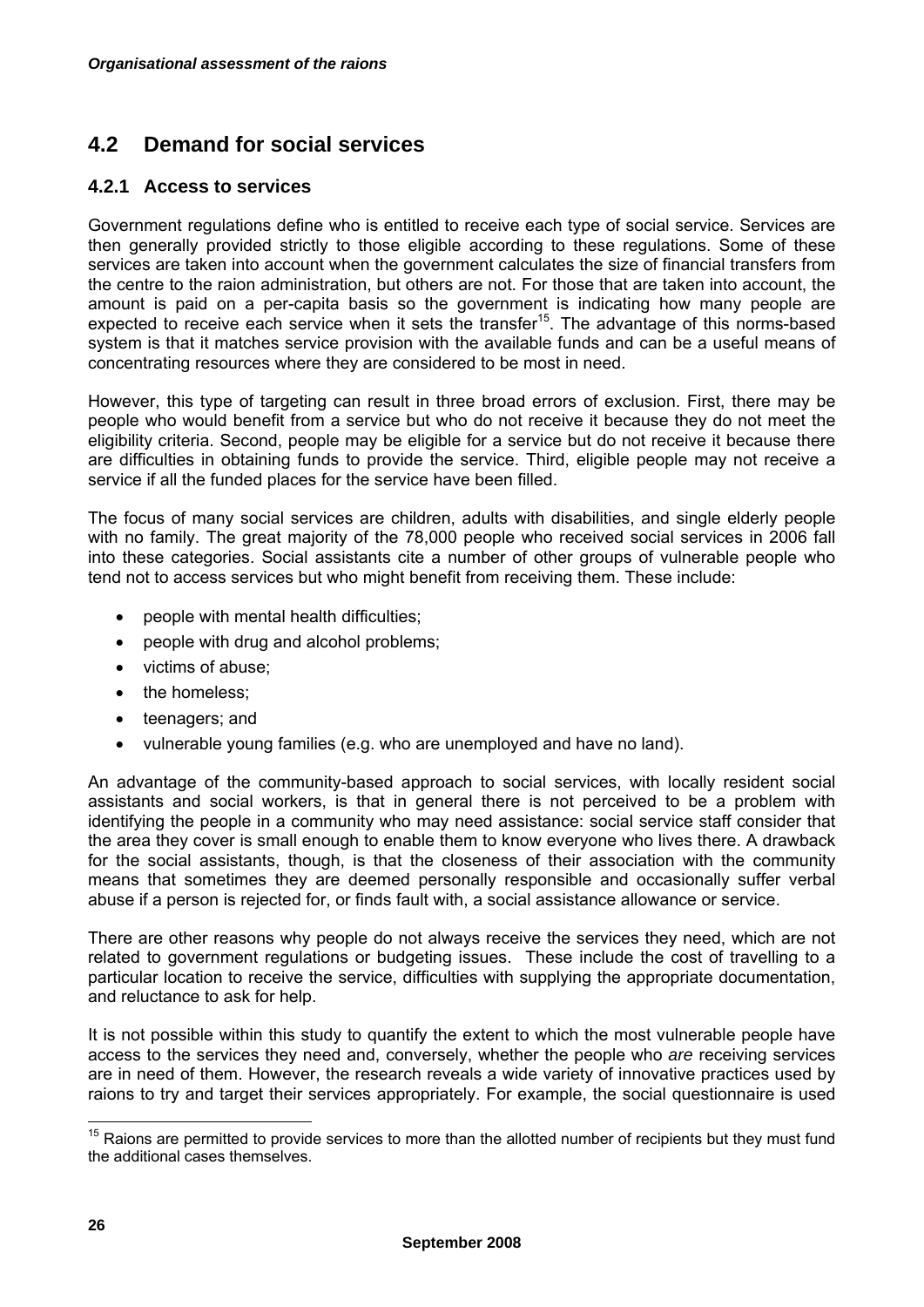## 4.2 Demand for social services

### 4.2.1 Access to services

Government regulations define who is entitled to receive each type of social service. Services are then generally provided strictly to those eligible according to these regulations. Some of these services are taken into account when the government calculates the size of financial transfers from the centre to the raion administration, but others are not. For those that are taken into account, the amount is paid on a per-capita basis so the government is indicating how many people are expected to receive each service when it sets the transfer[15]. The advantage of this norms-based system is that it matches service provision with the available funds and can be a useful means of concentrating resources where they are considered to be most in need.

However, this type of targeting can result in three broad errors of exclusion. First, there may be people who would benefit from a service but who do not receive it because they do not meet the eligibility criteria. Second, people may be eligible for a service but do not receive it because there are difficulties in obtaining funds to provide the service. Third, eligible people may not receive a service if all the funded places for the service have been filled.

The focus of many social services are children, adults with disabilities, and single elderly people with no family. The great majority of the 78,000 people who received social services in 2006 fall into these categories. Social assistants cite a number of other groups of vulnerable people who tend not to access services but who might benefit from receiving them. These include:

- people with mental health difficulties;
- people with drug and alcohol problems;
- victims of abuse;
- the homeless;
- teenagers; and
- vulnerable young families (e.g. who are unemployed and have no land).

An advantage of the community-based approach to social services, with locally resident social assistants and social workers, is that in general there is not perceived to be a problem with identifying the people in a community who may need assistance: social service staff consider that the area they cover is small enough to enable them to know everyone who lives there. A drawback for the social assistants, though, is that the closeness of their association with the community means that sometimes they are deemed personally responsible and occasionally suffer verbal abuse if a person is rejected for, or finds fault with, a social assistance allowance or service.

There are other reasons why people do not always receive the services they need, which are not related to government regulations or budgeting issues. These include the cost of travelling to a particular location to receive the service, difficulties with supplying the appropriate documentation, and reluctance to ask for help.

It is not possible within this study to quantify the extent to which the most vulnerable people have access to the services they need and, conversely, whether the people who *are* receiving services are in need of them. However, the research reveals a wide variety of innovative practices used by raions to try and target their services appropriately. For example, the social questionnaire is used

[15] Raions are permitted to provide services to more than the allotted number of recipients but they must fund the additional cases themselves.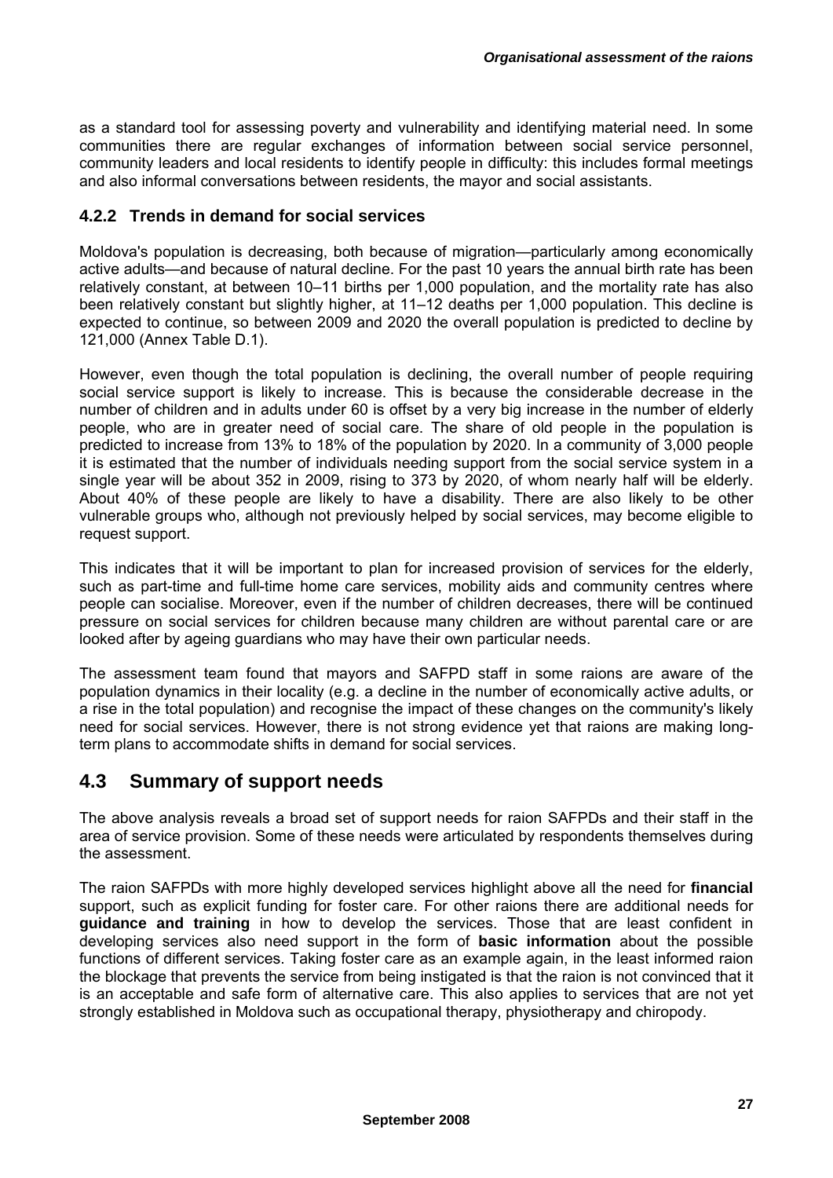as a standard tool for assessing poverty and vulnerability and identifying material need. In some communities there are regular exchanges of information between social service personnel, community leaders and local residents to identify people in difficulty: this includes formal meetings and also informal conversations between residents, the mayor and social assistants.

### 4.2.2 Trends in demand for social services

Moldova's population is decreasing, both because of migration—particularly among economically active adults—and because of natural decline. For the past 10 years the annual birth rate has been relatively constant, at between 10–11 births per 1,000 population, and the mortality rate has also been relatively constant but slightly higher, at 11–12 deaths per 1,000 population. This decline is expected to continue, so between 2009 and 2020 the overall population is predicted to decline by 121,000 (Annex Table D.1).

However, even though the total population is declining, the overall number of people requiring social service support is likely to increase. This is because the considerable decrease in the number of children and in adults under 60 is offset by a very big increase in the number of elderly people, who are in greater need of social care. The share of old people in the population is predicted to increase from 13% to 18% of the population by 2020. In a community of 3,000 people it is estimated that the number of individuals needing support from the social service system in a single year will be about 352 in 2009, rising to 373 by 2020, of whom nearly half will be elderly. About 40% of these people are likely to have a disability. There are also likely to be other vulnerable groups who, although not previously helped by social services, may become eligible to request support.

This indicates that it will be important to plan for increased provision of services for the elderly, such as part-time and full-time home care services, mobility aids and community centres where people can socialise. Moreover, even if the number of children decreases, there will be continued pressure on social services for children because many children are without parental care or are looked after by ageing guardians who may have their own particular needs.

The assessment team found that mayors and SAFPD staff in some raions are aware of the population dynamics in their locality (e.g. a decline in the number of economically active adults, or a rise in the total population) and recognise the impact of these changes on the community's likely need for social services. However, there is not strong evidence yet that raions are making long-term plans to accommodate shifts in demand for social services.

## 4.3 Summary of support needs

The above analysis reveals a broad set of support needs for raion SAFPDs and their staff in the area of service provision. Some of these needs were articulated by respondents themselves during the assessment.

The raion SAFPDs with more highly developed services highlight above all the need for **financial** support, such as explicit funding for foster care. For other raions there are additional needs for **guidance and training** in how to develop the services. Those that are least confident in developing services also need support in the form of **basic information** about the possible functions of different services. Taking foster care as an example again, in the least informed raion the blockage that prevents the service from being instigated is that the raion is not convinced that it is an acceptable and safe form of alternative care. This also applies to services that are not yet strongly established in Moldova such as occupational therapy, physiotherapy and chiropody.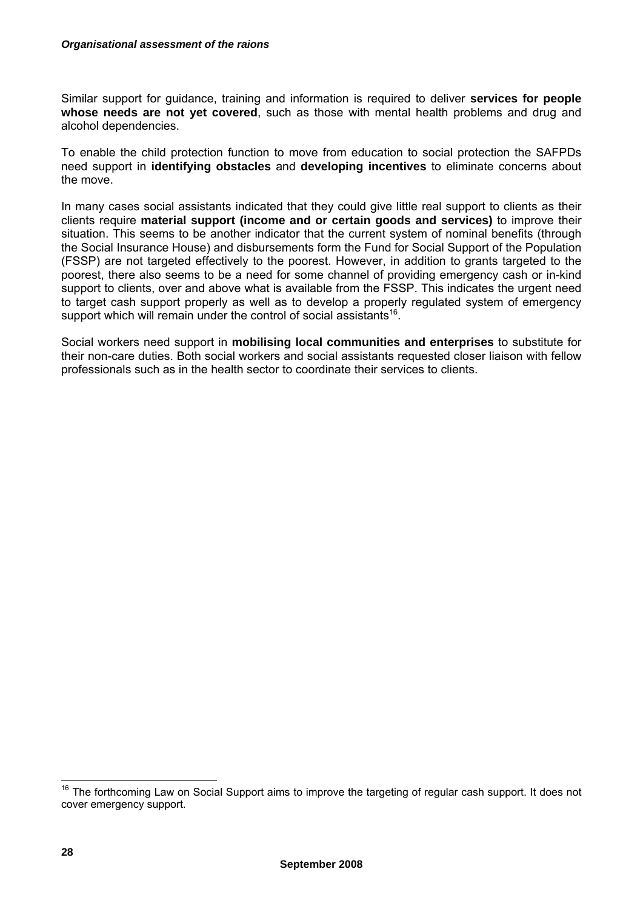Similar support for guidance, training and information is required to deliver **services for people whose needs are not yet covered**, such as those with mental health problems and drug and alcohol dependencies.

To enable the child protection function to move from education to social protection the SAFPDs need support in **identifying obstacles** and **developing incentives** to eliminate concerns about the move.

In many cases social assistants indicated that they could give little real support to clients as their clients require **material support (income and or certain goods and services)** to improve their situation. This seems to be another indicator that the current system of nominal benefits (through the Social Insurance House) and disbursements form the Fund for Social Support of the Population (FSSP) are not targeted effectively to the poorest. However, in addition to grants targeted to the poorest, there also seems to be a need for some channel of providing emergency cash or in-kind support to clients, over and above what is available from the FSSP. This indicates the urgent need to target cash support properly as well as to develop a properly regulated system of emergency support which will remain under the control of social assistants[16].

Social workers need support in **mobilising local communities and enterprises** to substitute for their non-care duties. Both social workers and social assistants requested closer liaison with fellow professionals such as in the health sector to coordinate their services to clients.

---

[16] The forthcoming Law on Social Support aims to improve the targeting of regular cash support. It does not cover emergency support.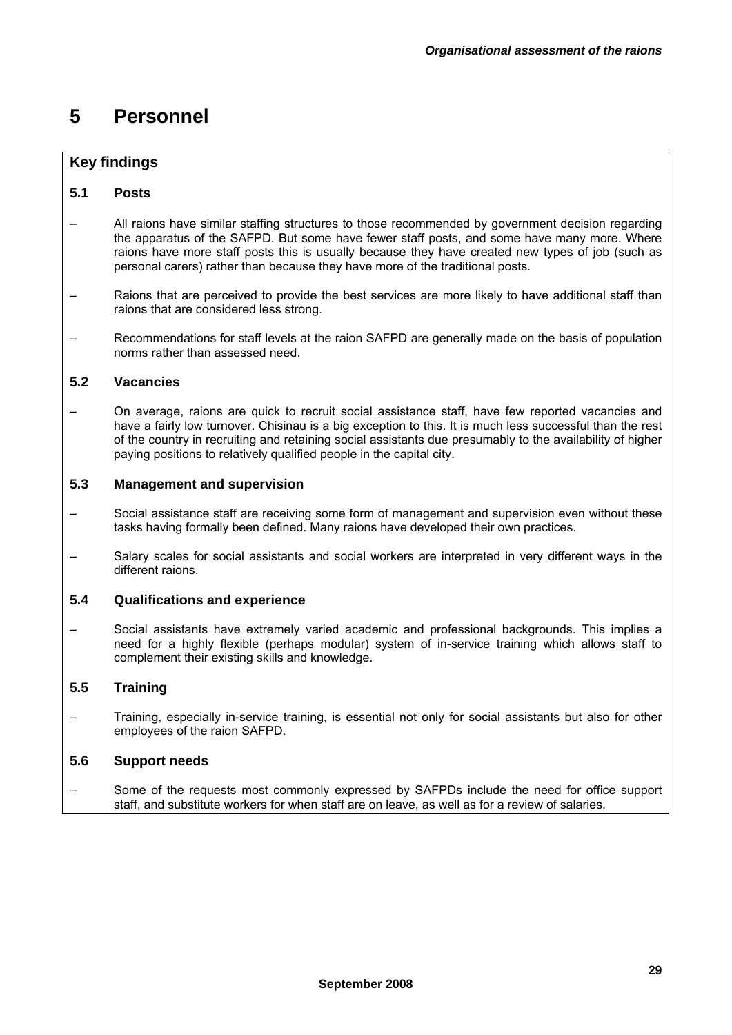# 5 Personnel

## Key findings

### 5.1 Posts

– All raions have similar staffing structures to those recommended by government decision regarding the apparatus of the SAFPD. But some have fewer staff posts, and some have many more. Where raions have more staff posts this is usually because they have created new types of job (such as personal carers) rather than because they have more of the traditional posts.

– Raions that are perceived to provide the best services are more likely to have additional staff than raions that are considered less strong.

– Recommendations for staff levels at the raion SAFPD are generally made on the basis of population norms rather than assessed need.

### 5.2 Vacancies

– On average, raions are quick to recruit social assistance staff, have few reported vacancies and have a fairly low turnover. Chisinau is a big exception to this. It is much less successful than the rest of the country in recruiting and retaining social assistants due presumably to the availability of higher paying positions to relatively qualified people in the capital city.

### 5.3 Management and supervision

– Social assistance staff are receiving some form of management and supervision even without these tasks having formally been defined. Many raions have developed their own practices.

– Salary scales for social assistants and social workers are interpreted in very different ways in the different raions.

### 5.4 Qualifications and experience

– Social assistants have extremely varied academic and professional backgrounds. This implies a need for a highly flexible (perhaps modular) system of in-service training which allows staff to complement their existing skills and knowledge.

### 5.5 Training

– Training, especially in-service training, is essential not only for social assistants but also for other employees of the raion SAFPD.

### 5.6 Support needs

– Some of the requests most commonly expressed by SAFPDs include the need for office support staff, and substitute workers for when staff are on leave, as well as for a review of salaries.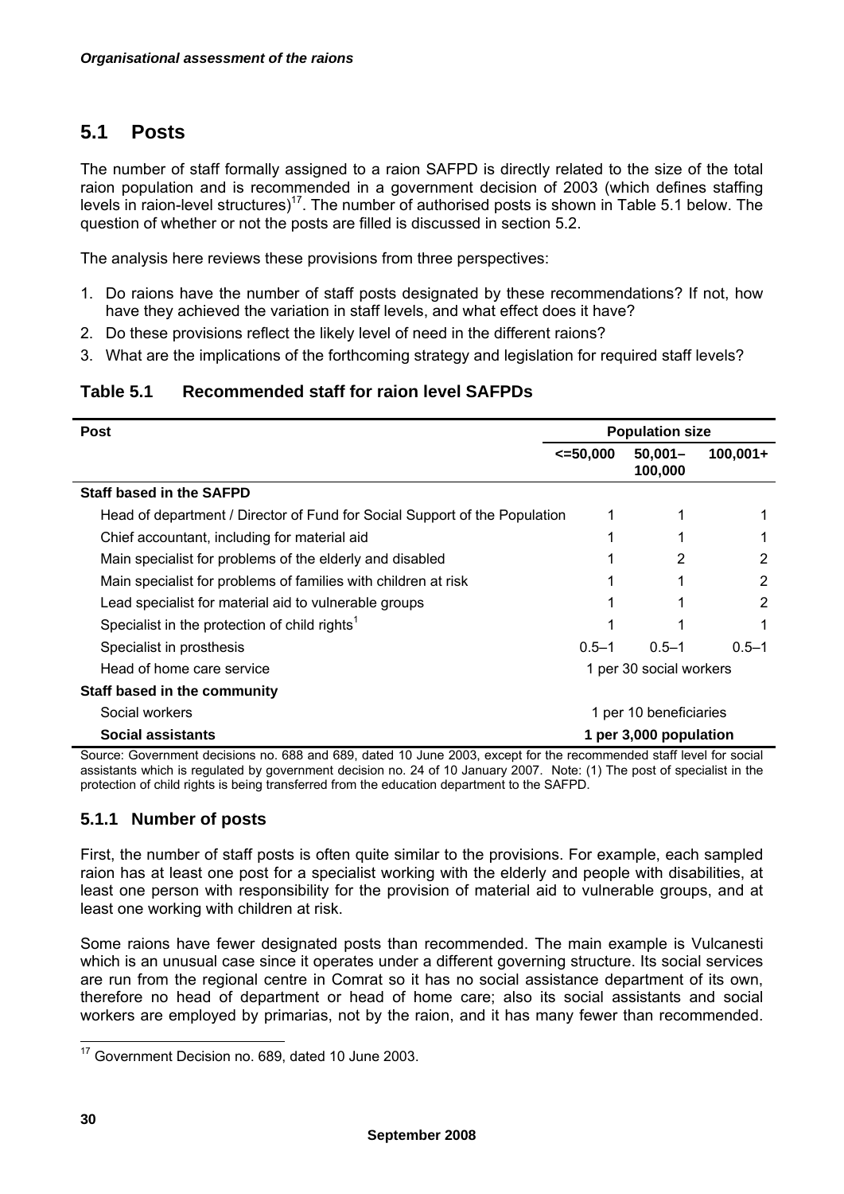## 5.1 Posts

The number of staff formally assigned to a raion SAFPD is directly related to the size of the total raion population and is recommended in a government decision of 2003 (which defines staffing levels in raion-level structures)[17]. The number of authorised posts is shown in Table 5.1 below. The question of whether or not the posts are filled is discussed in section 5.2.

The analysis here reviews these provisions from three perspectives:

1. Do raions have the number of staff posts designated by these recommendations? If not, how have they achieved the variation in staff levels, and what effect does it have?
2. Do these provisions reflect the likely level of need in the different raions?
3. What are the implications of the forthcoming strategy and legislation for required staff levels?

### Table 5.1 Recommended staff for raion level SAFPDs

| Post | Population size | | |
|---|---|---|---|
| | <=50,000 | 50,001–100,000 | 100,001+ |
| **Staff based in the SAFPD** | | | |
| Head of department / Director of Fund for Social Support of the Population | 1 | 1 | 1 |
| Chief accountant, including for material aid | 1 | 1 | 1 |
| Main specialist for problems of the elderly and disabled | 1 | 2 | 2 |
| Main specialist for problems of families with children at risk | 1 | 1 | 2 |
| Lead specialist for material aid to vulnerable groups | 1 | 1 | 2 |
| Specialist in the protection of child rights[1] | 1 | 1 | 1 |
| Specialist in prosthesis | 0.5–1 | 0.5–1 | 0.5–1 |
| Head of home care service | 1 per 30 social workers | | |
| **Staff based in the community** | | | |
| Social workers | 1 per 10 beneficiaries | | |
| **Social assistants** | **1 per 3,000 population** | | |

Source: Government decisions no. 688 and 689, dated 10 June 2003, except for the recommended staff level for social assistants which is regulated by government decision no. 24 of 10 January 2007. Note: (1) The post of specialist in the protection of child rights is being transferred from the education department to the SAFPD.

### 5.1.1 Number of posts

First, the number of staff posts is often quite similar to the provisions. For example, each sampled raion has at least one post for a specialist working with the elderly and people with disabilities, at least one person with responsibility for the provision of material aid to vulnerable groups, and at least one working with children at risk.

Some raions have fewer designated posts than recommended. The main example is Vulcanesti which is an unusual case since it operates under a different governing structure. Its social services are run from the regional centre in Comrat so it has no social assistance department of its own, therefore no head of department or head of home care; also its social assistants and social workers are employed by primarias, not by the raion, and it has many fewer than recommended.

[17] Government Decision no. 689, dated 10 June 2003.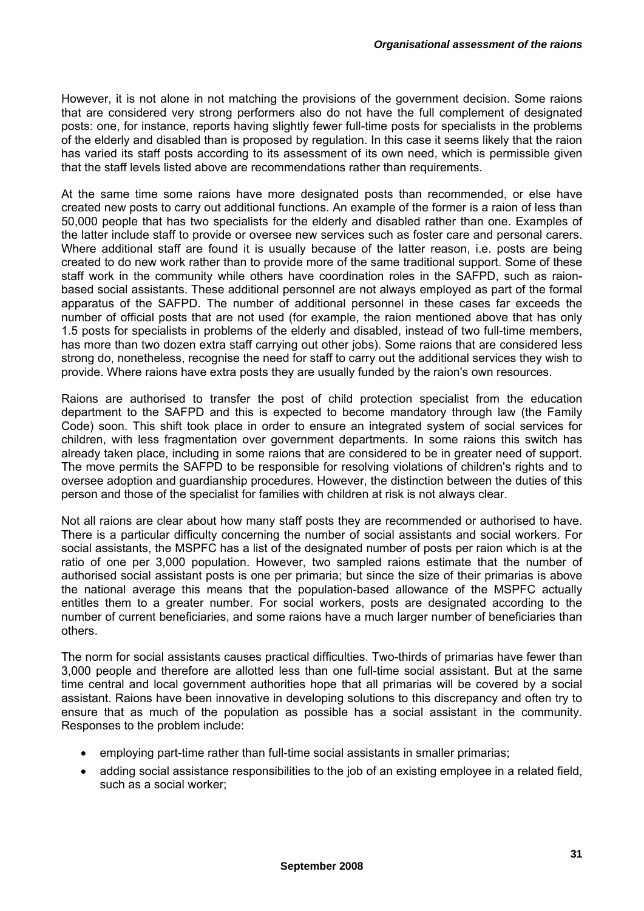However, it is not alone in not matching the provisions of the government decision. Some raions that are considered very strong performers also do not have the full complement of designated posts: one, for instance, reports having slightly fewer full-time posts for specialists in the problems of the elderly and disabled than is proposed by regulation. In this case it seems likely that the raion has varied its staff posts according to its assessment of its own need, which is permissible given that the staff levels listed above are recommendations rather than requirements.

At the same time some raions have more designated posts than recommended, or else have created new posts to carry out additional functions. An example of the former is a raion of less than 50,000 people that has two specialists for the elderly and disabled rather than one. Examples of the latter include staff to provide or oversee new services such as foster care and personal carers. Where additional staff are found it is usually because of the latter reason, i.e. posts are being created to do new work rather than to provide more of the same traditional support. Some of these staff work in the community while others have coordination roles in the SAFPD, such as raion-based social assistants. These additional personnel are not always employed as part of the formal apparatus of the SAFPD. The number of additional personnel in these cases far exceeds the number of official posts that are not used (for example, the raion mentioned above that has only 1.5 posts for specialists in problems of the elderly and disabled, instead of two full-time members, has more than two dozen extra staff carrying out other jobs). Some raions that are considered less strong do, nonetheless, recognise the need for staff to carry out the additional services they wish to provide. Where raions have extra posts they are usually funded by the raion's own resources.

Raions are authorised to transfer the post of child protection specialist from the education department to the SAFPD and this is expected to become mandatory through law (the Family Code) soon. This shift took place in order to ensure an integrated system of social services for children, with less fragmentation over government departments. In some raions this switch has already taken place, including in some raions that are considered to be in greater need of support. The move permits the SAFPD to be responsible for resolving violations of children's rights and to oversee adoption and guardianship procedures. However, the distinction between the duties of this person and those of the specialist for families with children at risk is not always clear.

Not all raions are clear about how many staff posts they are recommended or authorised to have. There is a particular difficulty concerning the number of social assistants and social workers. For social assistants, the MSPFC has a list of the designated number of posts per raion which is at the ratio of one per 3,000 population. However, two sampled raions estimate that the number of authorised social assistant posts is one per primaria; but since the size of their primarias is above the national average this means that the population-based allowance of the MSPFC actually entitles them to a greater number. For social workers, posts are designated according to the number of current beneficiaries, and some raions have a much larger number of beneficiaries than others.

The norm for social assistants causes practical difficulties. Two-thirds of primarias have fewer than 3,000 people and therefore are allotted less than one full-time social assistant. But at the same time central and local government authorities hope that all primarias will be covered by a social assistant. Raions have been innovative in developing solutions to this discrepancy and often try to ensure that as much of the population as possible has a social assistant in the community. Responses to the problem include:

- employing part-time rather than full-time social assistants in smaller primarias;
- adding social assistance responsibilities to the job of an existing employee in a related field, such as a social worker;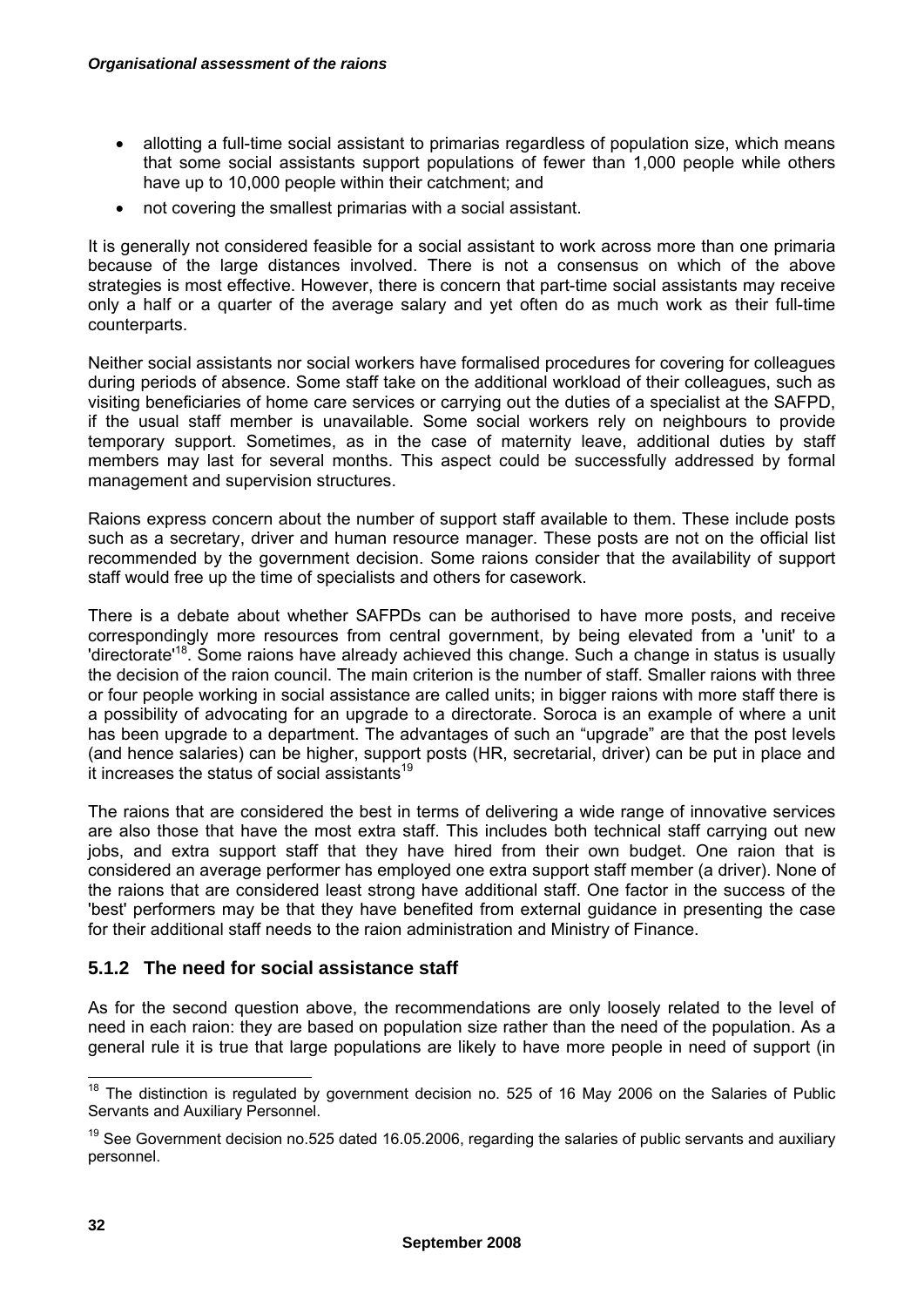- allotting a full-time social assistant to primarias regardless of population size, which means that some social assistants support populations of fewer than 1,000 people while others have up to 10,000 people within their catchment; and
- not covering the smallest primarias with a social assistant.

It is generally not considered feasible for a social assistant to work across more than one primaria because of the large distances involved. There is not a consensus on which of the above strategies is most effective. However, there is concern that part-time social assistants may receive only a half or a quarter of the average salary and yet often do as much work as their full-time counterparts.

Neither social assistants nor social workers have formalised procedures for covering for colleagues during periods of absence. Some staff take on the additional workload of their colleagues, such as visiting beneficiaries of home care services or carrying out the duties of a specialist at the SAFPD, if the usual staff member is unavailable. Some social workers rely on neighbours to provide temporary support. Sometimes, as in the case of maternity leave, additional duties by staff members may last for several months. This aspect could be successfully addressed by formal management and supervision structures.

Raions express concern about the number of support staff available to them. These include posts such as a secretary, driver and human resource manager. These posts are not on the official list recommended by the government decision. Some raions consider that the availability of support staff would free up the time of specialists and others for casework.

There is a debate about whether SAFPDs can be authorised to have more posts, and receive correspondingly more resources from central government, by being elevated from a 'unit' to a 'directorate'[18]. Some raions have already achieved this change. Such a change in status is usually the decision of the raion council. The main criterion is the number of staff. Smaller raions with three or four people working in social assistance are called units; in bigger raions with more staff there is a possibility of advocating for an upgrade to a directorate. Soroca is an example of where a unit has been upgrade to a department. The advantages of such an "upgrade" are that the post levels (and hence salaries) can be higher, support posts (HR, secretarial, driver) can be put in place and it increases the status of social assistants[19]

The raions that are considered the best in terms of delivering a wide range of innovative services are also those that have the most extra staff. This includes both technical staff carrying out new jobs, and extra support staff that they have hired from their own budget. One raion that is considered an average performer has employed one extra support staff member (a driver). None of the raions that are considered least strong have additional staff. One factor in the success of the 'best' performers may be that they have benefited from external guidance in presenting the case for their additional staff needs to the raion administration and Ministry of Finance.

### 5.1.2 The need for social assistance staff

As for the second question above, the recommendations are only loosely related to the level of need in each raion: they are based on population size rather than the need of the population. As a general rule it is true that large populations are likely to have more people in need of support (in

[18] The distinction is regulated by government decision no. 525 of 16 May 2006 on the Salaries of Public Servants and Auxiliary Personnel.

[19] See Government decision no.525 dated 16.05.2006, regarding the salaries of public servants and auxiliary personnel.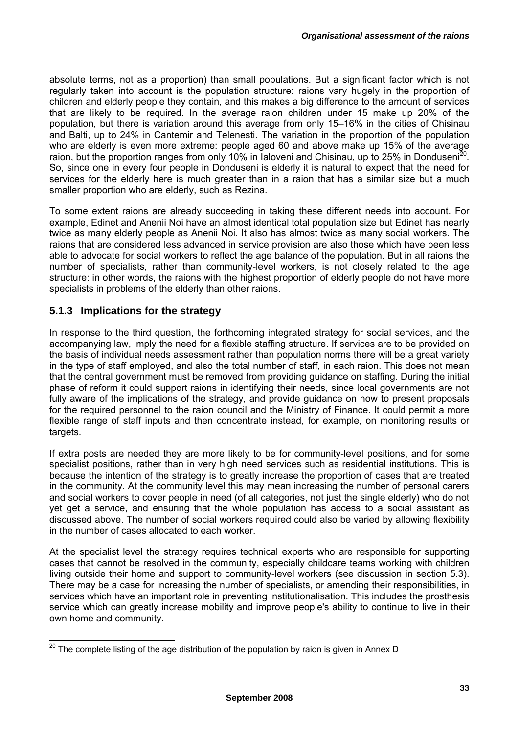absolute terms, not as a proportion) than small populations. But a significant factor which is not regularly taken into account is the population structure: raions vary hugely in the proportion of children and elderly people they contain, and this makes a big difference to the amount of services that are likely to be required. In the average raion children under 15 make up 20% of the population, but there is variation around this average from only 15–16% in the cities of Chisinau and Balti, up to 24% in Cantemir and Telenesti. The variation in the proportion of the population who are elderly is even more extreme: people aged 60 and above make up 15% of the average raion, but the proportion ranges from only 10% in Ialoveni and Chisinau, up to 25% in Donduseni[20]. So, since one in every four people in Donduseni is elderly it is natural to expect that the need for services for the elderly here is much greater than in a raion that has a similar size but a much smaller proportion who are elderly, such as Rezina.

To some extent raions are already succeeding in taking these different needs into account. For example, Edinet and Anenii Noi have an almost identical total population size but Edinet has nearly twice as many elderly people as Anenii Noi. It also has almost twice as many social workers. The raions that are considered less advanced in service provision are also those which have been less able to advocate for social workers to reflect the age balance of the population. But in all raions the number of specialists, rather than community-level workers, is not closely related to the age structure: in other words, the raions with the highest proportion of elderly people do not have more specialists in problems of the elderly than other raions.

### 5.1.3 Implications for the strategy

In response to the third question, the forthcoming integrated strategy for social services, and the accompanying law, imply the need for a flexible staffing structure. If services are to be provided on the basis of individual needs assessment rather than population norms there will be a great variety in the type of staff employed, and also the total number of staff, in each raion. This does not mean that the central government must be removed from providing guidance on staffing. During the initial phase of reform it could support raions in identifying their needs, since local governments are not fully aware of the implications of the strategy, and provide guidance on how to present proposals for the required personnel to the raion council and the Ministry of Finance. It could permit a more flexible range of staff inputs and then concentrate instead, for example, on monitoring results or targets.

If extra posts are needed they are more likely to be for community-level positions, and for some specialist positions, rather than in very high need services such as residential institutions. This is because the intention of the strategy is to greatly increase the proportion of cases that are treated in the community. At the community level this may mean increasing the number of personal carers and social workers to cover people in need (of all categories, not just the single elderly) who do not yet get a service, and ensuring that the whole population has access to a social assistant as discussed above. The number of social workers required could also be varied by allowing flexibility in the number of cases allocated to each worker.

At the specialist level the strategy requires technical experts who are responsible for supporting cases that cannot be resolved in the community, especially childcare teams working with children living outside their home and support to community-level workers (see discussion in section 5.3). There may be a case for increasing the number of specialists, or amending their responsibilities, in services which have an important role in preventing institutionalisation. This includes the prosthesis service which can greatly increase mobility and improve people's ability to continue to live in their own home and community.

[20] The complete listing of the age distribution of the population by raion is given in Annex D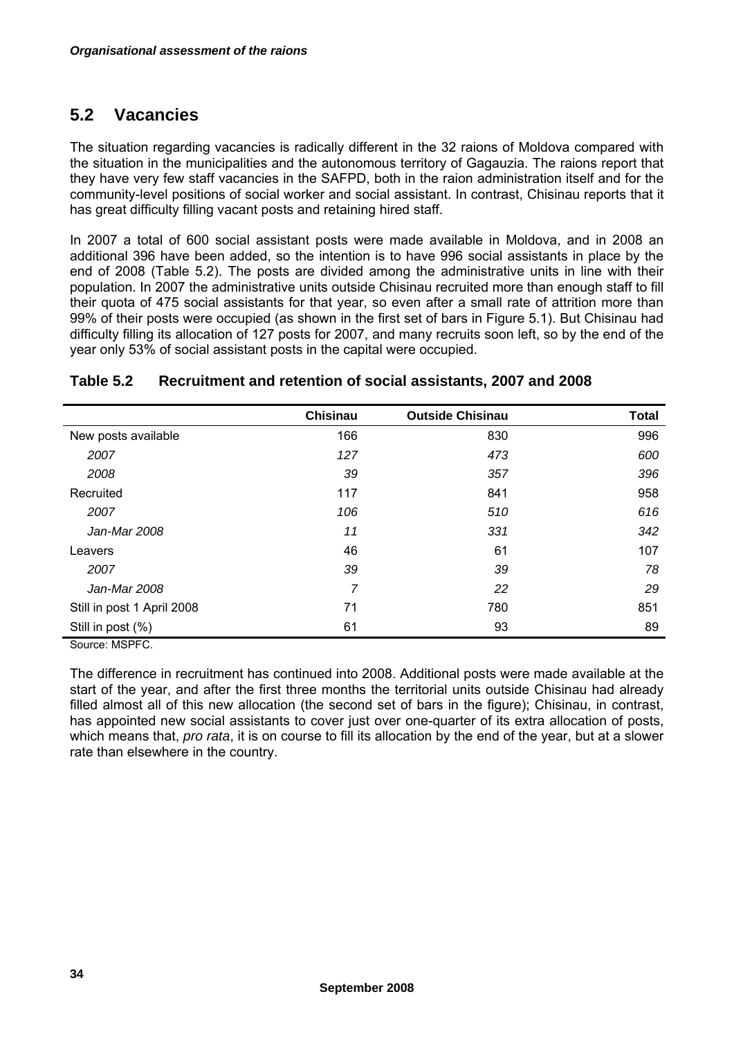## 5.2 Vacancies

The situation regarding vacancies is radically different in the 32 raions of Moldova compared with the situation in the municipalities and the autonomous territory of Gagauzia. The raions report that they have very few staff vacancies in the SAFPD, both in the raion administration itself and for the community-level positions of social worker and social assistant. In contrast, Chisinau reports that it has great difficulty filling vacant posts and retaining hired staff.

In 2007 a total of 600 social assistant posts were made available in Moldova, and in 2008 an additional 396 have been added, so the intention is to have 996 social assistants in place by the end of 2008 (Table 5.2). The posts are divided among the administrative units in line with their population. In 2007 the administrative units outside Chisinau recruited more than enough staff to fill their quota of 475 social assistants for that year, so even after a small rate of attrition more than 99% of their posts were occupied (as shown in the first set of bars in Figure 5.1). But Chisinau had difficulty filling its allocation of 127 posts for 2007, and many recruits soon left, so by the end of the year only 53% of social assistant posts in the capital were occupied.

### Table 5.2 Recruitment and retention of social assistants, 2007 and 2008

| | Chisinau | Outside Chisinau | Total |
|---|---|---|---|
| New posts available | 166 | 830 | 996 |
| *2007* | *127* | *473* | *600* |
| *2008* | *39* | *357* | *396* |
| Recruited | 117 | 841 | 958 |
| *2007* | *106* | *510* | *616* |
| *Jan-Mar 2008* | *11* | *331* | *342* |
| Leavers | 46 | 61 | 107 |
| *2007* | *39* | *39* | *78* |
| *Jan-Mar 2008* | *7* | *22* | *29* |
| Still in post 1 April 2008 | 71 | 780 | 851 |
| Still in post (%) | 61 | 93 | 89 |

Source: MSPFC.

The difference in recruitment has continued into 2008. Additional posts were made available at the start of the year, and after the first three months the territorial units outside Chisinau had already filled almost all of this new allocation (the second set of bars in the figure); Chisinau, in contrast, has appointed new social assistants to cover just over one-quarter of its extra allocation of posts, which means that, *pro rata*, it is on course to fill its allocation by the end of the year, but at a slower rate than elsewhere in the country.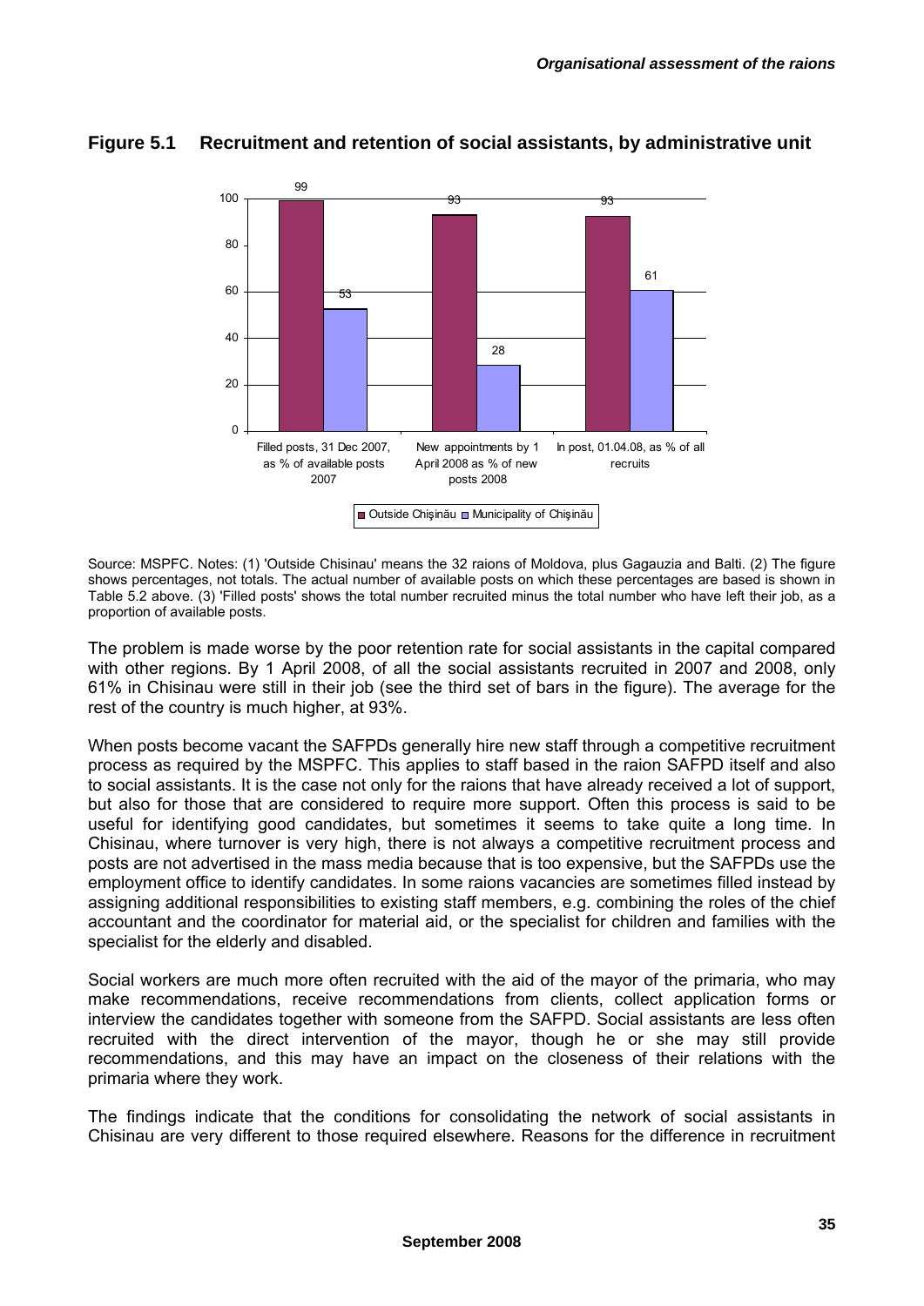## Figure 5.1 Recruitment and retention of social assistants, by administrative unit

| | Outside Chişinău | Municipality of Chişinău |
|---|---|---|
| Filled posts, 31 Dec 2007, as % of available posts 2007 | 99 | 53 |
| New appointments by 1 April 2008 as % of new posts 2008 | 93 | 28 |
| In post, 01.04.08, as % of all recruits | 93 | 61 |

Source: MSPFC. Notes: (1) 'Outside Chisinau' means the 32 raions of Moldova, plus Gagauzia and Balti. (2) The figure shows percentages, not totals. The actual number of available posts on which these percentages are based is shown in Table 5.2 above. (3) 'Filled posts' shows the total number recruited minus the total number who have left their job, as a proportion of available posts.

The problem is made worse by the poor retention rate for social assistants in the capital compared with other regions. By 1 April 2008, of all the social assistants recruited in 2007 and 2008, only 61% in Chisinau were still in their job (see the third set of bars in the figure). The average for the rest of the country is much higher, at 93%.

When posts become vacant the SAFPDs generally hire new staff through a competitive recruitment process as required by the MSPFC. This applies to staff based in the raion SAFPD itself and also to social assistants. It is the case not only for the raions that have already received a lot of support, but also for those that are considered to require more support. Often this process is said to be useful for identifying good candidates, but sometimes it seems to take quite a long time. In Chisinau, where turnover is very high, there is not always a competitive recruitment process and posts are not advertised in the mass media because that is too expensive, but the SAFPDs use the employment office to identify candidates. In some raions vacancies are sometimes filled instead by assigning additional responsibilities to existing staff members, e.g. combining the roles of the chief accountant and the coordinator for material aid, or the specialist for children and families with the specialist for the elderly and disabled.

Social workers are much more often recruited with the aid of the mayor of the primaria, who may make recommendations, receive recommendations from clients, collect application forms or interview the candidates together with someone from the SAFPD. Social assistants are less often recruited with the direct intervention of the mayor, though he or she may still provide recommendations, and this may have an impact on the closeness of their relations with the primaria where they work.

The findings indicate that the conditions for consolidating the network of social assistants in Chisinau are very different to those required elsewhere. Reasons for the difference in recruitment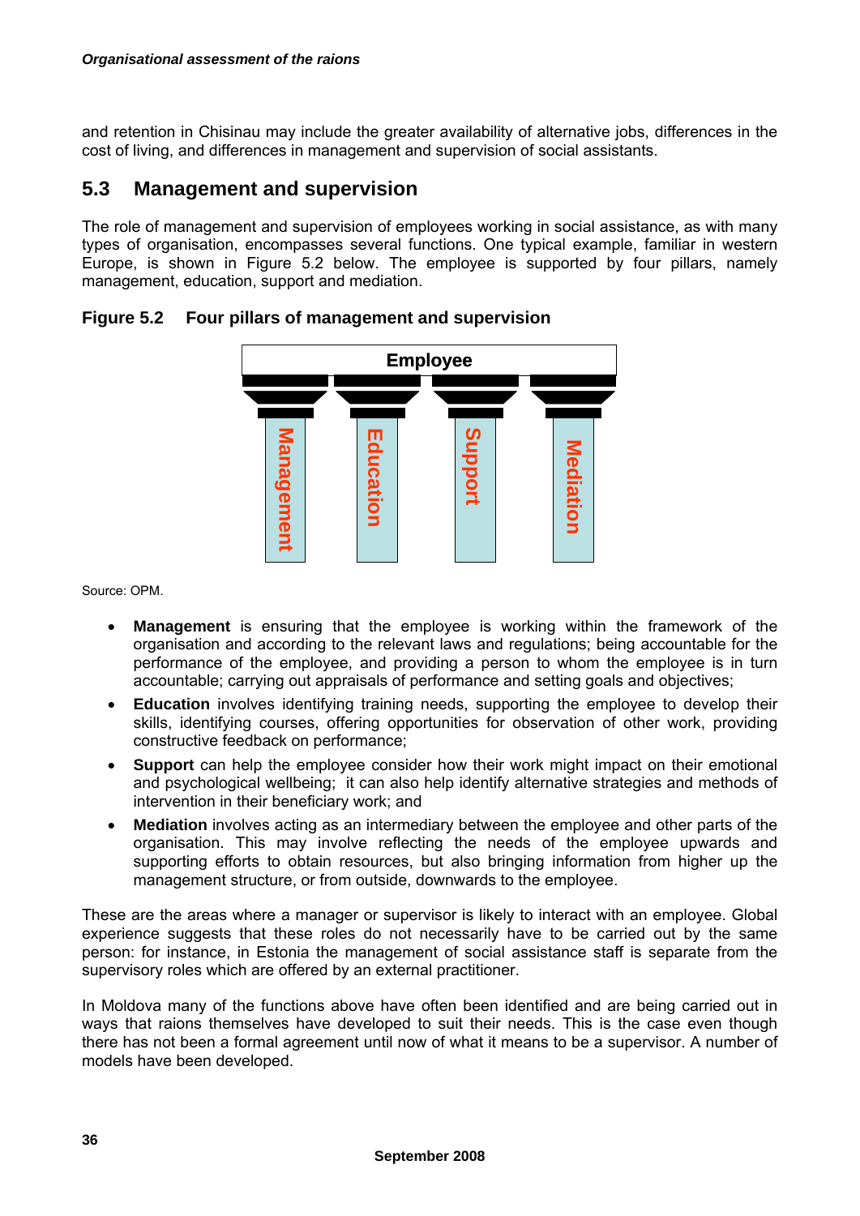and retention in Chisinau may include the greater availability of alternative jobs, differences in the cost of living, and differences in management and supervision of social assistants.

## 5.3 Management and supervision

The role of management and supervision of employees working in social assistance, as with many types of organisation, encompasses several functions. One typical example, familiar in western Europe, is shown in Figure 5.2 below. The employee is supported by four pillars, namely management, education, support and mediation.

**Figure 5.2 Four pillars of management and supervision**

Employee

Management | Education | Support | Mediation

Source: OPM.

- **Management** is ensuring that the employee is working within the framework of the organisation and according to the relevant laws and regulations; being accountable for the performance of the employee, and providing a person to whom the employee is in turn accountable; carrying out appraisals of performance and setting goals and objectives;
- **Education** involves identifying training needs, supporting the employee to develop their skills, identifying courses, offering opportunities for observation of other work, providing constructive feedback on performance;
- **Support** can help the employee consider how their work might impact on their emotional and psychological wellbeing; it can also help identify alternative strategies and methods of intervention in their beneficiary work; and
- **Mediation** involves acting as an intermediary between the employee and other parts of the organisation. This may involve reflecting the needs of the employee upwards and supporting efforts to obtain resources, but also bringing information from higher up the management structure, or from outside, downwards to the employee.

These are the areas where a manager or supervisor is likely to interact with an employee. Global experience suggests that these roles do not necessarily have to be carried out by the same person: for instance, in Estonia the management of social assistance staff is separate from the supervisory roles which are offered by an external practitioner.

In Moldova many of the functions above have often been identified and are being carried out in ways that raions themselves have developed to suit their needs. This is the case even though there has not been a formal agreement until now of what it means to be a supervisor. A number of models have been developed.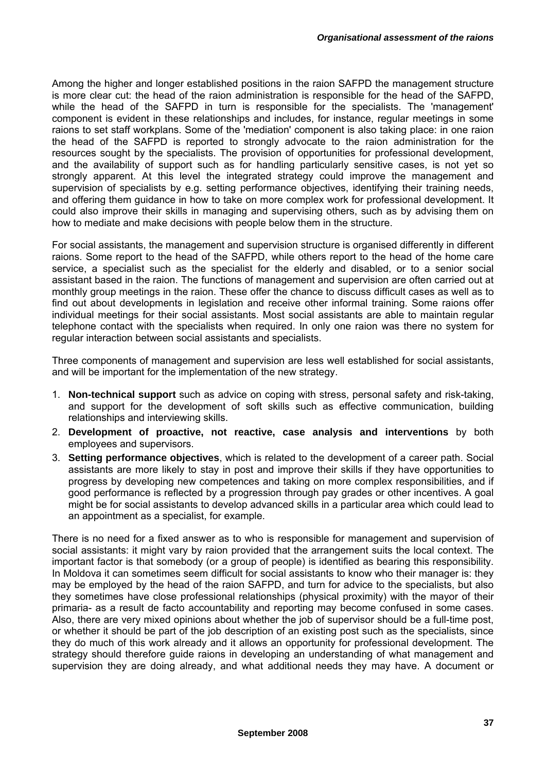Among the higher and longer established positions in the raion SAFPD the management structure is more clear cut: the head of the raion administration is responsible for the head of the SAFPD, while the head of the SAFPD in turn is responsible for the specialists. The 'management' component is evident in these relationships and includes, for instance, regular meetings in some raions to set staff workplans. Some of the 'mediation' component is also taking place: in one raion the head of the SAFPD is reported to strongly advocate to the raion administration for the resources sought by the specialists. The provision of opportunities for professional development, and the availability of support such as for handling particularly sensitive cases, is not yet so strongly apparent. At this level the integrated strategy could improve the management and supervision of specialists by e.g. setting performance objectives, identifying their training needs, and offering them guidance in how to take on more complex work for professional development. It could also improve their skills in managing and supervising others, such as by advising them on how to mediate and make decisions with people below them in the structure.

For social assistants, the management and supervision structure is organised differently in different raions. Some report to the head of the SAFPD, while others report to the head of the home care service, a specialist such as the specialist for the elderly and disabled, or to a senior social assistant based in the raion. The functions of management and supervision are often carried out at monthly group meetings in the raion. These offer the chance to discuss difficult cases as well as to find out about developments in legislation and receive other informal training. Some raions offer individual meetings for their social assistants. Most social assistants are able to maintain regular telephone contact with the specialists when required. In only one raion was there no system for regular interaction between social assistants and specialists.

Three components of management and supervision are less well established for social assistants, and will be important for the implementation of the new strategy.

1. **Non-technical support** such as advice on coping with stress, personal safety and risk-taking, and support for the development of soft skills such as effective communication, building relationships and interviewing skills.
2. **Development of proactive, not reactive, case analysis and interventions** by both employees and supervisors.
3. **Setting performance objectives**, which is related to the development of a career path. Social assistants are more likely to stay in post and improve their skills if they have opportunities to progress by developing new competences and taking on more complex responsibilities, and if good performance is reflected by a progression through pay grades or other incentives. A goal might be for social assistants to develop advanced skills in a particular area which could lead to an appointment as a specialist, for example.

There is no need for a fixed answer as to who is responsible for management and supervision of social assistants: it might vary by raion provided that the arrangement suits the local context. The important factor is that somebody (or a group of people) is identified as bearing this responsibility. In Moldova it can sometimes seem difficult for social assistants to know who their manager is: they may be employed by the head of the raion SAFPD, and turn for advice to the specialists, but also they sometimes have close professional relationships (physical proximity) with the mayor of their primaria- as a result de facto accountability and reporting may become confused in some cases. Also, there are very mixed opinions about whether the job of supervisor should be a full-time post, or whether it should be part of the job description of an existing post such as the specialists, since they do much of this work already and it allows an opportunity for professional development. The strategy should therefore guide raions in developing an understanding of what management and supervision they are doing already, and what additional needs they may have. A document or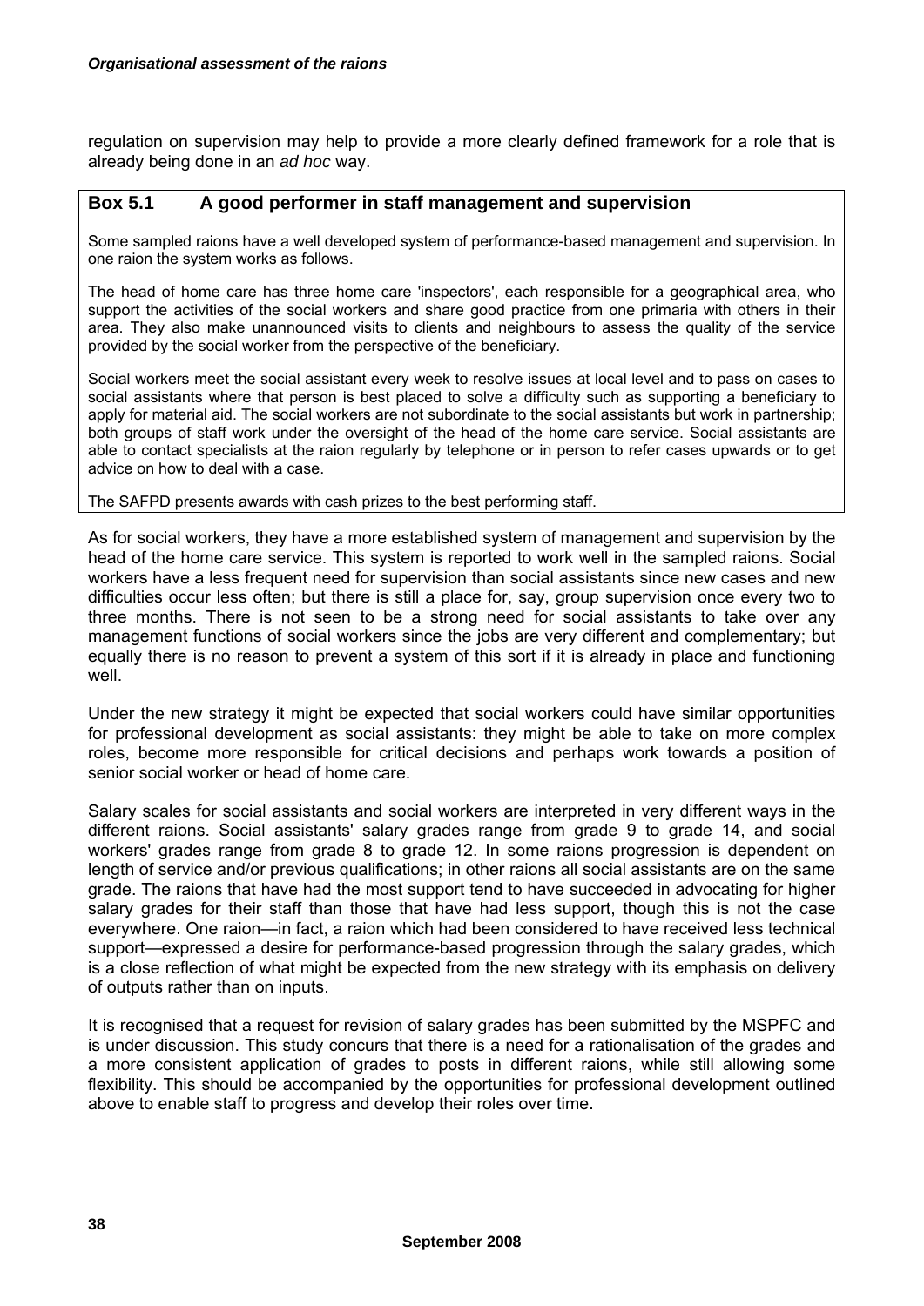regulation on supervision may help to provide a more clearly defined framework for a role that is already being done in an *ad hoc* way.

### Box 5.1 A good performer in staff management and supervision

Some sampled raions have a well developed system of performance-based management and supervision. In one raion the system works as follows.

The head of home care has three home care 'inspectors', each responsible for a geographical area, who support the activities of the social workers and share good practice from one primaria with others in their area. They also make unannounced visits to clients and neighbours to assess the quality of the service provided by the social worker from the perspective of the beneficiary.

Social workers meet the social assistant every week to resolve issues at local level and to pass on cases to social assistants where that person is best placed to solve a difficulty such as supporting a beneficiary to apply for material aid. The social workers are not subordinate to the social assistants but work in partnership; both groups of staff work under the oversight of the head of the home care service. Social assistants are able to contact specialists at the raion regularly by telephone or in person to refer cases upwards or to get advice on how to deal with a case.

The SAFPD presents awards with cash prizes to the best performing staff.

As for social workers, they have a more established system of management and supervision by the head of the home care service. This system is reported to work well in the sampled raions. Social workers have a less frequent need for supervision than social assistants since new cases and new difficulties occur less often; but there is still a place for, say, group supervision once every two to three months. There is not seen to be a strong need for social assistants to take over any management functions of social workers since the jobs are very different and complementary; but equally there is no reason to prevent a system of this sort if it is already in place and functioning well.

Under the new strategy it might be expected that social workers could have similar opportunities for professional development as social assistants: they might be able to take on more complex roles, become more responsible for critical decisions and perhaps work towards a position of senior social worker or head of home care.

Salary scales for social assistants and social workers are interpreted in very different ways in the different raions. Social assistants' salary grades range from grade 9 to grade 14, and social workers' grades range from grade 8 to grade 12. In some raions progression is dependent on length of service and/or previous qualifications; in other raions all social assistants are on the same grade. The raions that have had the most support tend to have succeeded in advocating for higher salary grades for their staff than those that have had less support, though this is not the case everywhere. One raion—in fact, a raion which had been considered to have received less technical support—expressed a desire for performance-based progression through the salary grades, which is a close reflection of what might be expected from the new strategy with its emphasis on delivery of outputs rather than on inputs.

It is recognised that a request for revision of salary grades has been submitted by the MSPFC and is under discussion. This study concurs that there is a need for a rationalisation of the grades and a more consistent application of grades to posts in different raions, while still allowing some flexibility. This should be accompanied by the opportunities for professional development outlined above to enable staff to progress and develop their roles over time.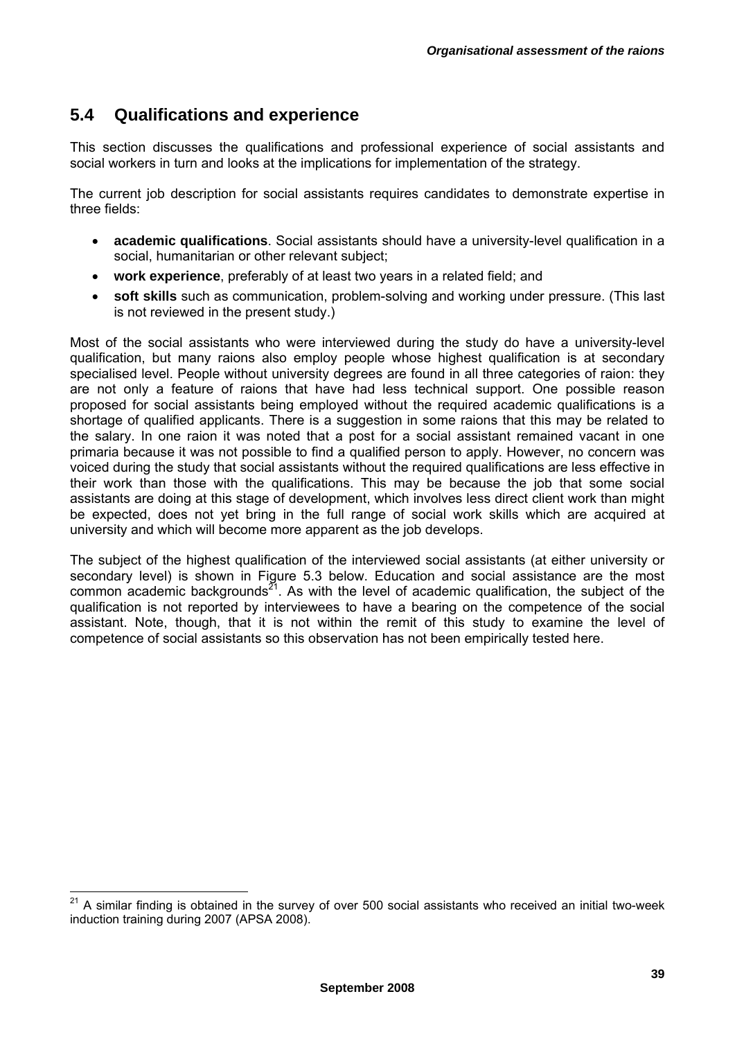## 5.4 Qualifications and experience

This section discusses the qualifications and professional experience of social assistants and social workers in turn and looks at the implications for implementation of the strategy.

The current job description for social assistants requires candidates to demonstrate expertise in three fields:

- **academic qualifications**. Social assistants should have a university-level qualification in a social, humanitarian or other relevant subject;
- **work experience**, preferably of at least two years in a related field; and
- **soft skills** such as communication, problem-solving and working under pressure. (This last is not reviewed in the present study.)

Most of the social assistants who were interviewed during the study do have a university-level qualification, but many raions also employ people whose highest qualification is at secondary specialised level. People without university degrees are found in all three categories of raion: they are not only a feature of raions that have had less technical support. One possible reason proposed for social assistants being employed without the required academic qualifications is a shortage of qualified applicants. There is a suggestion in some raions that this may be related to the salary. In one raion it was noted that a post for a social assistant remained vacant in one primaria because it was not possible to find a qualified person to apply. However, no concern was voiced during the study that social assistants without the required qualifications are less effective in their work than those with the qualifications. This may be because the job that some social assistants are doing at this stage of development, which involves less direct client work than might be expected, does not yet bring in the full range of social work skills which are acquired at university and which will become more apparent as the job develops.

The subject of the highest qualification of the interviewed social assistants (at either university or secondary level) is shown in Figure 5.3 below. Education and social assistance are the most common academic backgrounds[21]. As with the level of academic qualification, the subject of the qualification is not reported by interviewees to have a bearing on the competence of the social assistant. Note, though, that it is not within the remit of this study to examine the level of competence of social assistants so this observation has not been empirically tested here.

[21] A similar finding is obtained in the survey of over 500 social assistants who received an initial two-week induction training during 2007 (APSA 2008).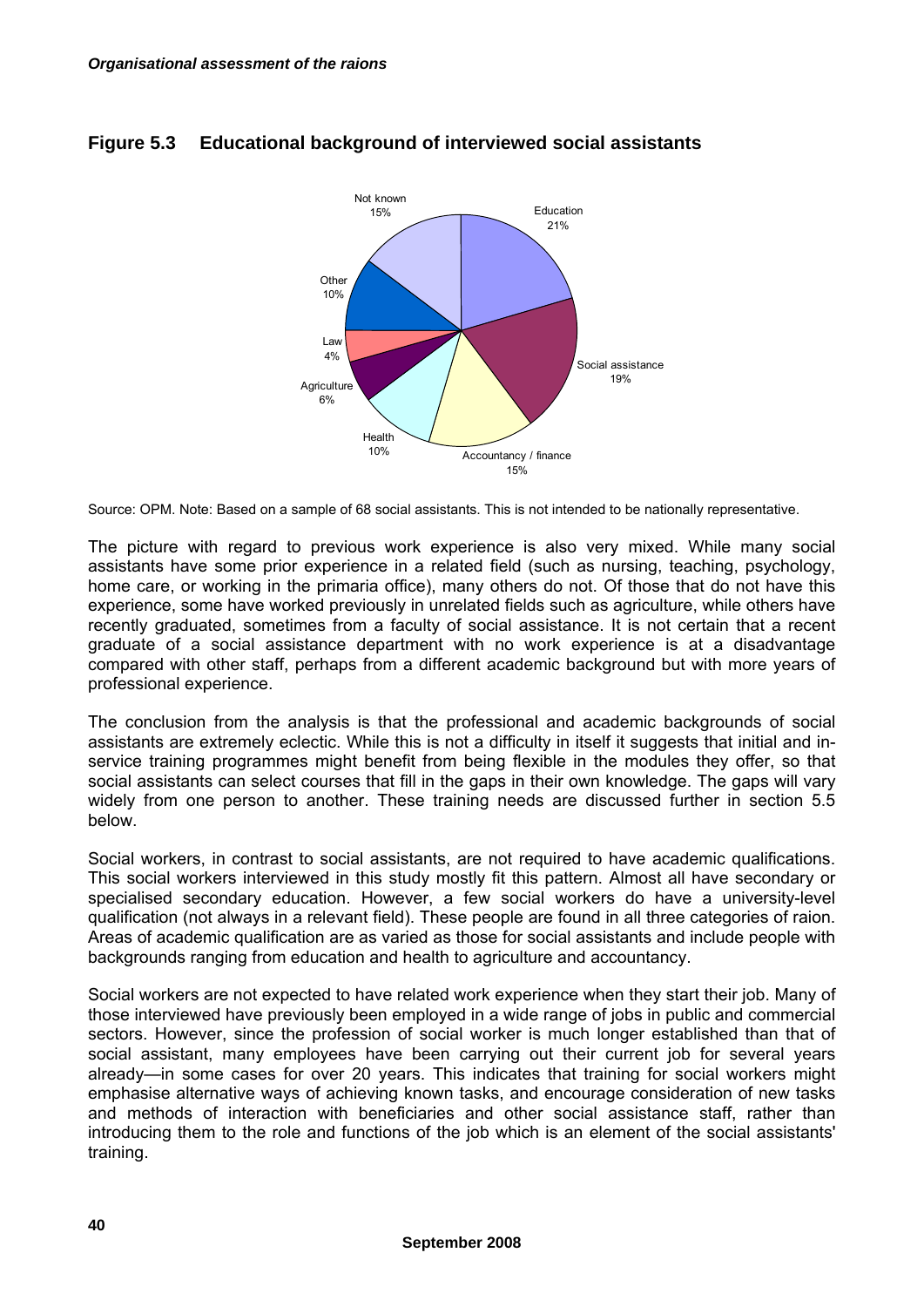**Figure 5.3 Educational background of interviewed social assistants**

Source: OPM. Note: Based on a sample of 68 social assistants. This is not intended to be nationally representative.

The picture with regard to previous work experience is also very mixed. While many social assistants have some prior experience in a related field (such as nursing, teaching, psychology, home care, or working in the primaria office), many others do not. Of those that do not have this experience, some have worked previously in unrelated fields such as agriculture, while others have recently graduated, sometimes from a faculty of social assistance. It is not certain that a recent graduate of a social assistance department with no work experience is at a disadvantage compared with other staff, perhaps from a different academic background but with more years of professional experience.

The conclusion from the analysis is that the professional and academic backgrounds of social assistants are extremely eclectic. While this is not a difficulty in itself it suggests that initial and in-service training programmes might benefit from being flexible in the modules they offer, so that social assistants can select courses that fill in the gaps in their own knowledge. The gaps will vary widely from one person to another. These training needs are discussed further in section 5.5 below.

Social workers, in contrast to social assistants, are not required to have academic qualifications. This social workers interviewed in this study mostly fit this pattern. Almost all have secondary or specialised secondary education. However, a few social workers do have a university-level qualification (not always in a relevant field). These people are found in all three categories of raion. Areas of academic qualification are as varied as those for social assistants and include people with backgrounds ranging from education and health to agriculture and accountancy.

Social workers are not expected to have related work experience when they start their job. Many of those interviewed have previously been employed in a wide range of jobs in public and commercial sectors. However, since the profession of social worker is much longer established than that of social assistant, many employees have been carrying out their current job for several years already—in some cases for over 20 years. This indicates that training for social workers might emphasise alternative ways of achieving known tasks, and encourage consideration of new tasks and methods of interaction with beneficiaries and other social assistance staff, rather than introducing them to the role and functions of the job which is an element of the social assistants' training.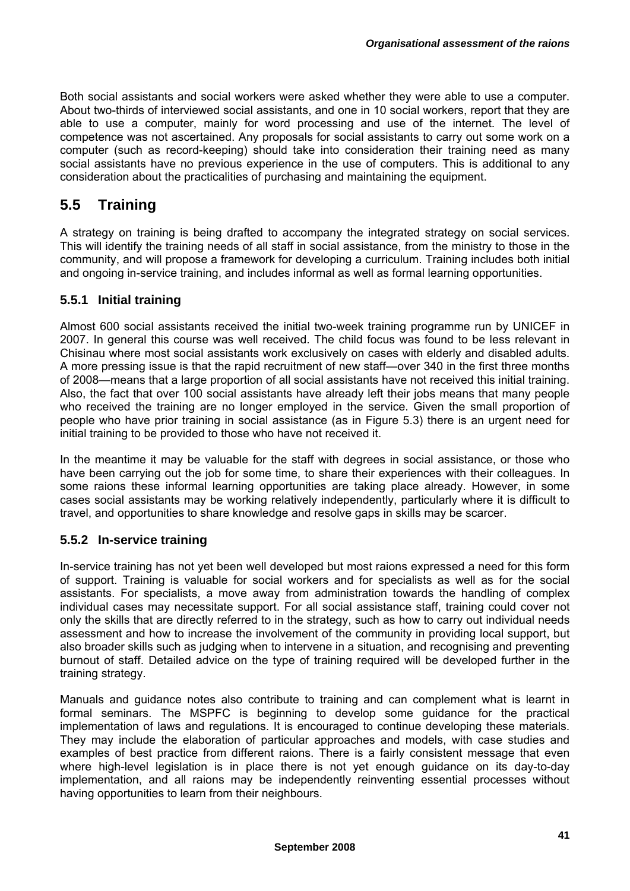Both social assistants and social workers were asked whether they were able to use a computer. About two-thirds of interviewed social assistants, and one in 10 social workers, report that they are able to use a computer, mainly for word processing and use of the internet. The level of competence was not ascertained. Any proposals for social assistants to carry out some work on a computer (such as record-keeping) should take into consideration their training need as many social assistants have no previous experience in the use of computers. This is additional to any consideration about the practicalities of purchasing and maintaining the equipment.

## 5.5 Training

A strategy on training is being drafted to accompany the integrated strategy on social services. This will identify the training needs of all staff in social assistance, from the ministry to those in the community, and will propose a framework for developing a curriculum. Training includes both initial and ongoing in-service training, and includes informal as well as formal learning opportunities.

### 5.5.1 Initial training

Almost 600 social assistants received the initial two-week training programme run by UNICEF in 2007. In general this course was well received. The child focus was found to be less relevant in Chisinau where most social assistants work exclusively on cases with elderly and disabled adults. A more pressing issue is that the rapid recruitment of new staff—over 340 in the first three months of 2008—means that a large proportion of all social assistants have not received this initial training. Also, the fact that over 100 social assistants have already left their jobs means that many people who received the training are no longer employed in the service. Given the small proportion of people who have prior training in social assistance (as in Figure 5.3) there is an urgent need for initial training to be provided to those who have not received it.

In the meantime it may be valuable for the staff with degrees in social assistance, or those who have been carrying out the job for some time, to share their experiences with their colleagues. In some raions these informal learning opportunities are taking place already. However, in some cases social assistants may be working relatively independently, particularly where it is difficult to travel, and opportunities to share knowledge and resolve gaps in skills may be scarcer.

### 5.5.2 In-service training

In-service training has not yet been well developed but most raions expressed a need for this form of support. Training is valuable for social workers and for specialists as well as for the social assistants. For specialists, a move away from administration towards the handling of complex individual cases may necessitate support. For all social assistance staff, training could cover not only the skills that are directly referred to in the strategy, such as how to carry out individual needs assessment and how to increase the involvement of the community in providing local support, but also broader skills such as judging when to intervene in a situation, and recognising and preventing burnout of staff. Detailed advice on the type of training required will be developed further in the training strategy.

Manuals and guidance notes also contribute to training and can complement what is learnt in formal seminars. The MSPFC is beginning to develop some guidance for the practical implementation of laws and regulations. It is encouraged to continue developing these materials. They may include the elaboration of particular approaches and models, with case studies and examples of best practice from different raions. There is a fairly consistent message that even where high-level legislation is in place there is not yet enough guidance on its day-to-day implementation, and all raions may be independently reinventing essential processes without having opportunities to learn from their neighbours.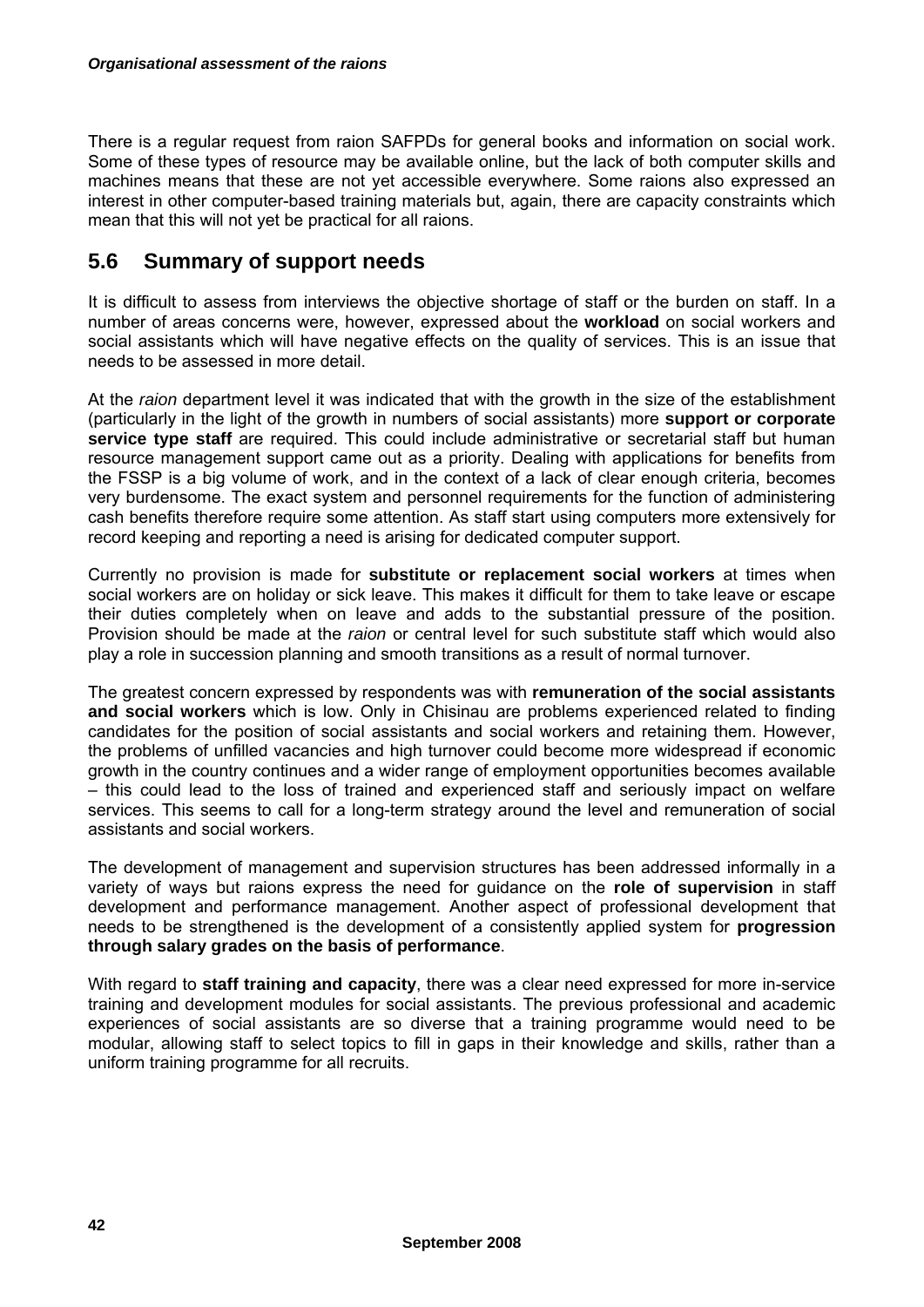There is a regular request from raion SAFPDs for general books and information on social work. Some of these types of resource may be available online, but the lack of both computer skills and machines means that these are not yet accessible everywhere. Some raions also expressed an interest in other computer-based training materials but, again, there are capacity constraints which mean that this will not yet be practical for all raions.

## 5.6 Summary of support needs

It is difficult to assess from interviews the objective shortage of staff or the burden on staff. In a number of areas concerns were, however, expressed about the **workload** on social workers and social assistants which will have negative effects on the quality of services. This is an issue that needs to be assessed in more detail.

At the *raion* department level it was indicated that with the growth in the size of the establishment (particularly in the light of the growth in numbers of social assistants) more **support or corporate service type staff** are required. This could include administrative or secretarial staff but human resource management support came out as a priority. Dealing with applications for benefits from the FSSP is a big volume of work, and in the context of a lack of clear enough criteria, becomes very burdensome. The exact system and personnel requirements for the function of administering cash benefits therefore require some attention. As staff start using computers more extensively for record keeping and reporting a need is arising for dedicated computer support.

Currently no provision is made for **substitute or replacement social workers** at times when social workers are on holiday or sick leave. This makes it difficult for them to take leave or escape their duties completely when on leave and adds to the substantial pressure of the position. Provision should be made at the *raion* or central level for such substitute staff which would also play a role in succession planning and smooth transitions as a result of normal turnover.

The greatest concern expressed by respondents was with **remuneration of the social assistants and social workers** which is low. Only in Chisinau are problems experienced related to finding candidates for the position of social assistants and social workers and retaining them. However, the problems of unfilled vacancies and high turnover could become more widespread if economic growth in the country continues and a wider range of employment opportunities becomes available – this could lead to the loss of trained and experienced staff and seriously impact on welfare services. This seems to call for a long-term strategy around the level and remuneration of social assistants and social workers.

The development of management and supervision structures has been addressed informally in a variety of ways but raions express the need for guidance on the **role of supervision** in staff development and performance management. Another aspect of professional development that needs to be strengthened is the development of a consistently applied system for **progression through salary grades on the basis of performance**.

With regard to **staff training and capacity**, there was a clear need expressed for more in-service training and development modules for social assistants. The previous professional and academic experiences of social assistants are so diverse that a training programme would need to be modular, allowing staff to select topics to fill in gaps in their knowledge and skills, rather than a uniform training programme for all recruits.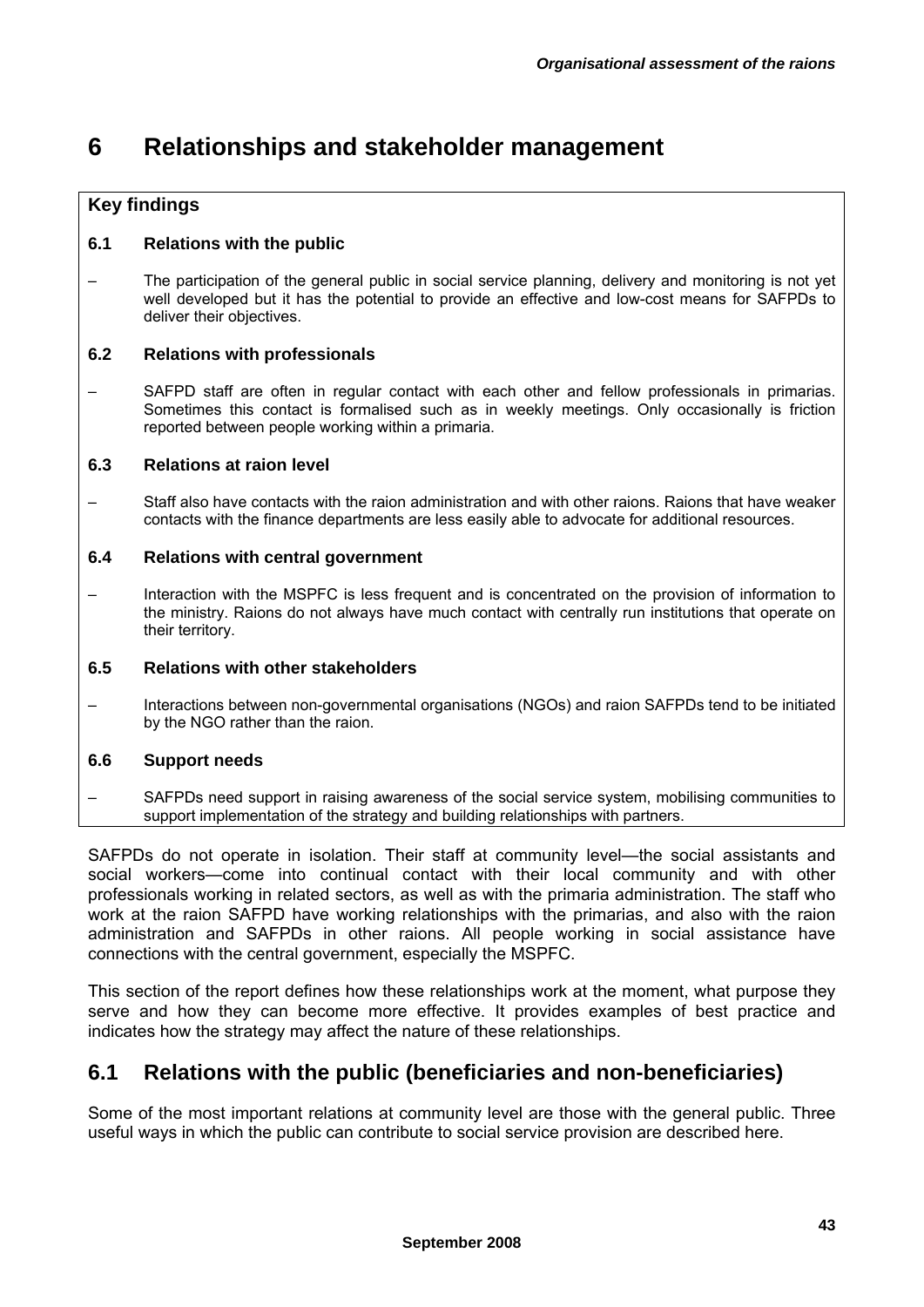# 6 Relationships and stakeholder management

**Key findings**

**6.1 Relations with the public**

– The participation of the general public in social service planning, delivery and monitoring is not yet well developed but it has the potential to provide an effective and low-cost means for SAFPDs to deliver their objectives.

**6.2 Relations with professionals**

– SAFPD staff are often in regular contact with each other and fellow professionals in primarias. Sometimes this contact is formalised such as in weekly meetings. Only occasionally is friction reported between people working within a primaria.

**6.3 Relations at raion level**

– Staff also have contacts with the raion administration and with other raions. Raions that have weaker contacts with the finance departments are less easily able to advocate for additional resources.

**6.4 Relations with central government**

– Interaction with the MSPFC is less frequent and is concentrated on the provision of information to the ministry. Raions do not always have much contact with centrally run institutions that operate on their territory.

**6.5 Relations with other stakeholders**

– Interactions between non-governmental organisations (NGOs) and raion SAFPDs tend to be initiated by the NGO rather than the raion.

**6.6 Support needs**

– SAFPDs need support in raising awareness of the social service system, mobilising communities to support implementation of the strategy and building relationships with partners.

SAFPDs do not operate in isolation. Their staff at community level—the social assistants and social workers—come into continual contact with their local community and with other professionals working in related sectors, as well as with the primaria administration. The staff who work at the raion SAFPD have working relationships with the primarias, and also with the raion administration and SAFPDs in other raions. All people working in social assistance have connections with the central government, especially the MSPFC.

This section of the report defines how these relationships work at the moment, what purpose they serve and how they can become more effective. It provides examples of best practice and indicates how the strategy may affect the nature of these relationships.

## 6.1 Relations with the public (beneficiaries and non-beneficiaries)

Some of the most important relations at community level are those with the general public. Three useful ways in which the public can contribute to social service provision are described here.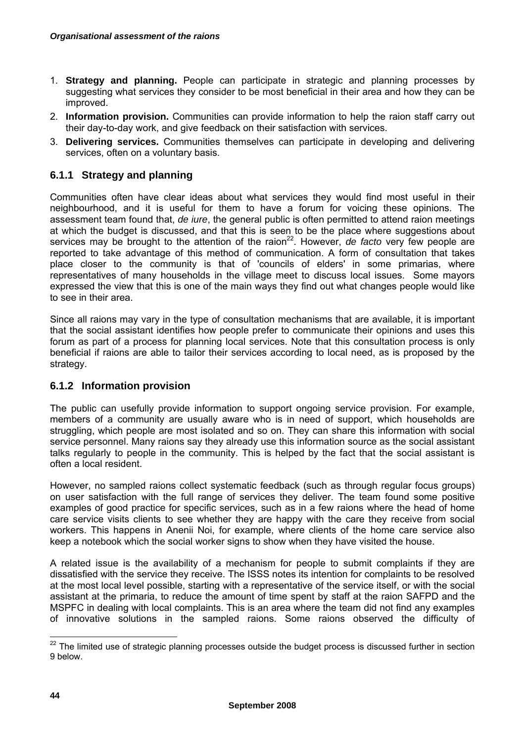1. **Strategy and planning.** People can participate in strategic and planning processes by suggesting what services they consider to be most beneficial in their area and how they can be improved.
2. **Information provision.** Communities can provide information to help the raion staff carry out their day-to-day work, and give feedback on their satisfaction with services.
3. **Delivering services.** Communities themselves can participate in developing and delivering services, often on a voluntary basis.

### 6.1.1 Strategy and planning

Communities often have clear ideas about what services they would find most useful in their neighbourhood, and it is useful for them to have a forum for voicing these opinions. The assessment team found that, *de iure*, the general public is often permitted to attend raion meetings at which the budget is discussed, and that this is seen to be the place where suggestions about services may be brought to the attention of the raion[22]. However, *de facto* very few people are reported to take advantage of this method of communication. A form of consultation that takes place closer to the community is that of 'councils of elders' in some primarias, where representatives of many households in the village meet to discuss local issues. Some mayors expressed the view that this is one of the main ways they find out what changes people would like to see in their area.

Since all raions may vary in the type of consultation mechanisms that are available, it is important that the social assistant identifies how people prefer to communicate their opinions and uses this forum as part of a process for planning local services. Note that this consultation process is only beneficial if raions are able to tailor their services according to local need, as is proposed by the strategy.

### 6.1.2 Information provision

The public can usefully provide information to support ongoing service provision. For example, members of a community are usually aware who is in need of support, which households are struggling, which people are most isolated and so on. They can share this information with social service personnel. Many raions say they already use this information source as the social assistant talks regularly to people in the community. This is helped by the fact that the social assistant is often a local resident.

However, no sampled raions collect systematic feedback (such as through regular focus groups) on user satisfaction with the full range of services they deliver. The team found some positive examples of good practice for specific services, such as in a few raions where the head of home care service visits clients to see whether they are happy with the care they receive from social workers. This happens in Anenii Noi, for example, where clients of the home care service also keep a notebook which the social worker signs to show when they have visited the house.

A related issue is the availability of a mechanism for people to submit complaints if they are dissatisfied with the service they receive. The ISSS notes its intention for complaints to be resolved at the most local level possible, starting with a representative of the service itself, or with the social assistant at the primaria, to reduce the amount of time spent by staff at the raion SAFPD and the MSPFC in dealing with local complaints. This is an area where the team did not find any examples of innovative solutions in the sampled raions. Some raions observed the difficulty of

[22] The limited use of strategic planning processes outside the budget process is discussed further in section 9 below.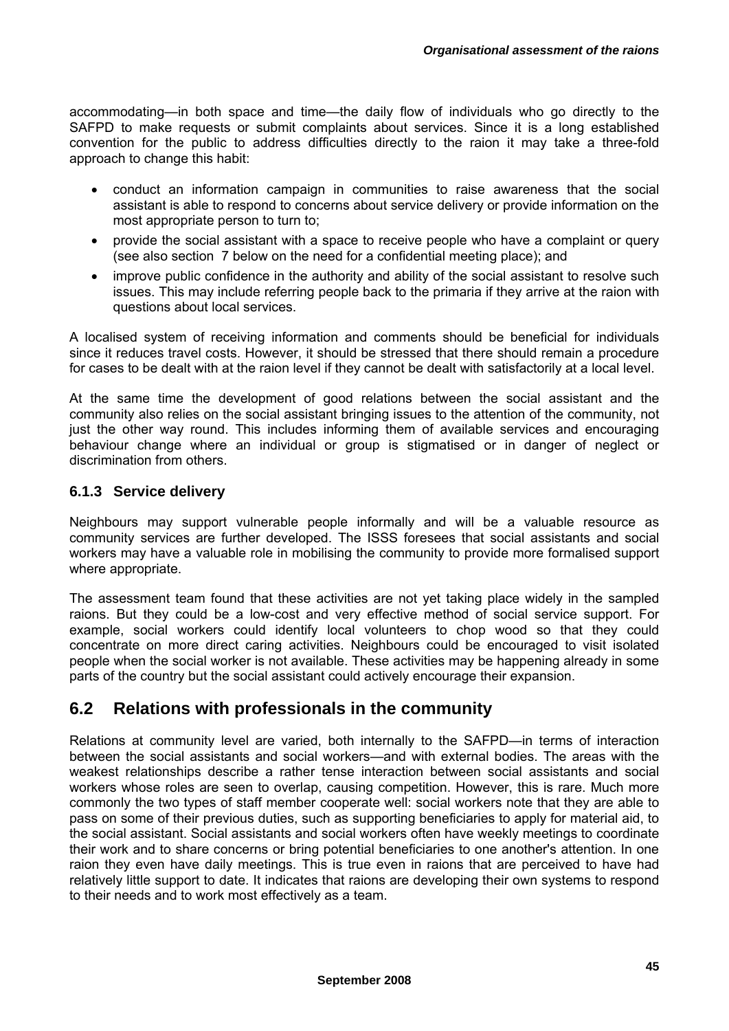accommodating—in both space and time—the daily flow of individuals who go directly to the SAFPD to make requests or submit complaints about services. Since it is a long established convention for the public to address difficulties directly to the raion it may take a three-fold approach to change this habit:

- conduct an information campaign in communities to raise awareness that the social assistant is able to respond to concerns about service delivery or provide information on the most appropriate person to turn to;
- provide the social assistant with a space to receive people who have a complaint or query (see also section 7 below on the need for a confidential meeting place); and
- improve public confidence in the authority and ability of the social assistant to resolve such issues. This may include referring people back to the primaria if they arrive at the raion with questions about local services.

A localised system of receiving information and comments should be beneficial for individuals since it reduces travel costs. However, it should be stressed that there should remain a procedure for cases to be dealt with at the raion level if they cannot be dealt with satisfactorily at a local level.

At the same time the development of good relations between the social assistant and the community also relies on the social assistant bringing issues to the attention of the community, not just the other way round. This includes informing them of available services and encouraging behaviour change where an individual or group is stigmatised or in danger of neglect or discrimination from others.

### 6.1.3 Service delivery

Neighbours may support vulnerable people informally and will be a valuable resource as community services are further developed. The ISSS foresees that social assistants and social workers may have a valuable role in mobilising the community to provide more formalised support where appropriate.

The assessment team found that these activities are not yet taking place widely in the sampled raions. But they could be a low-cost and very effective method of social service support. For example, social workers could identify local volunteers to chop wood so that they could concentrate on more direct caring activities. Neighbours could be encouraged to visit isolated people when the social worker is not available. These activities may be happening already in some parts of the country but the social assistant could actively encourage their expansion.

## 6.2 Relations with professionals in the community

Relations at community level are varied, both internally to the SAFPD—in terms of interaction between the social assistants and social workers—and with external bodies. The areas with the weakest relationships describe a rather tense interaction between social assistants and social workers whose roles are seen to overlap, causing competition. However, this is rare. Much more commonly the two types of staff member cooperate well: social workers note that they are able to pass on some of their previous duties, such as supporting beneficiaries to apply for material aid, to the social assistant. Social assistants and social workers often have weekly meetings to coordinate their work and to share concerns or bring potential beneficiaries to one another's attention. In one raion they even have daily meetings. This is true even in raions that are perceived to have had relatively little support to date. It indicates that raions are developing their own systems to respond to their needs and to work most effectively as a team.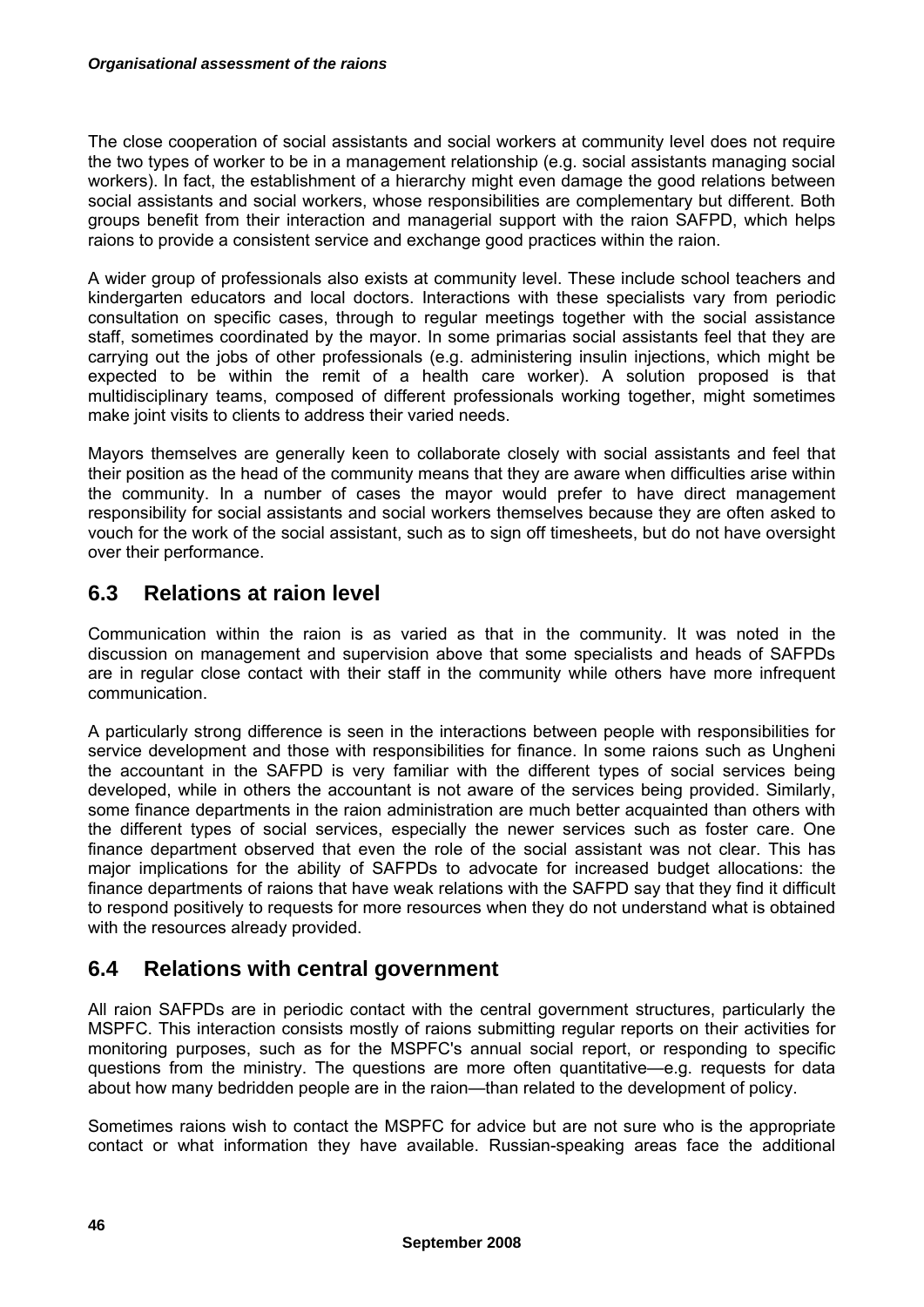The close cooperation of social assistants and social workers at community level does not require the two types of worker to be in a management relationship (e.g. social assistants managing social workers). In fact, the establishment of a hierarchy might even damage the good relations between social assistants and social workers, whose responsibilities are complementary but different. Both groups benefit from their interaction and managerial support with the raion SAFPD, which helps raions to provide a consistent service and exchange good practices within the raion.

A wider group of professionals also exists at community level. These include school teachers and kindergarten educators and local doctors. Interactions with these specialists vary from periodic consultation on specific cases, through to regular meetings together with the social assistance staff, sometimes coordinated by the mayor. In some primarias social assistants feel that they are carrying out the jobs of other professionals (e.g. administering insulin injections, which might be expected to be within the remit of a health care worker). A solution proposed is that multidisciplinary teams, composed of different professionals working together, might sometimes make joint visits to clients to address their varied needs.

Mayors themselves are generally keen to collaborate closely with social assistants and feel that their position as the head of the community means that they are aware when difficulties arise within the community. In a number of cases the mayor would prefer to have direct management responsibility for social assistants and social workers themselves because they are often asked to vouch for the work of the social assistant, such as to sign off timesheets, but do not have oversight over their performance.

## 6.3 Relations at raion level

Communication within the raion is as varied as that in the community. It was noted in the discussion on management and supervision above that some specialists and heads of SAFPDs are in regular close contact with their staff in the community while others have more infrequent communication.

A particularly strong difference is seen in the interactions between people with responsibilities for service development and those with responsibilities for finance. In some raions such as Ungheni the accountant in the SAFPD is very familiar with the different types of social services being developed, while in others the accountant is not aware of the services being provided. Similarly, some finance departments in the raion administration are much better acquainted than others with the different types of social services, especially the newer services such as foster care. One finance department observed that even the role of the social assistant was not clear. This has major implications for the ability of SAFPDs to advocate for increased budget allocations: the finance departments of raions that have weak relations with the SAFPD say that they find it difficult to respond positively to requests for more resources when they do not understand what is obtained with the resources already provided.

## 6.4 Relations with central government

All raion SAFPDs are in periodic contact with the central government structures, particularly the MSPFC. This interaction consists mostly of raions submitting regular reports on their activities for monitoring purposes, such as for the MSPFC's annual social report, or responding to specific questions from the ministry. The questions are more often quantitative—e.g. requests for data about how many bedridden people are in the raion—than related to the development of policy.

Sometimes raions wish to contact the MSPFC for advice but are not sure who is the appropriate contact or what information they have available. Russian-speaking areas face the additional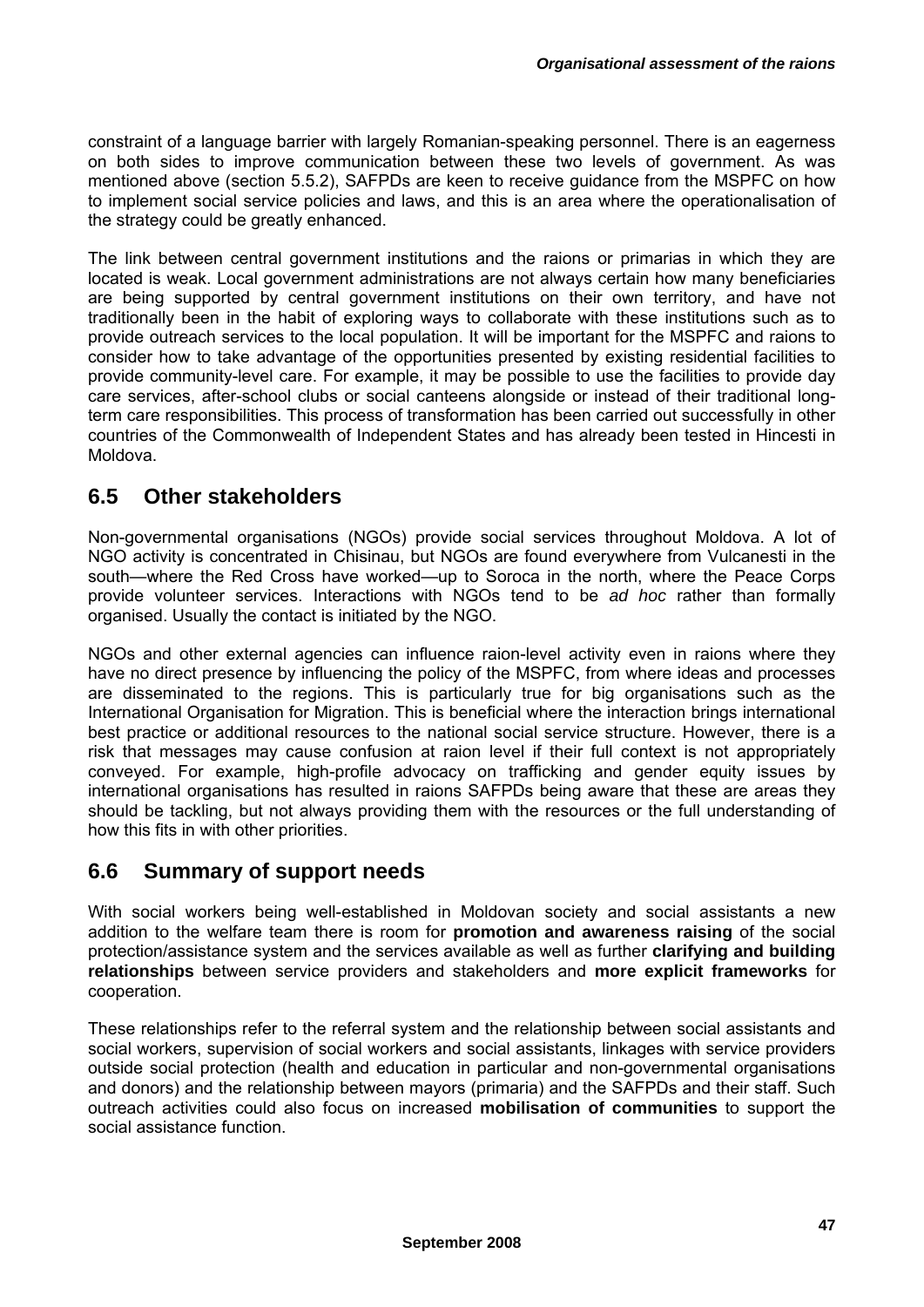constraint of a language barrier with largely Romanian-speaking personnel. There is an eagerness on both sides to improve communication between these two levels of government. As was mentioned above (section 5.5.2), SAFPDs are keen to receive guidance from the MSPFC on how to implement social service policies and laws, and this is an area where the operationalisation of the strategy could be greatly enhanced.

The link between central government institutions and the raions or primarias in which they are located is weak. Local government administrations are not always certain how many beneficiaries are being supported by central government institutions on their own territory, and have not traditionally been in the habit of exploring ways to collaborate with these institutions such as to provide outreach services to the local population. It will be important for the MSPFC and raions to consider how to take advantage of the opportunities presented by existing residential facilities to provide community-level care. For example, it may be possible to use the facilities to provide day care services, after-school clubs or social canteens alongside or instead of their traditional long-term care responsibilities. This process of transformation has been carried out successfully in other countries of the Commonwealth of Independent States and has already been tested in Hincesti in Moldova.

## 6.5 Other stakeholders

Non-governmental organisations (NGOs) provide social services throughout Moldova. A lot of NGO activity is concentrated in Chisinau, but NGOs are found everywhere from Vulcanesti in the south—where the Red Cross have worked—up to Soroca in the north, where the Peace Corps provide volunteer services. Interactions with NGOs tend to be *ad hoc* rather than formally organised. Usually the contact is initiated by the NGO.

NGOs and other external agencies can influence raion-level activity even in raions where they have no direct presence by influencing the policy of the MSPFC, from where ideas and processes are disseminated to the regions. This is particularly true for big organisations such as the International Organisation for Migration. This is beneficial where the interaction brings international best practice or additional resources to the national social service structure. However, there is a risk that messages may cause confusion at raion level if their full context is not appropriately conveyed. For example, high-profile advocacy on trafficking and gender equity issues by international organisations has resulted in raions SAFPDs being aware that these are areas they should be tackling, but not always providing them with the resources or the full understanding of how this fits in with other priorities.

## 6.6 Summary of support needs

With social workers being well-established in Moldovan society and social assistants a new addition to the welfare team there is room for **promotion and awareness raising** of the social protection/assistance system and the services available as well as further **clarifying and building relationships** between service providers and stakeholders and **more explicit frameworks** for cooperation.

These relationships refer to the referral system and the relationship between social assistants and social workers, supervision of social workers and social assistants, linkages with service providers outside social protection (health and education in particular and non-governmental organisations and donors) and the relationship between mayors (primaria) and the SAFPDs and their staff. Such outreach activities could also focus on increased **mobilisation of communities** to support the social assistance function.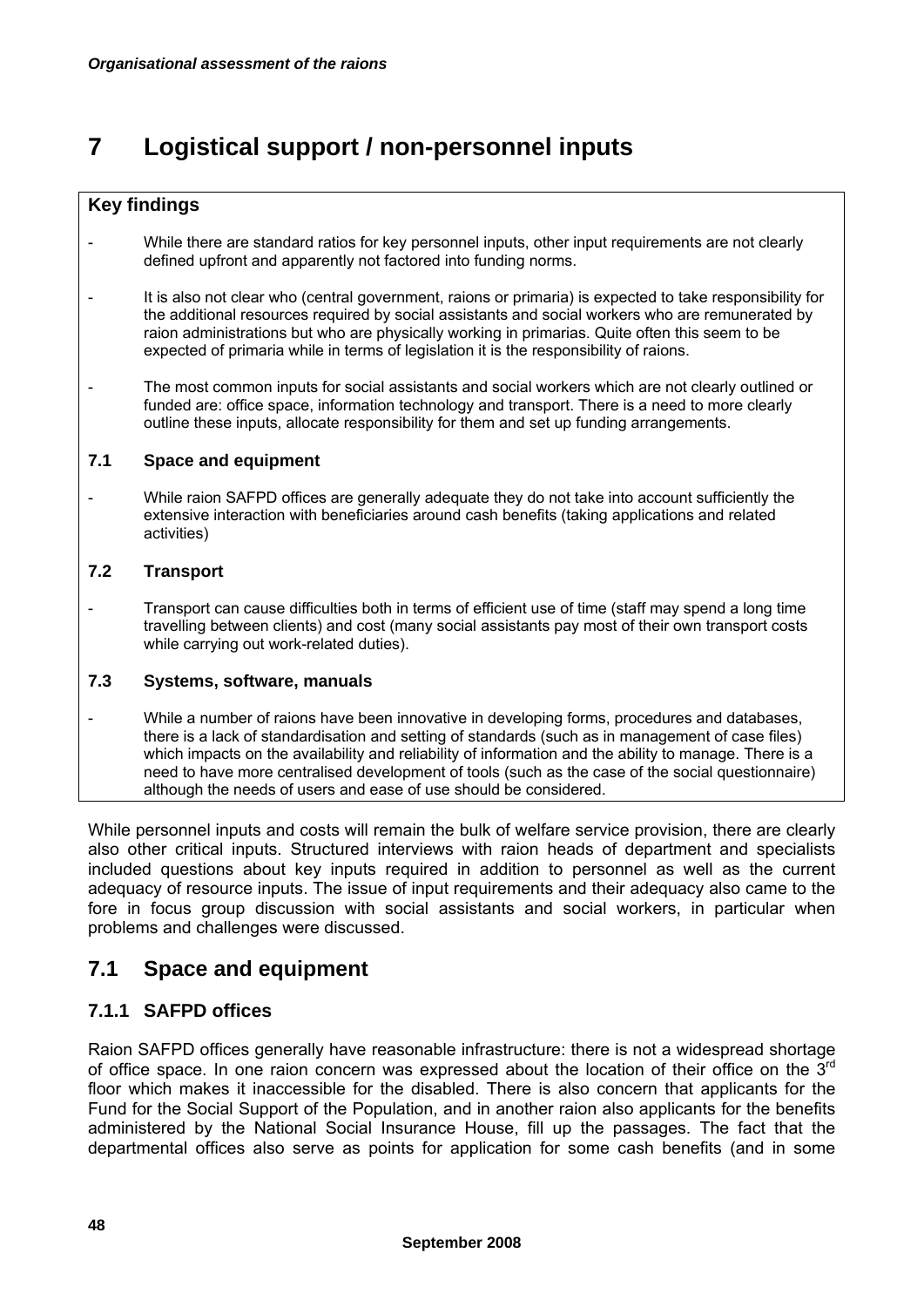# 7 Logistical support / non-personnel inputs

**Key findings**

- While there are standard ratios for key personnel inputs, other input requirements are not clearly defined upfront and apparently not factored into funding norms.
- It is also not clear who (central government, raions or primaria) is expected to take responsibility for the additional resources required by social assistants and social workers who are remunerated by raion administrations but who are physically working in primarias. Quite often this seem to be expected of primaria while in terms of legislation it is the responsibility of raions.
- The most common inputs for social assistants and social workers which are not clearly outlined or funded are: office space, information technology and transport. There is a need to more clearly outline these inputs, allocate responsibility for them and set up funding arrangements.

**7.1 Space and equipment**

- While raion SAFPD offices are generally adequate they do not take into account sufficiently the extensive interaction with beneficiaries around cash benefits (taking applications and related activities)

**7.2 Transport**

- Transport can cause difficulties both in terms of efficient use of time (staff may spend a long time travelling between clients) and cost (many social assistants pay most of their own transport costs while carrying out work-related duties).

**7.3 Systems, software, manuals**

- While a number of raions have been innovative in developing forms, procedures and databases, there is a lack of standardisation and setting of standards (such as in management of case files) which impacts on the availability and reliability of information and the ability to manage. There is a need to have more centralised development of tools (such as the case of the social questionnaire) although the needs of users and ease of use should be considered.

While personnel inputs and costs will remain the bulk of welfare service provision, there are clearly also other critical inputs. Structured interviews with raion heads of department and specialists included questions about key inputs required in addition to personnel as well as the current adequacy of resource inputs. The issue of input requirements and their adequacy also came to the fore in focus group discussion with social assistants and social workers, in particular when problems and challenges were discussed.

## 7.1 Space and equipment

### 7.1.1 SAFPD offices

Raion SAFPD offices generally have reasonable infrastructure: there is not a widespread shortage of office space. In one raion concern was expressed about the location of their office on the 3rd floor which makes it inaccessible for the disabled. There is also concern that applicants for the Fund for the Social Support of the Population, and in another raion also applicants for the benefits administered by the National Social Insurance House, fill up the passages. The fact that the departmental offices also serve as points for application for some cash benefits (and in some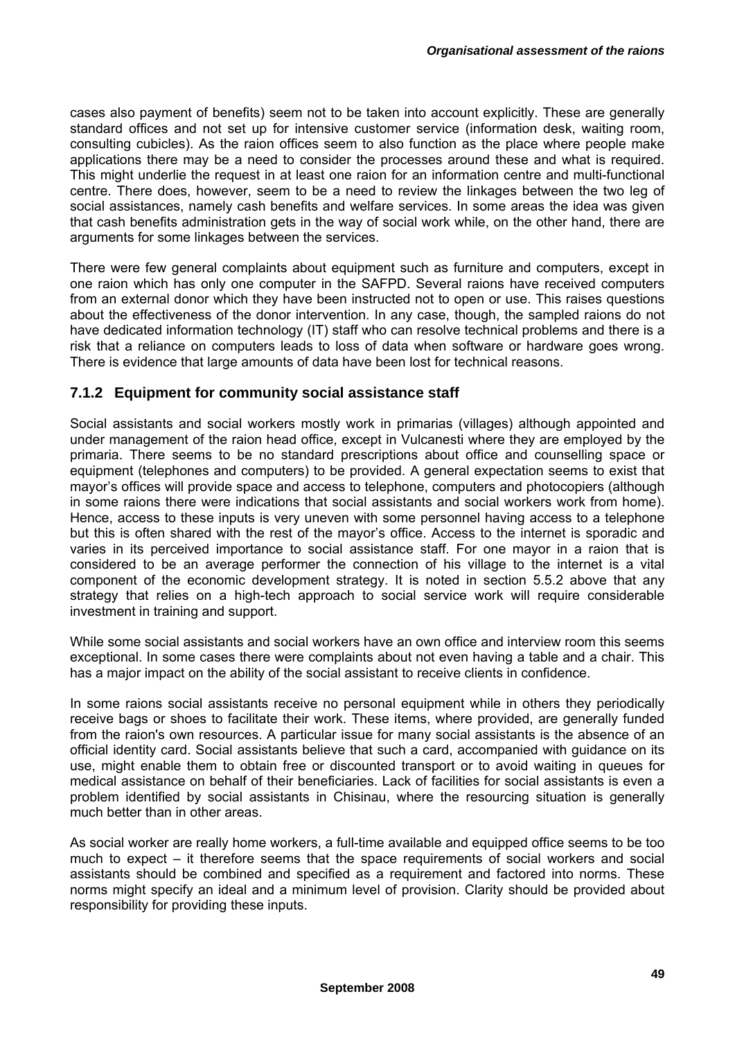cases also payment of benefits) seem not to be taken into account explicitly. These are generally standard offices and not set up for intensive customer service (information desk, waiting room, consulting cubicles). As the raion offices seem to also function as the place where people make applications there may be a need to consider the processes around these and what is required. This might underlie the request in at least one raion for an information centre and multi-functional centre. There does, however, seem to be a need to review the linkages between the two leg of social assistances, namely cash benefits and welfare services. In some areas the idea was given that cash benefits administration gets in the way of social work while, on the other hand, there are arguments for some linkages between the services.

There were few general complaints about equipment such as furniture and computers, except in one raion which has only one computer in the SAFPD. Several raions have received computers from an external donor which they have been instructed not to open or use. This raises questions about the effectiveness of the donor intervention. In any case, though, the sampled raions do not have dedicated information technology (IT) staff who can resolve technical problems and there is a risk that a reliance on computers leads to loss of data when software or hardware goes wrong. There is evidence that large amounts of data have been lost for technical reasons.

### 7.1.2 Equipment for community social assistance staff

Social assistants and social workers mostly work in primarias (villages) although appointed and under management of the raion head office, except in Vulcanesti where they are employed by the primaria. There seems to be no standard prescriptions about office and counselling space or equipment (telephones and computers) to be provided. A general expectation seems to exist that mayor's offices will provide space and access to telephone, computers and photocopiers (although in some raions there were indications that social assistants and social workers work from home). Hence, access to these inputs is very uneven with some personnel having access to a telephone but this is often shared with the rest of the mayor's office. Access to the internet is sporadic and varies in its perceived importance to social assistance staff. For one mayor in a raion that is considered to be an average performer the connection of his village to the internet is a vital component of the economic development strategy. It is noted in section 5.5.2 above that any strategy that relies on a high-tech approach to social service work will require considerable investment in training and support.

While some social assistants and social workers have an own office and interview room this seems exceptional. In some cases there were complaints about not even having a table and a chair. This has a major impact on the ability of the social assistant to receive clients in confidence.

In some raions social assistants receive no personal equipment while in others they periodically receive bags or shoes to facilitate their work. These items, where provided, are generally funded from the raion's own resources. A particular issue for many social assistants is the absence of an official identity card. Social assistants believe that such a card, accompanied with guidance on its use, might enable them to obtain free or discounted transport or to avoid waiting in queues for medical assistance on behalf of their beneficiaries. Lack of facilities for social assistants is even a problem identified by social assistants in Chisinau, where the resourcing situation is generally much better than in other areas.

As social worker are really home workers, a full-time available and equipped office seems to be too much to expect – it therefore seems that the space requirements of social workers and social assistants should be combined and specified as a requirement and factored into norms. These norms might specify an ideal and a minimum level of provision. Clarity should be provided about responsibility for providing these inputs.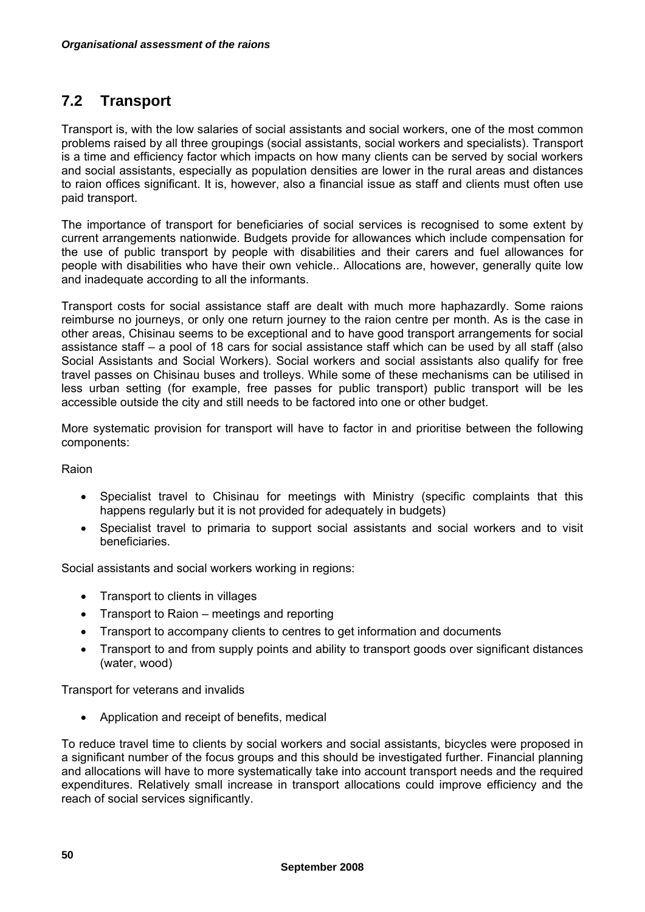## 7.2 Transport

Transport is, with the low salaries of social assistants and social workers, one of the most common problems raised by all three groupings (social assistants, social workers and specialists). Transport is a time and efficiency factor which impacts on how many clients can be served by social workers and social assistants, especially as population densities are lower in the rural areas and distances to raion offices significant. It is, however, also a financial issue as staff and clients must often use paid transport.

The importance of transport for beneficiaries of social services is recognised to some extent by current arrangements nationwide. Budgets provide for allowances which include compensation for the use of public transport by people with disabilities and their carers and fuel allowances for people with disabilities who have their own vehicle.. Allocations are, however, generally quite low and inadequate according to all the informants.

Transport costs for social assistance staff are dealt with much more haphazardly. Some raions reimburse no journeys, or only one return journey to the raion centre per month. As is the case in other areas, Chisinau seems to be exceptional and to have good transport arrangements for social assistance staff – a pool of 18 cars for social assistance staff which can be used by all staff (also Social Assistants and Social Workers). Social workers and social assistants also qualify for free travel passes on Chisinau buses and trolleys. While some of these mechanisms can be utilised in less urban setting (for example, free passes for public transport) public transport will be les accessible outside the city and still needs to be factored into one or other budget.

More systematic provision for transport will have to factor in and prioritise between the following components:

Raion

- Specialist travel to Chisinau for meetings with Ministry (specific complaints that this happens regularly but it is not provided for adequately in budgets)
- Specialist travel to primaria to support social assistants and social workers and to visit beneficiaries.

Social assistants and social workers working in regions:

- Transport to clients in villages
- Transport to Raion – meetings and reporting
- Transport to accompany clients to centres to get information and documents
- Transport to and from supply points and ability to transport goods over significant distances (water, wood)

Transport for veterans and invalids

- Application and receipt of benefits, medical

To reduce travel time to clients by social workers and social assistants, bicycles were proposed in a significant number of the focus groups and this should be investigated further. Financial planning and allocations will have to more systematically take into account transport needs and the required expenditures. Relatively small increase in transport allocations could improve efficiency and the reach of social services significantly.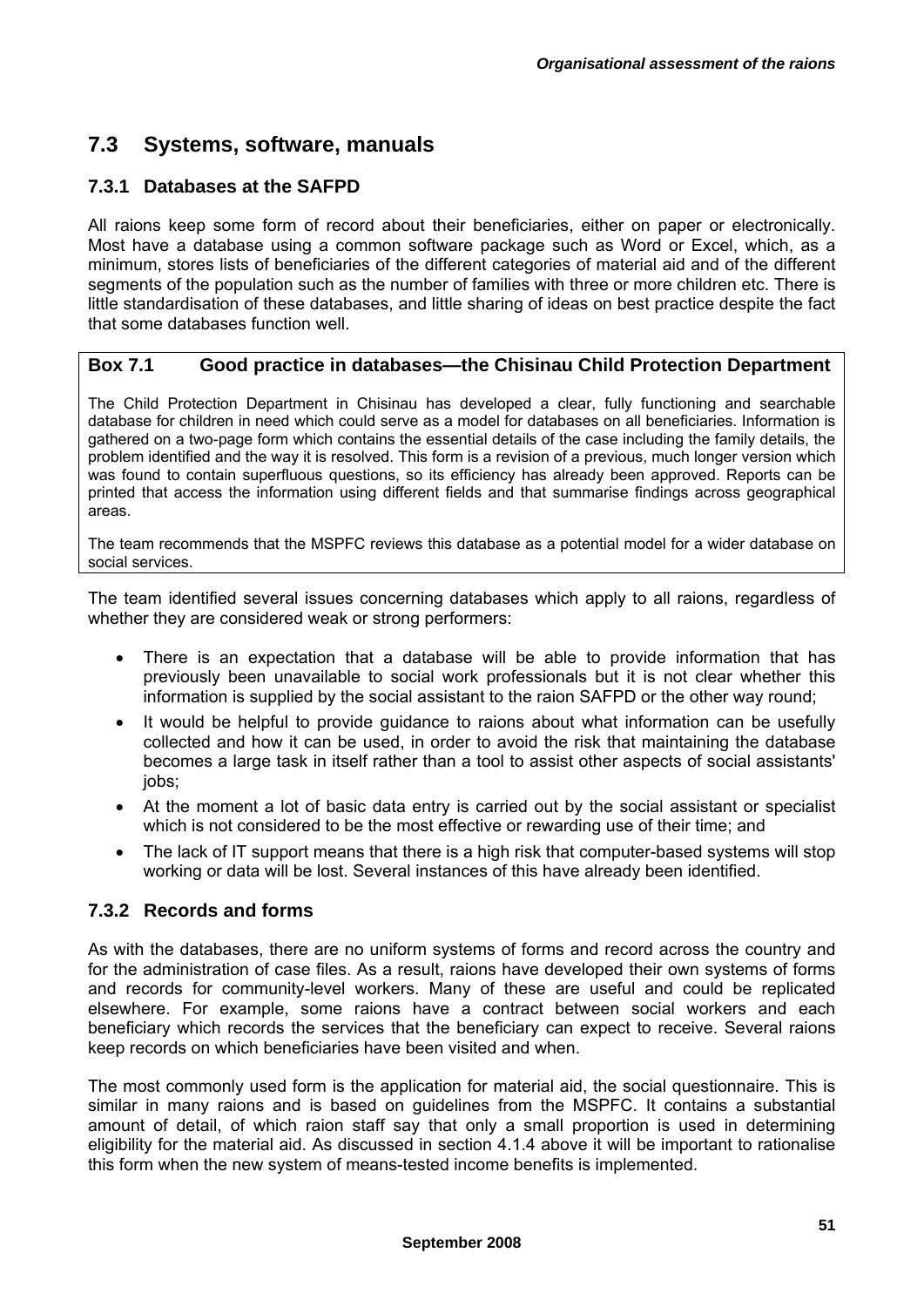## 7.3 Systems, software, manuals

### 7.3.1 Databases at the SAFPD

All raions keep some form of record about their beneficiaries, either on paper or electronically. Most have a database using a common software package such as Word or Excel, which, as a minimum, stores lists of beneficiaries of the different categories of material aid and of the different segments of the population such as the number of families with three or more children etc. There is little standardisation of these databases, and little sharing of ideas on best practice despite the fact that some databases function well.

> **Box 7.1 Good practice in databases—the Chisinau Child Protection Department**
>
> The Child Protection Department in Chisinau has developed a clear, fully functioning and searchable database for children in need which could serve as a model for databases on all beneficiaries. Information is gathered on a two-page form which contains the essential details of the case including the family details, the problem identified and the way it is resolved. This form is a revision of a previous, much longer version which was found to contain superfluous questions, so its efficiency has already been approved. Reports can be printed that access the information using different fields and that summarise findings across geographical areas.
>
> The team recommends that the MSPFC reviews this database as a potential model for a wider database on social services.

The team identified several issues concerning databases which apply to all raions, regardless of whether they are considered weak or strong performers:

- There is an expectation that a database will be able to provide information that has previously been unavailable to social work professionals but it is not clear whether this information is supplied by the social assistant to the raion SAFPD or the other way round;
- It would be helpful to provide guidance to raions about what information can be usefully collected and how it can be used, in order to avoid the risk that maintaining the database becomes a large task in itself rather than a tool to assist other aspects of social assistants' jobs;
- At the moment a lot of basic data entry is carried out by the social assistant or specialist which is not considered to be the most effective or rewarding use of their time; and
- The lack of IT support means that there is a high risk that computer-based systems will stop working or data will be lost. Several instances of this have already been identified.

### 7.3.2 Records and forms

As with the databases, there are no uniform systems of forms and record across the country and for the administration of case files. As a result, raions have developed their own systems of forms and records for community-level workers. Many of these are useful and could be replicated elsewhere. For example, some raions have a contract between social workers and each beneficiary which records the services that the beneficiary can expect to receive. Several raions keep records on which beneficiaries have been visited and when.

The most commonly used form is the application for material aid, the social questionnaire. This is similar in many raions and is based on guidelines from the MSPFC. It contains a substantial amount of detail, of which raion staff say that only a small proportion is used in determining eligibility for the material aid. As discussed in section 4.1.4 above it will be important to rationalise this form when the new system of means-tested income benefits is implemented.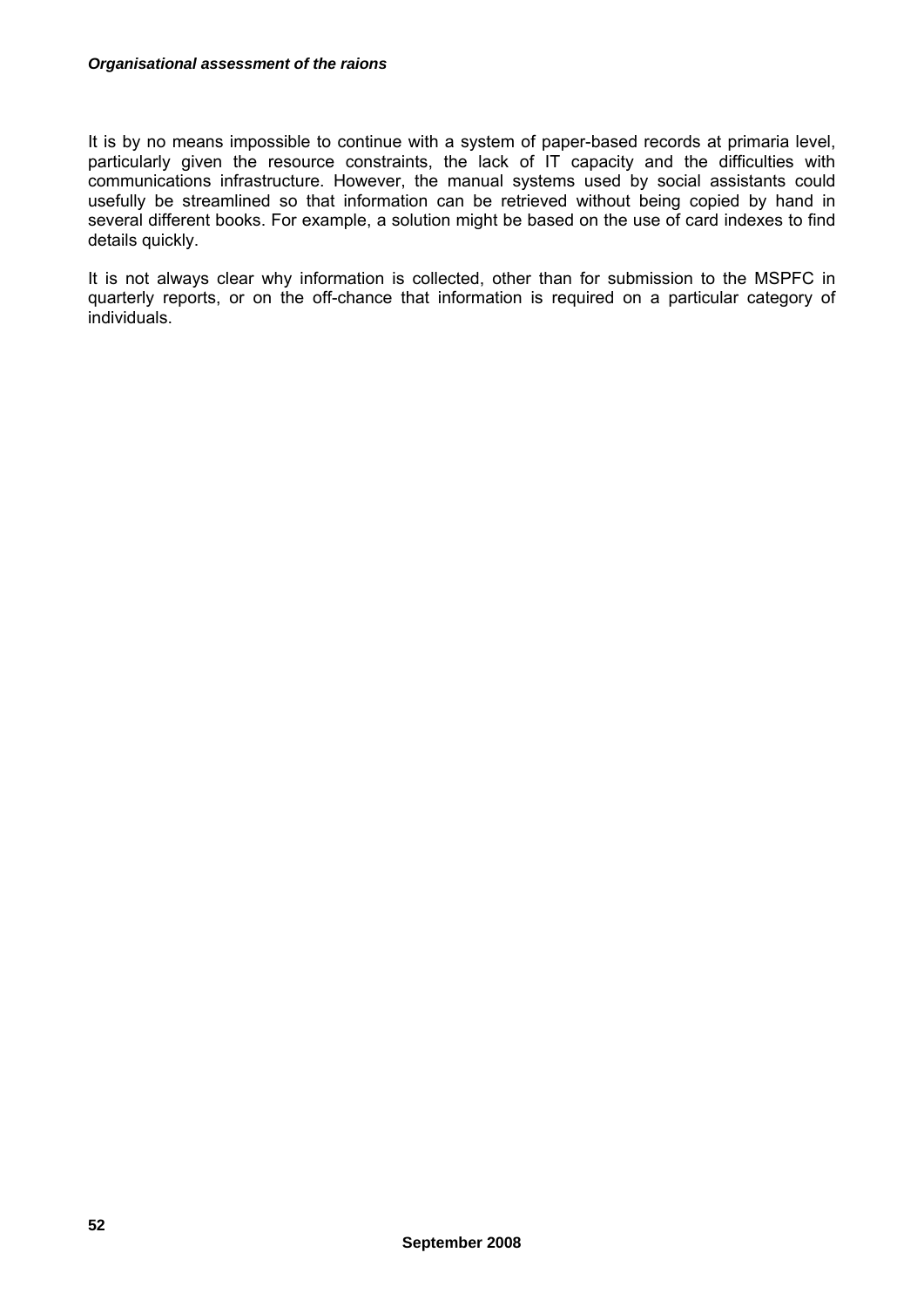It is by no means impossible to continue with a system of paper-based records at primaria level, particularly given the resource constraints, the lack of IT capacity and the difficulties with communications infrastructure. However, the manual systems used by social assistants could usefully be streamlined so that information can be retrieved without being copied by hand in several different books. For example, a solution might be based on the use of card indexes to find details quickly.

It is not always clear why information is collected, other than for submission to the MSPFC in quarterly reports, or on the off-chance that information is required on a particular category of individuals.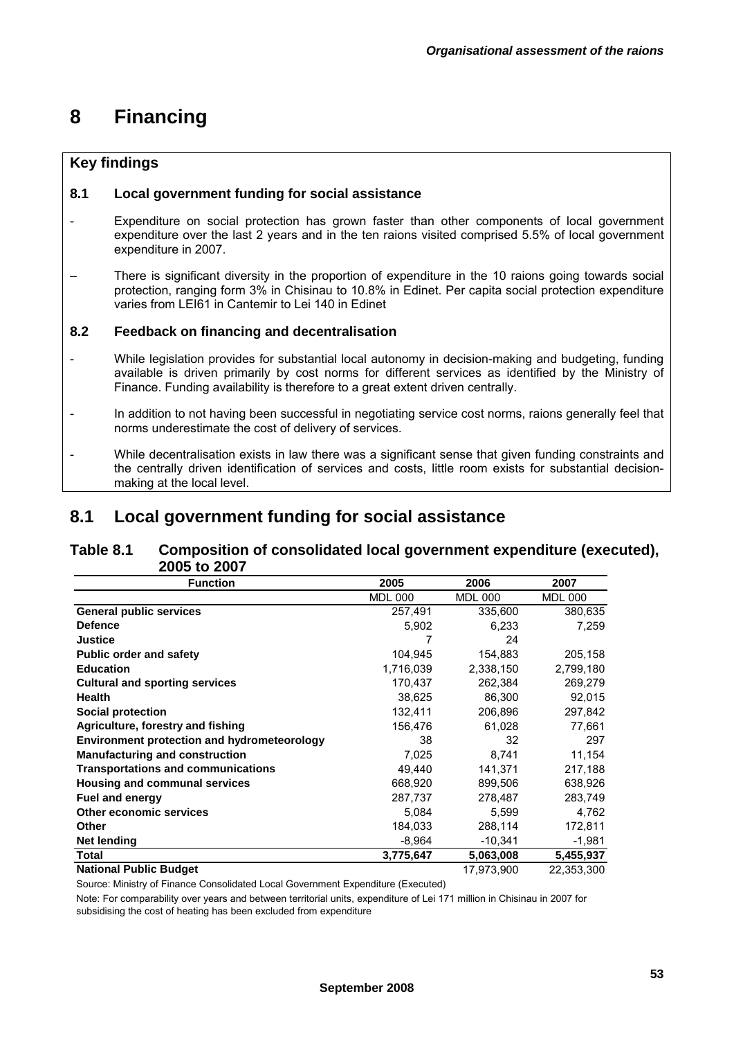# 8 Financing

## Key findings

### 8.1 Local government funding for social assistance

- Expenditure on social protection has grown faster than other components of local government expenditure over the last 2 years and in the ten raions visited comprised 5.5% of local government expenditure in 2007.
- There is significant diversity in the proportion of expenditure in the 10 raions going towards social protection, ranging form 3% in Chisinau to 10.8% in Edinet. Per capita social protection expenditure varies from LEI61 in Cantemir to Lei 140 in Edinet

### 8.2 Feedback on financing and decentralisation

- While legislation provides for substantial local autonomy in decision-making and budgeting, funding available is driven primarily by cost norms for different services as identified by the Ministry of Finance. Funding availability is therefore to a great extent driven centrally.
- In addition to not having been successful in negotiating service cost norms, raions generally feel that norms underestimate the cost of delivery of services.
- While decentralisation exists in law there was a significant sense that given funding constraints and the centrally driven identification of services and costs, little room exists for substantial decision-making at the local level.

## 8.1 Local government funding for social assistance

### Table 8.1 Composition of consolidated local government expenditure (executed), 2005 to 2007

| Function | 2005 | 2006 | 2007 |
|---|---|---|---|
| | MDL 000 | MDL 000 | MDL 000 |
| **General public services** | 257,491 | 335,600 | 380,635 |
| **Defence** | 5,902 | 6,233 | 7,259 |
| **Justice** | 7 | 24 | |
| **Public order and safety** | 104,945 | 154,883 | 205,158 |
| **Education** | 1,716,039 | 2,338,150 | 2,799,180 |
| **Cultural and sporting services** | 170,437 | 262,384 | 269,279 |
| **Health** | 38,625 | 86,300 | 92,015 |
| **Social protection** | 132,411 | 206,896 | 297,842 |
| **Agriculture, forestry and fishing** | 156,476 | 61,028 | 77,661 |
| **Environment protection and hydrometeorology** | 38 | 32 | 297 |
| **Manufacturing and construction** | 7,025 | 8,741 | 11,154 |
| **Transportations and communications** | 49,440 | 141,371 | 217,188 |
| **Housing and communal services** | 668,920 | 899,506 | 638,926 |
| **Fuel and energy** | 287,737 | 278,487 | 283,749 |
| **Other economic services** | 5,084 | 5,599 | 4,762 |
| **Other** | 184,033 | 288,114 | 172,811 |
| **Net lending** | -8,964 | -10,341 | -1,981 |
| **Total** | **3,775,647** | **5,063,008** | **5,455,937** |
| **National Public Budget** | | 17,973,900 | 22,353,300 |

Source: Ministry of Finance Consolidated Local Government Expenditure (Executed)

Note: For comparability over years and between territorial units, expenditure of Lei 171 million in Chisinau in 2007 for subsidising the cost of heating has been excluded from expenditure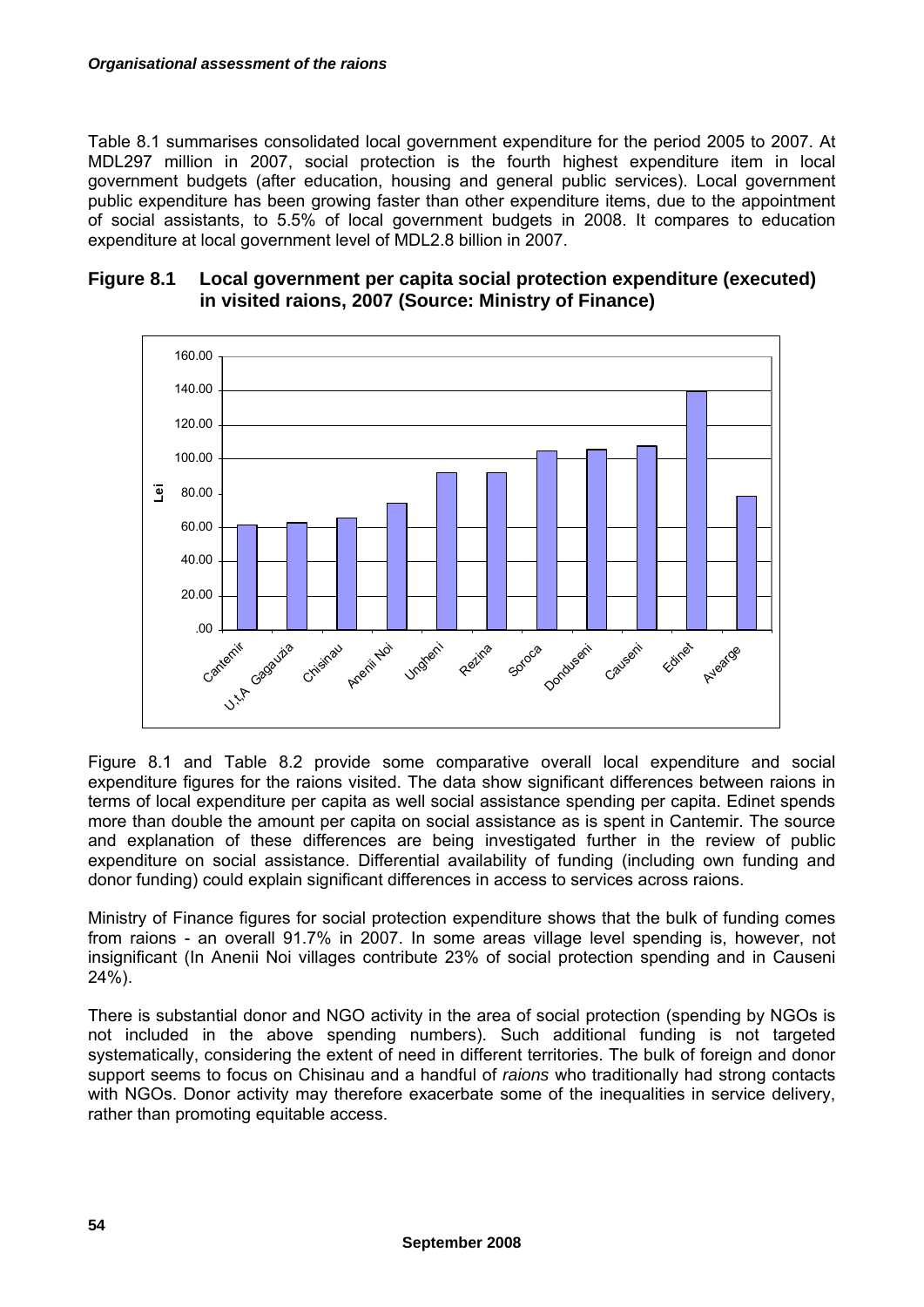Table 8.1 summarises consolidated local government expenditure for the period 2005 to 2007. At MDL297 million in 2007, social protection is the fourth highest expenditure item in local government budgets (after education, housing and general public services). Local government public expenditure has been growing faster than other expenditure items, due to the appointment of social assistants, to 5.5% of local government budgets in 2008. It compares to education expenditure at local government level of MDL2.8 billion in 2007.

### Figure 8.1 Local government per capita social protection expenditure (executed) in visited raions, 2007 (Source: Ministry of Finance)

Figure 8.1 and Table 8.2 provide some comparative overall local expenditure and social expenditure figures for the raions visited. The data show significant differences between raions in terms of local expenditure per capita as well social assistance spending per capita. Edinet spends more than double the amount per capita on social assistance as is spent in Cantemir. The source and explanation of these differences are being investigated further in the review of public expenditure on social assistance. Differential availability of funding (including own funding and donor funding) could explain significant differences in access to services across raions.

Ministry of Finance figures for social protection expenditure shows that the bulk of funding comes from raions - an overall 91.7% in 2007. In some areas village level spending is, however, not insignificant (In Anenii Noi villages contribute 23% of social protection spending and in Causeni 24%).

There is substantial donor and NGO activity in the area of social protection (spending by NGOs is not included in the above spending numbers). Such additional funding is not targeted systematically, considering the extent of need in different territories. The bulk of foreign and donor support seems to focus on Chisinau and a handful of *raions* who traditionally had strong contacts with NGOs. Donor activity may therefore exacerbate some of the inequalities in service delivery, rather than promoting equitable access.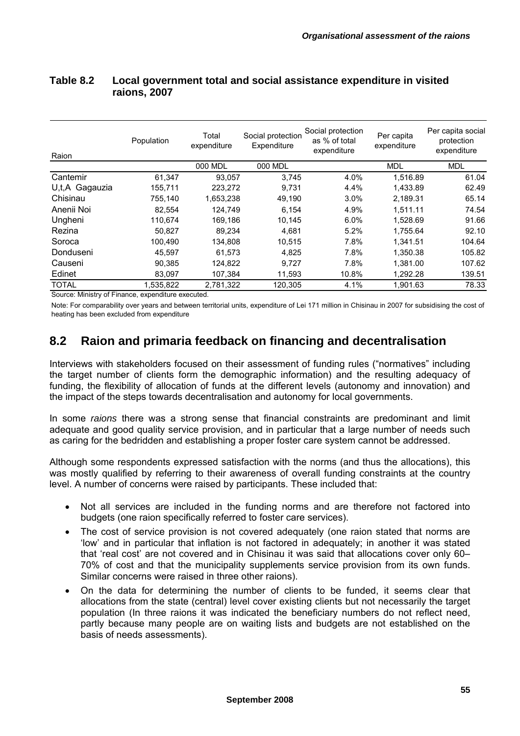**Table 8.2 Local government total and social assistance expenditure in visited raions, 2007**

| Raion | Population | Total expenditure | Social protection Expenditure | Social protection as % of total expenditure | Per capita expenditure | Per capita social protection expenditure |
|---|---|---|---|---|---|---|
| | | 000 MDL | 000 MDL | | MDL | MDL |
| Cantemir | 61,347 | 93,057 | 3,745 | 4.0% | 1,516.89 | 61.04 |
| U,t,A Gagauzia | 155,711 | 223,272 | 9,731 | 4.4% | 1,433.89 | 62.49 |
| Chisinau | 755,140 | 1,653,238 | 49,190 | 3.0% | 2,189.31 | 65.14 |
| Anenii Noi | 82,554 | 124,749 | 6,154 | 4.9% | 1,511.11 | 74.54 |
| Ungheni | 110,674 | 169,186 | 10,145 | 6.0% | 1,528.69 | 91.66 |
| Rezina | 50,827 | 89,234 | 4,681 | 5.2% | 1,755.64 | 92.10 |
| Soroca | 100,490 | 134,808 | 10,515 | 7.8% | 1,341.51 | 104.64 |
| Donduseni | 45,597 | 61,573 | 4,825 | 7.8% | 1,350.38 | 105.82 |
| Causeni | 90,385 | 124,822 | 9,727 | 7.8% | 1,381.00 | 107.62 |
| Edinet | 83,097 | 107,384 | 11,593 | 10.8% | 1,292.28 | 139.51 |
| TOTAL | 1,535,822 | 2,781,322 | 120,305 | 4.1% | 1,901.63 | 78.33 |

Source: Ministry of Finance, expenditure executed.

Note: For comparability over years and between territorial units, expenditure of Lei 171 million in Chisinau in 2007 for subsidising the cost of heating has been excluded from expenditure

## 8.2 Raion and primaria feedback on financing and decentralisation

Interviews with stakeholders focused on their assessment of funding rules ("normatives" including the target number of clients form the demographic information) and the resulting adequacy of funding, the flexibility of allocation of funds at the different levels (autonomy and innovation) and the impact of the steps towards decentralisation and autonomy for local governments.

In some *raions* there was a strong sense that financial constraints are predominant and limit adequate and good quality service provision, and in particular that a large number of needs such as caring for the bedridden and establishing a proper foster care system cannot be addressed.

Although some respondents expressed satisfaction with the norms (and thus the allocations), this was mostly qualified by referring to their awareness of overall funding constraints at the country level. A number of concerns were raised by participants. These included that:

- Not all services are included in the funding norms and are therefore not factored into budgets (one raion specifically referred to foster care services).
- The cost of service provision is not covered adequately (one raion stated that norms are 'low' and in particular that inflation is not factored in adequately; in another it was stated that 'real cost' are not covered and in Chisinau it was said that allocations cover only 60–70% of cost and that the municipality supplements service provision from its own funds. Similar concerns were raised in three other raions).
- On the data for determining the number of clients to be funded, it seems clear that allocations from the state (central) level cover existing clients but not necessarily the target population (In three raions it was indicated the beneficiary numbers do not reflect need, partly because many people are on waiting lists and budgets are not established on the basis of needs assessments).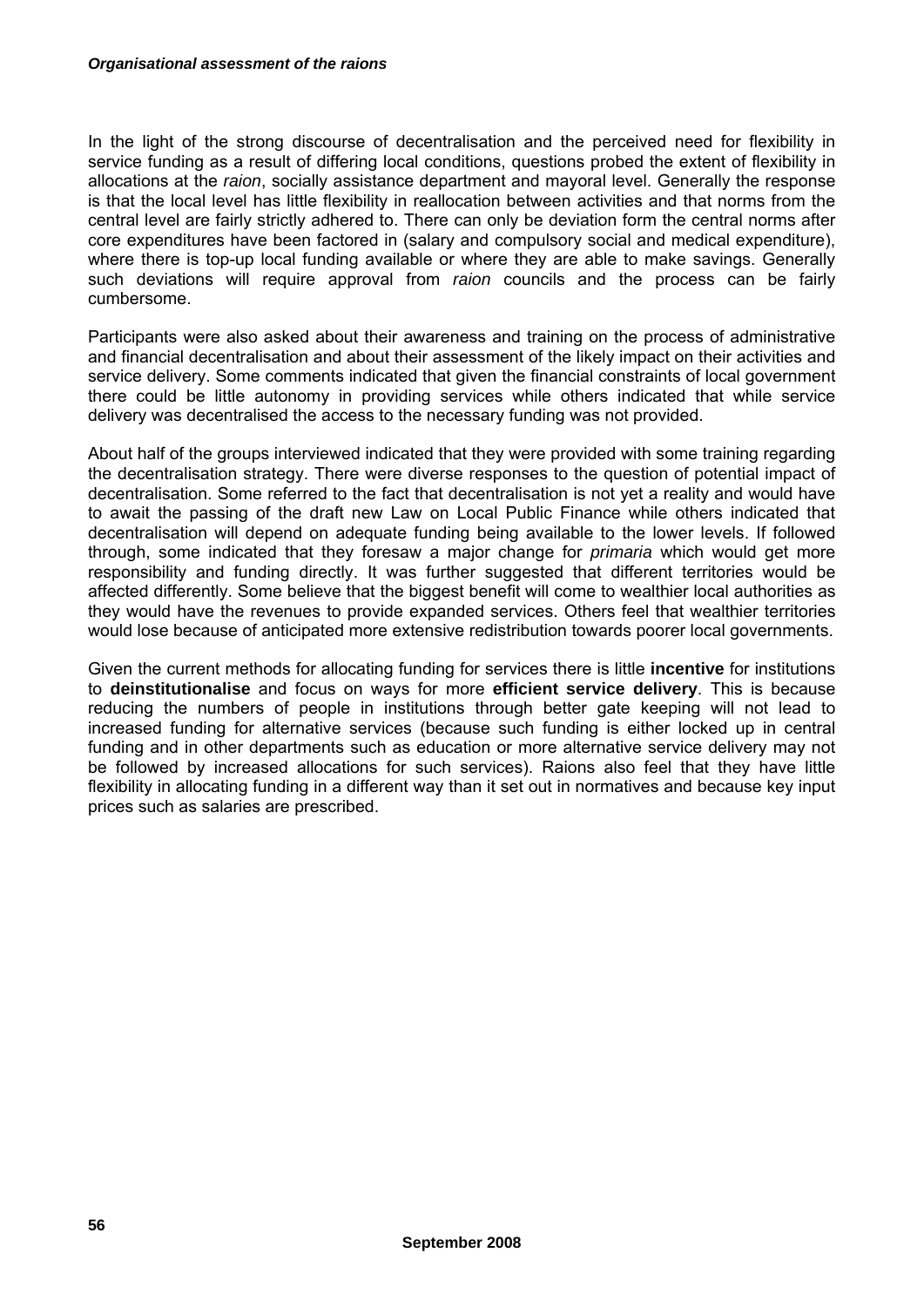In the light of the strong discourse of decentralisation and the perceived need for flexibility in service funding as a result of differing local conditions, questions probed the extent of flexibility in allocations at the *raion*, socially assistance department and mayoral level. Generally the response is that the local level has little flexibility in reallocation between activities and that norms from the central level are fairly strictly adhered to. There can only be deviation form the central norms after core expenditures have been factored in (salary and compulsory social and medical expenditure), where there is top-up local funding available or where they are able to make savings. Generally such deviations will require approval from *raion* councils and the process can be fairly cumbersome.

Participants were also asked about their awareness and training on the process of administrative and financial decentralisation and about their assessment of the likely impact on their activities and service delivery. Some comments indicated that given the financial constraints of local government there could be little autonomy in providing services while others indicated that while service delivery was decentralised the access to the necessary funding was not provided.

About half of the groups interviewed indicated that they were provided with some training regarding the decentralisation strategy. There were diverse responses to the question of potential impact of decentralisation. Some referred to the fact that decentralisation is not yet a reality and would have to await the passing of the draft new Law on Local Public Finance while others indicated that decentralisation will depend on adequate funding being available to the lower levels. If followed through, some indicated that they foresaw a major change for *primaria* which would get more responsibility and funding directly. It was further suggested that different territories would be affected differently. Some believe that the biggest benefit will come to wealthier local authorities as they would have the revenues to provide expanded services. Others feel that wealthier territories would lose because of anticipated more extensive redistribution towards poorer local governments.

Given the current methods for allocating funding for services there is little **incentive** for institutions to **deinstitutionalise** and focus on ways for more **efficient service delivery**. This is because reducing the numbers of people in institutions through better gate keeping will not lead to increased funding for alternative services (because such funding is either locked up in central funding and in other departments such as education or more alternative service delivery may not be followed by increased allocations for such services). Raions also feel that they have little flexibility in allocating funding in a different way than it set out in normatives and because key input prices such as salaries are prescribed.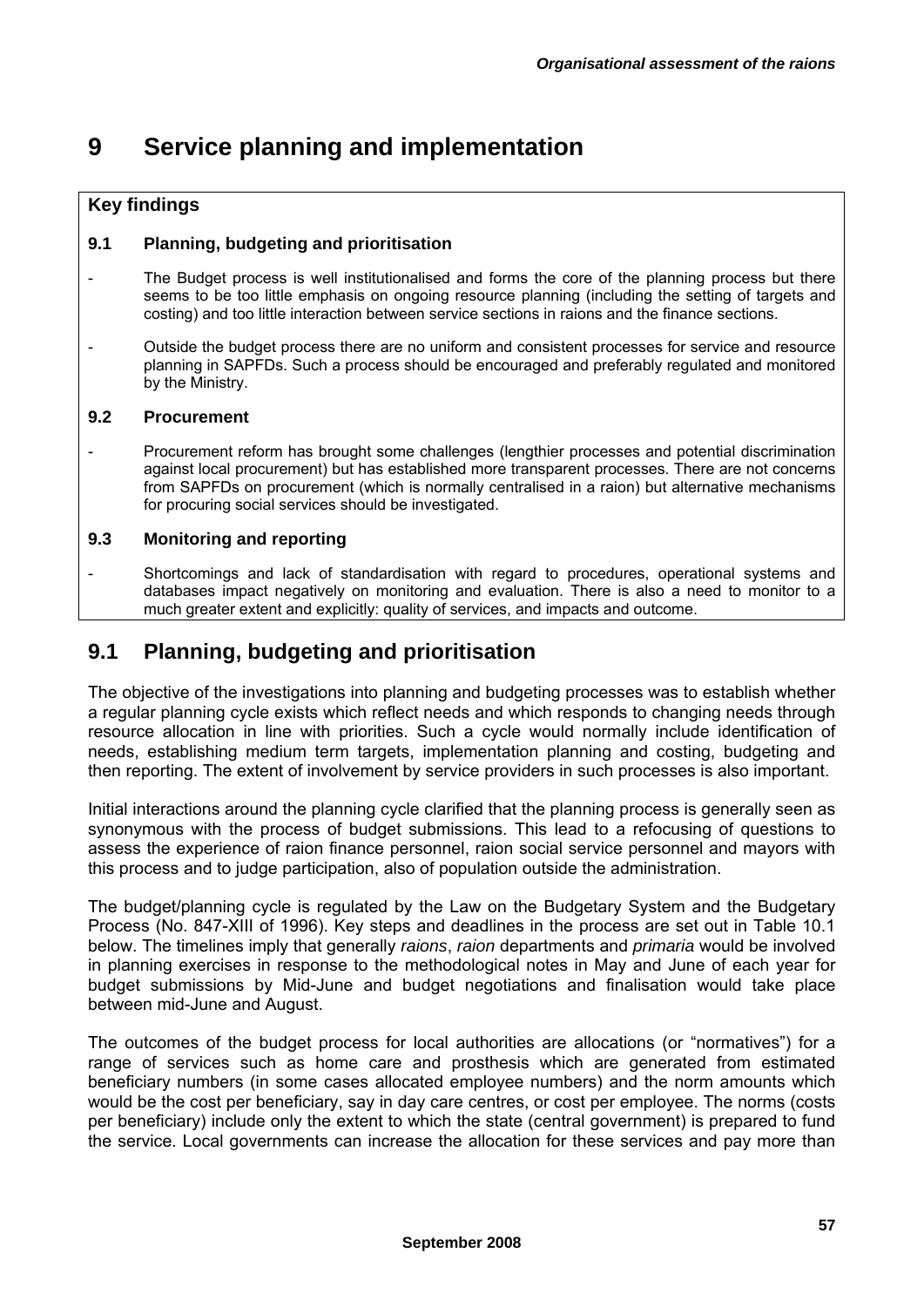# 9 Service planning and implementation

**Key findings**

**9.1 Planning, budgeting and prioritisation**

- The Budget process is well institutionalised and forms the core of the planning process but there seems to be too little emphasis on ongoing resource planning (including the setting of targets and costing) and too little interaction between service sections in raions and the finance sections.
- Outside the budget process there are no uniform and consistent processes for service and resource planning in SAPFDs. Such a process should be encouraged and preferably regulated and monitored by the Ministry.

**9.2 Procurement**

- Procurement reform has brought some challenges (lengthier processes and potential discrimination against local procurement) but has established more transparent processes. There are not concerns from SAPFDs on procurement (which is normally centralised in a raion) but alternative mechanisms for procuring social services should be investigated.

**9.3 Monitoring and reporting**

- Shortcomings and lack of standardisation with regard to procedures, operational systems and databases impact negatively on monitoring and evaluation. There is also a need to monitor to a much greater extent and explicitly: quality of services, and impacts and outcome.

## 9.1 Planning, budgeting and prioritisation

The objective of the investigations into planning and budgeting processes was to establish whether a regular planning cycle exists which reflect needs and which responds to changing needs through resource allocation in line with priorities. Such a cycle would normally include identification of needs, establishing medium term targets, implementation planning and costing, budgeting and then reporting. The extent of involvement by service providers in such processes is also important.

Initial interactions around the planning cycle clarified that the planning process is generally seen as synonymous with the process of budget submissions. This lead to a refocusing of questions to assess the experience of raion finance personnel, raion social service personnel and mayors with this process and to judge participation, also of population outside the administration.

The budget/planning cycle is regulated by the Law on the Budgetary System and the Budgetary Process (No. 847-XIII of 1996). Key steps and deadlines in the process are set out in Table 10.1 below. The timelines imply that generally *raions*, *raion* departments and *primaria* would be involved in planning exercises in response to the methodological notes in May and June of each year for budget submissions by Mid-June and budget negotiations and finalisation would take place between mid-June and August.

The outcomes of the budget process for local authorities are allocations (or "normatives") for a range of services such as home care and prosthesis which are generated from estimated beneficiary numbers (in some cases allocated employee numbers) and the norm amounts which would be the cost per beneficiary, say in day care centres, or cost per employee. The norms (costs per beneficiary) include only the extent to which the state (central government) is prepared to fund the service. Local governments can increase the allocation for these services and pay more than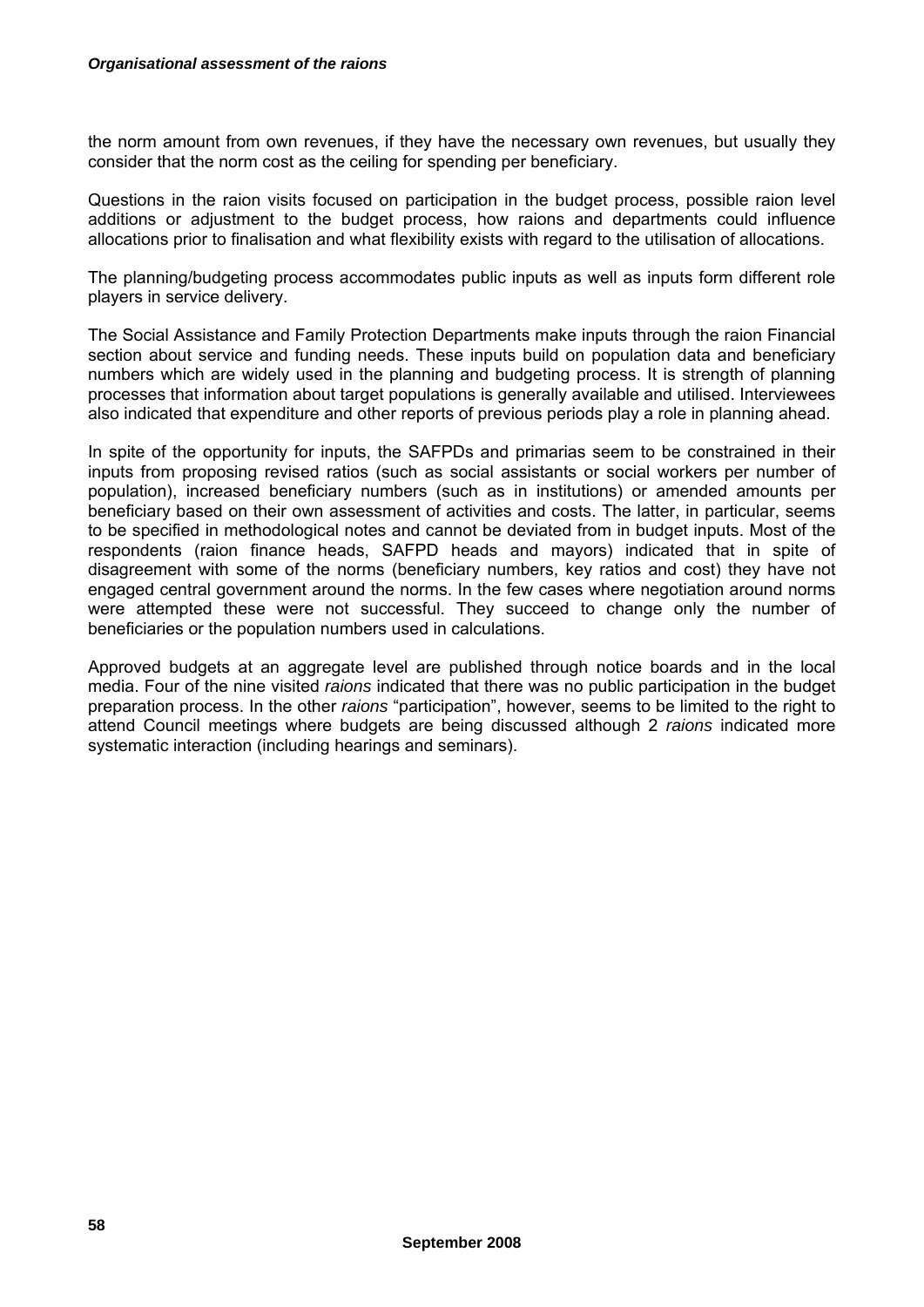the norm amount from own revenues, if they have the necessary own revenues, but usually they consider that the norm cost as the ceiling for spending per beneficiary.

Questions in the raion visits focused on participation in the budget process, possible raion level additions or adjustment to the budget process, how raions and departments could influence allocations prior to finalisation and what flexibility exists with regard to the utilisation of allocations.

The planning/budgeting process accommodates public inputs as well as inputs form different role players in service delivery.

The Social Assistance and Family Protection Departments make inputs through the raion Financial section about service and funding needs. These inputs build on population data and beneficiary numbers which are widely used in the planning and budgeting process. It is strength of planning processes that information about target populations is generally available and utilised. Interviewees also indicated that expenditure and other reports of previous periods play a role in planning ahead.

In spite of the opportunity for inputs, the SAFPDs and primarias seem to be constrained in their inputs from proposing revised ratios (such as social assistants or social workers per number of population), increased beneficiary numbers (such as in institutions) or amended amounts per beneficiary based on their own assessment of activities and costs. The latter, in particular, seems to be specified in methodological notes and cannot be deviated from in budget inputs. Most of the respondents (raion finance heads, SAFPD heads and mayors) indicated that in spite of disagreement with some of the norms (beneficiary numbers, key ratios and cost) they have not engaged central government around the norms. In the few cases where negotiation around norms were attempted these were not successful. They succeed to change only the number of beneficiaries or the population numbers used in calculations.

Approved budgets at an aggregate level are published through notice boards and in the local media. Four of the nine visited *raions* indicated that there was no public participation in the budget preparation process. In the other *raions* "participation", however, seems to be limited to the right to attend Council meetings where budgets are being discussed although 2 *raions* indicated more systematic interaction (including hearings and seminars).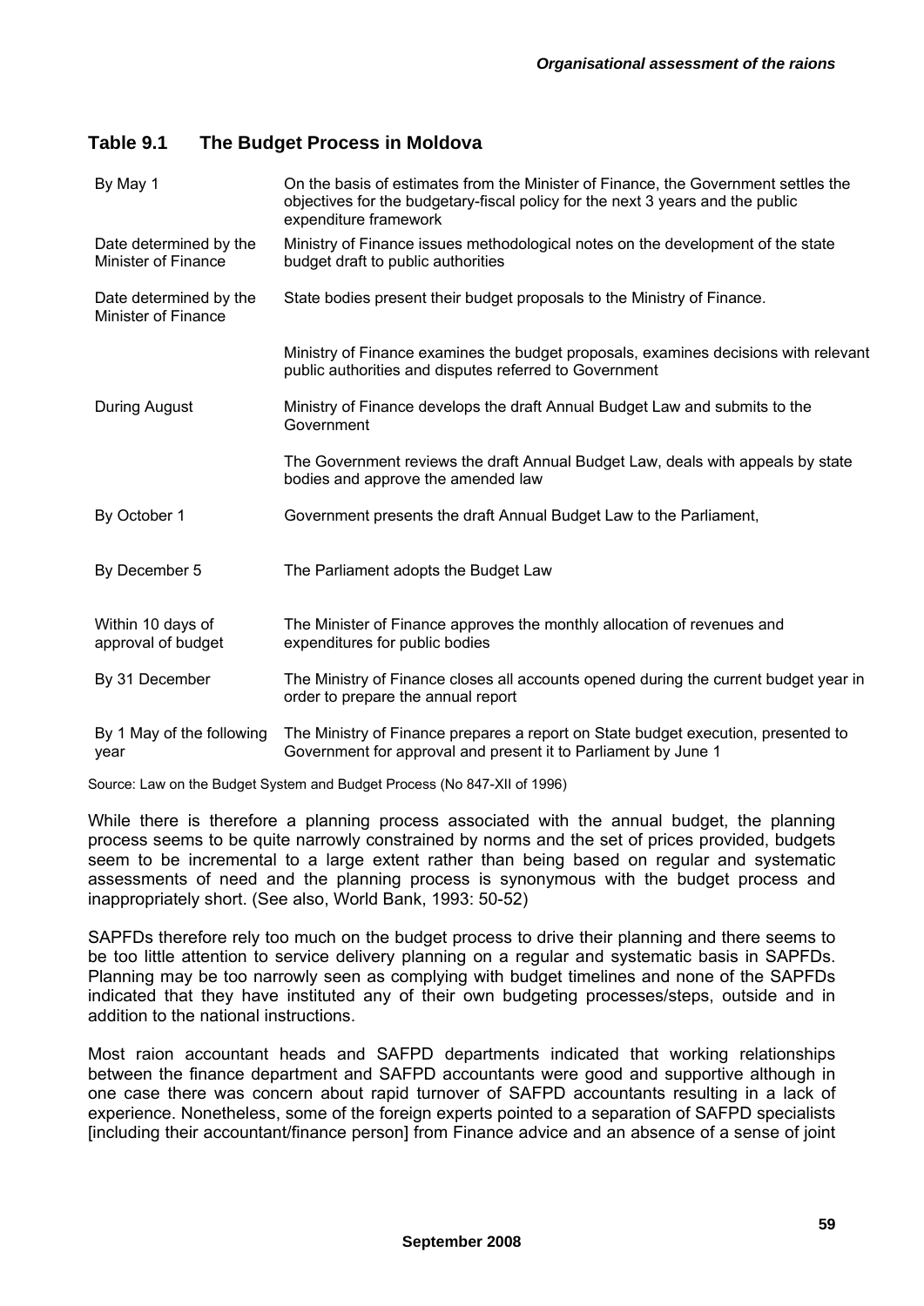## Table 9.1 The Budget Process in Moldova

| | |
|---|---|
| By May 1 | On the basis of estimates from the Minister of Finance, the Government settles the objectives for the budgetary-fiscal policy for the next 3 years and the public expenditure framework |
| Date determined by the Minister of Finance | Ministry of Finance issues methodological notes on the development of the state budget draft to public authorities |
| Date determined by the Minister of Finance | State bodies present their budget proposals to the Ministry of Finance. |
| | Ministry of Finance examines the budget proposals, examines decisions with relevant public authorities and disputes referred to Government |
| During August | Ministry of Finance develops the draft Annual Budget Law and submits to the Government |
| | The Government reviews the draft Annual Budget Law, deals with appeals by state bodies and approve the amended law |
| By October 1 | Government presents the draft Annual Budget Law to the Parliament, |
| By December 5 | The Parliament adopts the Budget Law |
| Within 10 days of approval of budget | The Minister of Finance approves the monthly allocation of revenues and expenditures for public bodies |
| By 31 December | The Ministry of Finance closes all accounts opened during the current budget year in order to prepare the annual report |
| By 1 May of the following year | The Ministry of Finance prepares a report on State budget execution, presented to Government for approval and present it to Parliament by June 1 |

Source: Law on the Budget System and Budget Process (No 847-XII of 1996)

While there is therefore a planning process associated with the annual budget, the planning process seems to be quite narrowly constrained by norms and the set of prices provided, budgets seem to be incremental to a large extent rather than being based on regular and systematic assessments of need and the planning process is synonymous with the budget process and inappropriately short. (See also, World Bank, 1993: 50-52)

SAPFDs therefore rely too much on the budget process to drive their planning and there seems to be too little attention to service delivery planning on a regular and systematic basis in SAPFDs. Planning may be too narrowly seen as complying with budget timelines and none of the SAPFDs indicated that they have instituted any of their own budgeting processes/steps, outside and in addition to the national instructions.

Most raion accountant heads and SAFPD departments indicated that working relationships between the finance department and SAFPD accountants were good and supportive although in one case there was concern about rapid turnover of SAFPD accountants resulting in a lack of experience. Nonetheless, some of the foreign experts pointed to a separation of SAFPD specialists [including their accountant/finance person] from Finance advice and an absence of a sense of joint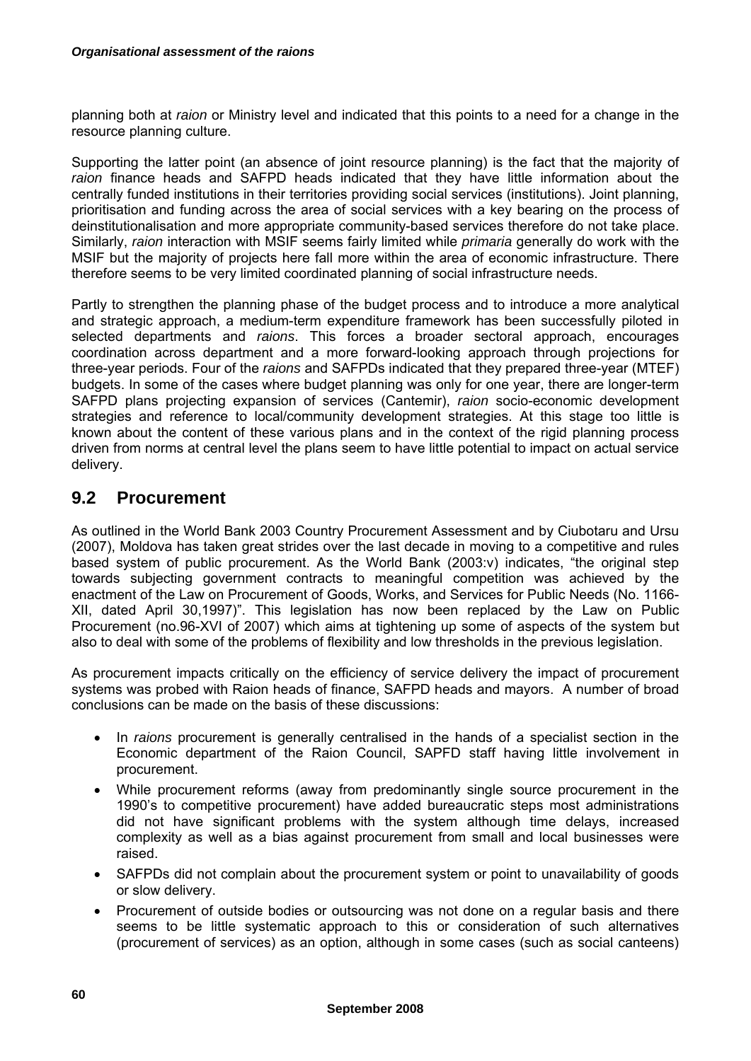planning both at *raion* or Ministry level and indicated that this points to a need for a change in the resource planning culture.

Supporting the latter point (an absence of joint resource planning) is the fact that the majority of *raion* finance heads and SAFPD heads indicated that they have little information about the centrally funded institutions in their territories providing social services (institutions). Joint planning, prioritisation and funding across the area of social services with a key bearing on the process of deinstitutionalisation and more appropriate community-based services therefore do not take place. Similarly, *raion* interaction with MSIF seems fairly limited while *primaria* generally do work with the MSIF but the majority of projects here fall more within the area of economic infrastructure. There therefore seems to be very limited coordinated planning of social infrastructure needs.

Partly to strengthen the planning phase of the budget process and to introduce a more analytical and strategic approach, a medium-term expenditure framework has been successfully piloted in selected departments and *raions*. This forces a broader sectoral approach, encourages coordination across department and a more forward-looking approach through projections for three-year periods. Four of the *raions* and SAFPDs indicated that they prepared three-year (MTEF) budgets. In some of the cases where budget planning was only for one year, there are longer-term SAFPD plans projecting expansion of services (Cantemir), *raion* socio-economic development strategies and reference to local/community development strategies. At this stage too little is known about the content of these various plans and in the context of the rigid planning process driven from norms at central level the plans seem to have little potential to impact on actual service delivery.

## 9.2 Procurement

As outlined in the World Bank 2003 Country Procurement Assessment and by Ciubotaru and Ursu (2007), Moldova has taken great strides over the last decade in moving to a competitive and rules based system of public procurement. As the World Bank (2003:v) indicates, "the original step towards subjecting government contracts to meaningful competition was achieved by the enactment of the Law on Procurement of Goods, Works, and Services for Public Needs (No. 1166-XII, dated April 30,1997)". This legislation has now been replaced by the Law on Public Procurement (no.96-XVI of 2007) which aims at tightening up some of aspects of the system but also to deal with some of the problems of flexibility and low thresholds in the previous legislation.

As procurement impacts critically on the efficiency of service delivery the impact of procurement systems was probed with Raion heads of finance, SAFPD heads and mayors. A number of broad conclusions can be made on the basis of these discussions:

- In *raions* procurement is generally centralised in the hands of a specialist section in the Economic department of the Raion Council, SAPFD staff having little involvement in procurement.
- While procurement reforms (away from predominantly single source procurement in the 1990's to competitive procurement) have added bureaucratic steps most administrations did not have significant problems with the system although time delays, increased complexity as well as a bias against procurement from small and local businesses were raised.
- SAFPDs did not complain about the procurement system or point to unavailability of goods or slow delivery.
- Procurement of outside bodies or outsourcing was not done on a regular basis and there seems to be little systematic approach to this or consideration of such alternatives (procurement of services) as an option, although in some cases (such as social canteens)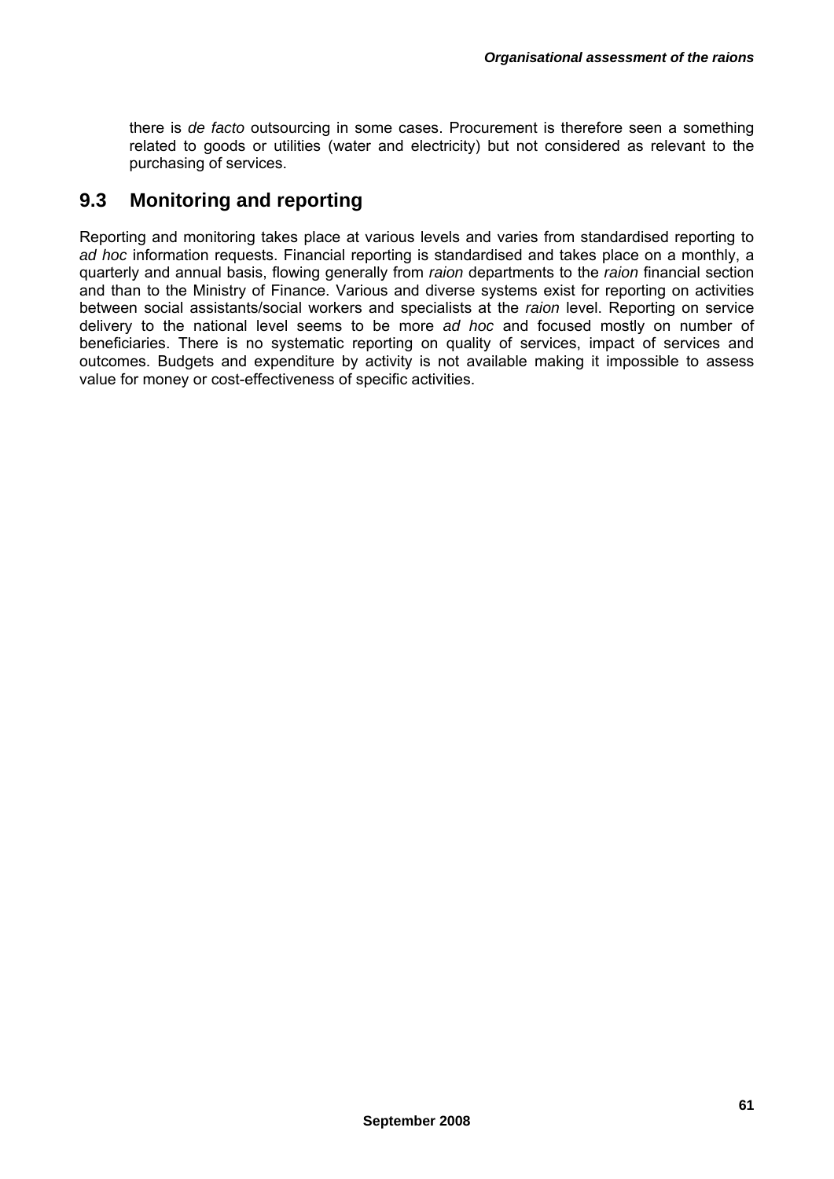there is *de facto* outsourcing in some cases. Procurement is therefore seen a something related to goods or utilities (water and electricity) but not considered as relevant to the purchasing of services.

## 9.3 Monitoring and reporting

Reporting and monitoring takes place at various levels and varies from standardised reporting to *ad hoc* information requests. Financial reporting is standardised and takes place on a monthly, a quarterly and annual basis, flowing generally from *raion* departments to the *raion* financial section and than to the Ministry of Finance. Various and diverse systems exist for reporting on activities between social assistants/social workers and specialists at the *raion* level. Reporting on service delivery to the national level seems to be more *ad hoc* and focused mostly on number of beneficiaries. There is no systematic reporting on quality of services, impact of services and outcomes. Budgets and expenditure by activity is not available making it impossible to assess value for money or cost-effectiveness of specific activities.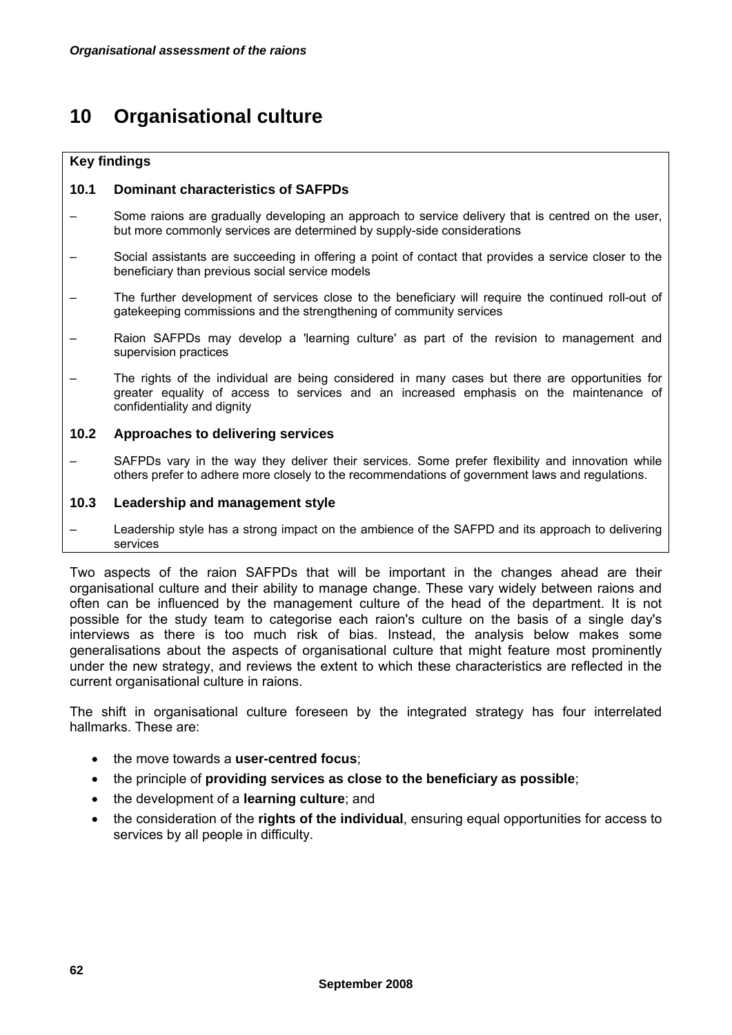# 10 Organisational culture

**Key findings**

**10.1 Dominant characteristics of SAFPDs**

– Some raions are gradually developing an approach to service delivery that is centred on the user, but more commonly services are determined by supply-side considerations

– Social assistants are succeeding in offering a point of contact that provides a service closer to the beneficiary than previous social service models

– The further development of services close to the beneficiary will require the continued roll-out of gatekeeping commissions and the strengthening of community services

– Raion SAFPDs may develop a 'learning culture' as part of the revision to management and supervision practices

– The rights of the individual are being considered in many cases but there are opportunities for greater equality of access to services and an increased emphasis on the maintenance of confidentiality and dignity

**10.2 Approaches to delivering services**

– SAFPDs vary in the way they deliver their services. Some prefer flexibility and innovation while others prefer to adhere more closely to the recommendations of government laws and regulations.

**10.3 Leadership and management style**

– Leadership style has a strong impact on the ambience of the SAFPD and its approach to delivering services

Two aspects of the raion SAFPDs that will be important in the changes ahead are their organisational culture and their ability to manage change. These vary widely between raions and often can be influenced by the management culture of the head of the department. It is not possible for the study team to categorise each raion's culture on the basis of a single day's interviews as there is too much risk of bias. Instead, the analysis below makes some generalisations about the aspects of organisational culture that might feature most prominently under the new strategy, and reviews the extent to which these characteristics are reflected in the current organisational culture in raions.

The shift in organisational culture foreseen by the integrated strategy has four interrelated hallmarks. These are:

- the move towards a **user-centred focus**;
- the principle of **providing services as close to the beneficiary as possible**;
- the development of a **learning culture**; and
- the consideration of the **rights of the individual**, ensuring equal opportunities for access to services by all people in difficulty.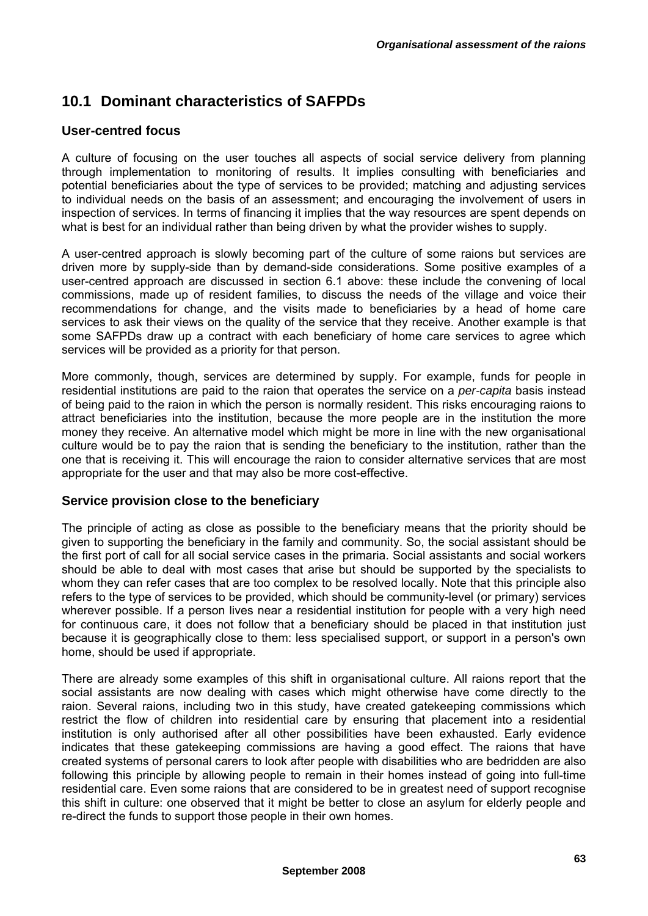## 10.1 Dominant characteristics of SAFPDs

### User-centred focus

A culture of focusing on the user touches all aspects of social service delivery from planning through implementation to monitoring of results. It implies consulting with beneficiaries and potential beneficiaries about the type of services to be provided; matching and adjusting services to individual needs on the basis of an assessment; and encouraging the involvement of users in inspection of services. In terms of financing it implies that the way resources are spent depends on what is best for an individual rather than being driven by what the provider wishes to supply.

A user-centred approach is slowly becoming part of the culture of some raions but services are driven more by supply-side than by demand-side considerations. Some positive examples of a user-centred approach are discussed in section 6.1 above: these include the convening of local commissions, made up of resident families, to discuss the needs of the village and voice their recommendations for change, and the visits made to beneficiaries by a head of home care services to ask their views on the quality of the service that they receive. Another example is that some SAFPDs draw up a contract with each beneficiary of home care services to agree which services will be provided as a priority for that person.

More commonly, though, services are determined by supply. For example, funds for people in residential institutions are paid to the raion that operates the service on a *per-capita* basis instead of being paid to the raion in which the person is normally resident. This risks encouraging raions to attract beneficiaries into the institution, because the more people are in the institution the more money they receive. An alternative model which might be more in line with the new organisational culture would be to pay the raion that is sending the beneficiary to the institution, rather than the one that is receiving it. This will encourage the raion to consider alternative services that are most appropriate for the user and that may also be more cost-effective.

### Service provision close to the beneficiary

The principle of acting as close as possible to the beneficiary means that the priority should be given to supporting the beneficiary in the family and community. So, the social assistant should be the first port of call for all social service cases in the primaria. Social assistants and social workers should be able to deal with most cases that arise but should be supported by the specialists to whom they can refer cases that are too complex to be resolved locally. Note that this principle also refers to the type of services to be provided, which should be community-level (or primary) services wherever possible. If a person lives near a residential institution for people with a very high need for continuous care, it does not follow that a beneficiary should be placed in that institution just because it is geographically close to them: less specialised support, or support in a person's own home, should be used if appropriate.

There are already some examples of this shift in organisational culture. All raions report that the social assistants are now dealing with cases which might otherwise have come directly to the raion. Several raions, including two in this study, have created gatekeeping commissions which restrict the flow of children into residential care by ensuring that placement into a residential institution is only authorised after all other possibilities have been exhausted. Early evidence indicates that these gatekeeping commissions are having a good effect. The raions that have created systems of personal carers to look after people with disabilities who are bedridden are also following this principle by allowing people to remain in their homes instead of going into full-time residential care. Even some raions that are considered to be in greatest need of support recognise this shift in culture: one observed that it might be better to close an asylum for elderly people and re-direct the funds to support those people in their own homes.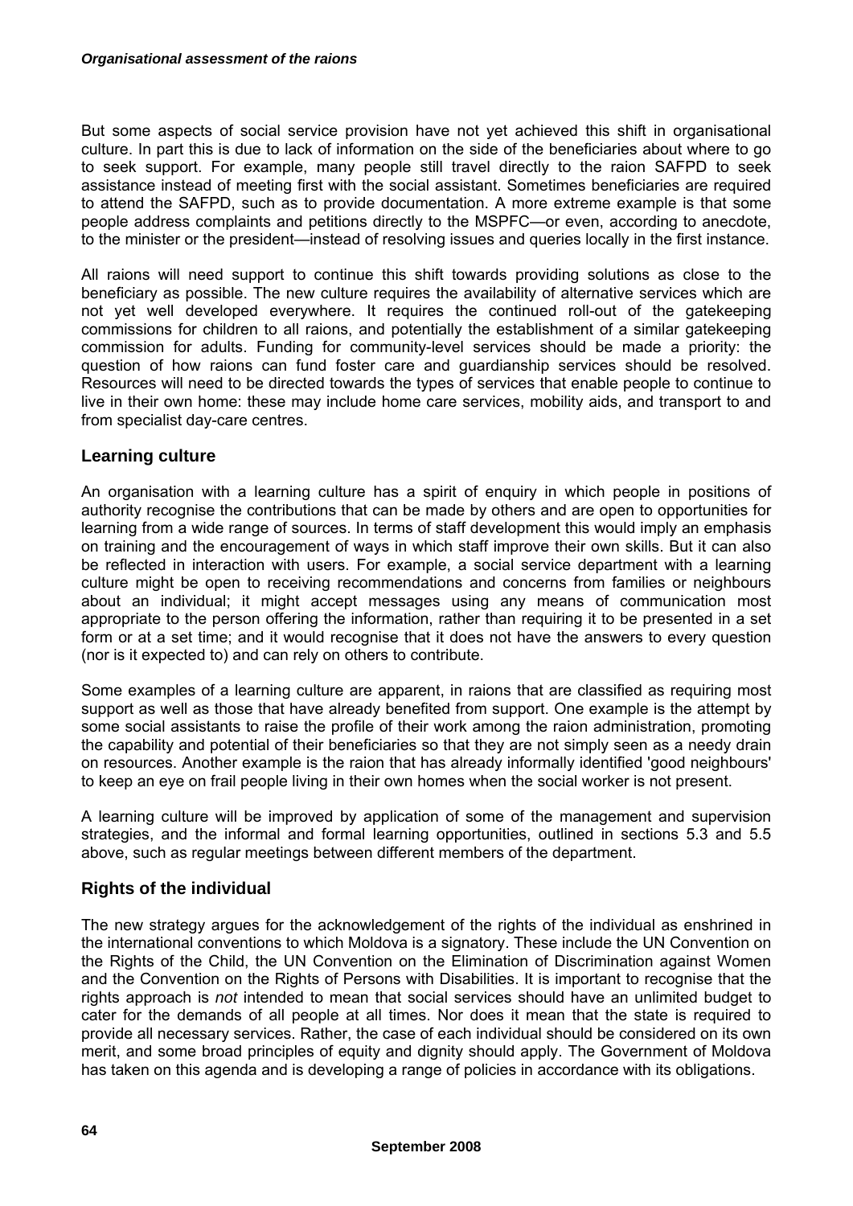But some aspects of social service provision have not yet achieved this shift in organisational culture. In part this is due to lack of information on the side of the beneficiaries about where to go to seek support. For example, many people still travel directly to the raion SAFPD to seek assistance instead of meeting first with the social assistant. Sometimes beneficiaries are required to attend the SAFPD, such as to provide documentation. A more extreme example is that some people address complaints and petitions directly to the MSPFC—or even, according to anecdote, to the minister or the president—instead of resolving issues and queries locally in the first instance.

All raions will need support to continue this shift towards providing solutions as close to the beneficiary as possible. The new culture requires the availability of alternative services which are not yet well developed everywhere. It requires the continued roll-out of the gatekeeping commissions for children to all raions, and potentially the establishment of a similar gatekeeping commission for adults. Funding for community-level services should be made a priority: the question of how raions can fund foster care and guardianship services should be resolved. Resources will need to be directed towards the types of services that enable people to continue to live in their own home: these may include home care services, mobility aids, and transport to and from specialist day-care centres.

## Learning culture

An organisation with a learning culture has a spirit of enquiry in which people in positions of authority recognise the contributions that can be made by others and are open to opportunities for learning from a wide range of sources. In terms of staff development this would imply an emphasis on training and the encouragement of ways in which staff improve their own skills. But it can also be reflected in interaction with users. For example, a social service department with a learning culture might be open to receiving recommendations and concerns from families or neighbours about an individual; it might accept messages using any means of communication most appropriate to the person offering the information, rather than requiring it to be presented in a set form or at a set time; and it would recognise that it does not have the answers to every question (nor is it expected to) and can rely on others to contribute.

Some examples of a learning culture are apparent, in raions that are classified as requiring most support as well as those that have already benefited from support. One example is the attempt by some social assistants to raise the profile of their work among the raion administration, promoting the capability and potential of their beneficiaries so that they are not simply seen as a needy drain on resources. Another example is the raion that has already informally identified 'good neighbours' to keep an eye on frail people living in their own homes when the social worker is not present.

A learning culture will be improved by application of some of the management and supervision strategies, and the informal and formal learning opportunities, outlined in sections 5.3 and 5.5 above, such as regular meetings between different members of the department.

## Rights of the individual

The new strategy argues for the acknowledgement of the rights of the individual as enshrined in the international conventions to which Moldova is a signatory. These include the UN Convention on the Rights of the Child, the UN Convention on the Elimination of Discrimination against Women and the Convention on the Rights of Persons with Disabilities. It is important to recognise that the rights approach is *not* intended to mean that social services should have an unlimited budget to cater for the demands of all people at all times. Nor does it mean that the state is required to provide all necessary services. Rather, the case of each individual should be considered on its own merit, and some broad principles of equity and dignity should apply. The Government of Moldova has taken on this agenda and is developing a range of policies in accordance with its obligations.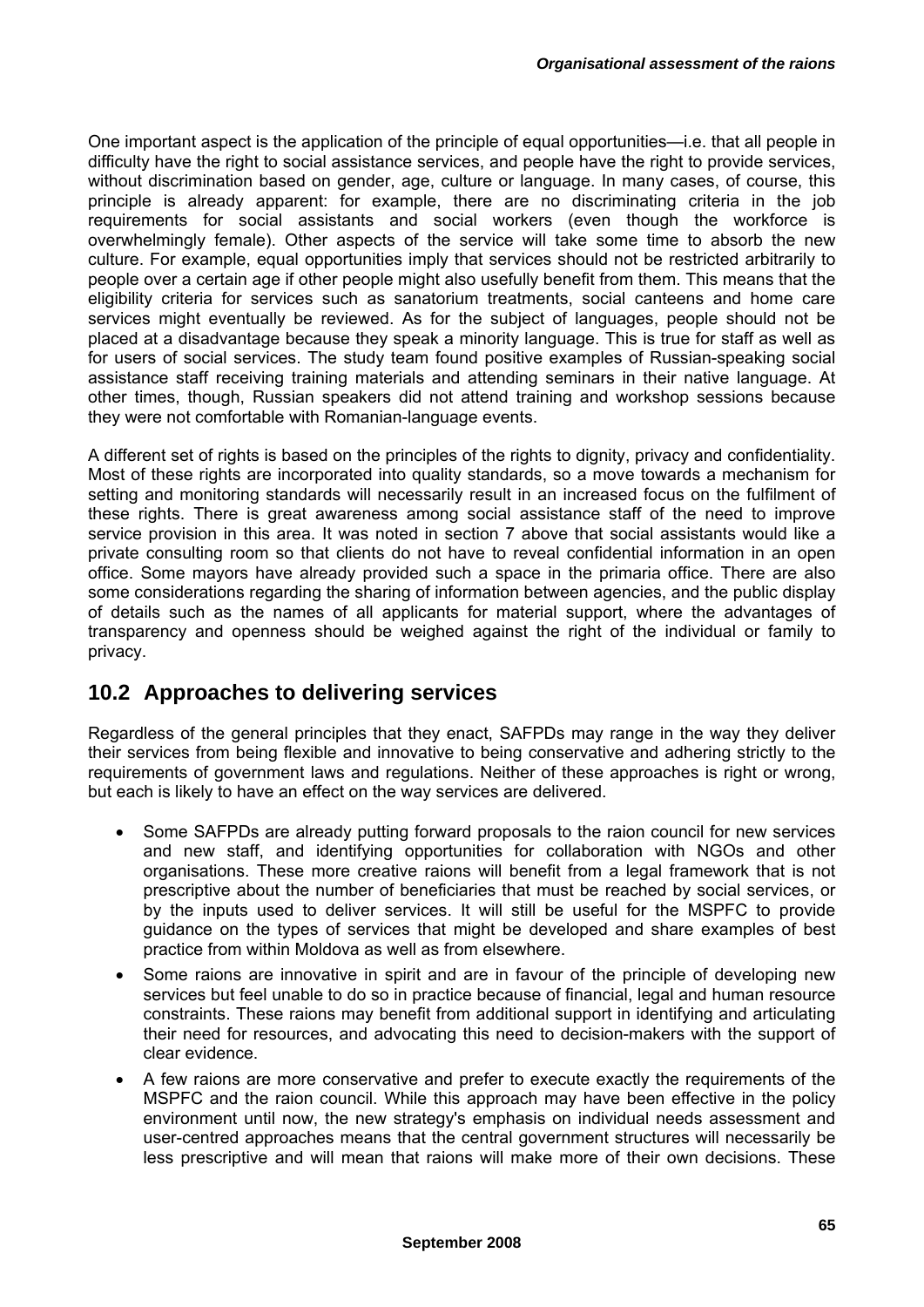One important aspect is the application of the principle of equal opportunities—i.e. that all people in difficulty have the right to social assistance services, and people have the right to provide services, without discrimination based on gender, age, culture or language. In many cases, of course, this principle is already apparent: for example, there are no discriminating criteria in the job requirements for social assistants and social workers (even though the workforce is overwhelmingly female). Other aspects of the service will take some time to absorb the new culture. For example, equal opportunities imply that services should not be restricted arbitrarily to people over a certain age if other people might also usefully benefit from them. This means that the eligibility criteria for services such as sanatorium treatments, social canteens and home care services might eventually be reviewed. As for the subject of languages, people should not be placed at a disadvantage because they speak a minority language. This is true for staff as well as for users of social services. The study team found positive examples of Russian-speaking social assistance staff receiving training materials and attending seminars in their native language. At other times, though, Russian speakers did not attend training and workshop sessions because they were not comfortable with Romanian-language events.

A different set of rights is based on the principles of the rights to dignity, privacy and confidentiality. Most of these rights are incorporated into quality standards, so a move towards a mechanism for setting and monitoring standards will necessarily result in an increased focus on the fulfilment of these rights. There is great awareness among social assistance staff of the need to improve service provision in this area. It was noted in section 7 above that social assistants would like a private consulting room so that clients do not have to reveal confidential information in an open office. Some mayors have already provided such a space in the primaria office. There are also some considerations regarding the sharing of information between agencies, and the public display of details such as the names of all applicants for material support, where the advantages of transparency and openness should be weighed against the right of the individual or family to privacy.

## 10.2 Approaches to delivering services

Regardless of the general principles that they enact, SAFPDs may range in the way they deliver their services from being flexible and innovative to being conservative and adhering strictly to the requirements of government laws and regulations. Neither of these approaches is right or wrong, but each is likely to have an effect on the way services are delivered.

- Some SAFPDs are already putting forward proposals to the raion council for new services and new staff, and identifying opportunities for collaboration with NGOs and other organisations. These more creative raions will benefit from a legal framework that is not prescriptive about the number of beneficiaries that must be reached by social services, or by the inputs used to deliver services. It will still be useful for the MSPFC to provide guidance on the types of services that might be developed and share examples of best practice from within Moldova as well as from elsewhere.
- Some raions are innovative in spirit and are in favour of the principle of developing new services but feel unable to do so in practice because of financial, legal and human resource constraints. These raions may benefit from additional support in identifying and articulating their need for resources, and advocating this need to decision-makers with the support of clear evidence.
- A few raions are more conservative and prefer to execute exactly the requirements of the MSPFC and the raion council. While this approach may have been effective in the policy environment until now, the new strategy's emphasis on individual needs assessment and user-centred approaches means that the central government structures will necessarily be less prescriptive and will mean that raions will make more of their own decisions. These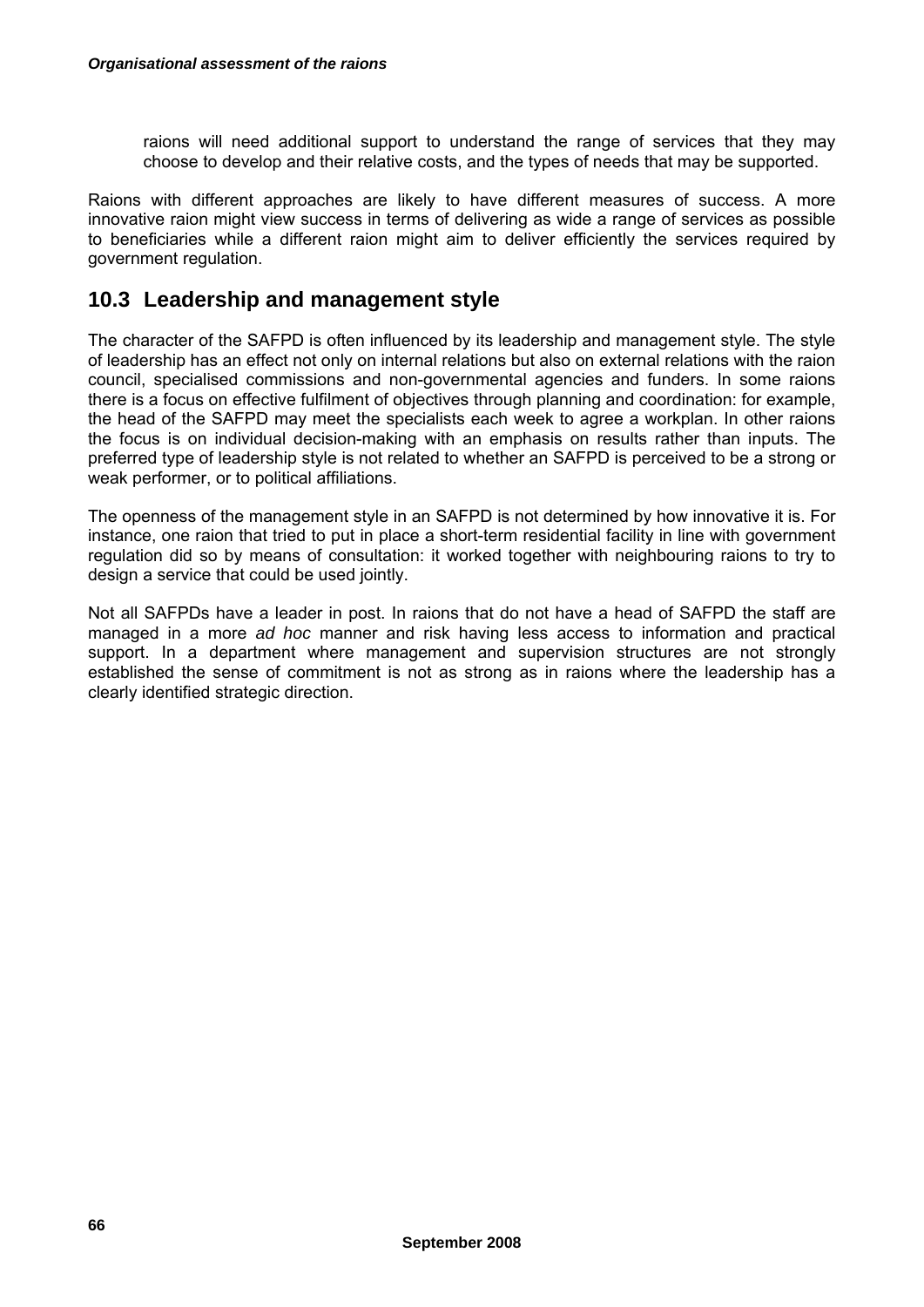raions will need additional support to understand the range of services that they may choose to develop and their relative costs, and the types of needs that may be supported.

Raions with different approaches are likely to have different measures of success. A more innovative raion might view success in terms of delivering as wide a range of services as possible to beneficiaries while a different raion might aim to deliver efficiently the services required by government regulation.

## 10.3 Leadership and management style

The character of the SAFPD is often influenced by its leadership and management style. The style of leadership has an effect not only on internal relations but also on external relations with the raion council, specialised commissions and non-governmental agencies and funders. In some raions there is a focus on effective fulfilment of objectives through planning and coordination: for example, the head of the SAFPD may meet the specialists each week to agree a workplan. In other raions the focus is on individual decision-making with an emphasis on results rather than inputs. The preferred type of leadership style is not related to whether an SAFPD is perceived to be a strong or weak performer, or to political affiliations.

The openness of the management style in an SAFPD is not determined by how innovative it is. For instance, one raion that tried to put in place a short-term residential facility in line with government regulation did so by means of consultation: it worked together with neighbouring raions to try to design a service that could be used jointly.

Not all SAFPDs have a leader in post. In raions that do not have a head of SAFPD the staff are managed in a more *ad hoc* manner and risk having less access to information and practical support. In a department where management and supervision structures are not strongly established the sense of commitment is not as strong as in raions where the leadership has a clearly identified strategic direction.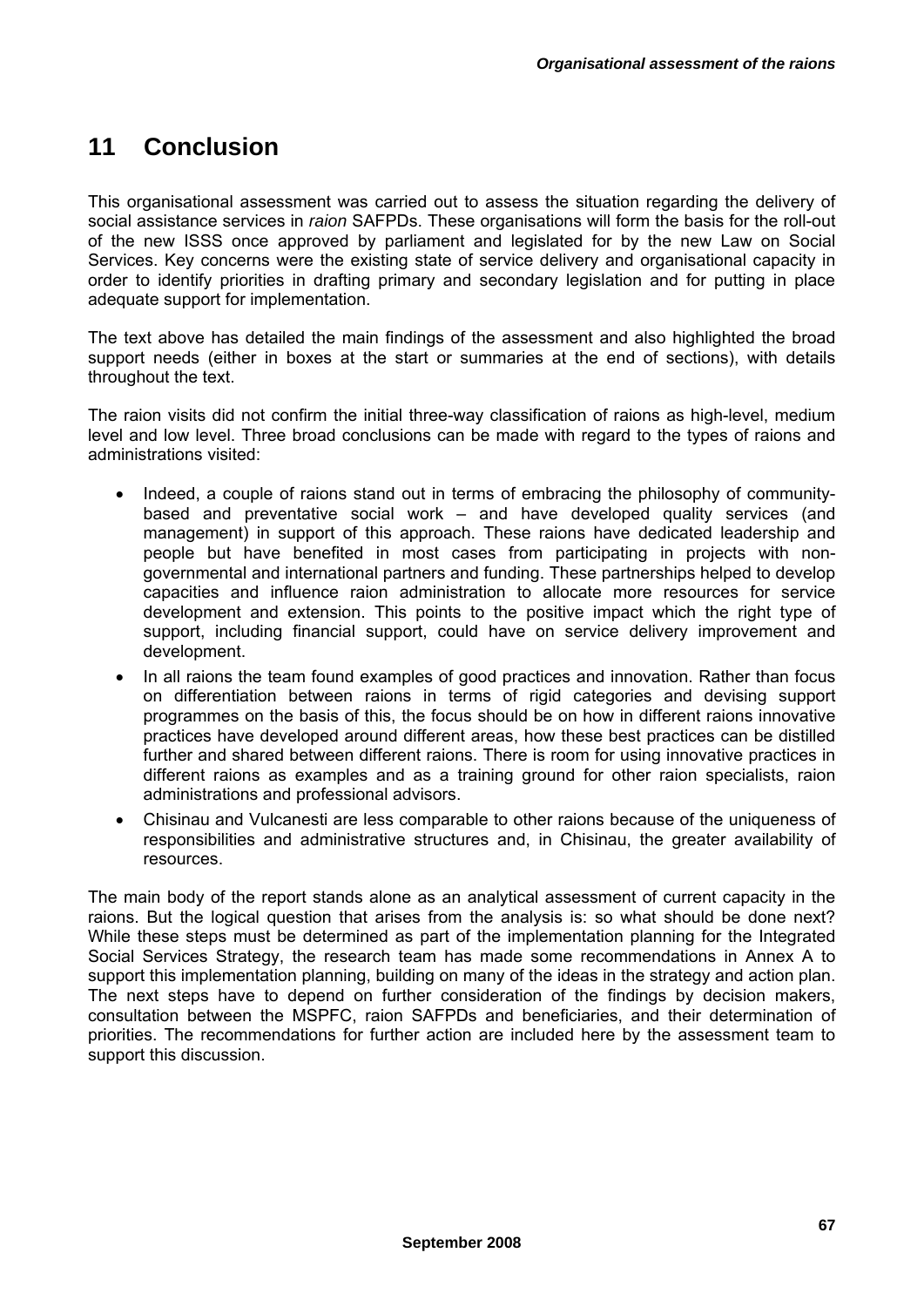# 11 Conclusion

This organisational assessment was carried out to assess the situation regarding the delivery of social assistance services in *raion* SAFPDs. These organisations will form the basis for the roll-out of the new ISSS once approved by parliament and legislated for by the new Law on Social Services. Key concerns were the existing state of service delivery and organisational capacity in order to identify priorities in drafting primary and secondary legislation and for putting in place adequate support for implementation.

The text above has detailed the main findings of the assessment and also highlighted the broad support needs (either in boxes at the start or summaries at the end of sections), with details throughout the text.

The raion visits did not confirm the initial three-way classification of raions as high-level, medium level and low level. Three broad conclusions can be made with regard to the types of raions and administrations visited:

- Indeed, a couple of raions stand out in terms of embracing the philosophy of community-based and preventative social work – and have developed quality services (and management) in support of this approach. These raions have dedicated leadership and people but have benefited in most cases from participating in projects with non-governmental and international partners and funding. These partnerships helped to develop capacities and influence raion administration to allocate more resources for service development and extension. This points to the positive impact which the right type of support, including financial support, could have on service delivery improvement and development.
- In all raions the team found examples of good practices and innovation. Rather than focus on differentiation between raions in terms of rigid categories and devising support programmes on the basis of this, the focus should be on how in different raions innovative practices have developed around different areas, how these best practices can be distilled further and shared between different raions. There is room for using innovative practices in different raions as examples and as a training ground for other raion specialists, raion administrations and professional advisors.
- Chisinau and Vulcanesti are less comparable to other raions because of the uniqueness of responsibilities and administrative structures and, in Chisinau, the greater availability of resources.

The main body of the report stands alone as an analytical assessment of current capacity in the raions. But the logical question that arises from the analysis is: so what should be done next? While these steps must be determined as part of the implementation planning for the Integrated Social Services Strategy, the research team has made some recommendations in Annex A to support this implementation planning, building on many of the ideas in the strategy and action plan. The next steps have to depend on further consideration of the findings by decision makers, consultation between the MSPFC, raion SAFPDs and beneficiaries, and their determination of priorities. The recommendations for further action are included here by the assessment team to support this discussion.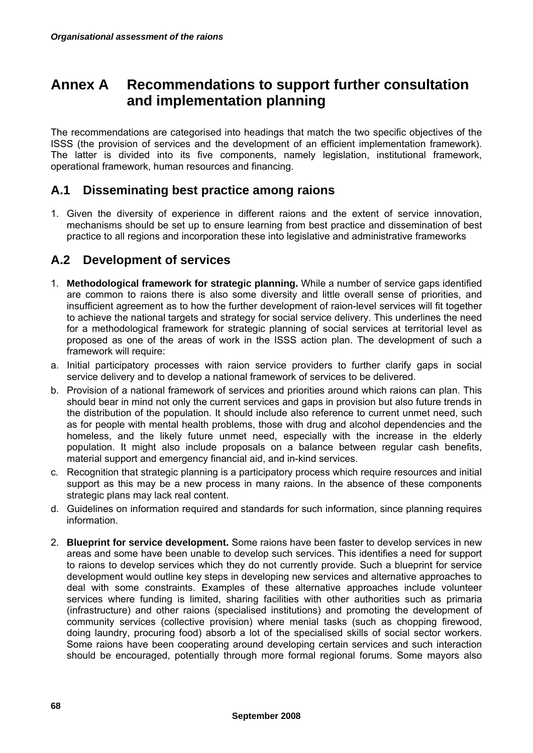# Annex A Recommendations to support further consultation and implementation planning

The recommendations are categorised into headings that match the two specific objectives of the ISSS (the provision of services and the development of an efficient implementation framework). The latter is divided into its five components, namely legislation, institutional framework, operational framework, human resources and financing.

## A.1 Disseminating best practice among raions

1. Given the diversity of experience in different raions and the extent of service innovation, mechanisms should be set up to ensure learning from best practice and dissemination of best practice to all regions and incorporation these into legislative and administrative frameworks

## A.2 Development of services

1. **Methodological framework for strategic planning.** While a number of service gaps identified are common to raions there is also some diversity and little overall sense of priorities, and insufficient agreement as to how the further development of raion-level services will fit together to achieve the national targets and strategy for social service delivery. This underlines the need for a methodological framework for strategic planning of social services at territorial level as proposed as one of the areas of work in the ISSS action plan. The development of such a framework will require:

a. Initial participatory processes with raion service providers to further clarify gaps in social service delivery and to develop a national framework of services to be delivered.

b. Provision of a national framework of services and priorities around which raions can plan. This should bear in mind not only the current services and gaps in provision but also future trends in the distribution of the population. It should include also reference to current unmet need, such as for people with mental health problems, those with drug and alcohol dependencies and the homeless, and the likely future unmet need, especially with the increase in the elderly population. It might also include proposals on a balance between regular cash benefits, material support and emergency financial aid, and in-kind services.

c. Recognition that strategic planning is a participatory process which require resources and initial support as this may be a new process in many raions. In the absence of these components strategic plans may lack real content.

d. Guidelines on information required and standards for such information, since planning requires information.

2. **Blueprint for service development.** Some raions have been faster to develop services in new areas and some have been unable to develop such services. This identifies a need for support to raions to develop services which they do not currently provide. Such a blueprint for service development would outline key steps in developing new services and alternative approaches to deal with some constraints. Examples of these alternative approaches include volunteer services where funding is limited, sharing facilities with other authorities such as primaria (infrastructure) and other raions (specialised institutions) and promoting the development of community services (collective provision) where menial tasks (such as chopping firewood, doing laundry, procuring food) absorb a lot of the specialised skills of social sector workers. Some raions have been cooperating around developing certain services and such interaction should be encouraged, potentially through more formal regional forums. Some mayors also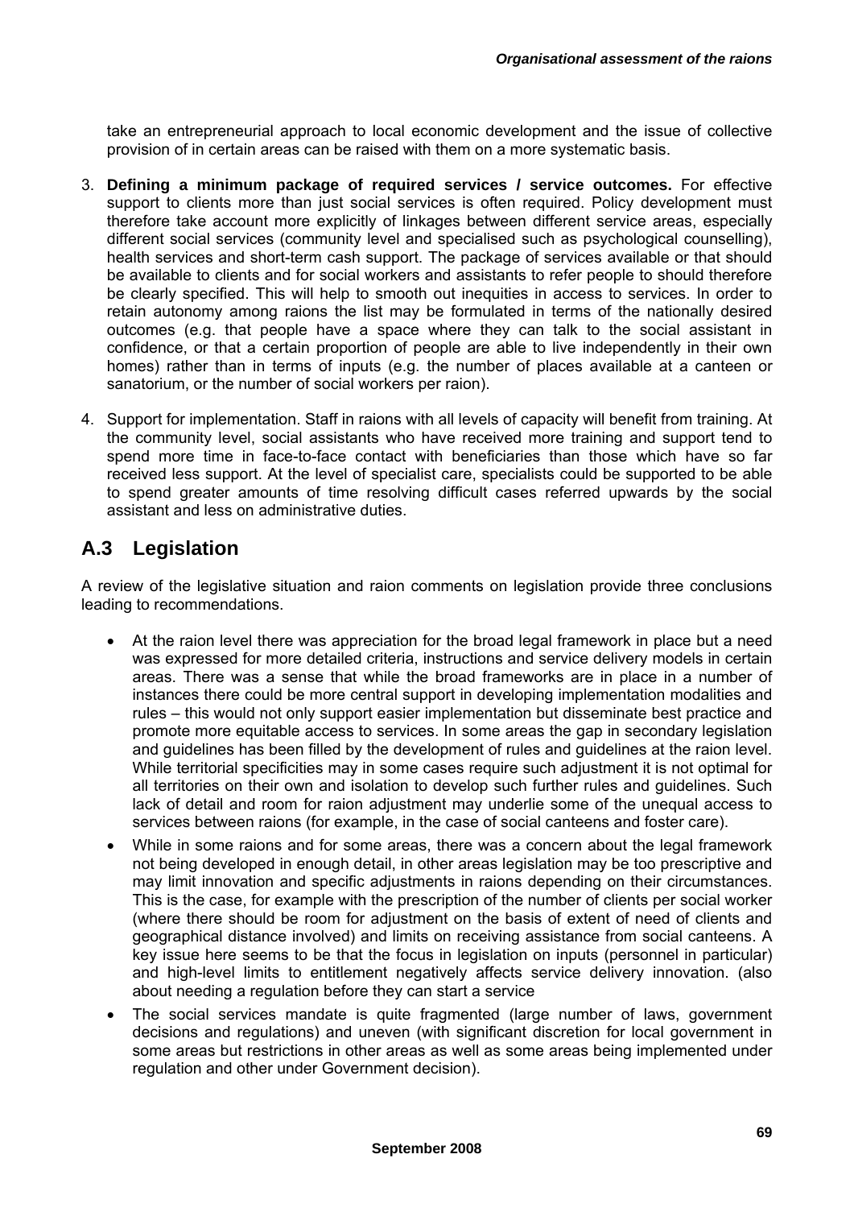take an entrepreneurial approach to local economic development and the issue of collective provision of in certain areas can be raised with them on a more systematic basis.

3. **Defining a minimum package of required services / service outcomes.** For effective support to clients more than just social services is often required. Policy development must therefore take account more explicitly of linkages between different service areas, especially different social services (community level and specialised such as psychological counselling), health services and short-term cash support. The package of services available or that should be available to clients and for social workers and assistants to refer people to should therefore be clearly specified. This will help to smooth out inequities in access to services. In order to retain autonomy among raions the list may be formulated in terms of the nationally desired outcomes (e.g. that people have a space where they can talk to the social assistant in confidence, or that a certain proportion of people are able to live independently in their own homes) rather than in terms of inputs (e.g. the number of places available at a canteen or sanatorium, or the number of social workers per raion).

4. Support for implementation. Staff in raions with all levels of capacity will benefit from training. At the community level, social assistants who have received more training and support tend to spend more time in face-to-face contact with beneficiaries than those which have so far received less support. At the level of specialist care, specialists could be supported to be able to spend greater amounts of time resolving difficult cases referred upwards by the social assistant and less on administrative duties.

## A.3 Legislation

A review of the legislative situation and raion comments on legislation provide three conclusions leading to recommendations.

- At the raion level there was appreciation for the broad legal framework in place but a need was expressed for more detailed criteria, instructions and service delivery models in certain areas. There was a sense that while the broad frameworks are in place in a number of instances there could be more central support in developing implementation modalities and rules – this would not only support easier implementation but disseminate best practice and promote more equitable access to services. In some areas the gap in secondary legislation and guidelines has been filled by the development of rules and guidelines at the raion level. While territorial specificities may in some cases require such adjustment it is not optimal for all territories on their own and isolation to develop such further rules and guidelines. Such lack of detail and room for raion adjustment may underlie some of the unequal access to services between raions (for example, in the case of social canteens and foster care).
- While in some raions and for some areas, there was a concern about the legal framework not being developed in enough detail, in other areas legislation may be too prescriptive and may limit innovation and specific adjustments in raions depending on their circumstances. This is the case, for example with the prescription of the number of clients per social worker (where there should be room for adjustment on the basis of extent of need of clients and geographical distance involved) and limits on receiving assistance from social canteens. A key issue here seems to be that the focus in legislation on inputs (personnel in particular) and high-level limits to entitlement negatively affects service delivery innovation. (also about needing a regulation before they can start a service
- The social services mandate is quite fragmented (large number of laws, government decisions and regulations) and uneven (with significant discretion for local government in some areas but restrictions in other areas as well as some areas being implemented under regulation and other under Government decision).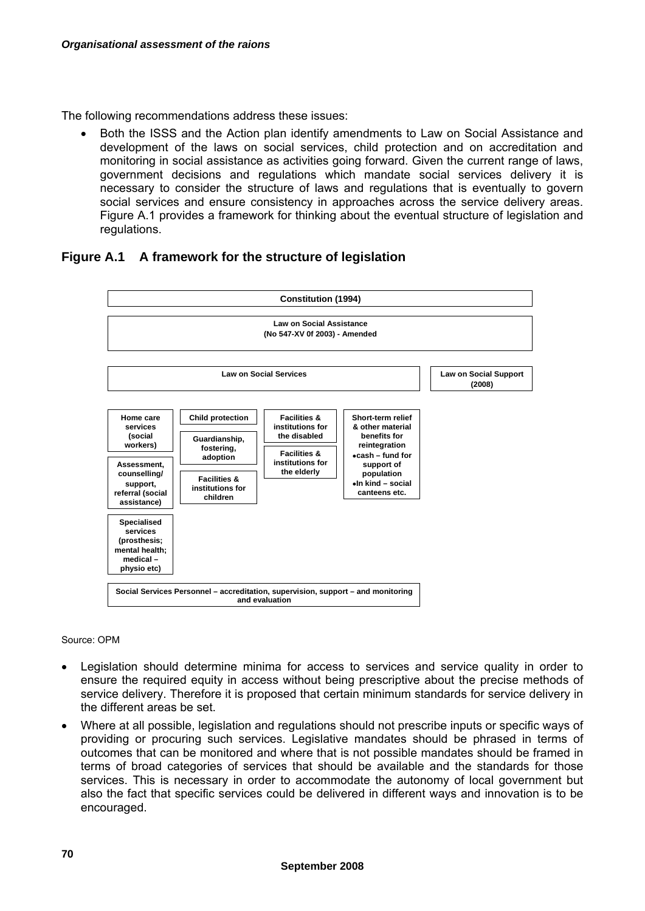The following recommendations address these issues:

- Both the ISSS and the Action plan identify amendments to Law on Social Assistance and development of the laws on social services, child protection and on accreditation and monitoring in social assistance as activities going forward. Given the current range of laws, government decisions and regulations which mandate social services delivery it is necessary to consider the structure of laws and regulations that is eventually to govern social services and ensure consistency in approaches across the service delivery areas. Figure A.1 provides a framework for thinking about the eventual structure of legislation and regulations.

### Figure A.1 A framework for the structure of legislation

**Constitution (1994)**

**Law on Social Assistance (No 547-XV 0f 2003) - Amended**

**Law on Social Services** | **Law on Social Support (2008)**

- **Home care services (social workers)**
- **Assessment, counselling/ support, referral (social assistance)**
- **Specialised services (prosthesis; mental health; medical – physio etc)**
- **Child protection**
- **Guardianship, fostering, adoption**
- **Facilities & institutions for children**
- **Facilities & institutions for the disabled**
- **Facilities & institutions for the elderly**
- **Short-term relief & other material benefits for reintegration**
  - **cash – fund for support of population**
  - **In kind – social canteens etc.**

**Social Services Personnel – accreditation, supervision, support – and monitoring and evaluation**

Source: OPM

- Legislation should determine minima for access to services and service quality in order to ensure the required equity in access without being prescriptive about the precise methods of service delivery. Therefore it is proposed that certain minimum standards for service delivery in the different areas be set.
- Where at all possible, legislation and regulations should not prescribe inputs or specific ways of providing or procuring such services. Legislative mandates should be phrased in terms of outcomes that can be monitored and where that is not possible mandates should be framed in terms of broad categories of services that should be available and the standards for those services. This is necessary in order to accommodate the autonomy of local government but also the fact that specific services could be delivered in different ways and innovation is to be encouraged.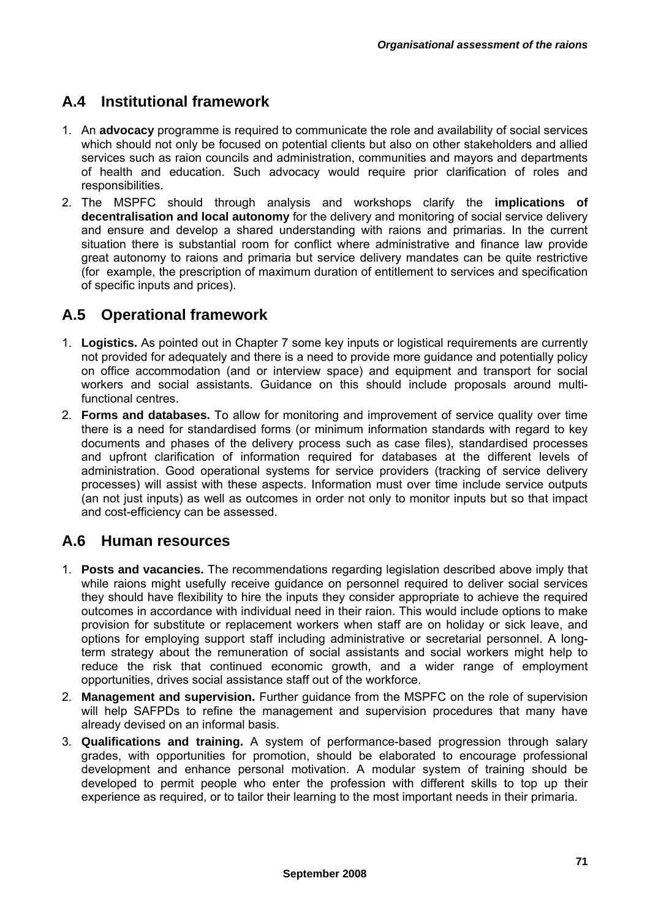## A.4 Institutional framework

1. An **advocacy** programme is required to communicate the role and availability of social services which should not only be focused on potential clients but also on other stakeholders and allied services such as raion councils and administration, communities and mayors and departments of health and education. Such advocacy would require prior clarification of roles and responsibilities.
2. The MSPFC should through analysis and workshops clarify the **implications of decentralisation and local autonomy** for the delivery and monitoring of social service delivery and ensure and develop a shared understanding with raions and primarias. In the current situation there is substantial room for conflict where administrative and finance law provide great autonomy to raions and primaria but service delivery mandates can be quite restrictive (for example, the prescription of maximum duration of entitlement to services and specification of specific inputs and prices).

## A.5 Operational framework

1. **Logistics.** As pointed out in Chapter 7 some key inputs or logistical requirements are currently not provided for adequately and there is a need to provide more guidance and potentially policy on office accommodation (and or interview space) and equipment and transport for social workers and social assistants. Guidance on this should include proposals around multi-functional centres.
2. **Forms and databases.** To allow for monitoring and improvement of service quality over time there is a need for standardised forms (or minimum information standards with regard to key documents and phases of the delivery process such as case files), standardised processes and upfront clarification of information required for databases at the different levels of administration. Good operational systems for service providers (tracking of service delivery processes) will assist with these aspects. Information must over time include service outputs (an not just inputs) as well as outcomes in order not only to monitor inputs but so that impact and cost-efficiency can be assessed.

## A.6 Human resources

1. **Posts and vacancies.** The recommendations regarding legislation described above imply that while raions might usefully receive guidance on personnel required to deliver social services they should have flexibility to hire the inputs they consider appropriate to achieve the required outcomes in accordance with individual need in their raion. This would include options to make provision for substitute or replacement workers when staff are on holiday or sick leave, and options for employing support staff including administrative or secretarial personnel. A long-term strategy about the remuneration of social assistants and social workers might help to reduce the risk that continued economic growth, and a wider range of employment opportunities, drives social assistance staff out of the workforce.
2. **Management and supervision.** Further guidance from the MSPFC on the role of supervision will help SAFPDs to refine the management and supervision procedures that many have already devised on an informal basis.
3. **Qualifications and training.** A system of performance-based progression through salary grades, with opportunities for promotion, should be elaborated to encourage professional development and enhance personal motivation. A modular system of training should be developed to permit people who enter the profession with different skills to top up their experience as required, or to tailor their learning to the most important needs in their primaria.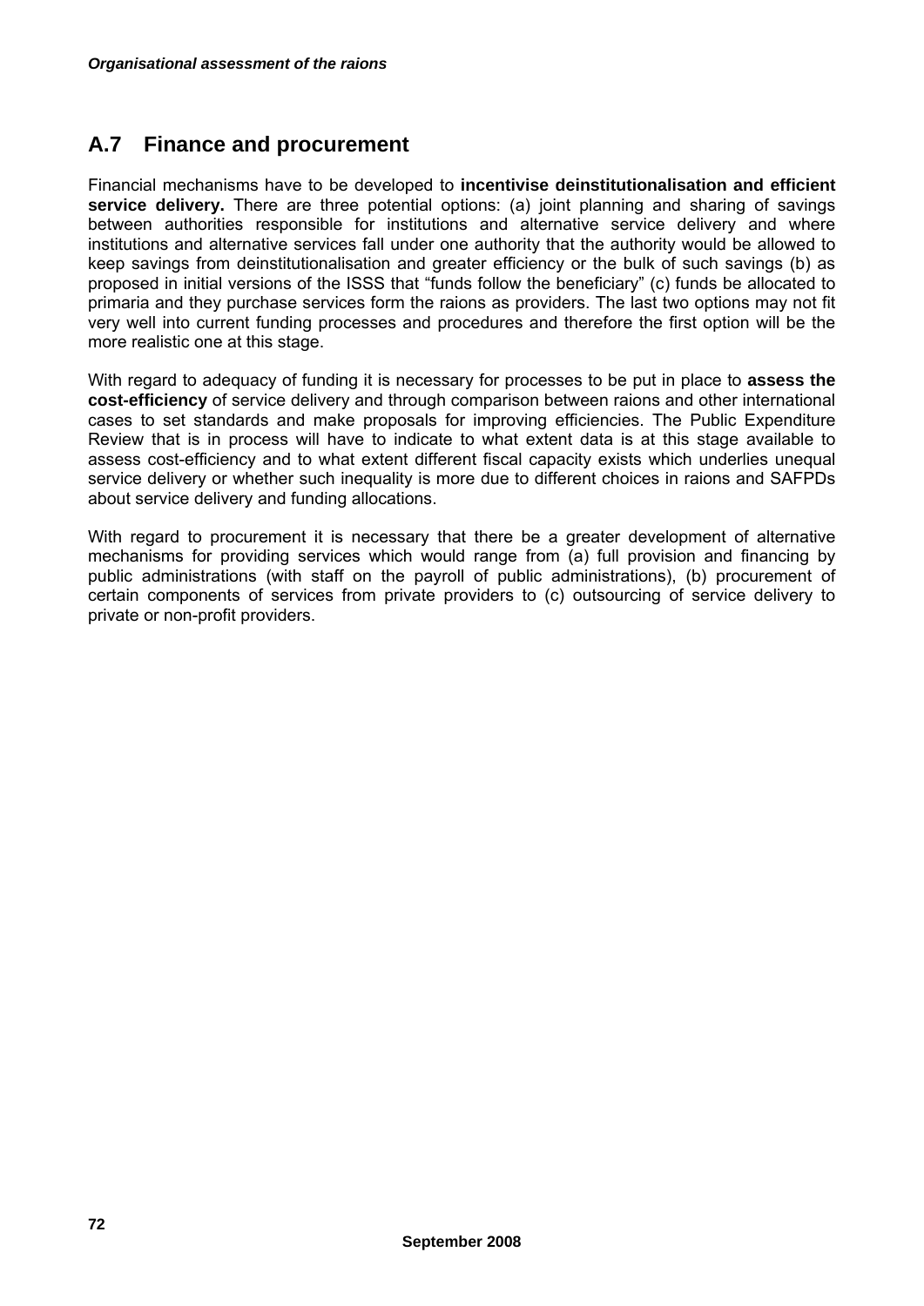## A.7 Finance and procurement

Financial mechanisms have to be developed to **incentivise deinstitutionalisation and efficient service delivery.** There are three potential options: (a) joint planning and sharing of savings between authorities responsible for institutions and alternative service delivery and where institutions and alternative services fall under one authority that the authority would be allowed to keep savings from deinstitutionalisation and greater efficiency or the bulk of such savings (b) as proposed in initial versions of the ISSS that "funds follow the beneficiary" (c) funds be allocated to primaria and they purchase services form the raions as providers. The last two options may not fit very well into current funding processes and procedures and therefore the first option will be the more realistic one at this stage.

With regard to adequacy of funding it is necessary for processes to be put in place to **assess the cost-efficiency** of service delivery and through comparison between raions and other international cases to set standards and make proposals for improving efficiencies. The Public Expenditure Review that is in process will have to indicate to what extent data is at this stage available to assess cost-efficiency and to what extent different fiscal capacity exists which underlies unequal service delivery or whether such inequality is more due to different choices in raions and SAFPDs about service delivery and funding allocations.

With regard to procurement it is necessary that there be a greater development of alternative mechanisms for providing services which would range from (a) full provision and financing by public administrations (with staff on the payroll of public administrations), (b) procurement of certain components of services from private providers to (c) outsourcing of service delivery to private or non-profit providers.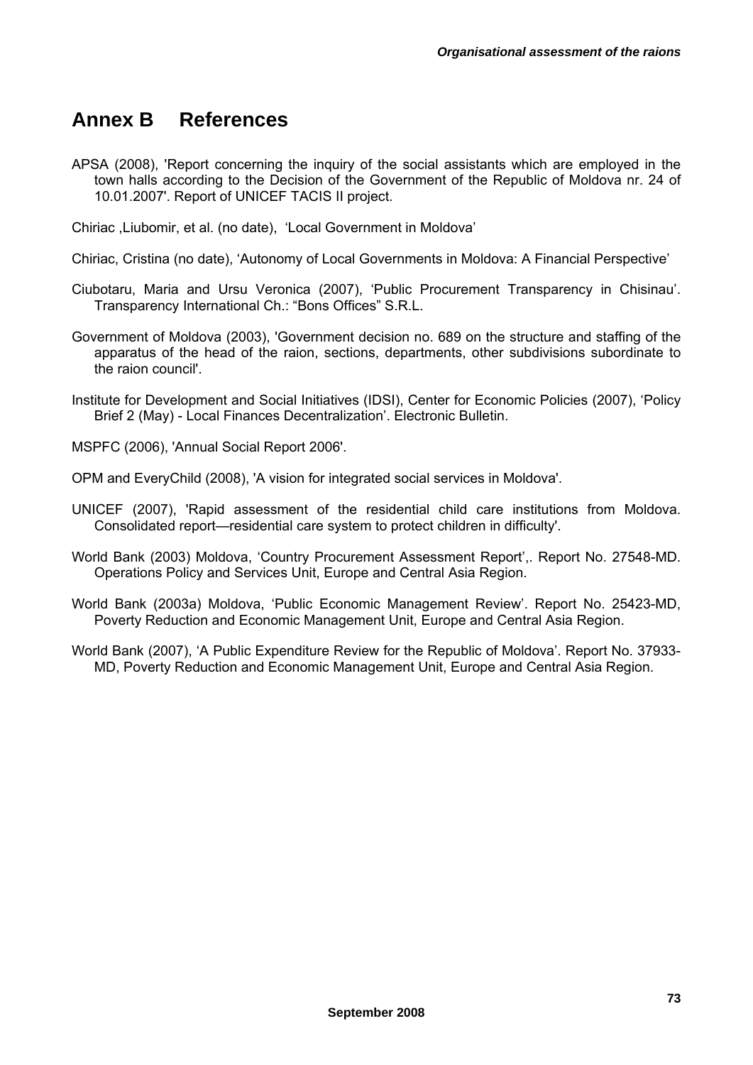# Annex B References

APSA (2008), 'Report concerning the inquiry of the social assistants which are employed in the town halls according to the Decision of the Government of the Republic of Moldova nr. 24 of 10.01.2007'. Report of UNICEF TACIS II project.

Chiriac ,Liubomir, et al. (no date), 'Local Government in Moldova'

Chiriac, Cristina (no date), 'Autonomy of Local Governments in Moldova: A Financial Perspective'

Ciubotaru, Maria and Ursu Veronica (2007), 'Public Procurement Transparency in Chisinau'. Transparency International Ch.: "Bons Offices" S.R.L.

Government of Moldova (2003), 'Government decision no. 689 on the structure and staffing of the apparatus of the head of the raion, sections, departments, other subdivisions subordinate to the raion council'.

Institute for Development and Social Initiatives (IDSI), Center for Economic Policies (2007), 'Policy Brief 2 (May) - Local Finances Decentralization'. Electronic Bulletin.

MSPFC (2006), 'Annual Social Report 2006'.

OPM and EveryChild (2008), 'A vision for integrated social services in Moldova'.

UNICEF (2007), 'Rapid assessment of the residential child care institutions from Moldova. Consolidated report—residential care system to protect children in difficulty'.

World Bank (2003) Moldova, 'Country Procurement Assessment Report',. Report No. 27548-MD. Operations Policy and Services Unit, Europe and Central Asia Region.

World Bank (2003a) Moldova, 'Public Economic Management Review'. Report No. 25423-MD, Poverty Reduction and Economic Management Unit, Europe and Central Asia Region.

World Bank (2007), 'A Public Expenditure Review for the Republic of Moldova'. Report No. 37933-MD, Poverty Reduction and Economic Management Unit, Europe and Central Asia Region.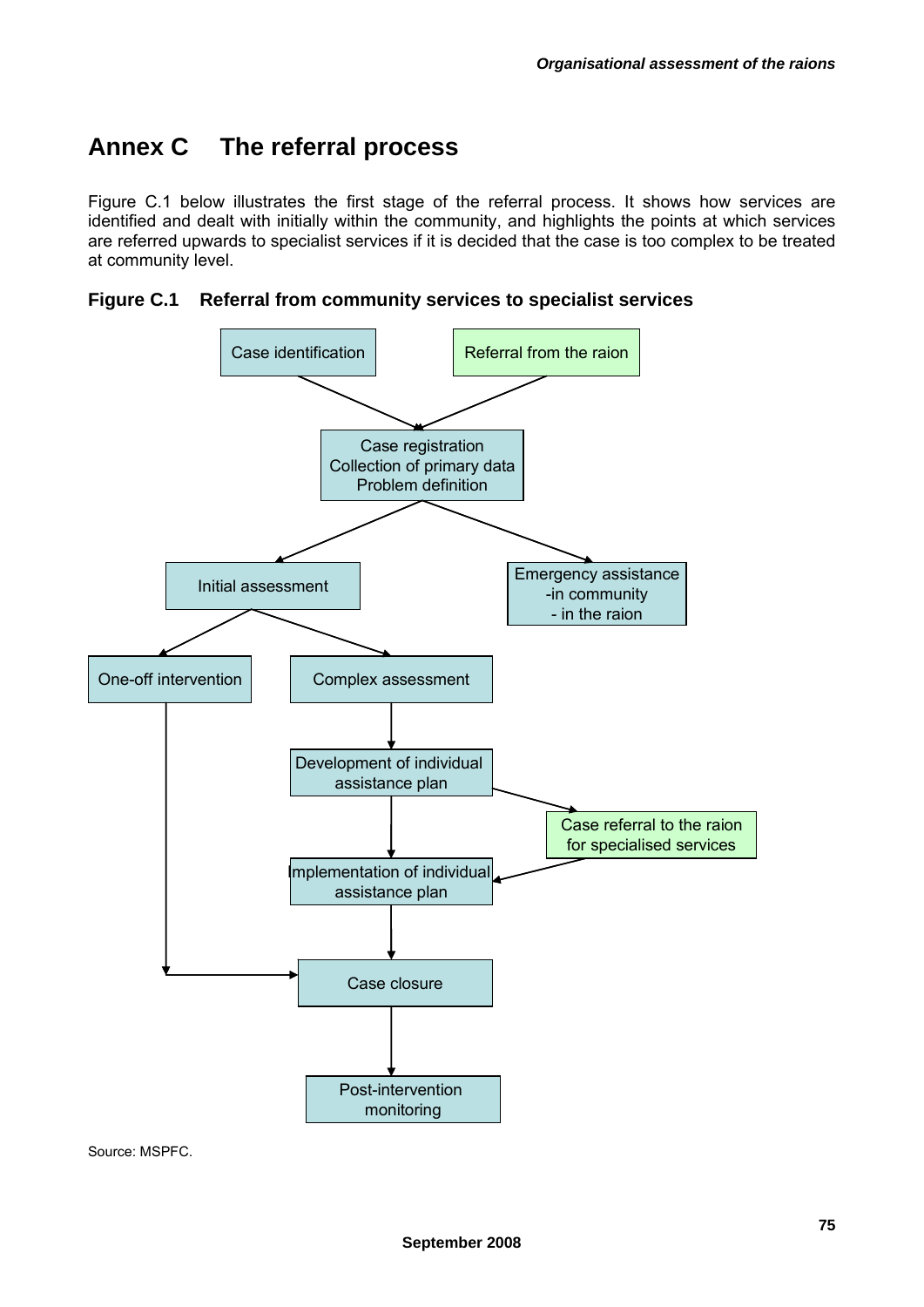## Annex C The referral process

Figure C.1 below illustrates the first stage of the referral process. It shows how services are identified and dealt with initially within the community, and highlights the points at which services are referred upwards to specialist services if it is decided that the case is too complex to be treated at community level.

**Figure C.1 Referral from community services to specialist services**

Case identification

Referral from the raion

Case registration
Collection of primary data
Problem definition

Initial assessment

Emergency assistance
-in community
- in the raion

One-off intervention

Complex assessment

Development of individual assistance plan

Case referral to the raion for specialised services

Implementation of individual assistance plan

Case closure

Post-intervention monitoring

Source: MSPFC.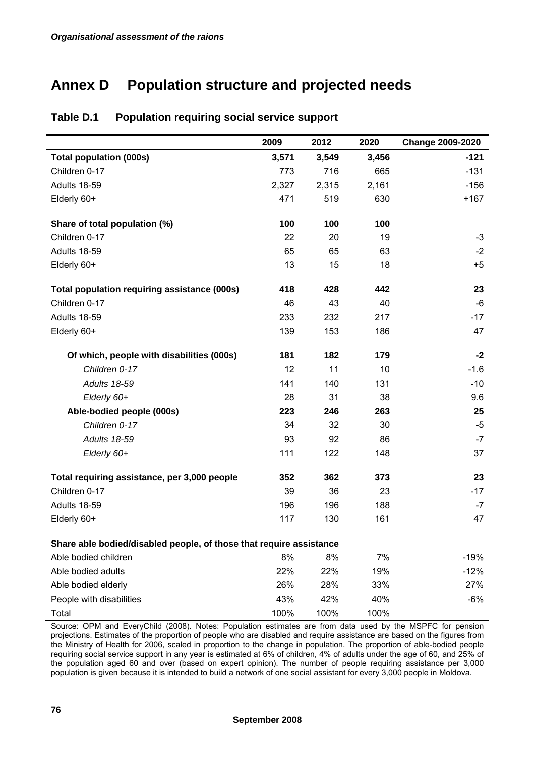# Annex D Population structure and projected needs

## Table D.1 Population requiring social service support

| | 2009 | 2012 | 2020 | Change 2009-2020 |
|---|---|---|---|---|
| **Total population (000s)** | **3,571** | **3,549** | **3,456** | **-121** |
| Children 0-17 | 773 | 716 | 665 | -131 |
| Adults 18-59 | 2,327 | 2,315 | 2,161 | -156 |
| Elderly 60+ | 471 | 519 | 630 | +167 |
| **Share of total population (%)** | **100** | **100** | **100** | |
| Children 0-17 | 22 | 20 | 19 | -3 |
| Adults 18-59 | 65 | 65 | 63 | -2 |
| Elderly 60+ | 13 | 15 | 18 | +5 |
| **Total population requiring assistance (000s)** | **418** | **428** | **442** | **23** |
| Children 0-17 | 46 | 43 | 40 | -6 |
| Adults 18-59 | 233 | 232 | 217 | -17 |
| Elderly 60+ | 139 | 153 | 186 | 47 |
| **Of which, people with disabilities (000s)** | **181** | **182** | **179** | **-2** |
| *Children 0-17* | 12 | 11 | 10 | -1.6 |
| *Adults 18-59* | 141 | 140 | 131 | -10 |
| *Elderly 60+* | 28 | 31 | 38 | 9.6 |
| **Able-bodied people (000s)** | **223** | **246** | **263** | **25** |
| *Children 0-17* | 34 | 32 | 30 | -5 |
| *Adults 18-59* | 93 | 92 | 86 | -7 |
| *Elderly 60+* | 111 | 122 | 148 | 37 |
| **Total requiring assistance, per 3,000 people** | **352** | **362** | **373** | **23** |
| Children 0-17 | 39 | 36 | 23 | -17 |
| Adults 18-59 | 196 | 196 | 188 | -7 |
| Elderly 60+ | 117 | 130 | 161 | 47 |
| **Share able bodied/disabled people, of those that require assistance** | | | | |
| Able bodied children | 8% | 8% | 7% | -19% |
| Able bodied adults | 22% | 22% | 19% | -12% |
| Able bodied elderly | 26% | 28% | 33% | 27% |
| People with disabilities | 43% | 42% | 40% | -6% |
| Total | 100% | 100% | 100% | |

Source: OPM and EveryChild (2008). Notes: Population estimates are from data used by the MSPFC for pension projections. Estimates of the proportion of people who are disabled and require assistance are based on the figures from the Ministry of Health for 2006, scaled in proportion to the change in population. The proportion of able-bodied people requiring social service support in any year is estimated at 6% of children, 4% of adults under the age of 60, and 25% of the population aged 60 and over (based on expert opinion). The number of people requiring assistance per 3,000 population is given because it is intended to build a network of one social assistant for every 3,000 people in Moldova.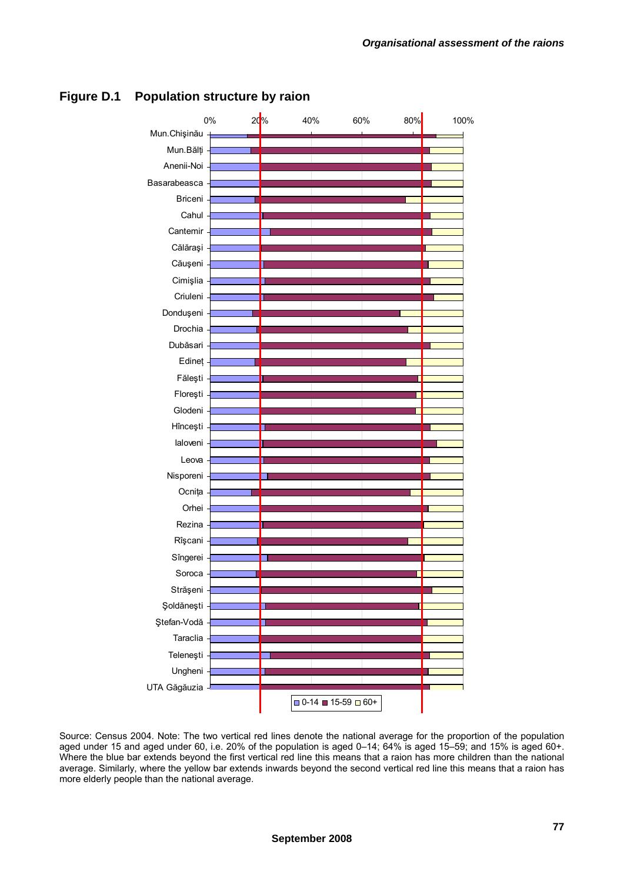## Figure D.1 Population structure by raion

0% 20% 40% 60% 80% 100%

Mun.Chişinău
Mun.Bălţi
Anenii-Noi
Basarabeasca
Briceni
Cahul
Cantemir
Călăraşi
Căuşeni
Cimişlia
Criuleni
Donduşeni
Drochia
Dubăsari
Edineţ
Făleşti
Floreşti
Glodeni
Hînceşti
Ialoveni
Leova
Nisporeni
Ocniţa
Orhei
Rezina
Rîşcani
Sîngerei
Soroca
Străşeni
Şoldăneşti
Ştefan-Vodă
Taraclia
Teleneşti
Ungheni
UTA Găgăuzia

0-14 15-59 60+

Source: Census 2004. Note: The two vertical red lines denote the national average for the proportion of the population aged under 15 and aged under 60, i.e. 20% of the population is aged 0–14; 64% is aged 15–59; and 15% is aged 60+. Where the blue bar extends beyond the first vertical red line this means that a raion has more children than the national average. Similarly, where the yellow bar extends inwards beyond the second vertical red line this means that a raion has more elderly people than the national average.